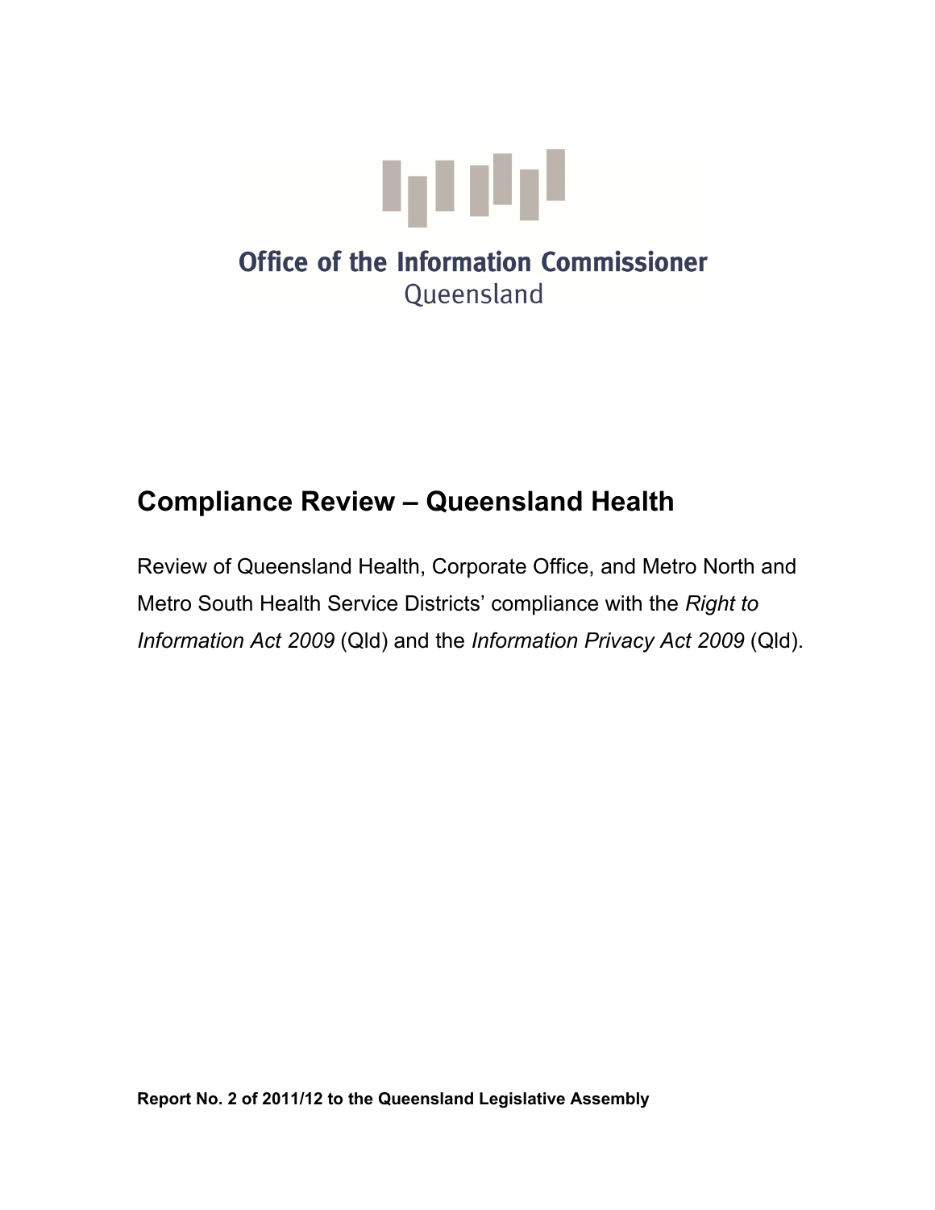Office of the Information Commissioner
Queensland

# Compliance Review – Queensland Health

Review of Queensland Health, Corporate Office, and Metro North and Metro South Health Service Districts' compliance with the *Right to Information Act 2009* (Qld) and the *Information Privacy Act 2009* (Qld).

**Report No. 2 of 2011/12 to the Queensland Legislative Assembly**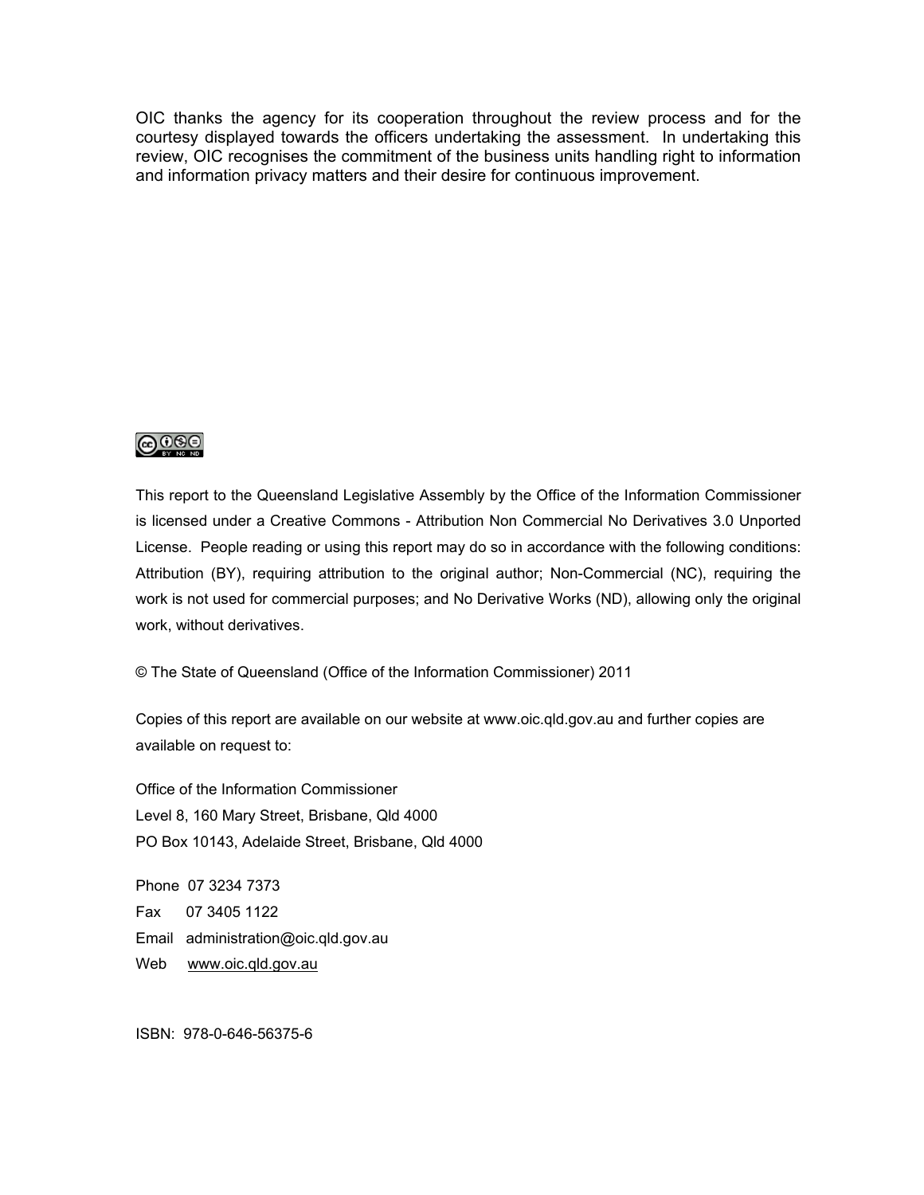OIC thanks the agency for its cooperation throughout the review process and for the courtesy displayed towards the officers undertaking the assessment. In undertaking this review, OIC recognises the commitment of the business units handling right to information and information privacy matters and their desire for continuous improvement.

This report to the Queensland Legislative Assembly by the Office of the Information Commissioner is licensed under a Creative Commons - Attribution Non Commercial No Derivatives 3.0 Unported License. People reading or using this report may do so in accordance with the following conditions: Attribution (BY), requiring attribution to the original author; Non-Commercial (NC), requiring the work is not used for commercial purposes; and No Derivative Works (ND), allowing only the original work, without derivatives.

© The State of Queensland (Office of the Information Commissioner) 2011

Copies of this report are available on our website at www.oic.qld.gov.au and further copies are available on request to:

Office of the Information Commissioner
Level 8, 160 Mary Street, Brisbane, Qld 4000
PO Box 10143, Adelaide Street, Brisbane, Qld 4000

Phone 07 3234 7373
Fax 07 3405 1122
Email administration@oic.qld.gov.au
Web www.oic.qld.gov.au

ISBN: 978-0-646-56375-6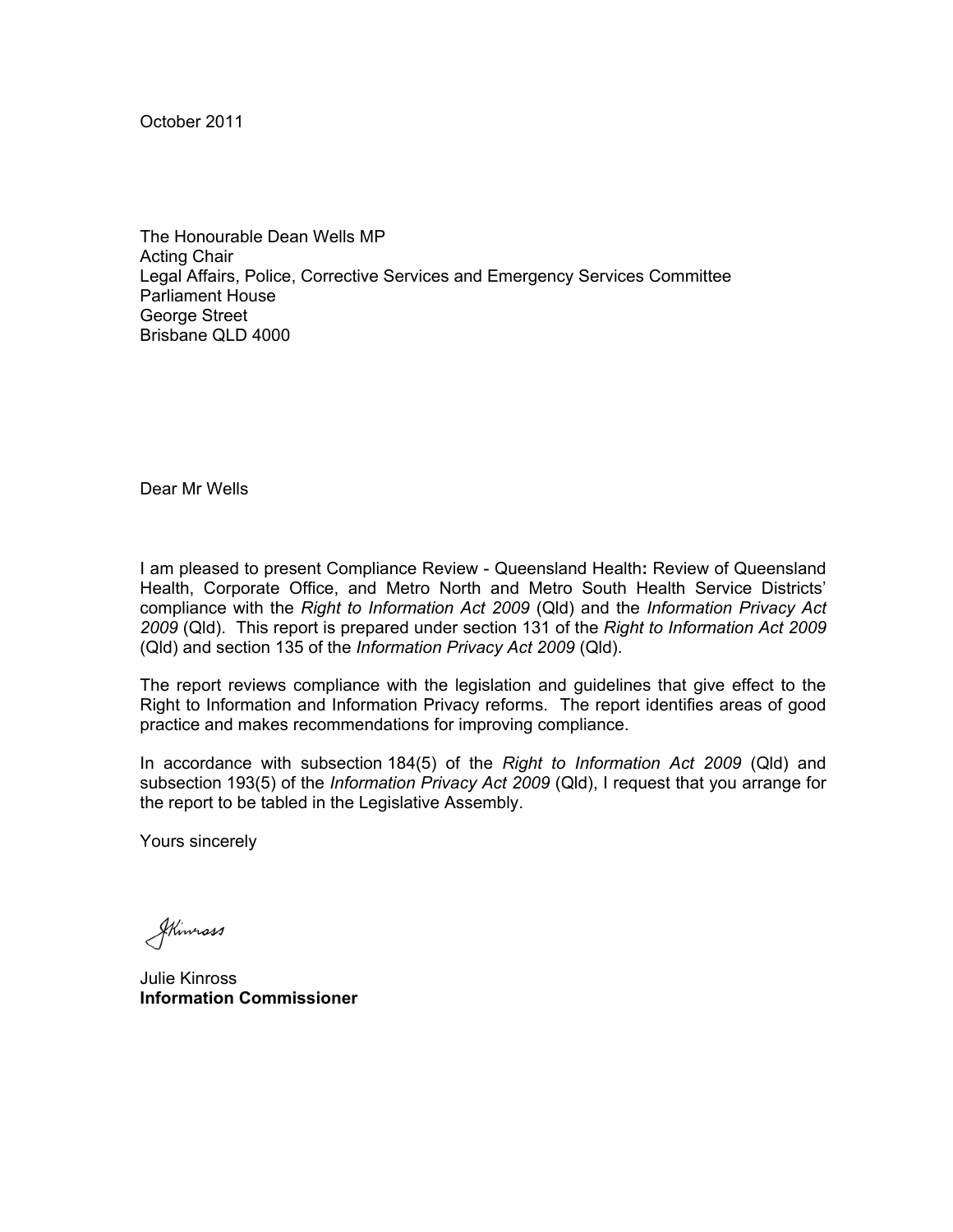October 2011

The Honourable Dean Wells MP
Acting Chair
Legal Affairs, Police, Corrective Services and Emergency Services Committee
Parliament House
George Street
Brisbane QLD 4000

Dear Mr Wells

I am pleased to present Compliance Review - Queensland Health**:** Review of Queensland Health, Corporate Office, and Metro North and Metro South Health Service Districts' compliance with the *Right to Information Act 2009* (Qld) and the *Information Privacy Act 2009* (Qld). This report is prepared under section 131 of the *Right to Information Act 2009* (Qld) and section 135 of the *Information Privacy Act 2009* (Qld).

The report reviews compliance with the legislation and guidelines that give effect to the Right to Information and Information Privacy reforms. The report identifies areas of good practice and makes recommendations for improving compliance.

In accordance with subsection 184(5) of the *Right to Information Act 2009* (Qld) and subsection 193(5) of the *Information Privacy Act 2009* (Qld), I request that you arrange for the report to be tabled in the Legislative Assembly.

Yours sincerely

Julie Kinross
**Information Commissioner**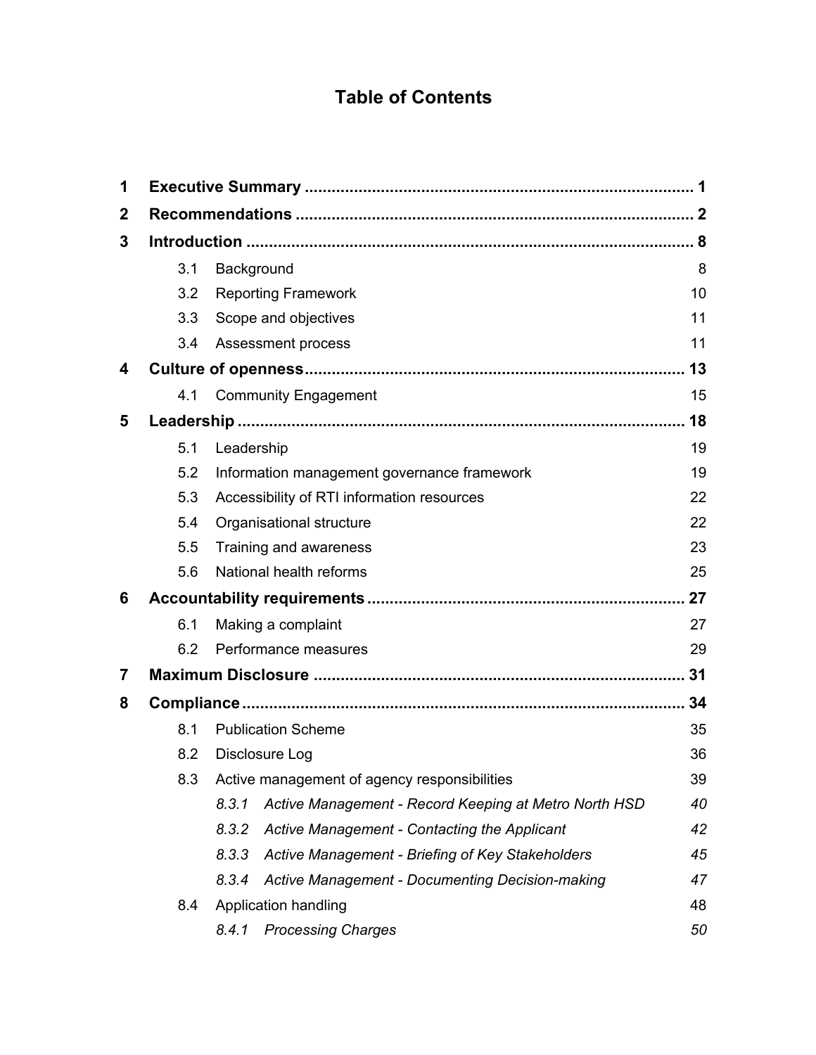# Table of Contents

| | | | |
|---|---|---|---|
| **1** | **Executive Summary** | | **1** |
| **2** | **Recommendations** | | **2** |
| **3** | **Introduction** | | **8** |
| | 3.1 | Background | 8 |
| | 3.2 | Reporting Framework | 10 |
| | 3.3 | Scope and objectives | 11 |
| | 3.4 | Assessment process | 11 |
| **4** | **Culture of openness** | | **13** |
| | 4.1 | Community Engagement | 15 |
| **5** | **Leadership** | | **18** |
| | 5.1 | Leadership | 19 |
| | 5.2 | Information management governance framework | 19 |
| | 5.3 | Accessibility of RTI information resources | 22 |
| | 5.4 | Organisational structure | 22 |
| | 5.5 | Training and awareness | 23 |
| | 5.6 | National health reforms | 25 |
| **6** | **Accountability requirements** | | **27** |
| | 6.1 | Making a complaint | 27 |
| | 6.2 | Performance measures | 29 |
| **7** | **Maximum Disclosure** | | **31** |
| **8** | **Compliance** | | **34** |
| | 8.1 | Publication Scheme | 35 |
| | 8.2 | Disclosure Log | 36 |
| | 8.3 | Active management of agency responsibilities | 39 |
| | *8.3.1* | *Active Management - Record Keeping at Metro North HSD* | *40* |
| | *8.3.2* | *Active Management - Contacting the Applicant* | *42* |
| | *8.3.3* | *Active Management - Briefing of Key Stakeholders* | *45* |
| | *8.3.4* | *Active Management - Documenting Decision-making* | *47* |
| | 8.4 | Application handling | 48 |
| | *8.4.1* | *Processing Charges* | *50* |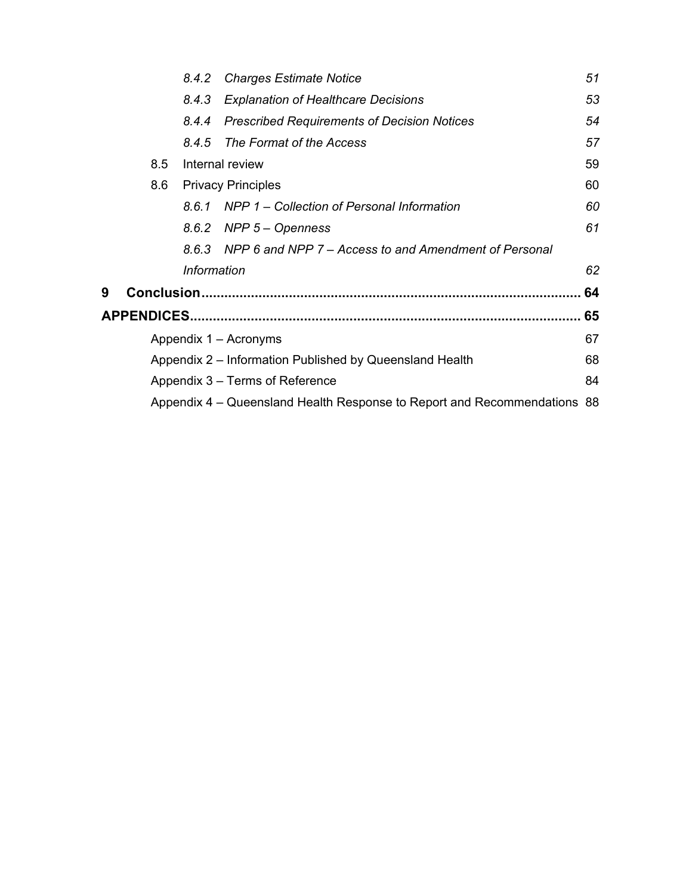*8.4.2 Charges Estimate Notice* *51*

*8.4.3 Explanation of Healthcare Decisions* *53*

*8.4.4 Prescribed Requirements of Decision Notices* *54*

*8.4.5 The Format of the Access* *57*

8.5 Internal review 59

8.6 Privacy Principles 60

*8.6.1 NPP 1 – Collection of Personal Information* *60*

*8.6.2 NPP 5 – Openness* *61*

*8.6.3 NPP 6 and NPP 7 – Access to and Amendment of Personal Information* *62*

**9 Conclusion................................................................................................ 64**

**APPENDICES..................................................................................................... 65**

Appendix 1 – Acronyms 67

Appendix 2 – Information Published by Queensland Health 68

Appendix 3 – Terms of Reference 84

Appendix 4 – Queensland Health Response to Report and Recommendations 88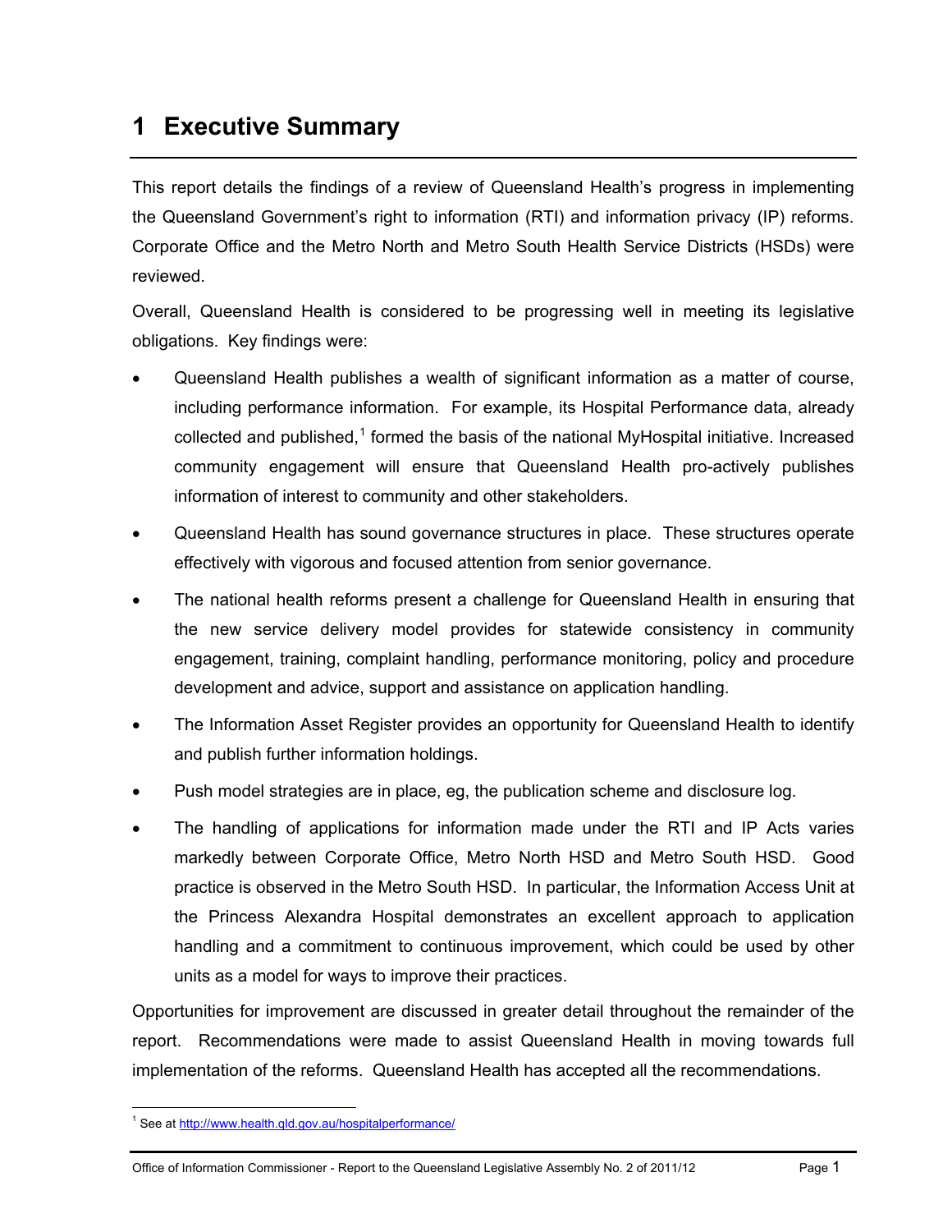# 1 Executive Summary

This report details the findings of a review of Queensland Health's progress in implementing the Queensland Government's right to information (RTI) and information privacy (IP) reforms. Corporate Office and the Metro North and Metro South Health Service Districts (HSDs) were reviewed.

Overall, Queensland Health is considered to be progressing well in meeting its legislative obligations. Key findings were:

- Queensland Health publishes a wealth of significant information as a matter of course, including performance information. For example, its Hospital Performance data, already collected and published,[1] formed the basis of the national MyHospital initiative. Increased community engagement will ensure that Queensland Health pro-actively publishes information of interest to community and other stakeholders.
- Queensland Health has sound governance structures in place. These structures operate effectively with vigorous and focused attention from senior governance.
- The national health reforms present a challenge for Queensland Health in ensuring that the new service delivery model provides for statewide consistency in community engagement, training, complaint handling, performance monitoring, policy and procedure development and advice, support and assistance on application handling.
- The Information Asset Register provides an opportunity for Queensland Health to identify and publish further information holdings.
- Push model strategies are in place, eg, the publication scheme and disclosure log.
- The handling of applications for information made under the RTI and IP Acts varies markedly between Corporate Office, Metro North HSD and Metro South HSD. Good practice is observed in the Metro South HSD. In particular, the Information Access Unit at the Princess Alexandra Hospital demonstrates an excellent approach to application handling and a commitment to continuous improvement, which could be used by other units as a model for ways to improve their practices.

Opportunities for improvement are discussed in greater detail throughout the remainder of the report. Recommendations were made to assist Queensland Health in moving towards full implementation of the reforms. Queensland Health has accepted all the recommendations.

[1] See at http://www.health.qld.gov.au/hospitalperformance/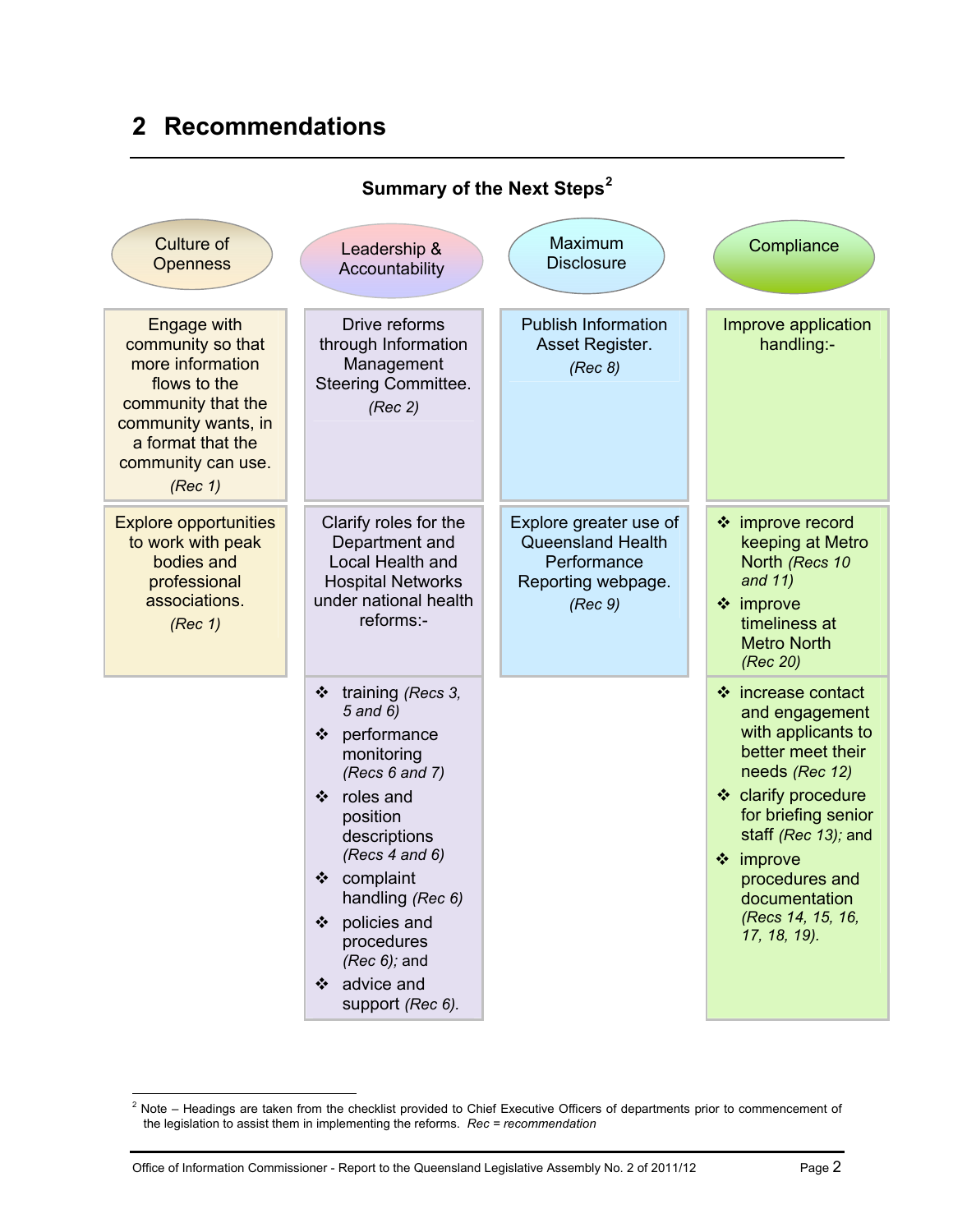# 2 Recommendations

**Summary of the Next Steps**[2]

| Culture of Openness | Leadership & Accountability | Maximum Disclosure | Compliance |
|---|---|---|---|
| Engage with community so that more information flows to the community that the community wants, in a format that the community can use. *(Rec 1)* | Drive reforms through Information Management Steering Committee. *(Rec 2)* | Publish Information Asset Register. *(Rec 8)* | Improve application handling:- |
| Explore opportunities to work with peak bodies and professional associations. *(Rec 1)* | Clarify roles for the Department and Local Health and Hospital Networks under national health reforms:- | Explore greater use of Queensland Health Performance Reporting webpage. *(Rec 9)* | ❖ improve record keeping at Metro North *(Recs 10 and 11)*<br>❖ improve timeliness at Metro North *(Rec 20)* |
| | ❖ training *(Recs 3, 5 and 6)*<br>❖ performance monitoring *(Recs 6 and 7)*<br>❖ roles and position descriptions *(Recs 4 and 6)*<br>❖ complaint handling *(Rec 6)*<br>❖ policies and procedures *(Rec 6)*; and<br>❖ advice and support *(Rec 6)*. | | ❖ increase contact and engagement with applicants to better meet their needs *(Rec 12)*<br>❖ clarify procedure for briefing senior staff *(Rec 13)*; and<br>❖ improve procedures and documentation *(Recs 14, 15, 16, 17, 18, 19)*. |

[2] Note – Headings are taken from the checklist provided to Chief Executive Officers of departments prior to commencement of the legislation to assist them in implementing the reforms. *Rec = recommendation*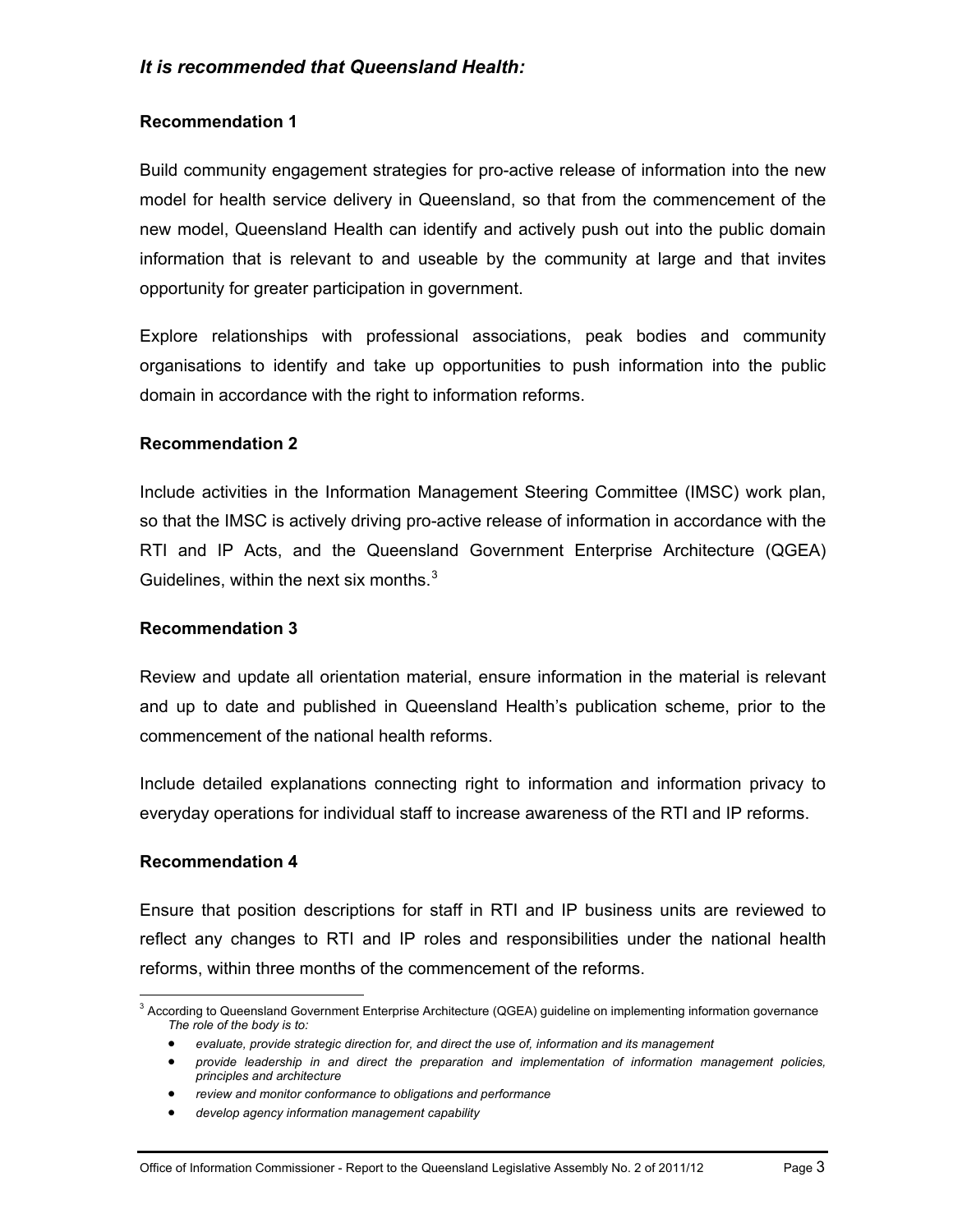***It is recommended that Queensland Health:***

**Recommendation 1**

Build community engagement strategies for pro-active release of information into the new model for health service delivery in Queensland, so that from the commencement of the new model, Queensland Health can identify and actively push out into the public domain information that is relevant to and useable by the community at large and that invites opportunity for greater participation in government.

Explore relationships with professional associations, peak bodies and community organisations to identify and take up opportunities to push information into the public domain in accordance with the right to information reforms.

**Recommendation 2**

Include activities in the Information Management Steering Committee (IMSC) work plan, so that the IMSC is actively driving pro-active release of information in accordance with the RTI and IP Acts, and the Queensland Government Enterprise Architecture (QGEA) Guidelines, within the next six months.[3]

**Recommendation 3**

Review and update all orientation material, ensure information in the material is relevant and up to date and published in Queensland Health's publication scheme, prior to the commencement of the national health reforms.

Include detailed explanations connecting right to information and information privacy to everyday operations for individual staff to increase awareness of the RTI and IP reforms.

**Recommendation 4**

Ensure that position descriptions for staff in RTI and IP business units are reviewed to reflect any changes to RTI and IP roles and responsibilities under the national health reforms, within three months of the commencement of the reforms.

---

[3] According to Queensland Government Enterprise Architecture (QGEA) guideline on implementing information governance *The role of the body is to:*

- *evaluate, provide strategic direction for, and direct the use of, information and its management*
- *provide leadership in and direct the preparation and implementation of information management policies, principles and architecture*
- *review and monitor conformance to obligations and performance*
- *develop agency information management capability*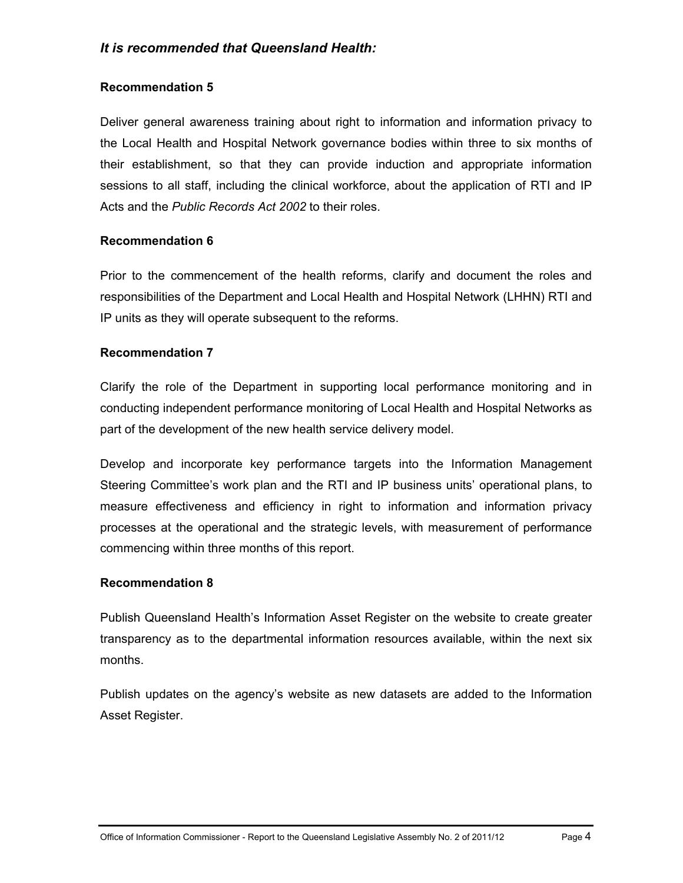***It is recommended that Queensland Health:***

**Recommendation 5**

Deliver general awareness training about right to information and information privacy to the Local Health and Hospital Network governance bodies within three to six months of their establishment, so that they can provide induction and appropriate information sessions to all staff, including the clinical workforce, about the application of RTI and IP Acts and the *Public Records Act 2002* to their roles.

**Recommendation 6**

Prior to the commencement of the health reforms, clarify and document the roles and responsibilities of the Department and Local Health and Hospital Network (LHHN) RTI and IP units as they will operate subsequent to the reforms.

**Recommendation 7**

Clarify the role of the Department in supporting local performance monitoring and in conducting independent performance monitoring of Local Health and Hospital Networks as part of the development of the new health service delivery model.

Develop and incorporate key performance targets into the Information Management Steering Committee's work plan and the RTI and IP business units' operational plans, to measure effectiveness and efficiency in right to information and information privacy processes at the operational and the strategic levels, with measurement of performance commencing within three months of this report.

**Recommendation 8**

Publish Queensland Health's Information Asset Register on the website to create greater transparency as to the departmental information resources available, within the next six months.

Publish updates on the agency's website as new datasets are added to the Information Asset Register.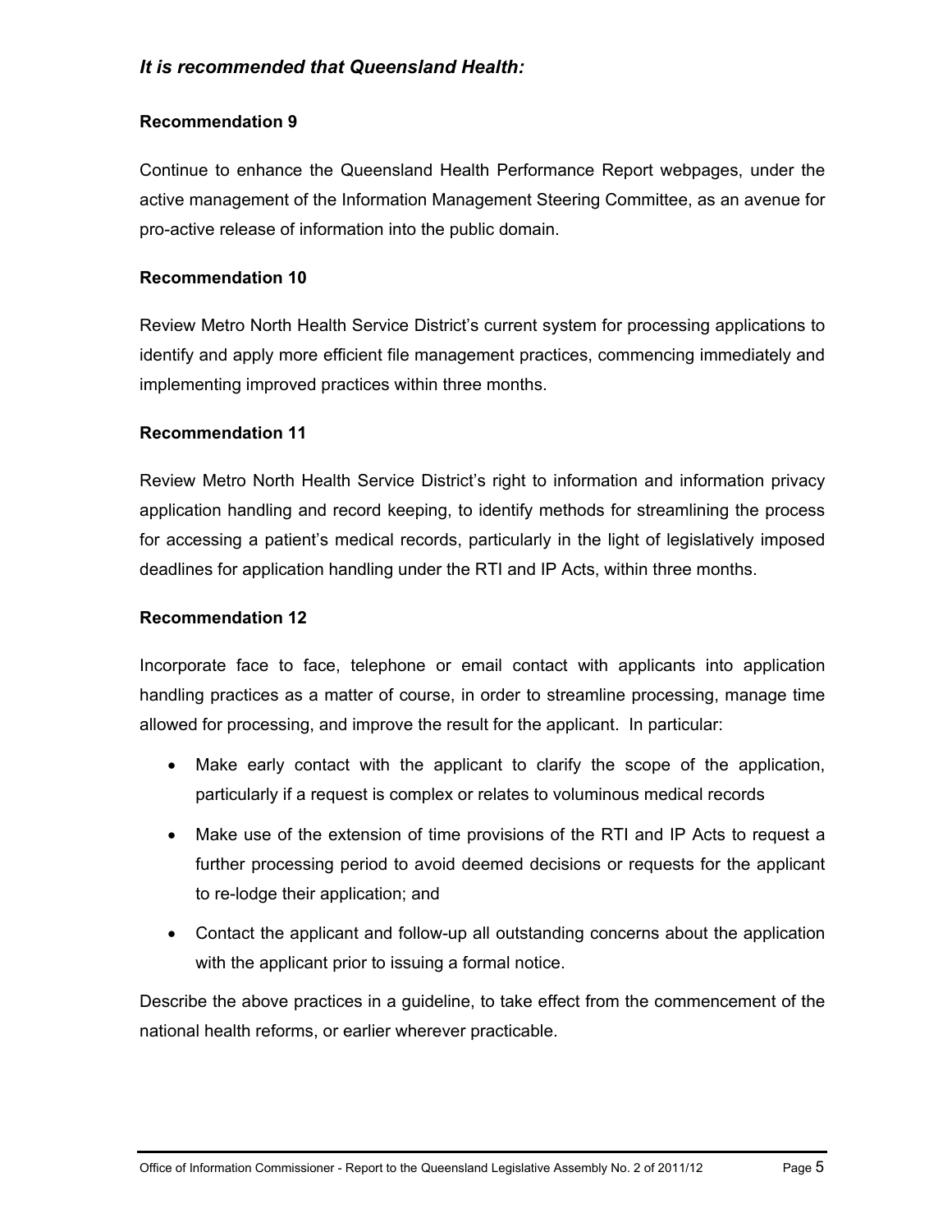***It is recommended that Queensland Health:***

**Recommendation 9**

Continue to enhance the Queensland Health Performance Report webpages, under the active management of the Information Management Steering Committee, as an avenue for pro-active release of information into the public domain.

**Recommendation 10**

Review Metro North Health Service District's current system for processing applications to identify and apply more efficient file management practices, commencing immediately and implementing improved practices within three months.

**Recommendation 11**

Review Metro North Health Service District's right to information and information privacy application handling and record keeping, to identify methods for streamlining the process for accessing a patient's medical records, particularly in the light of legislatively imposed deadlines for application handling under the RTI and IP Acts, within three months.

**Recommendation 12**

Incorporate face to face, telephone or email contact with applicants into application handling practices as a matter of course, in order to streamline processing, manage time allowed for processing, and improve the result for the applicant. In particular:

- Make early contact with the applicant to clarify the scope of the application, particularly if a request is complex or relates to voluminous medical records
- Make use of the extension of time provisions of the RTI and IP Acts to request a further processing period to avoid deemed decisions or requests for the applicant to re-lodge their application; and
- Contact the applicant and follow-up all outstanding concerns about the application with the applicant prior to issuing a formal notice.

Describe the above practices in a guideline, to take effect from the commencement of the national health reforms, or earlier wherever practicable.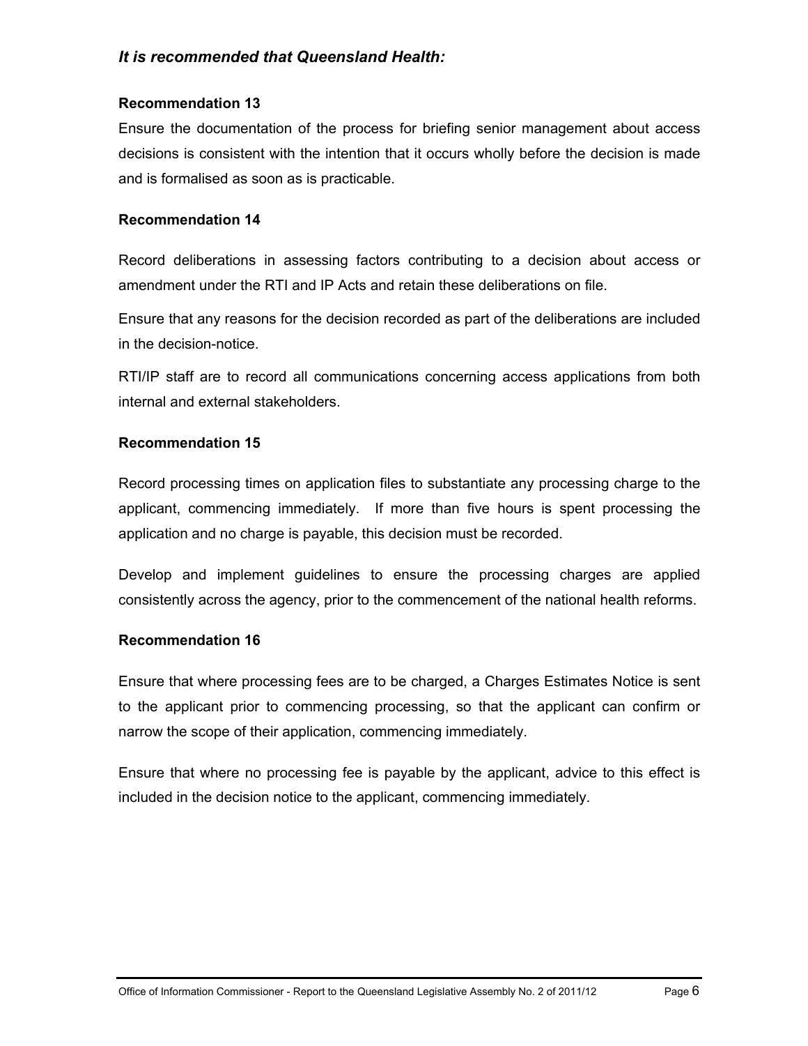***It is recommended that Queensland Health:***

**Recommendation 13**

Ensure the documentation of the process for briefing senior management about access decisions is consistent with the intention that it occurs wholly before the decision is made and is formalised as soon as is practicable.

**Recommendation 14**

Record deliberations in assessing factors contributing to a decision about access or amendment under the RTI and IP Acts and retain these deliberations on file.

Ensure that any reasons for the decision recorded as part of the deliberations are included in the decision-notice.

RTI/IP staff are to record all communications concerning access applications from both internal and external stakeholders.

**Recommendation 15**

Record processing times on application files to substantiate any processing charge to the applicant, commencing immediately. If more than five hours is spent processing the application and no charge is payable, this decision must be recorded.

Develop and implement guidelines to ensure the processing charges are applied consistently across the agency, prior to the commencement of the national health reforms.

**Recommendation 16**

Ensure that where processing fees are to be charged, a Charges Estimates Notice is sent to the applicant prior to commencing processing, so that the applicant can confirm or narrow the scope of their application, commencing immediately.

Ensure that where no processing fee is payable by the applicant, advice to this effect is included in the decision notice to the applicant, commencing immediately.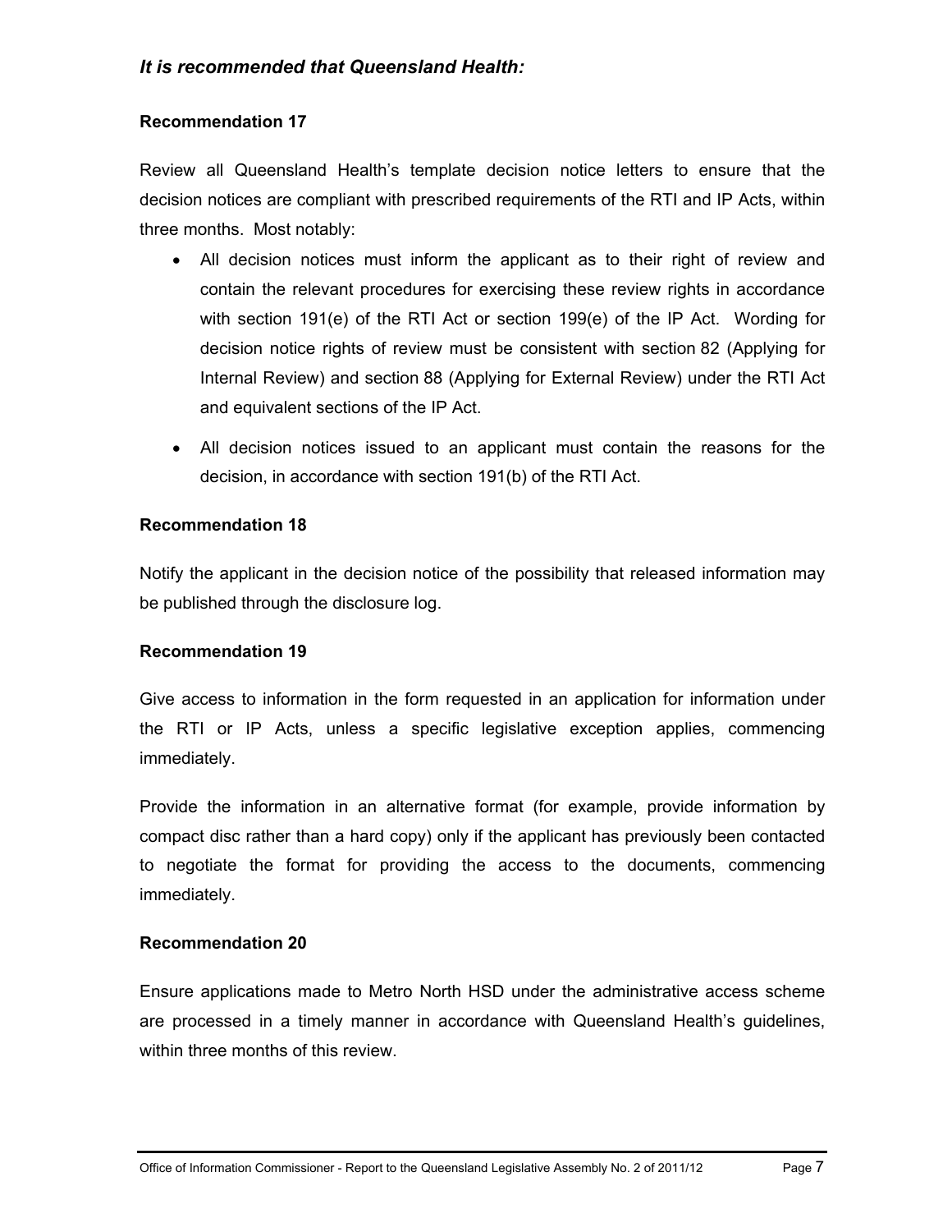### *It is recommended that Queensland Health:*

**Recommendation 17**

Review all Queensland Health's template decision notice letters to ensure that the decision notices are compliant with prescribed requirements of the RTI and IP Acts, within three months. Most notably:

- All decision notices must inform the applicant as to their right of review and contain the relevant procedures for exercising these review rights in accordance with section 191(e) of the RTI Act or section 199(e) of the IP Act. Wording for decision notice rights of review must be consistent with section 82 (Applying for Internal Review) and section 88 (Applying for External Review) under the RTI Act and equivalent sections of the IP Act.
- All decision notices issued to an applicant must contain the reasons for the decision, in accordance with section 191(b) of the RTI Act.

**Recommendation 18**

Notify the applicant in the decision notice of the possibility that released information may be published through the disclosure log.

**Recommendation 19**

Give access to information in the form requested in an application for information under the RTI or IP Acts, unless a specific legislative exception applies, commencing immediately.

Provide the information in an alternative format (for example, provide information by compact disc rather than a hard copy) only if the applicant has previously been contacted to negotiate the format for providing the access to the documents, commencing immediately.

**Recommendation 20**

Ensure applications made to Metro North HSD under the administrative access scheme are processed in a timely manner in accordance with Queensland Health's guidelines, within three months of this review.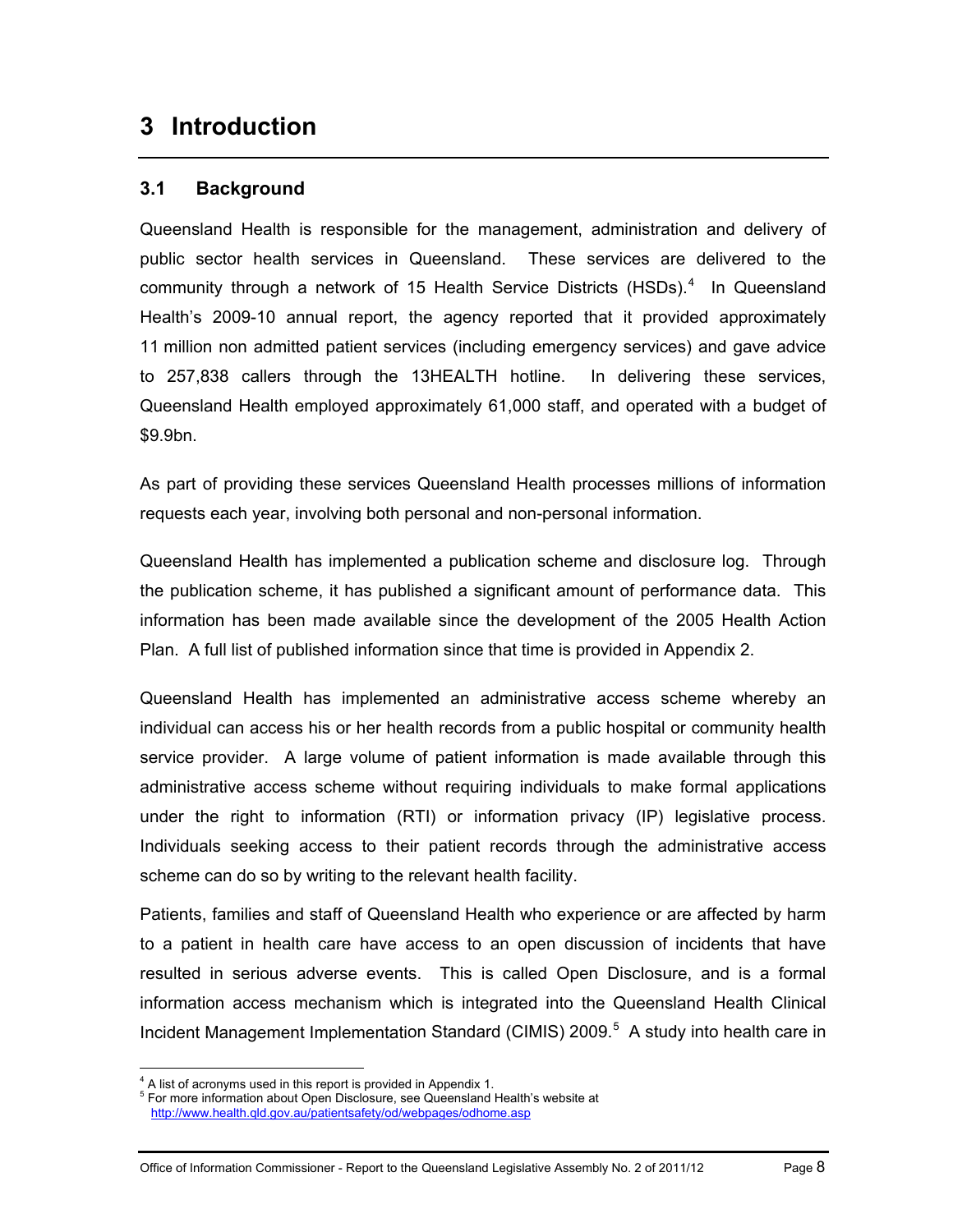# 3 Introduction

## 3.1 Background

Queensland Health is responsible for the management, administration and delivery of public sector health services in Queensland. These services are delivered to the community through a network of 15 Health Service Districts (HSDs).[4] In Queensland Health's 2009-10 annual report, the agency reported that it provided approximately 11 million non admitted patient services (including emergency services) and gave advice to 257,838 callers through the 13HEALTH hotline. In delivering these services, Queensland Health employed approximately 61,000 staff, and operated with a budget of $9.9bn.

As part of providing these services Queensland Health processes millions of information requests each year, involving both personal and non-personal information.

Queensland Health has implemented a publication scheme and disclosure log. Through the publication scheme, it has published a significant amount of performance data. This information has been made available since the development of the 2005 Health Action Plan. A full list of published information since that time is provided in Appendix 2.

Queensland Health has implemented an administrative access scheme whereby an individual can access his or her health records from a public hospital or community health service provider. A large volume of patient information is made available through this administrative access scheme without requiring individuals to make formal applications under the right to information (RTI) or information privacy (IP) legislative process. Individuals seeking access to their patient records through the administrative access scheme can do so by writing to the relevant health facility.

Patients, families and staff of Queensland Health who experience or are affected by harm to a patient in health care have access to an open discussion of incidents that have resulted in serious adverse events. This is called Open Disclosure, and is a formal information access mechanism which is integrated into the Queensland Health Clinical Incident Management Implementation Standard (CIMIS) 2009.[5] A study into health care in

---

[4] A list of acronyms used in this report is provided in Appendix 1.

[5] For more information about Open Disclosure, see Queensland Health's website at http://www.health.qld.gov.au/patientsafety/od/webpages/odhome.asp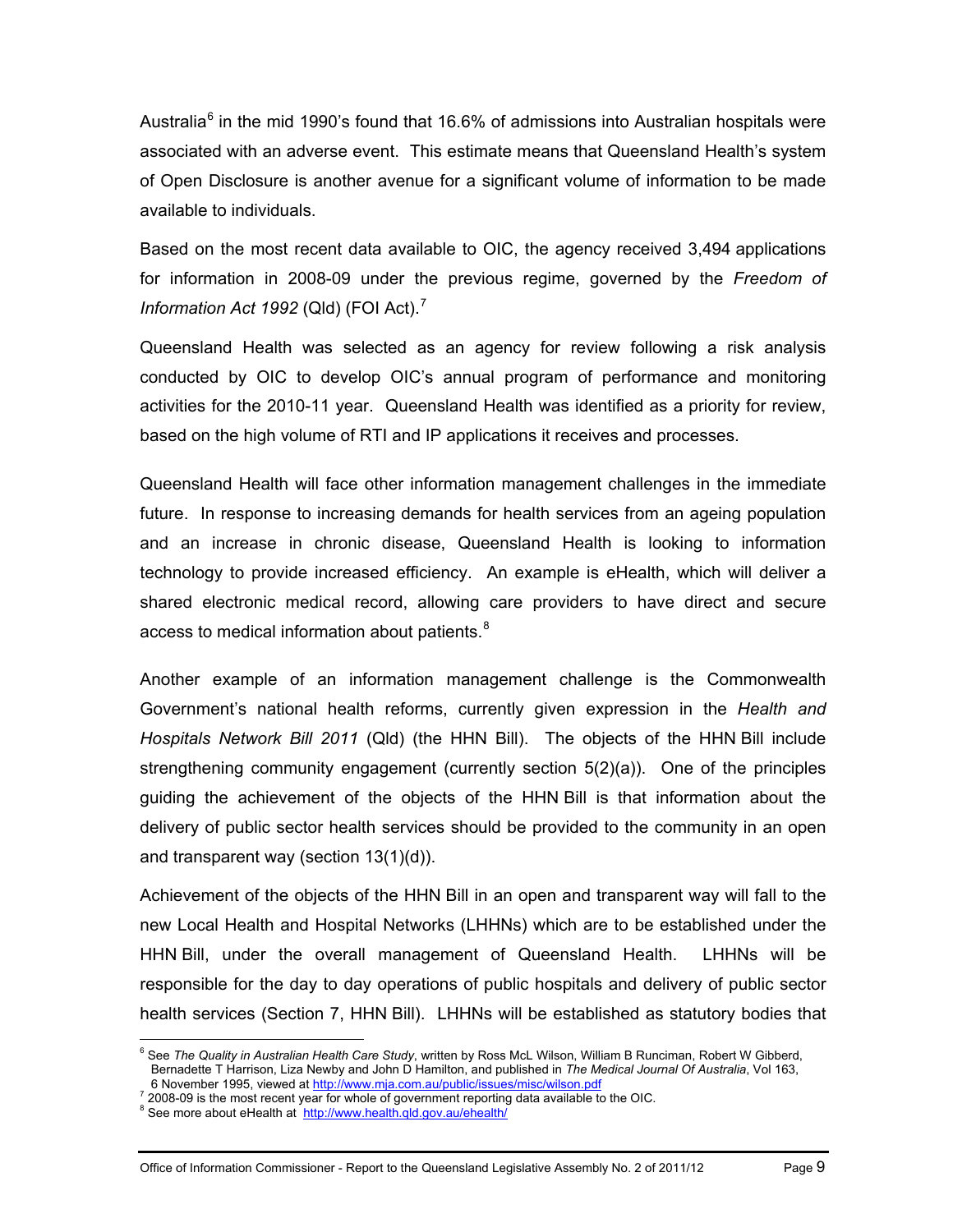Australia[6] in the mid 1990's found that 16.6% of admissions into Australian hospitals were associated with an adverse event. This estimate means that Queensland Health's system of Open Disclosure is another avenue for a significant volume of information to be made available to individuals.

Based on the most recent data available to OIC, the agency received 3,494 applications for information in 2008-09 under the previous regime, governed by the *Freedom of Information Act 1992* (Qld) (FOI Act).[7]

Queensland Health was selected as an agency for review following a risk analysis conducted by OIC to develop OIC's annual program of performance and monitoring activities for the 2010-11 year. Queensland Health was identified as a priority for review, based on the high volume of RTI and IP applications it receives and processes.

Queensland Health will face other information management challenges in the immediate future. In response to increasing demands for health services from an ageing population and an increase in chronic disease, Queensland Health is looking to information technology to provide increased efficiency. An example is eHealth, which will deliver a shared electronic medical record, allowing care providers to have direct and secure access to medical information about patients.[8]

Another example of an information management challenge is the Commonwealth Government's national health reforms, currently given expression in the *Health and Hospitals Network Bill 2011* (Qld) (the HHN Bill). The objects of the HHN Bill include strengthening community engagement (currently section 5(2)(a)). One of the principles guiding the achievement of the objects of the HHN Bill is that information about the delivery of public sector health services should be provided to the community in an open and transparent way (section 13(1)(d)).

Achievement of the objects of the HHN Bill in an open and transparent way will fall to the new Local Health and Hospital Networks (LHHNs) which are to be established under the HHN Bill, under the overall management of Queensland Health. LHHNs will be responsible for the day to day operations of public hospitals and delivery of public sector health services (Section 7, HHN Bill). LHHNs will be established as statutory bodies that

---

[6] See *The Quality in Australian Health Care Study*, written by Ross McL Wilson, William B Runciman, Robert W Gibberd, Bernadette T Harrison, Liza Newby and John D Hamilton, and published in *The Medical Journal Of Australia*, Vol 163, 6 November 1995, viewed at http://www.mja.com.au/public/issues/misc/wilson.pdf

[7] 2008-09 is the most recent year for whole of government reporting data available to the OIC.

[8] See more about eHealth at http://www.health.qld.gov.au/ehealth/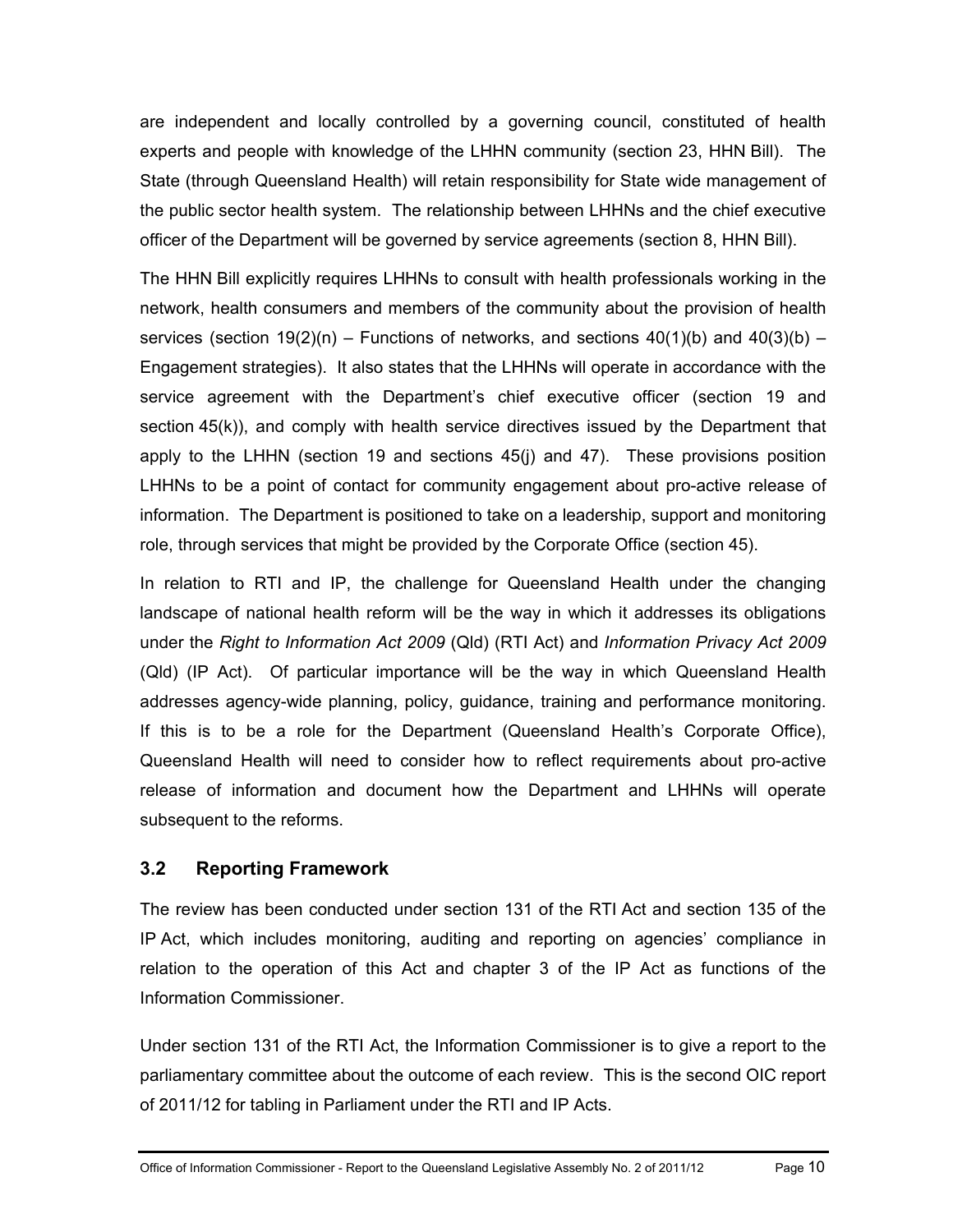are independent and locally controlled by a governing council, constituted of health experts and people with knowledge of the LHHN community (section 23, HHN Bill). The State (through Queensland Health) will retain responsibility for State wide management of the public sector health system. The relationship between LHHNs and the chief executive officer of the Department will be governed by service agreements (section 8, HHN Bill).

The HHN Bill explicitly requires LHHNs to consult with health professionals working in the network, health consumers and members of the community about the provision of health services (section 19(2)(n) – Functions of networks, and sections 40(1)(b) and 40(3)(b) – Engagement strategies). It also states that the LHHNs will operate in accordance with the service agreement with the Department's chief executive officer (section 19 and section 45(k)), and comply with health service directives issued by the Department that apply to the LHHN (section 19 and sections 45(j) and 47). These provisions position LHHNs to be a point of contact for community engagement about pro-active release of information. The Department is positioned to take on a leadership, support and monitoring role, through services that might be provided by the Corporate Office (section 45).

In relation to RTI and IP, the challenge for Queensland Health under the changing landscape of national health reform will be the way in which it addresses its obligations under the *Right to Information Act 2009* (Qld) (RTI Act) and *Information Privacy Act 2009* (Qld) (IP Act). Of particular importance will be the way in which Queensland Health addresses agency-wide planning, policy, guidance, training and performance monitoring. If this is to be a role for the Department (Queensland Health's Corporate Office), Queensland Health will need to consider how to reflect requirements about pro-active release of information and document how the Department and LHHNs will operate subsequent to the reforms.

### 3.2 Reporting Framework

The review has been conducted under section 131 of the RTI Act and section 135 of the IP Act, which includes monitoring, auditing and reporting on agencies' compliance in relation to the operation of this Act and chapter 3 of the IP Act as functions of the Information Commissioner.

Under section 131 of the RTI Act, the Information Commissioner is to give a report to the parliamentary committee about the outcome of each review. This is the second OIC report of 2011/12 for tabling in Parliament under the RTI and IP Acts.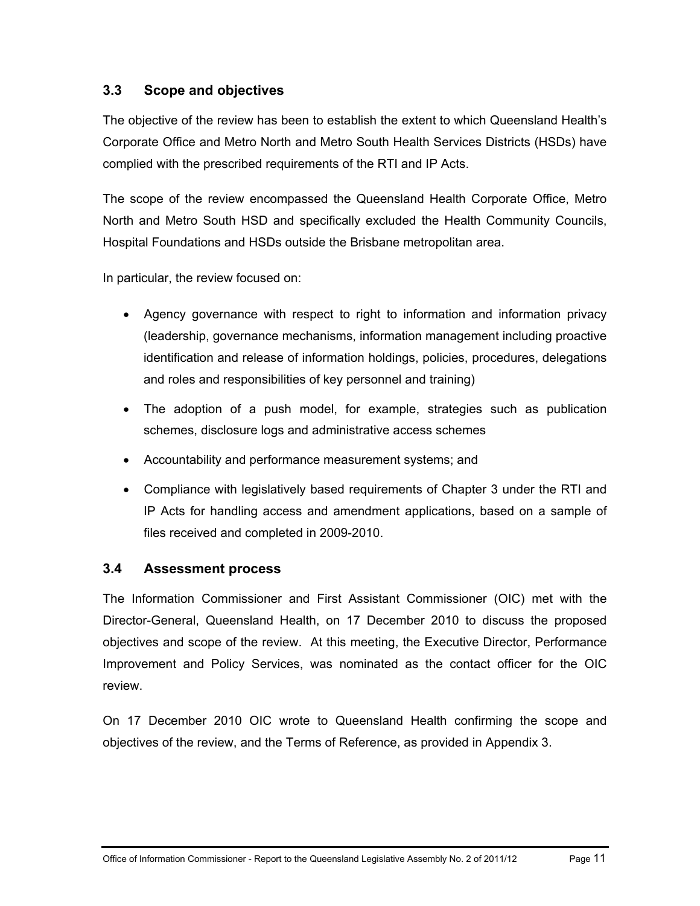## 3.3 Scope and objectives

The objective of the review has been to establish the extent to which Queensland Health's Corporate Office and Metro North and Metro South Health Services Districts (HSDs) have complied with the prescribed requirements of the RTI and IP Acts.

The scope of the review encompassed the Queensland Health Corporate Office, Metro North and Metro South HSD and specifically excluded the Health Community Councils, Hospital Foundations and HSDs outside the Brisbane metropolitan area.

In particular, the review focused on:

- Agency governance with respect to right to information and information privacy (leadership, governance mechanisms, information management including proactive identification and release of information holdings, policies, procedures, delegations and roles and responsibilities of key personnel and training)
- The adoption of a push model, for example, strategies such as publication schemes, disclosure logs and administrative access schemes
- Accountability and performance measurement systems; and
- Compliance with legislatively based requirements of Chapter 3 under the RTI and IP Acts for handling access and amendment applications, based on a sample of files received and completed in 2009-2010.

## 3.4 Assessment process

The Information Commissioner and First Assistant Commissioner (OIC) met with the Director-General, Queensland Health, on 17 December 2010 to discuss the proposed objectives and scope of the review. At this meeting, the Executive Director, Performance Improvement and Policy Services, was nominated as the contact officer for the OIC review.

On 17 December 2010 OIC wrote to Queensland Health confirming the scope and objectives of the review, and the Terms of Reference, as provided in Appendix 3.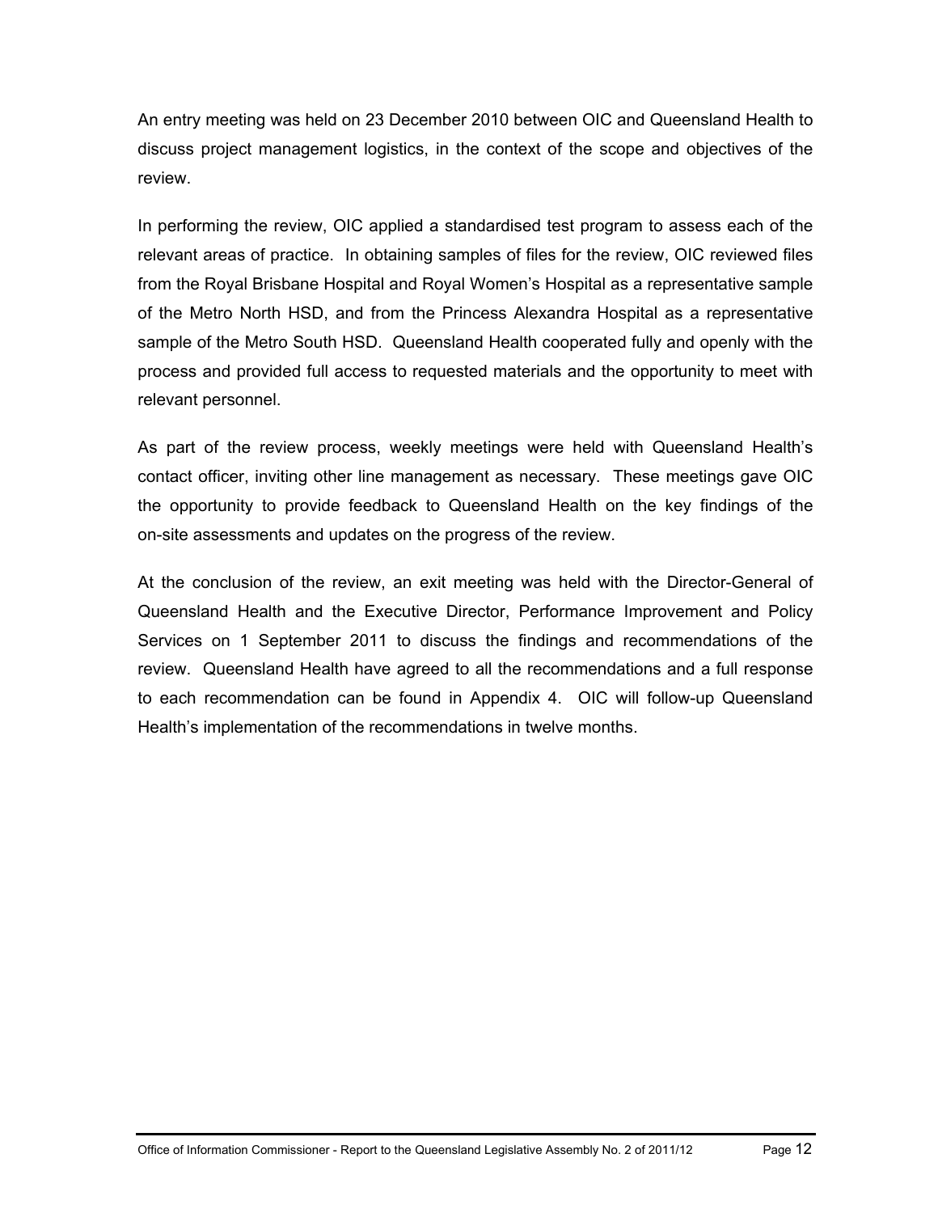An entry meeting was held on 23 December 2010 between OIC and Queensland Health to discuss project management logistics, in the context of the scope and objectives of the review.

In performing the review, OIC applied a standardised test program to assess each of the relevant areas of practice. In obtaining samples of files for the review, OIC reviewed files from the Royal Brisbane Hospital and Royal Women's Hospital as a representative sample of the Metro North HSD, and from the Princess Alexandra Hospital as a representative sample of the Metro South HSD. Queensland Health cooperated fully and openly with the process and provided full access to requested materials and the opportunity to meet with relevant personnel.

As part of the review process, weekly meetings were held with Queensland Health's contact officer, inviting other line management as necessary. These meetings gave OIC the opportunity to provide feedback to Queensland Health on the key findings of the on-site assessments and updates on the progress of the review.

At the conclusion of the review, an exit meeting was held with the Director-General of Queensland Health and the Executive Director, Performance Improvement and Policy Services on 1 September 2011 to discuss the findings and recommendations of the review. Queensland Health have agreed to all the recommendations and a full response to each recommendation can be found in Appendix 4. OIC will follow-up Queensland Health's implementation of the recommendations in twelve months.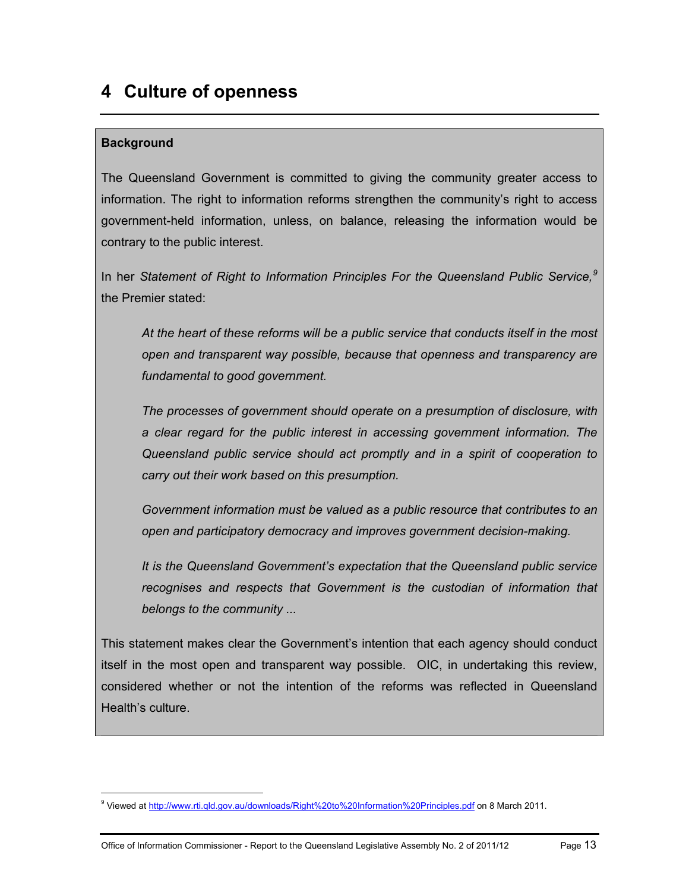# 4 Culture of openness

**Background**

The Queensland Government is committed to giving the community greater access to information. The right to information reforms strengthen the community's right to access government-held information, unless, on balance, releasing the information would be contrary to the public interest.

In her *Statement of Right to Information Principles For the Queensland Public Service,*[9] the Premier stated:

> *At the heart of these reforms will be a public service that conducts itself in the most open and transparent way possible, because that openness and transparency are fundamental to good government.*
>
> *The processes of government should operate on a presumption of disclosure, with a clear regard for the public interest in accessing government information. The Queensland public service should act promptly and in a spirit of cooperation to carry out their work based on this presumption.*
>
> *Government information must be valued as a public resource that contributes to an open and participatory democracy and improves government decision-making.*
>
> *It is the Queensland Government's expectation that the Queensland public service recognises and respects that Government is the custodian of information that belongs to the community ...*

This statement makes clear the Government's intention that each agency should conduct itself in the most open and transparent way possible. OIC, in undertaking this review, considered whether or not the intention of the reforms was reflected in Queensland Health's culture.

[9] Viewed at http://www.rti.qld.gov.au/downloads/Right%20to%20Information%20Principles.pdf on 8 March 2011.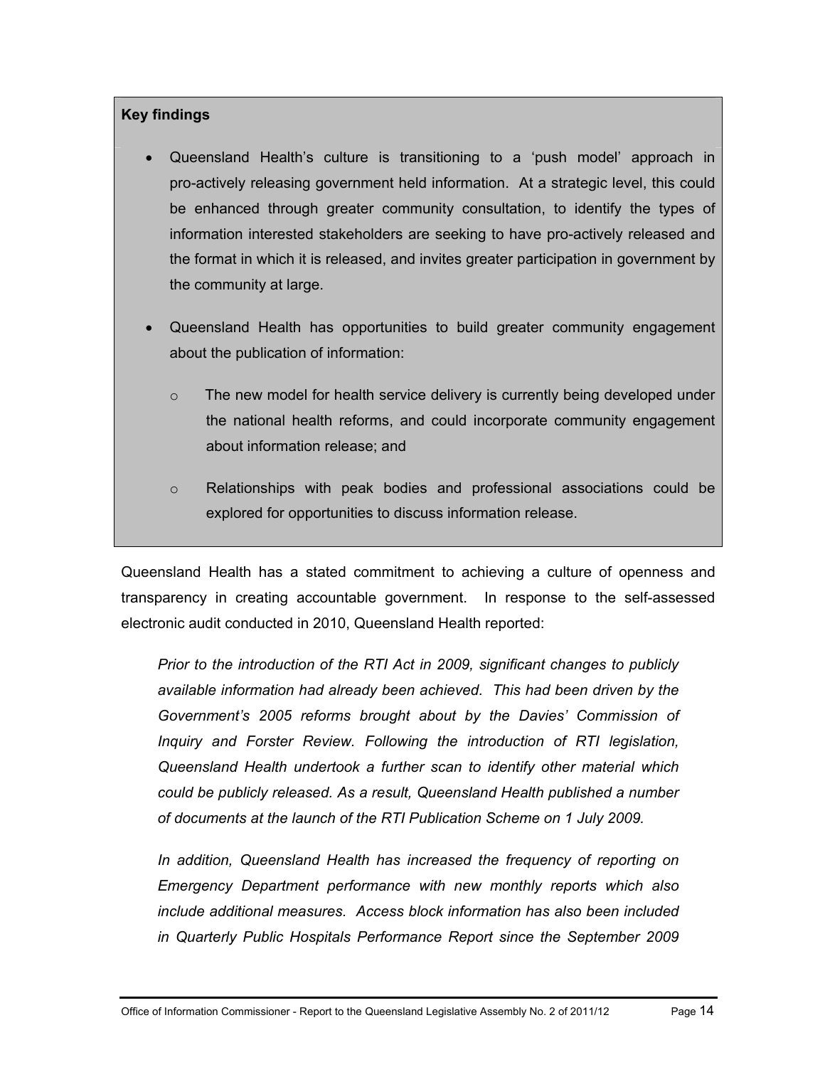**Key findings**

- Queensland Health's culture is transitioning to a 'push model' approach in pro-actively releasing government held information. At a strategic level, this could be enhanced through greater community consultation, to identify the types of information interested stakeholders are seeking to have pro-actively released and the format in which it is released, and invites greater participation in government by the community at large.
- Queensland Health has opportunities to build greater community engagement about the publication of information:
  - The new model for health service delivery is currently being developed under the national health reforms, and could incorporate community engagement about information release; and
  - Relationships with peak bodies and professional associations could be explored for opportunities to discuss information release.

Queensland Health has a stated commitment to achieving a culture of openness and transparency in creating accountable government. In response to the self-assessed electronic audit conducted in 2010, Queensland Health reported:

> *Prior to the introduction of the RTI Act in 2009, significant changes to publicly available information had already been achieved. This had been driven by the Government's 2005 reforms brought about by the Davies' Commission of Inquiry and Forster Review. Following the introduction of RTI legislation, Queensland Health undertook a further scan to identify other material which could be publicly released. As a result, Queensland Health published a number of documents at the launch of the RTI Publication Scheme on 1 July 2009.*
>
> *In addition, Queensland Health has increased the frequency of reporting on Emergency Department performance with new monthly reports which also include additional measures. Access block information has also been included in Quarterly Public Hospitals Performance Report since the September 2009*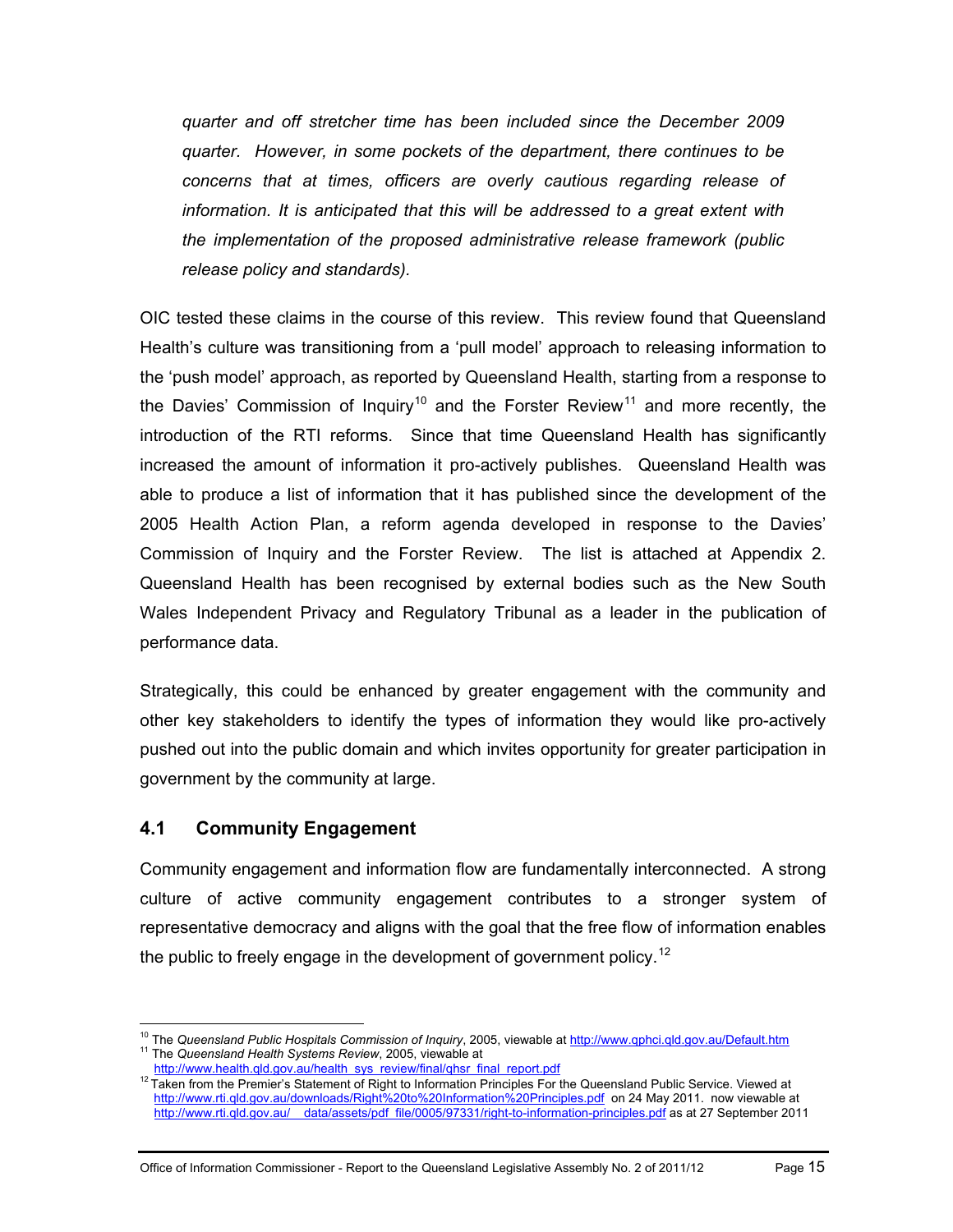*quarter and off stretcher time has been included since the December 2009 quarter. However, in some pockets of the department, there continues to be concerns that at times, officers are overly cautious regarding release of information. It is anticipated that this will be addressed to a great extent with the implementation of the proposed administrative release framework (public release policy and standards).*

OIC tested these claims in the course of this review. This review found that Queensland Health's culture was transitioning from a 'pull model' approach to releasing information to the 'push model' approach, as reported by Queensland Health, starting from a response to the Davies' Commission of Inquiry[10] and the Forster Review[11] and more recently, the introduction of the RTI reforms. Since that time Queensland Health has significantly increased the amount of information it pro-actively publishes. Queensland Health was able to produce a list of information that it has published since the development of the 2005 Health Action Plan, a reform agenda developed in response to the Davies' Commission of Inquiry and the Forster Review. The list is attached at Appendix 2. Queensland Health has been recognised by external bodies such as the New South Wales Independent Privacy and Regulatory Tribunal as a leader in the publication of performance data.

Strategically, this could be enhanced by greater engagement with the community and other key stakeholders to identify the types of information they would like pro-actively pushed out into the public domain and which invites opportunity for greater participation in government by the community at large.

## 4.1 Community Engagement

Community engagement and information flow are fundamentally interconnected. A strong culture of active community engagement contributes to a stronger system of representative democracy and aligns with the goal that the free flow of information enables the public to freely engage in the development of government policy.[12]

---

[10] The *Queensland Public Hospitals Commission of Inquiry*, 2005, viewable at http://www.qphci.qld.gov.au/Default.htm

[11] The *Queensland Health Systems Review*, 2005, viewable at http://www.health.qld.gov.au/health_sys_review/final/qhsr_final_report.pdf

[12] Taken from the Premier's Statement of Right to Information Principles For the Queensland Public Service. Viewed at http://www.rti.qld.gov.au/downloads/Right%20to%20Information%20Principles.pdf on 24 May 2011. now viewable at http://www.rti.qld.gov.au/__data/assets/pdf_file/0005/97331/right-to-information-principles.pdf as at 27 September 2011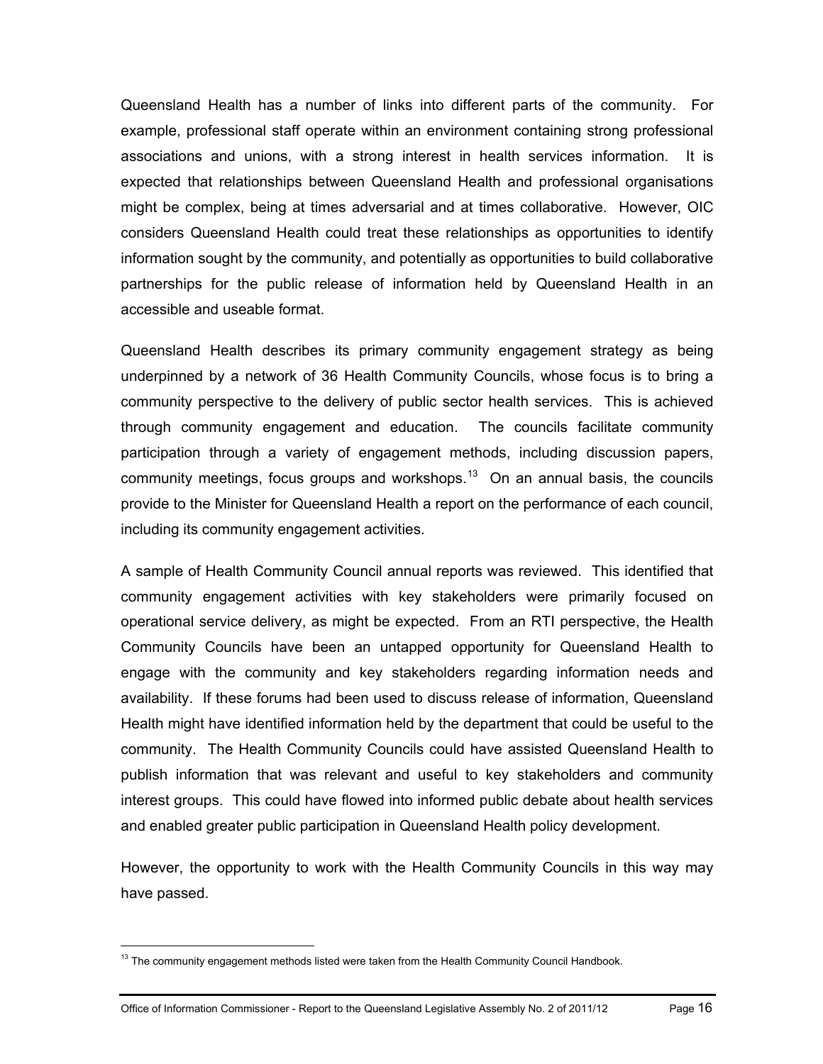Queensland Health has a number of links into different parts of the community. For example, professional staff operate within an environment containing strong professional associations and unions, with a strong interest in health services information. It is expected that relationships between Queensland Health and professional organisations might be complex, being at times adversarial and at times collaborative. However, OIC considers Queensland Health could treat these relationships as opportunities to identify information sought by the community, and potentially as opportunities to build collaborative partnerships for the public release of information held by Queensland Health in an accessible and useable format.

Queensland Health describes its primary community engagement strategy as being underpinned by a network of 36 Health Community Councils, whose focus is to bring a community perspective to the delivery of public sector health services. This is achieved through community engagement and education. The councils facilitate community participation through a variety of engagement methods, including discussion papers, community meetings, focus groups and workshops.[13] On an annual basis, the councils provide to the Minister for Queensland Health a report on the performance of each council, including its community engagement activities.

A sample of Health Community Council annual reports was reviewed. This identified that community engagement activities with key stakeholders were primarily focused on operational service delivery, as might be expected. From an RTI perspective, the Health Community Councils have been an untapped opportunity for Queensland Health to engage with the community and key stakeholders regarding information needs and availability. If these forums had been used to discuss release of information, Queensland Health might have identified information held by the department that could be useful to the community. The Health Community Councils could have assisted Queensland Health to publish information that was relevant and useful to key stakeholders and community interest groups. This could have flowed into informed public debate about health services and enabled greater public participation in Queensland Health policy development.

However, the opportunity to work with the Health Community Councils in this way may have passed.

[13] The community engagement methods listed were taken from the Health Community Council Handbook.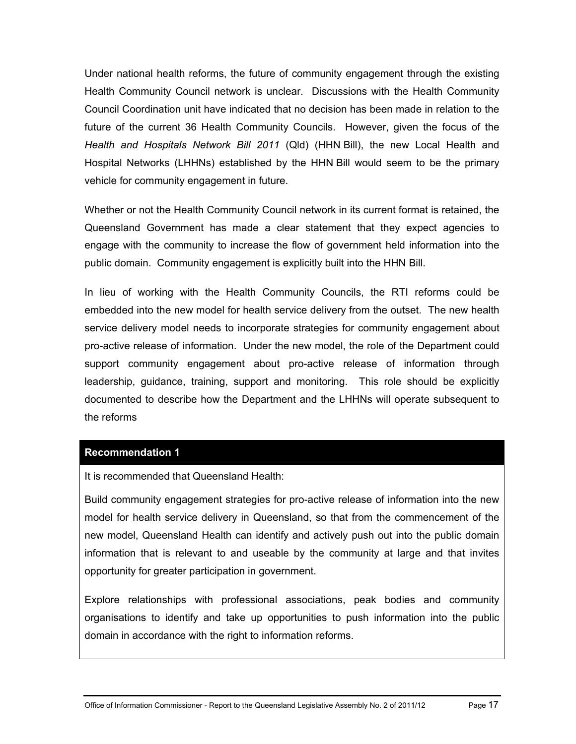Under national health reforms, the future of community engagement through the existing Health Community Council network is unclear. Discussions with the Health Community Council Coordination unit have indicated that no decision has been made in relation to the future of the current 36 Health Community Councils. However, given the focus of the *Health and Hospitals Network Bill 2011* (Qld) (HHN Bill), the new Local Health and Hospital Networks (LHHNs) established by the HHN Bill would seem to be the primary vehicle for community engagement in future.

Whether or not the Health Community Council network in its current format is retained, the Queensland Government has made a clear statement that they expect agencies to engage with the community to increase the flow of government held information into the public domain. Community engagement is explicitly built into the HHN Bill.

In lieu of working with the Health Community Councils, the RTI reforms could be embedded into the new model for health service delivery from the outset. The new health service delivery model needs to incorporate strategies for community engagement about pro-active release of information. Under the new model, the role of the Department could support community engagement about pro-active release of information through leadership, guidance, training, support and monitoring. This role should be explicitly documented to describe how the Department and the LHHNs will operate subsequent to the reforms

**Recommendation 1**

It is recommended that Queensland Health:

Build community engagement strategies for pro-active release of information into the new model for health service delivery in Queensland, so that from the commencement of the new model, Queensland Health can identify and actively push out into the public domain information that is relevant to and useable by the community at large and that invites opportunity for greater participation in government.

Explore relationships with professional associations, peak bodies and community organisations to identify and take up opportunities to push information into the public domain in accordance with the right to information reforms.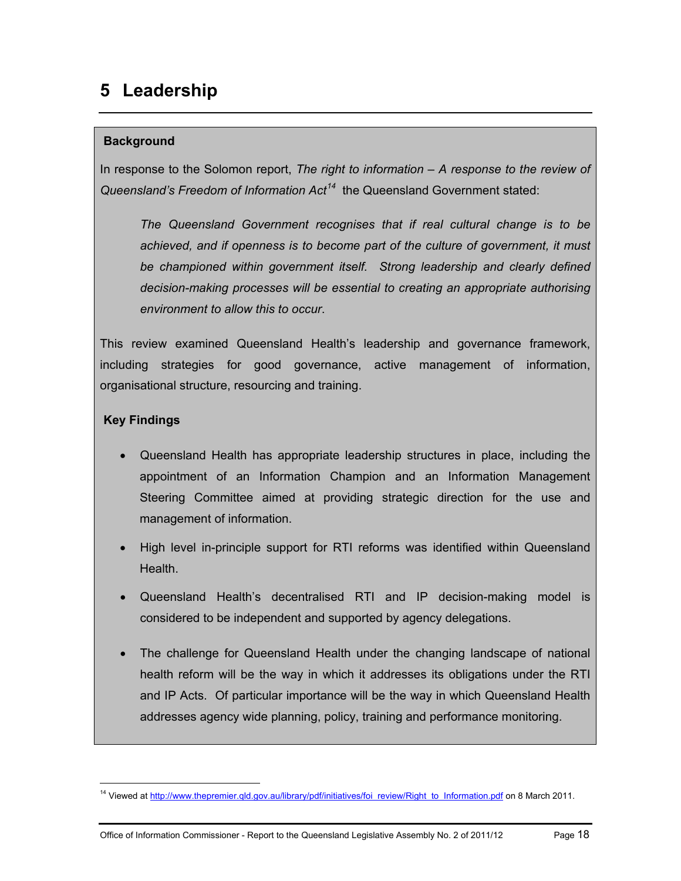# 5 Leadership

**Background**

In response to the Solomon report, *The right to information – A response to the review of Queensland's Freedom of Information Act*[14] the Queensland Government stated:

> *The Queensland Government recognises that if real cultural change is to be achieved, and if openness is to become part of the culture of government, it must be championed within government itself. Strong leadership and clearly defined decision-making processes will be essential to creating an appropriate authorising environment to allow this to occur.*

This review examined Queensland Health's leadership and governance framework, including strategies for good governance, active management of information, organisational structure, resourcing and training.

**Key Findings**

- Queensland Health has appropriate leadership structures in place, including the appointment of an Information Champion and an Information Management Steering Committee aimed at providing strategic direction for the use and management of information.
- High level in-principle support for RTI reforms was identified within Queensland Health.
- Queensland Health's decentralised RTI and IP decision-making model is considered to be independent and supported by agency delegations.
- The challenge for Queensland Health under the changing landscape of national health reform will be the way in which it addresses its obligations under the RTI and IP Acts. Of particular importance will be the way in which Queensland Health addresses agency wide planning, policy, training and performance monitoring.

[14] Viewed at http://www.thepremier.qld.gov.au/library/pdf/initiatives/foi_review/Right_to_Information.pdf on 8 March 2011.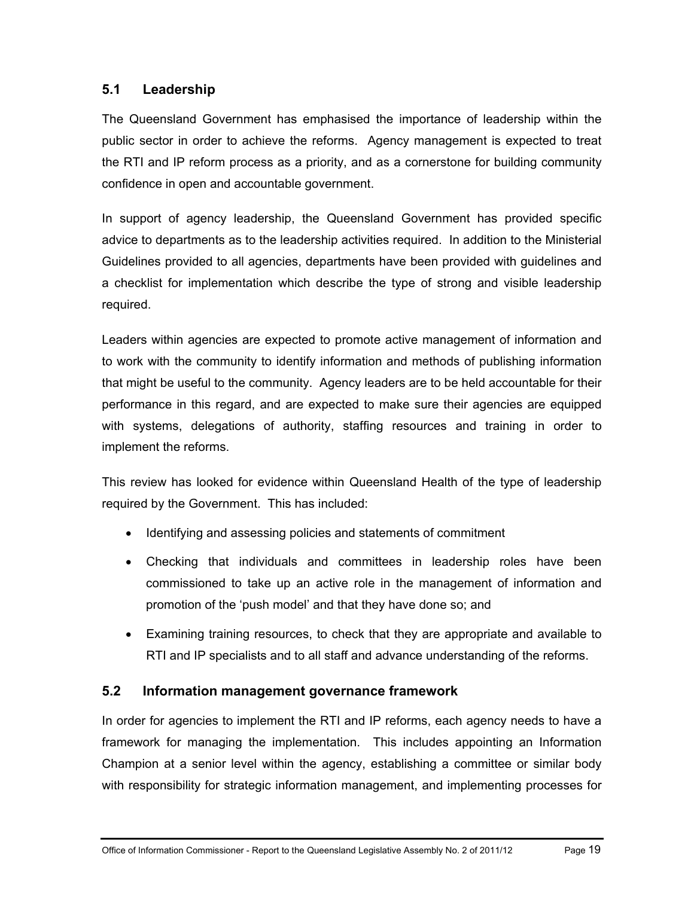## 5.1 Leadership

The Queensland Government has emphasised the importance of leadership within the public sector in order to achieve the reforms. Agency management is expected to treat the RTI and IP reform process as a priority, and as a cornerstone for building community confidence in open and accountable government.

In support of agency leadership, the Queensland Government has provided specific advice to departments as to the leadership activities required. In addition to the Ministerial Guidelines provided to all agencies, departments have been provided with guidelines and a checklist for implementation which describe the type of strong and visible leadership required.

Leaders within agencies are expected to promote active management of information and to work with the community to identify information and methods of publishing information that might be useful to the community. Agency leaders are to be held accountable for their performance in this regard, and are expected to make sure their agencies are equipped with systems, delegations of authority, staffing resources and training in order to implement the reforms.

This review has looked for evidence within Queensland Health of the type of leadership required by the Government. This has included:

- Identifying and assessing policies and statements of commitment
- Checking that individuals and committees in leadership roles have been commissioned to take up an active role in the management of information and promotion of the 'push model' and that they have done so; and
- Examining training resources, to check that they are appropriate and available to RTI and IP specialists and to all staff and advance understanding of the reforms.

## 5.2 Information management governance framework

In order for agencies to implement the RTI and IP reforms, each agency needs to have a framework for managing the implementation. This includes appointing an Information Champion at a senior level within the agency, establishing a committee or similar body with responsibility for strategic information management, and implementing processes for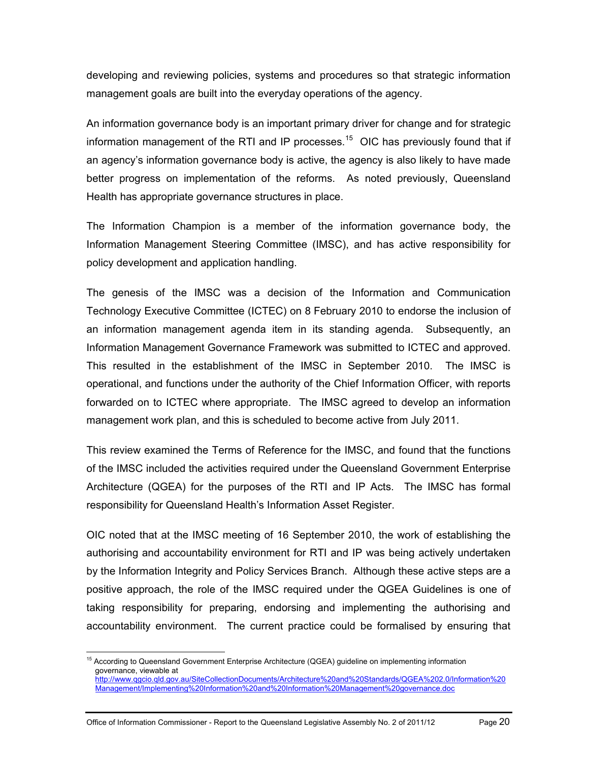developing and reviewing policies, systems and procedures so that strategic information management goals are built into the everyday operations of the agency.

An information governance body is an important primary driver for change and for strategic information management of the RTI and IP processes.[15] OIC has previously found that if an agency's information governance body is active, the agency is also likely to have made better progress on implementation of the reforms. As noted previously, Queensland Health has appropriate governance structures in place.

The Information Champion is a member of the information governance body, the Information Management Steering Committee (IMSC), and has active responsibility for policy development and application handling.

The genesis of the IMSC was a decision of the Information and Communication Technology Executive Committee (ICTEC) on 8 February 2010 to endorse the inclusion of an information management agenda item in its standing agenda. Subsequently, an Information Management Governance Framework was submitted to ICTEC and approved. This resulted in the establishment of the IMSC in September 2010. The IMSC is operational, and functions under the authority of the Chief Information Officer, with reports forwarded on to ICTEC where appropriate. The IMSC agreed to develop an information management work plan, and this is scheduled to become active from July 2011.

This review examined the Terms of Reference for the IMSC, and found that the functions of the IMSC included the activities required under the Queensland Government Enterprise Architecture (QGEA) for the purposes of the RTI and IP Acts. The IMSC has formal responsibility for Queensland Health's Information Asset Register.

OIC noted that at the IMSC meeting of 16 September 2010, the work of establishing the authorising and accountability environment for RTI and IP was being actively undertaken by the Information Integrity and Policy Services Branch. Although these active steps are a positive approach, the role of the IMSC required under the QGEA Guidelines is one of taking responsibility for preparing, endorsing and implementing the authorising and accountability environment. The current practice could be formalised by ensuring that

[15] According to Queensland Government Enterprise Architecture (QGEA) guideline on implementing information governance, viewable at http://www.qgcio.qld.gov.au/SiteCollectionDocuments/Architecture%20and%20Standards/QGEA%202.0/Information%20Management/Implementing%20Information%20and%20Information%20Management%20governance.doc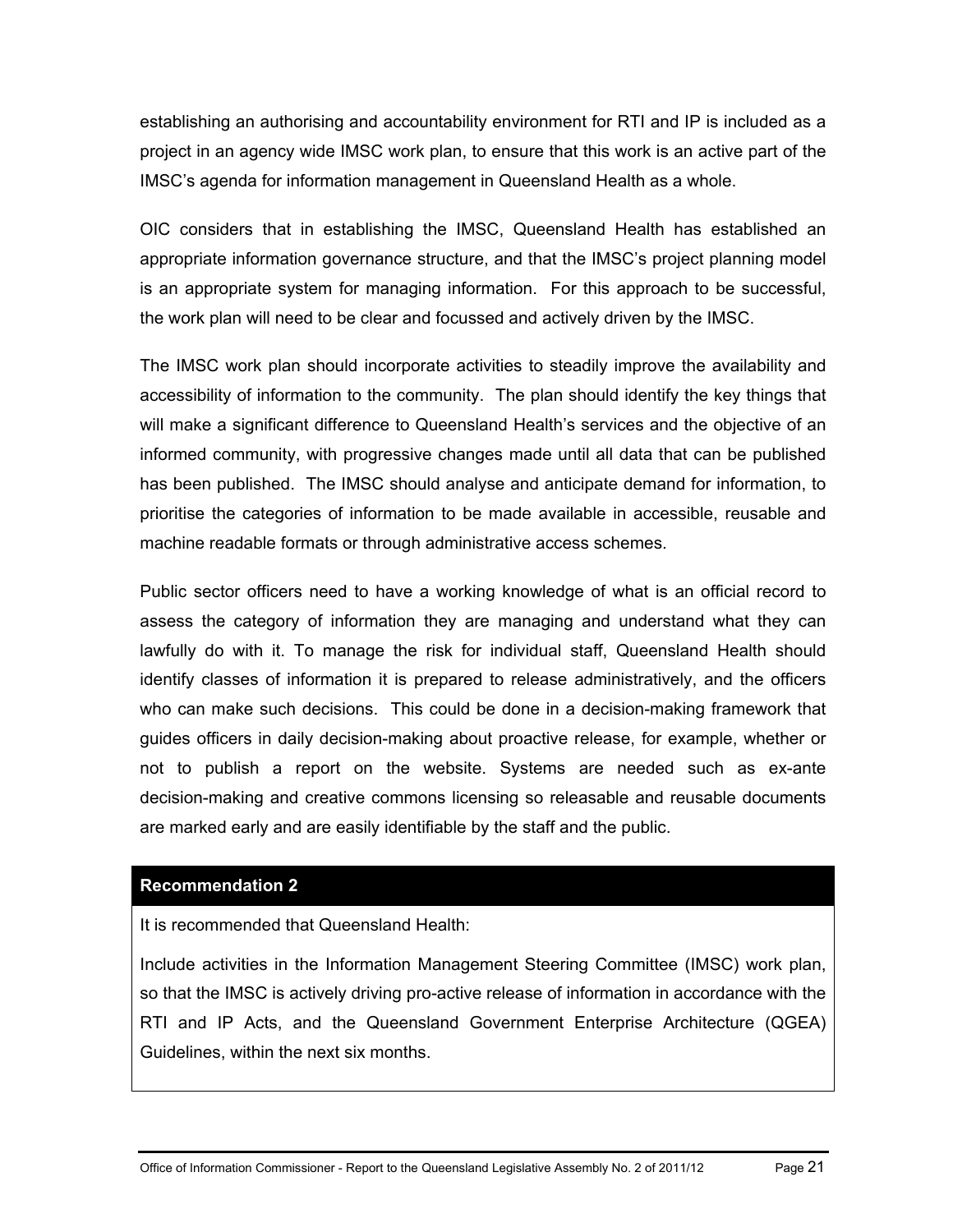establishing an authorising and accountability environment for RTI and IP is included as a project in an agency wide IMSC work plan, to ensure that this work is an active part of the IMSC's agenda for information management in Queensland Health as a whole.

OIC considers that in establishing the IMSC, Queensland Health has established an appropriate information governance structure, and that the IMSC's project planning model is an appropriate system for managing information. For this approach to be successful, the work plan will need to be clear and focussed and actively driven by the IMSC.

The IMSC work plan should incorporate activities to steadily improve the availability and accessibility of information to the community. The plan should identify the key things that will make a significant difference to Queensland Health's services and the objective of an informed community, with progressive changes made until all data that can be published has been published. The IMSC should analyse and anticipate demand for information, to prioritise the categories of information to be made available in accessible, reusable and machine readable formats or through administrative access schemes.

Public sector officers need to have a working knowledge of what is an official record to assess the category of information they are managing and understand what they can lawfully do with it. To manage the risk for individual staff, Queensland Health should identify classes of information it is prepared to release administratively, and the officers who can make such decisions. This could be done in a decision-making framework that guides officers in daily decision-making about proactive release, for example, whether or not to publish a report on the website. Systems are needed such as ex-ante decision-making and creative commons licensing so releasable and reusable documents are marked early and are easily identifiable by the staff and the public.

**Recommendation 2**

It is recommended that Queensland Health:

Include activities in the Information Management Steering Committee (IMSC) work plan, so that the IMSC is actively driving pro-active release of information in accordance with the RTI and IP Acts, and the Queensland Government Enterprise Architecture (QGEA) Guidelines, within the next six months.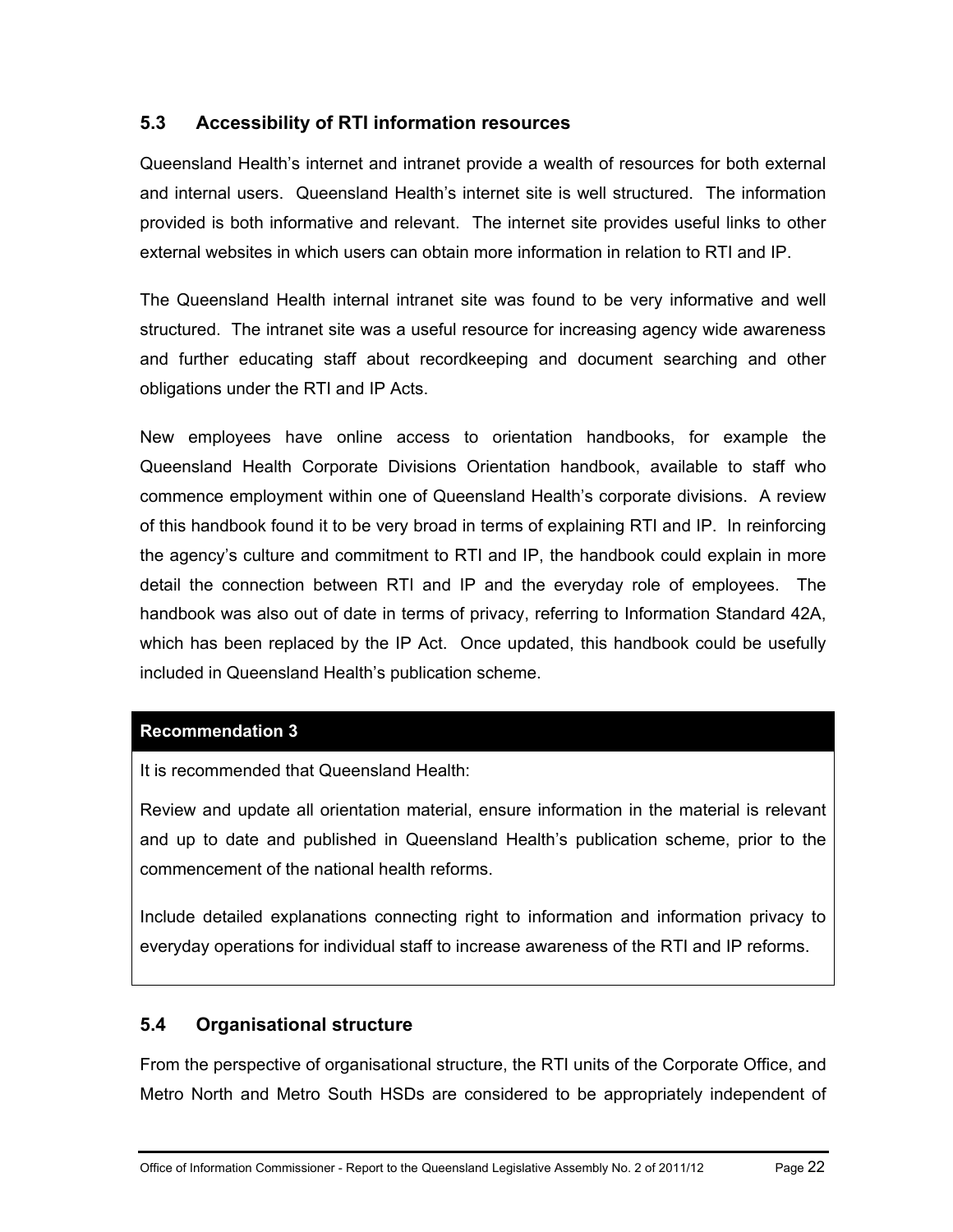## 5.3 Accessibility of RTI information resources

Queensland Health's internet and intranet provide a wealth of resources for both external and internal users. Queensland Health's internet site is well structured. The information provided is both informative and relevant. The internet site provides useful links to other external websites in which users can obtain more information in relation to RTI and IP.

The Queensland Health internal intranet site was found to be very informative and well structured. The intranet site was a useful resource for increasing agency wide awareness and further educating staff about recordkeeping and document searching and other obligations under the RTI and IP Acts.

New employees have online access to orientation handbooks, for example the Queensland Health Corporate Divisions Orientation handbook, available to staff who commence employment within one of Queensland Health's corporate divisions. A review of this handbook found it to be very broad in terms of explaining RTI and IP. In reinforcing the agency's culture and commitment to RTI and IP, the handbook could explain in more detail the connection between RTI and IP and the everyday role of employees. The handbook was also out of date in terms of privacy, referring to Information Standard 42A, which has been replaced by the IP Act. Once updated, this handbook could be usefully included in Queensland Health's publication scheme.

**Recommendation 3**

It is recommended that Queensland Health:

Review and update all orientation material, ensure information in the material is relevant and up to date and published in Queensland Health's publication scheme, prior to the commencement of the national health reforms.

Include detailed explanations connecting right to information and information privacy to everyday operations for individual staff to increase awareness of the RTI and IP reforms.

## 5.4 Organisational structure

From the perspective of organisational structure, the RTI units of the Corporate Office, and Metro North and Metro South HSDs are considered to be appropriately independent of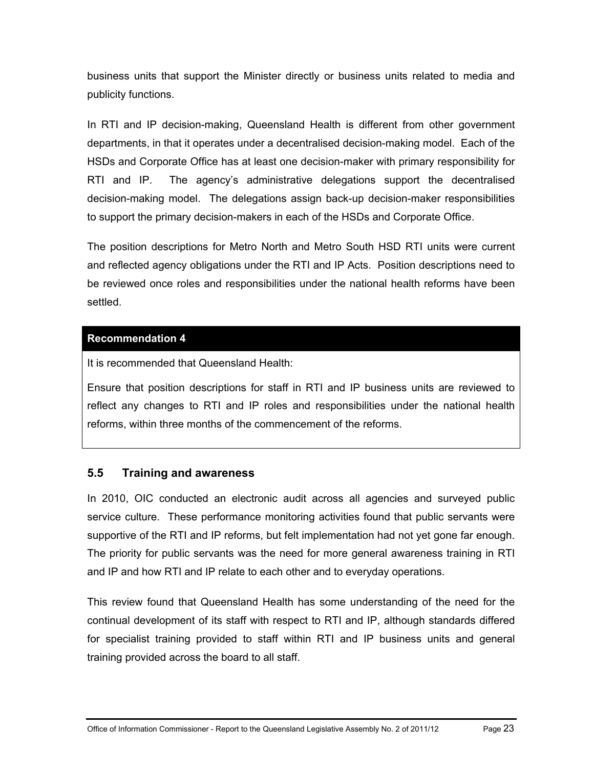business units that support the Minister directly or business units related to media and publicity functions.

In RTI and IP decision-making, Queensland Health is different from other government departments, in that it operates under a decentralised decision-making model. Each of the HSDs and Corporate Office has at least one decision-maker with primary responsibility for RTI and IP. The agency's administrative delegations support the decentralised decision-making model. The delegations assign back-up decision-maker responsibilities to support the primary decision-makers in each of the HSDs and Corporate Office.

The position descriptions for Metro North and Metro South HSD RTI units were current and reflected agency obligations under the RTI and IP Acts. Position descriptions need to be reviewed once roles and responsibilities under the national health reforms have been settled.

**Recommendation 4**

It is recommended that Queensland Health:

Ensure that position descriptions for staff in RTI and IP business units are reviewed to reflect any changes to RTI and IP roles and responsibilities under the national health reforms, within three months of the commencement of the reforms.

## 5.5 Training and awareness

In 2010, OIC conducted an electronic audit across all agencies and surveyed public service culture. These performance monitoring activities found that public servants were supportive of the RTI and IP reforms, but felt implementation had not yet gone far enough. The priority for public servants was the need for more general awareness training in RTI and IP and how RTI and IP relate to each other and to everyday operations.

This review found that Queensland Health has some understanding of the need for the continual development of its staff with respect to RTI and IP, although standards differed for specialist training provided to staff within RTI and IP business units and general training provided across the board to all staff.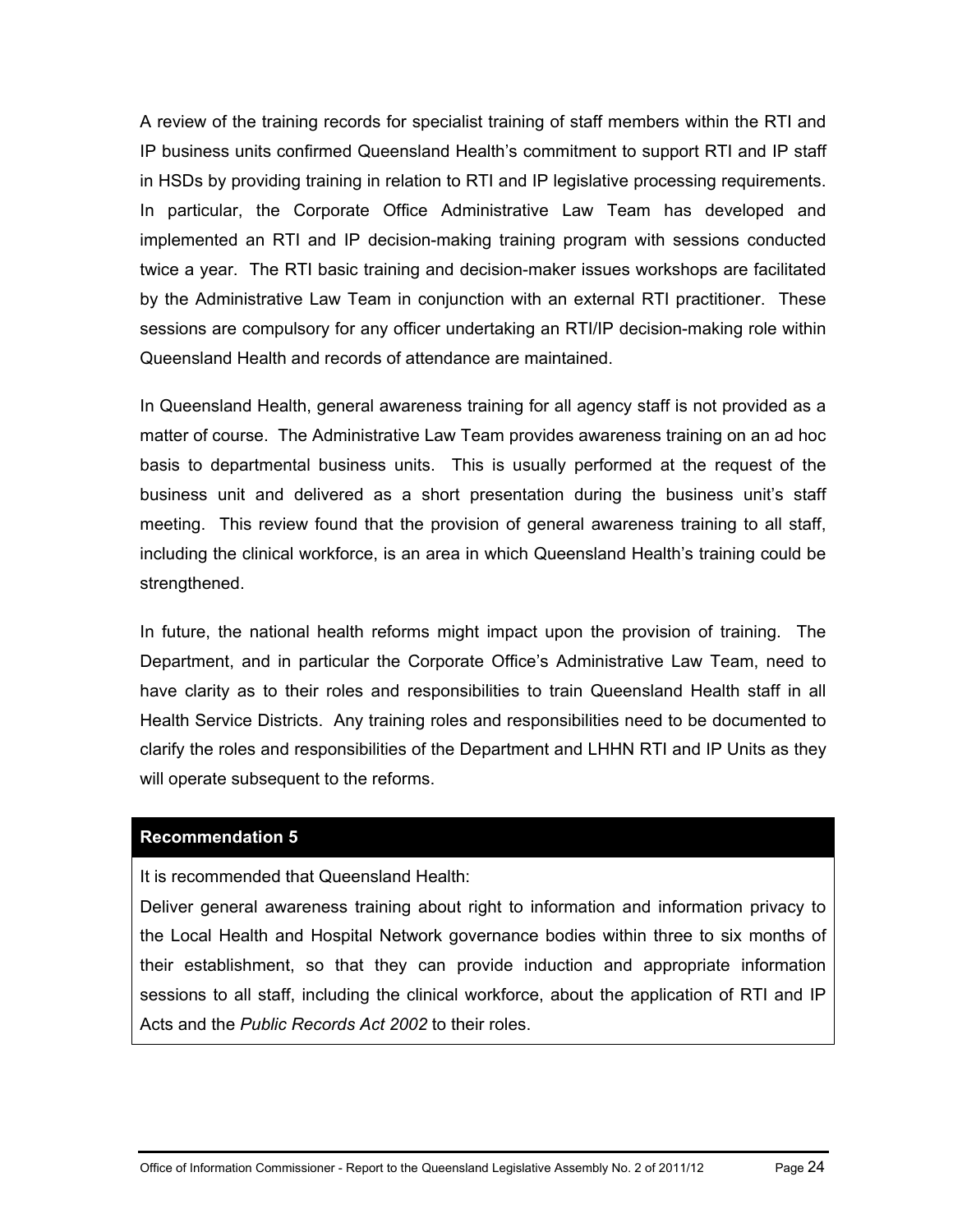A review of the training records for specialist training of staff members within the RTI and IP business units confirmed Queensland Health's commitment to support RTI and IP staff in HSDs by providing training in relation to RTI and IP legislative processing requirements. In particular, the Corporate Office Administrative Law Team has developed and implemented an RTI and IP decision-making training program with sessions conducted twice a year. The RTI basic training and decision-maker issues workshops are facilitated by the Administrative Law Team in conjunction with an external RTI practitioner. These sessions are compulsory for any officer undertaking an RTI/IP decision-making role within Queensland Health and records of attendance are maintained.

In Queensland Health, general awareness training for all agency staff is not provided as a matter of course. The Administrative Law Team provides awareness training on an ad hoc basis to departmental business units. This is usually performed at the request of the business unit and delivered as a short presentation during the business unit's staff meeting. This review found that the provision of general awareness training to all staff, including the clinical workforce, is an area in which Queensland Health's training could be strengthened.

In future, the national health reforms might impact upon the provision of training. The Department, and in particular the Corporate Office's Administrative Law Team, need to have clarity as to their roles and responsibilities to train Queensland Health staff in all Health Service Districts. Any training roles and responsibilities need to be documented to clarify the roles and responsibilities of the Department and LHHN RTI and IP Units as they will operate subsequent to the reforms.

**Recommendation 5**

It is recommended that Queensland Health:

Deliver general awareness training about right to information and information privacy to the Local Health and Hospital Network governance bodies within three to six months of their establishment, so that they can provide induction and appropriate information sessions to all staff, including the clinical workforce, about the application of RTI and IP Acts and the *Public Records Act 2002* to their roles.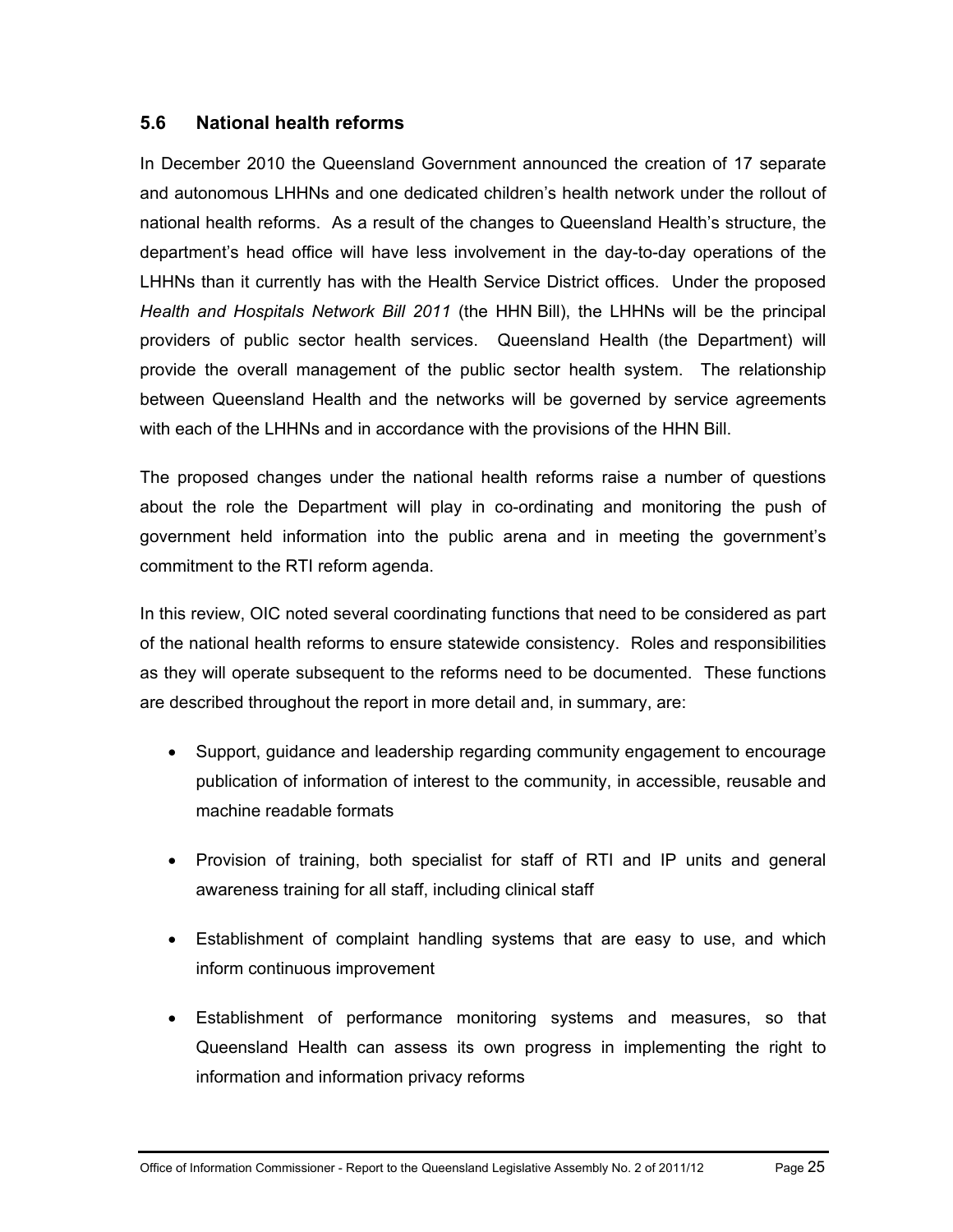## 5.6 National health reforms

In December 2010 the Queensland Government announced the creation of 17 separate and autonomous LHHNs and one dedicated children's health network under the rollout of national health reforms. As a result of the changes to Queensland Health's structure, the department's head office will have less involvement in the day-to-day operations of the LHHNs than it currently has with the Health Service District offices. Under the proposed *Health and Hospitals Network Bill 2011* (the HHN Bill), the LHHNs will be the principal providers of public sector health services. Queensland Health (the Department) will provide the overall management of the public sector health system. The relationship between Queensland Health and the networks will be governed by service agreements with each of the LHHNs and in accordance with the provisions of the HHN Bill.

The proposed changes under the national health reforms raise a number of questions about the role the Department will play in co-ordinating and monitoring the push of government held information into the public arena and in meeting the government's commitment to the RTI reform agenda.

In this review, OIC noted several coordinating functions that need to be considered as part of the national health reforms to ensure statewide consistency. Roles and responsibilities as they will operate subsequent to the reforms need to be documented. These functions are described throughout the report in more detail and, in summary, are:

- Support, guidance and leadership regarding community engagement to encourage publication of information of interest to the community, in accessible, reusable and machine readable formats
- Provision of training, both specialist for staff of RTI and IP units and general awareness training for all staff, including clinical staff
- Establishment of complaint handling systems that are easy to use, and which inform continuous improvement
- Establishment of performance monitoring systems and measures, so that Queensland Health can assess its own progress in implementing the right to information and information privacy reforms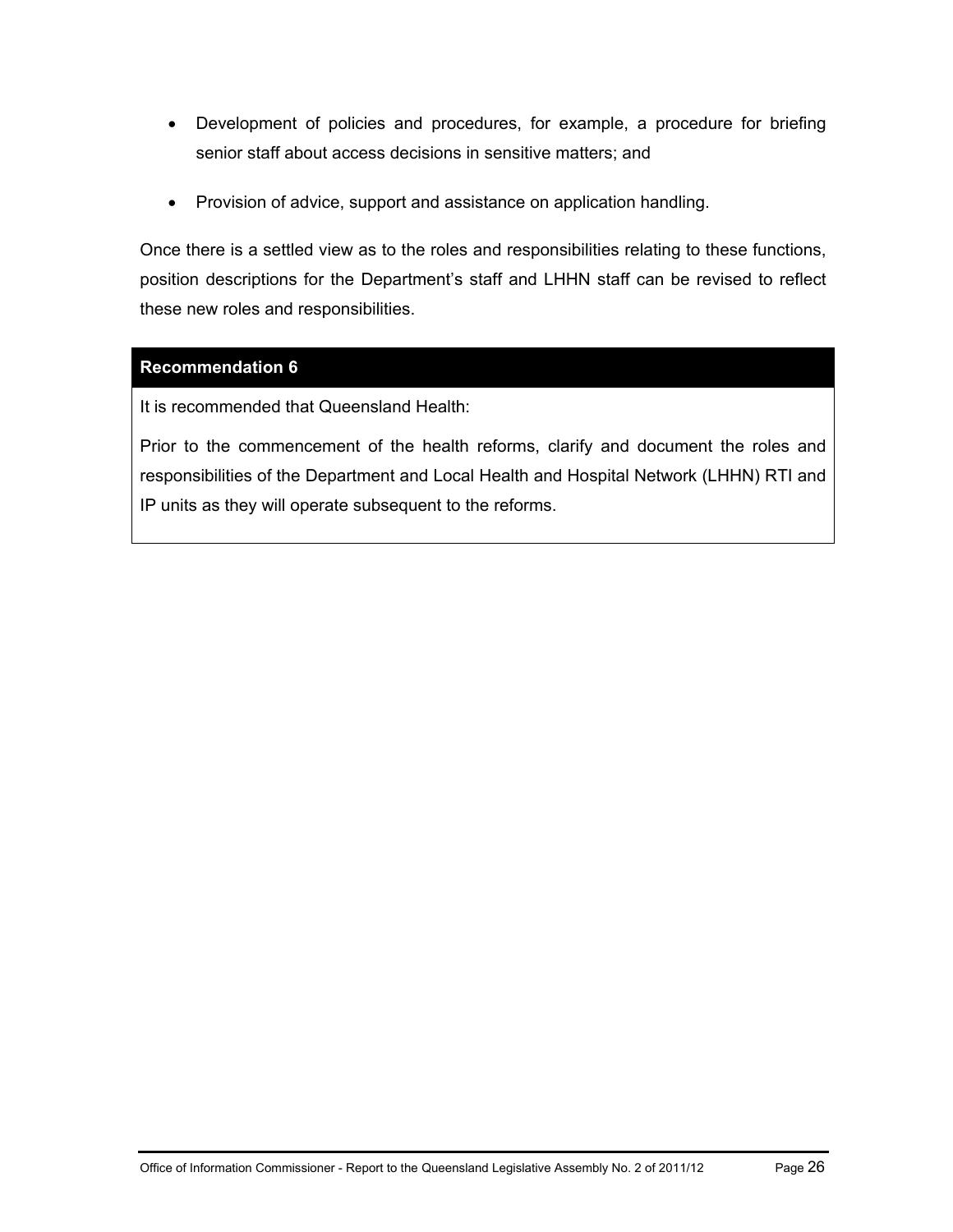- Development of policies and procedures, for example, a procedure for briefing senior staff about access decisions in sensitive matters; and
- Provision of advice, support and assistance on application handling.

Once there is a settled view as to the roles and responsibilities relating to these functions, position descriptions for the Department's staff and LHHN staff can be revised to reflect these new roles and responsibilities.

| **Recommendation 6** |
| --- |
| It is recommended that Queensland Health:<br><br>Prior to the commencement of the health reforms, clarify and document the roles and responsibilities of the Department and Local Health and Hospital Network (LHHN) RTI and IP units as they will operate subsequent to the reforms. |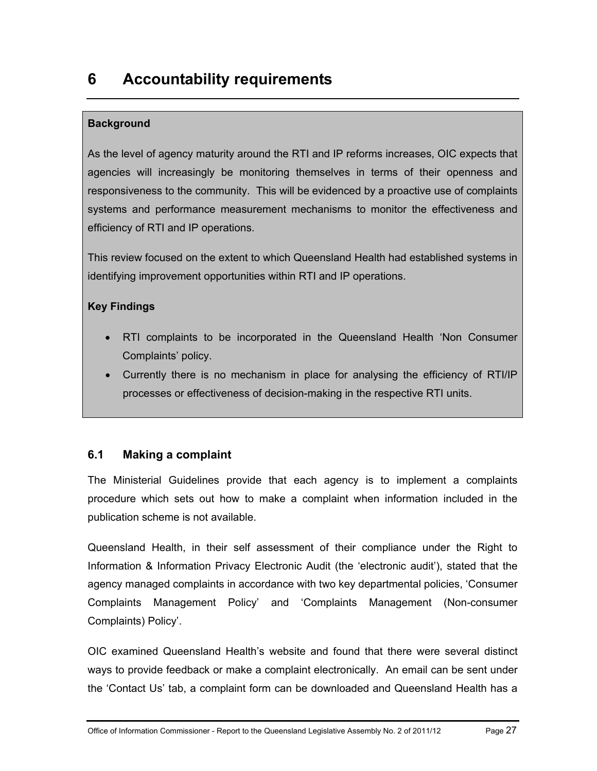# 6 Accountability requirements

**Background**

As the level of agency maturity around the RTI and IP reforms increases, OIC expects that agencies will increasingly be monitoring themselves in terms of their openness and responsiveness to the community. This will be evidenced by a proactive use of complaints systems and performance measurement mechanisms to monitor the effectiveness and efficiency of RTI and IP operations.

This review focused on the extent to which Queensland Health had established systems in identifying improvement opportunities within RTI and IP operations.

**Key Findings**

- RTI complaints to be incorporated in the Queensland Health 'Non Consumer Complaints' policy.
- Currently there is no mechanism in place for analysing the efficiency of RTI/IP processes or effectiveness of decision-making in the respective RTI units.

## 6.1 Making a complaint

The Ministerial Guidelines provide that each agency is to implement a complaints procedure which sets out how to make a complaint when information included in the publication scheme is not available.

Queensland Health, in their self assessment of their compliance under the Right to Information & Information Privacy Electronic Audit (the 'electronic audit'), stated that the agency managed complaints in accordance with two key departmental policies, 'Consumer Complaints Management Policy' and 'Complaints Management (Non-consumer Complaints) Policy'.

OIC examined Queensland Health's website and found that there were several distinct ways to provide feedback or make a complaint electronically. An email can be sent under the 'Contact Us' tab, a complaint form can be downloaded and Queensland Health has a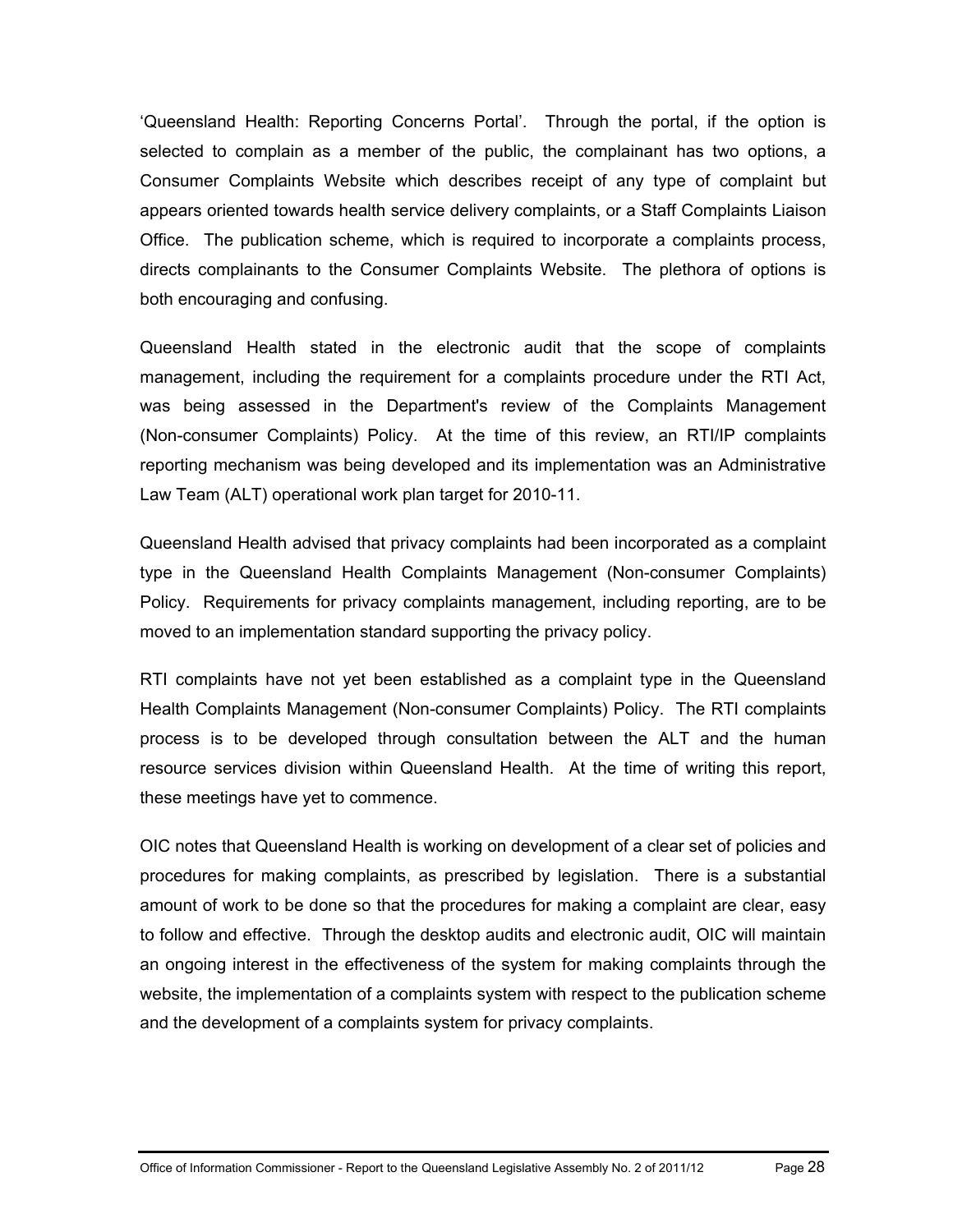‘Queensland Health: Reporting Concerns Portal’. Through the portal, if the option is selected to complain as a member of the public, the complainant has two options, a Consumer Complaints Website which describes receipt of any type of complaint but appears oriented towards health service delivery complaints, or a Staff Complaints Liaison Office. The publication scheme, which is required to incorporate a complaints process, directs complainants to the Consumer Complaints Website. The plethora of options is both encouraging and confusing.

Queensland Health stated in the electronic audit that the scope of complaints management, including the requirement for a complaints procedure under the RTI Act, was being assessed in the Department's review of the Complaints Management (Non-consumer Complaints) Policy. At the time of this review, an RTI/IP complaints reporting mechanism was being developed and its implementation was an Administrative Law Team (ALT) operational work plan target for 2010-11.

Queensland Health advised that privacy complaints had been incorporated as a complaint type in the Queensland Health Complaints Management (Non-consumer Complaints) Policy. Requirements for privacy complaints management, including reporting, are to be moved to an implementation standard supporting the privacy policy.

RTI complaints have not yet been established as a complaint type in the Queensland Health Complaints Management (Non-consumer Complaints) Policy. The RTI complaints process is to be developed through consultation between the ALT and the human resource services division within Queensland Health. At the time of writing this report, these meetings have yet to commence.

OIC notes that Queensland Health is working on development of a clear set of policies and procedures for making complaints, as prescribed by legislation. There is a substantial amount of work to be done so that the procedures for making a complaint are clear, easy to follow and effective. Through the desktop audits and electronic audit, OIC will maintain an ongoing interest in the effectiveness of the system for making complaints through the website, the implementation of a complaints system with respect to the publication scheme and the development of a complaints system for privacy complaints.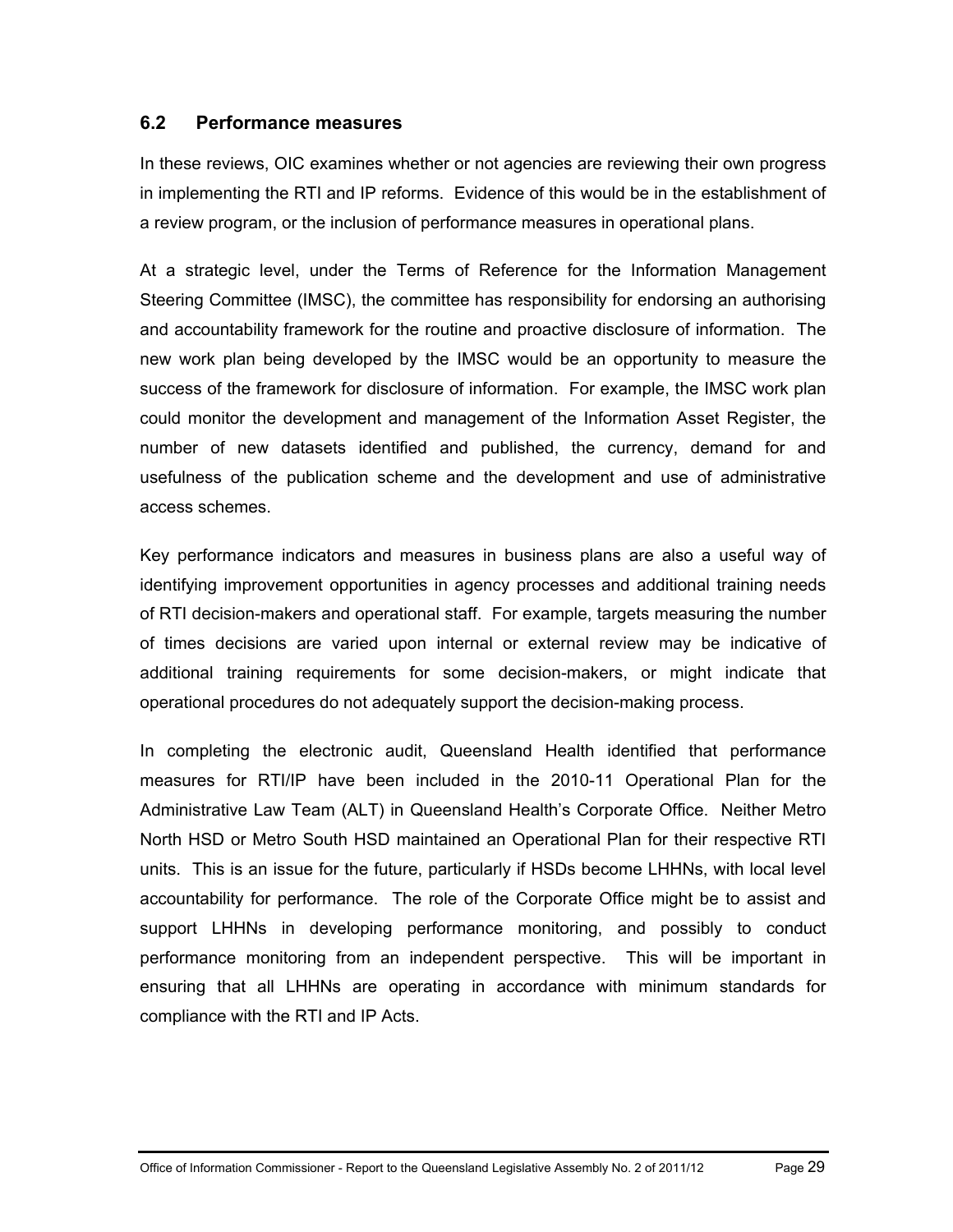## 6.2 Performance measures

In these reviews, OIC examines whether or not agencies are reviewing their own progress in implementing the RTI and IP reforms. Evidence of this would be in the establishment of a review program, or the inclusion of performance measures in operational plans.

At a strategic level, under the Terms of Reference for the Information Management Steering Committee (IMSC), the committee has responsibility for endorsing an authorising and accountability framework for the routine and proactive disclosure of information. The new work plan being developed by the IMSC would be an opportunity to measure the success of the framework for disclosure of information. For example, the IMSC work plan could monitor the development and management of the Information Asset Register, the number of new datasets identified and published, the currency, demand for and usefulness of the publication scheme and the development and use of administrative access schemes.

Key performance indicators and measures in business plans are also a useful way of identifying improvement opportunities in agency processes and additional training needs of RTI decision-makers and operational staff. For example, targets measuring the number of times decisions are varied upon internal or external review may be indicative of additional training requirements for some decision-makers, or might indicate that operational procedures do not adequately support the decision-making process.

In completing the electronic audit, Queensland Health identified that performance measures for RTI/IP have been included in the 2010-11 Operational Plan for the Administrative Law Team (ALT) in Queensland Health's Corporate Office. Neither Metro North HSD or Metro South HSD maintained an Operational Plan for their respective RTI units. This is an issue for the future, particularly if HSDs become LHHNs, with local level accountability for performance. The role of the Corporate Office might be to assist and support LHHNs in developing performance monitoring, and possibly to conduct performance monitoring from an independent perspective. This will be important in ensuring that all LHHNs are operating in accordance with minimum standards for compliance with the RTI and IP Acts.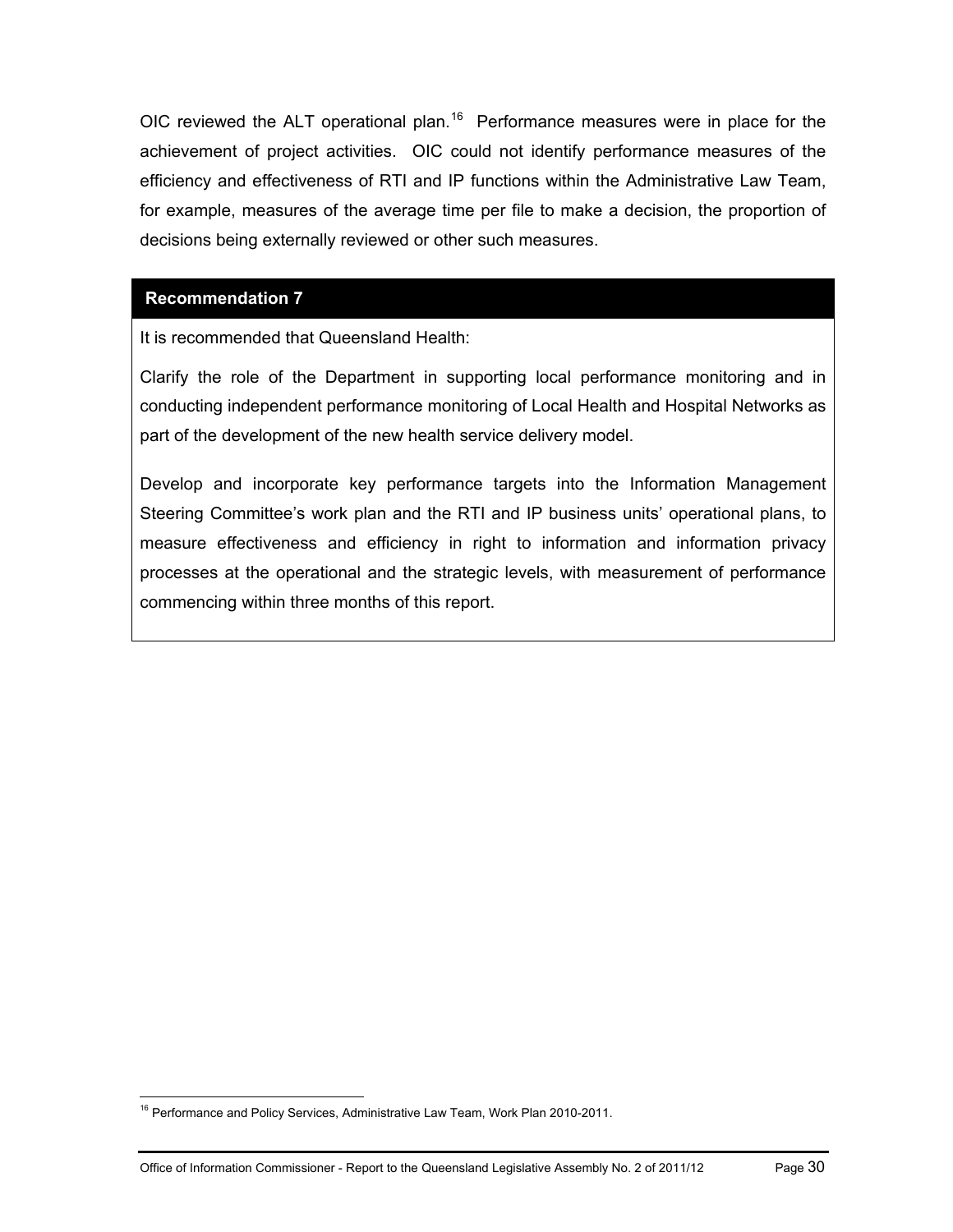OIC reviewed the ALT operational plan.[16] Performance measures were in place for the achievement of project activities. OIC could not identify performance measures of the efficiency and effectiveness of RTI and IP functions within the Administrative Law Team, for example, measures of the average time per file to make a decision, the proportion of decisions being externally reviewed or other such measures.

**Recommendation 7**

It is recommended that Queensland Health:

Clarify the role of the Department in supporting local performance monitoring and in conducting independent performance monitoring of Local Health and Hospital Networks as part of the development of the new health service delivery model.

Develop and incorporate key performance targets into the Information Management Steering Committee's work plan and the RTI and IP business units' operational plans, to measure effectiveness and efficiency in right to information and information privacy processes at the operational and the strategic levels, with measurement of performance commencing within three months of this report.

[16] Performance and Policy Services, Administrative Law Team, Work Plan 2010-2011.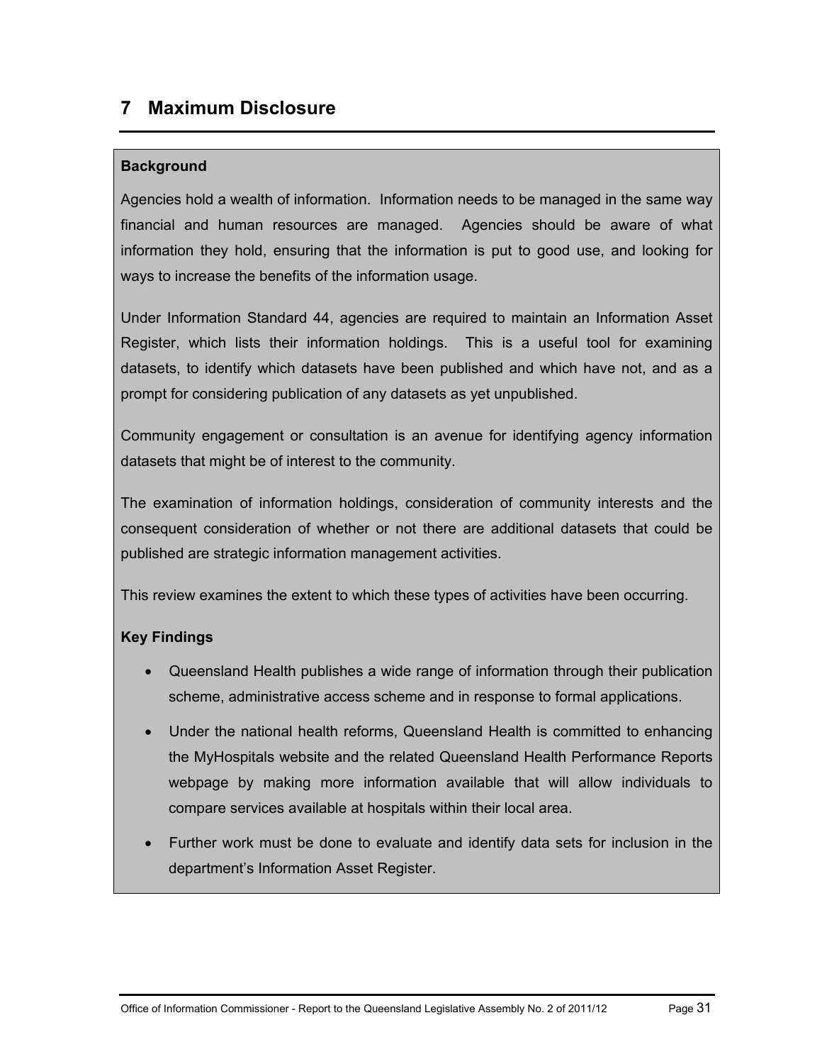# 7 Maximum Disclosure

**Background**

Agencies hold a wealth of information. Information needs to be managed in the same way financial and human resources are managed. Agencies should be aware of what information they hold, ensuring that the information is put to good use, and looking for ways to increase the benefits of the information usage.

Under Information Standard 44, agencies are required to maintain an Information Asset Register, which lists their information holdings. This is a useful tool for examining datasets, to identify which datasets have been published and which have not, and as a prompt for considering publication of any datasets as yet unpublished.

Community engagement or consultation is an avenue for identifying agency information datasets that might be of interest to the community.

The examination of information holdings, consideration of community interests and the consequent consideration of whether or not there are additional datasets that could be published are strategic information management activities.

This review examines the extent to which these types of activities have been occurring.

**Key Findings**

- Queensland Health publishes a wide range of information through their publication scheme, administrative access scheme and in response to formal applications.
- Under the national health reforms, Queensland Health is committed to enhancing the MyHospitals website and the related Queensland Health Performance Reports webpage by making more information available that will allow individuals to compare services available at hospitals within their local area.
- Further work must be done to evaluate and identify data sets for inclusion in the department's Information Asset Register.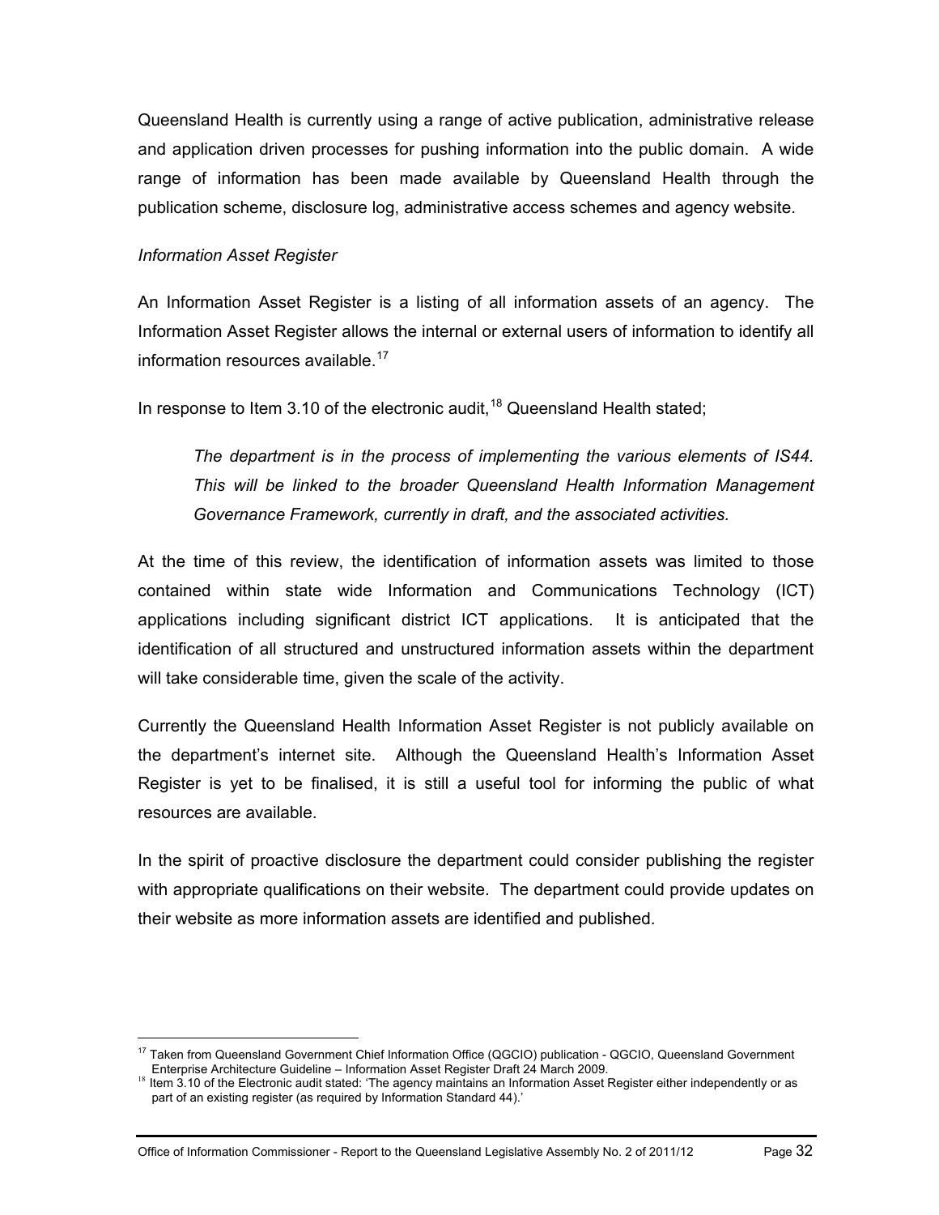Queensland Health is currently using a range of active publication, administrative release and application driven processes for pushing information into the public domain. A wide range of information has been made available by Queensland Health through the publication scheme, disclosure log, administrative access schemes and agency website.

*Information Asset Register*

An Information Asset Register is a listing of all information assets of an agency. The Information Asset Register allows the internal or external users of information to identify all information resources available.[17]

In response to Item 3.10 of the electronic audit,[18] Queensland Health stated;

> *The department is in the process of implementing the various elements of IS44. This will be linked to the broader Queensland Health Information Management Governance Framework, currently in draft, and the associated activities.*

At the time of this review, the identification of information assets was limited to those contained within state wide Information and Communications Technology (ICT) applications including significant district ICT applications. It is anticipated that the identification of all structured and unstructured information assets within the department will take considerable time, given the scale of the activity.

Currently the Queensland Health Information Asset Register is not publicly available on the department's internet site. Although the Queensland Health's Information Asset Register is yet to be finalised, it is still a useful tool for informing the public of what resources are available.

In the spirit of proactive disclosure the department could consider publishing the register with appropriate qualifications on their website. The department could provide updates on their website as more information assets are identified and published.

---

[17] Taken from Queensland Government Chief Information Office (QGCIO) publication - QGCIO, Queensland Government Enterprise Architecture Guideline – Information Asset Register Draft 24 March 2009.

[18] Item 3.10 of the Electronic audit stated: 'The agency maintains an Information Asset Register either independently or as part of an existing register (as required by Information Standard 44).'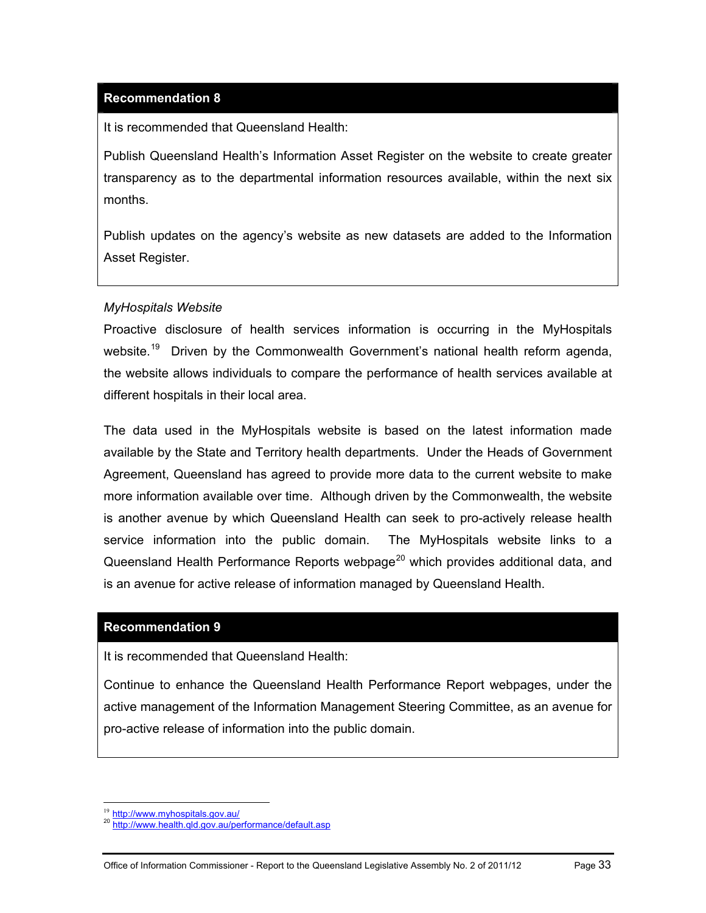**Recommendation 8**

It is recommended that Queensland Health:

Publish Queensland Health's Information Asset Register on the website to create greater transparency as to the departmental information resources available, within the next six months.

Publish updates on the agency's website as new datasets are added to the Information Asset Register.

*MyHospitals Website*

Proactive disclosure of health services information is occurring in the MyHospitals website.[19] Driven by the Commonwealth Government's national health reform agenda, the website allows individuals to compare the performance of health services available at different hospitals in their local area.

The data used in the MyHospitals website is based on the latest information made available by the State and Territory health departments. Under the Heads of Government Agreement, Queensland has agreed to provide more data to the current website to make more information available over time. Although driven by the Commonwealth, the website is another avenue by which Queensland Health can seek to pro-actively release health service information into the public domain. The MyHospitals website links to a Queensland Health Performance Reports webpage[20] which provides additional data, and is an avenue for active release of information managed by Queensland Health.

**Recommendation 9**

It is recommended that Queensland Health:

Continue to enhance the Queensland Health Performance Report webpages, under the active management of the Information Management Steering Committee, as an avenue for pro-active release of information into the public domain.

---

[19] http://www.myhospitals.gov.au/

[20] http://www.health.qld.gov.au/performance/default.asp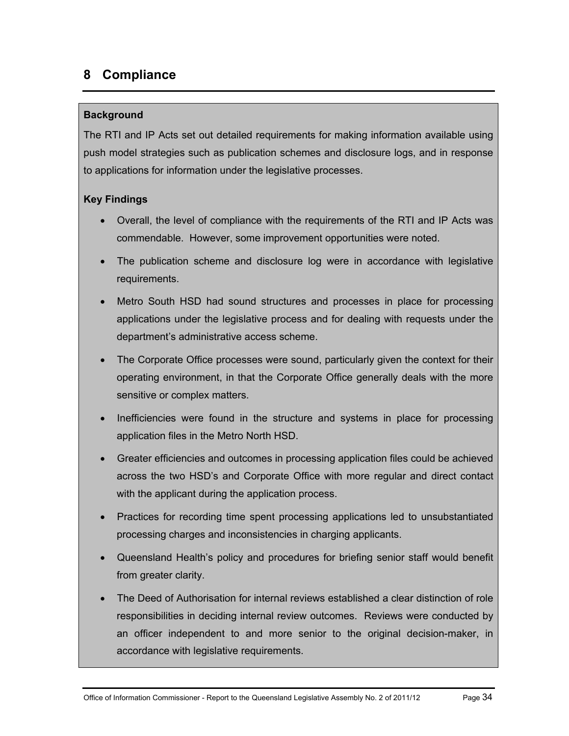# 8 Compliance

**Background**

The RTI and IP Acts set out detailed requirements for making information available using push model strategies such as publication schemes and disclosure logs, and in response to applications for information under the legislative processes.

**Key Findings**

- Overall, the level of compliance with the requirements of the RTI and IP Acts was commendable. However, some improvement opportunities were noted.
- The publication scheme and disclosure log were in accordance with legislative requirements.
- Metro South HSD had sound structures and processes in place for processing applications under the legislative process and for dealing with requests under the department's administrative access scheme.
- The Corporate Office processes were sound, particularly given the context for their operating environment, in that the Corporate Office generally deals with the more sensitive or complex matters.
- Inefficiencies were found in the structure and systems in place for processing application files in the Metro North HSD.
- Greater efficiencies and outcomes in processing application files could be achieved across the two HSD's and Corporate Office with more regular and direct contact with the applicant during the application process.
- Practices for recording time spent processing applications led to unsubstantiated processing charges and inconsistencies in charging applicants.
- Queensland Health's policy and procedures for briefing senior staff would benefit from greater clarity.
- The Deed of Authorisation for internal reviews established a clear distinction of role responsibilities in deciding internal review outcomes. Reviews were conducted by an officer independent to and more senior to the original decision-maker, in accordance with legislative requirements.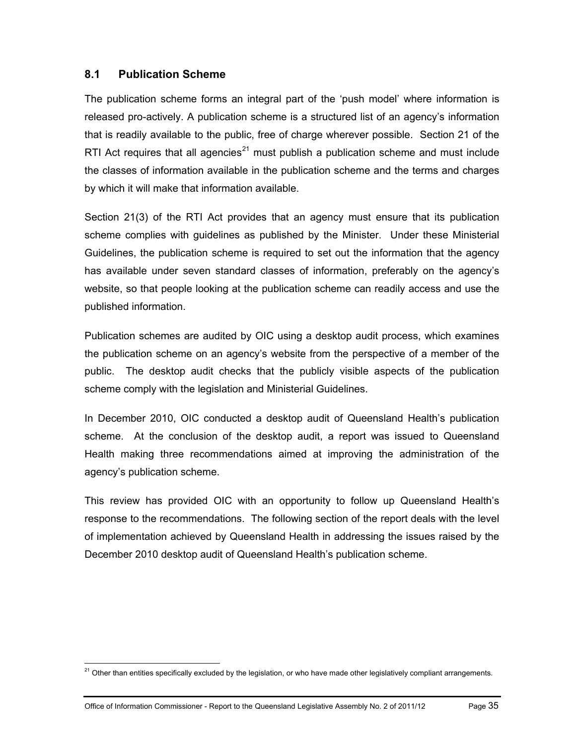## 8.1 Publication Scheme

The publication scheme forms an integral part of the 'push model' where information is released pro-actively. A publication scheme is a structured list of an agency's information that is readily available to the public, free of charge wherever possible. Section 21 of the RTI Act requires that all agencies[21] must publish a publication scheme and must include the classes of information available in the publication scheme and the terms and charges by which it will make that information available.

Section 21(3) of the RTI Act provides that an agency must ensure that its publication scheme complies with guidelines as published by the Minister. Under these Ministerial Guidelines, the publication scheme is required to set out the information that the agency has available under seven standard classes of information, preferably on the agency's website, so that people looking at the publication scheme can readily access and use the published information.

Publication schemes are audited by OIC using a desktop audit process, which examines the publication scheme on an agency's website from the perspective of a member of the public. The desktop audit checks that the publicly visible aspects of the publication scheme comply with the legislation and Ministerial Guidelines.

In December 2010, OIC conducted a desktop audit of Queensland Health's publication scheme. At the conclusion of the desktop audit, a report was issued to Queensland Health making three recommendations aimed at improving the administration of the agency's publication scheme.

This review has provided OIC with an opportunity to follow up Queensland Health's response to the recommendations. The following section of the report deals with the level of implementation achieved by Queensland Health in addressing the issues raised by the December 2010 desktop audit of Queensland Health's publication scheme.

[21] Other than entities specifically excluded by the legislation, or who have made other legislatively compliant arrangements.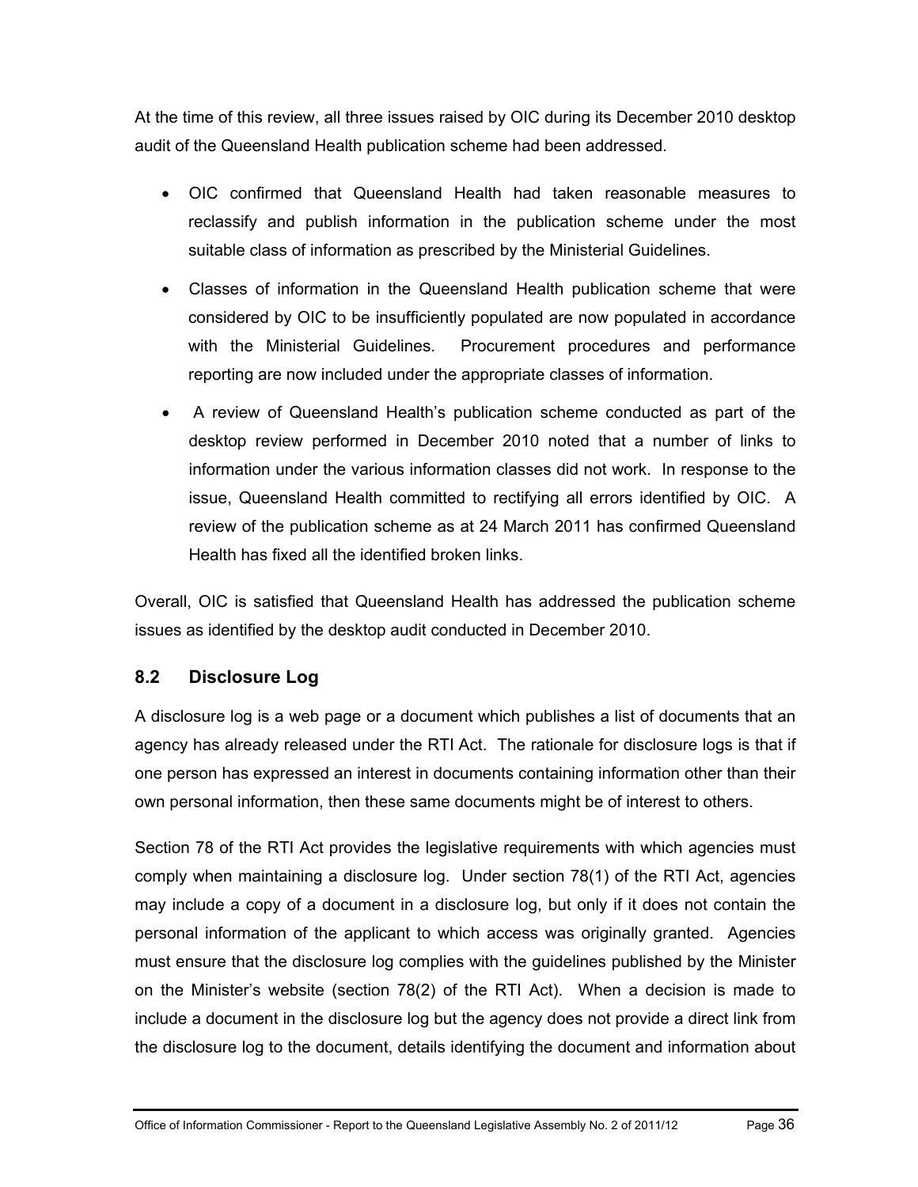At the time of this review, all three issues raised by OIC during its December 2010 desktop audit of the Queensland Health publication scheme had been addressed.

- OIC confirmed that Queensland Health had taken reasonable measures to reclassify and publish information in the publication scheme under the most suitable class of information as prescribed by the Ministerial Guidelines.
- Classes of information in the Queensland Health publication scheme that were considered by OIC to be insufficiently populated are now populated in accordance with the Ministerial Guidelines. Procurement procedures and performance reporting are now included under the appropriate classes of information.
- A review of Queensland Health's publication scheme conducted as part of the desktop review performed in December 2010 noted that a number of links to information under the various information classes did not work. In response to the issue, Queensland Health committed to rectifying all errors identified by OIC. A review of the publication scheme as at 24 March 2011 has confirmed Queensland Health has fixed all the identified broken links.

Overall, OIC is satisfied that Queensland Health has addressed the publication scheme issues as identified by the desktop audit conducted in December 2010.

### 8.2 Disclosure Log

A disclosure log is a web page or a document which publishes a list of documents that an agency has already released under the RTI Act. The rationale for disclosure logs is that if one person has expressed an interest in documents containing information other than their own personal information, then these same documents might be of interest to others.

Section 78 of the RTI Act provides the legislative requirements with which agencies must comply when maintaining a disclosure log. Under section 78(1) of the RTI Act, agencies may include a copy of a document in a disclosure log, but only if it does not contain the personal information of the applicant to which access was originally granted. Agencies must ensure that the disclosure log complies with the guidelines published by the Minister on the Minister's website (section 78(2) of the RTI Act). When a decision is made to include a document in the disclosure log but the agency does not provide a direct link from the disclosure log to the document, details identifying the document and information about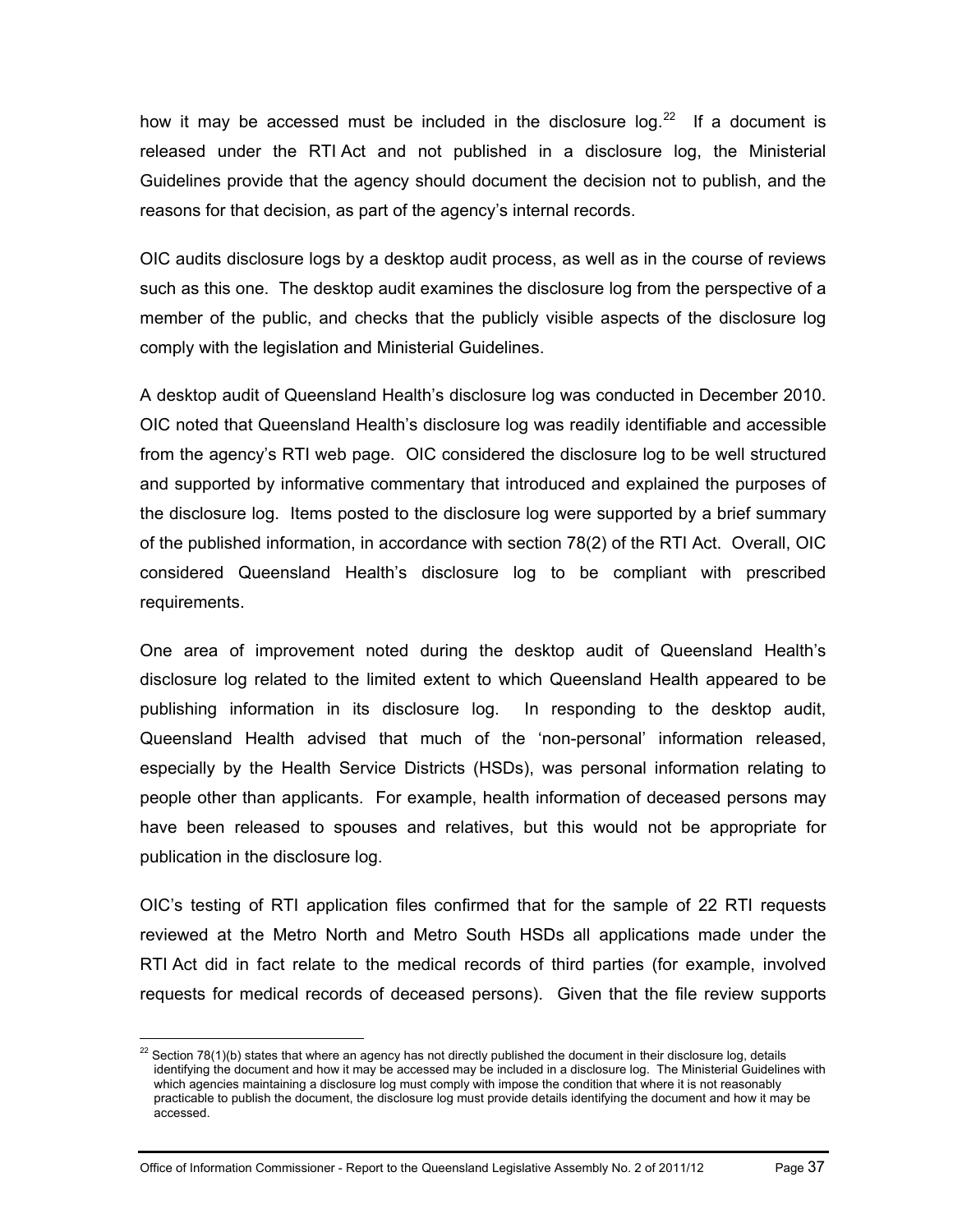how it may be accessed must be included in the disclosure log.[22] If a document is released under the RTI Act and not published in a disclosure log, the Ministerial Guidelines provide that the agency should document the decision not to publish, and the reasons for that decision, as part of the agency's internal records.

OIC audits disclosure logs by a desktop audit process, as well as in the course of reviews such as this one. The desktop audit examines the disclosure log from the perspective of a member of the public, and checks that the publicly visible aspects of the disclosure log comply with the legislation and Ministerial Guidelines.

A desktop audit of Queensland Health's disclosure log was conducted in December 2010. OIC noted that Queensland Health's disclosure log was readily identifiable and accessible from the agency's RTI web page. OIC considered the disclosure log to be well structured and supported by informative commentary that introduced and explained the purposes of the disclosure log. Items posted to the disclosure log were supported by a brief summary of the published information, in accordance with section 78(2) of the RTI Act. Overall, OIC considered Queensland Health's disclosure log to be compliant with prescribed requirements.

One area of improvement noted during the desktop audit of Queensland Health's disclosure log related to the limited extent to which Queensland Health appeared to be publishing information in its disclosure log. In responding to the desktop audit, Queensland Health advised that much of the 'non-personal' information released, especially by the Health Service Districts (HSDs), was personal information relating to people other than applicants. For example, health information of deceased persons may have been released to spouses and relatives, but this would not be appropriate for publication in the disclosure log.

OIC's testing of RTI application files confirmed that for the sample of 22 RTI requests reviewed at the Metro North and Metro South HSDs all applications made under the RTI Act did in fact relate to the medical records of third parties (for example, involved requests for medical records of deceased persons). Given that the file review supports

---

[22] Section 78(1)(b) states that where an agency has not directly published the document in their disclosure log, details identifying the document and how it may be accessed may be included in a disclosure log. The Ministerial Guidelines with which agencies maintaining a disclosure log must comply with impose the condition that where it is not reasonably practicable to publish the document, the disclosure log must provide details identifying the document and how it may be accessed.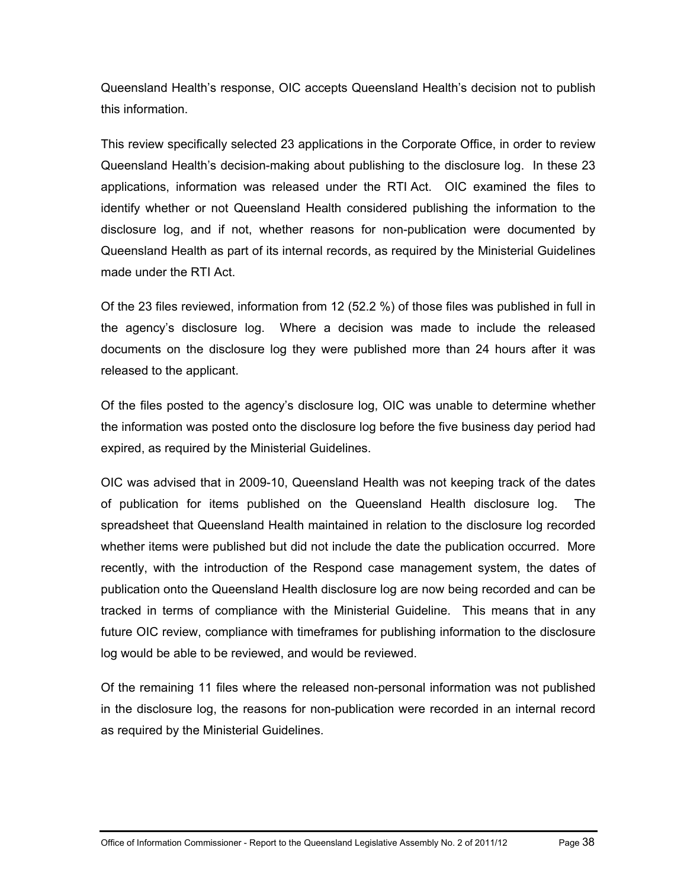Queensland Health's response, OIC accepts Queensland Health's decision not to publish this information.

This review specifically selected 23 applications in the Corporate Office, in order to review Queensland Health's decision-making about publishing to the disclosure log. In these 23 applications, information was released under the RTI Act. OIC examined the files to identify whether or not Queensland Health considered publishing the information to the disclosure log, and if not, whether reasons for non-publication were documented by Queensland Health as part of its internal records, as required by the Ministerial Guidelines made under the RTI Act.

Of the 23 files reviewed, information from 12 (52.2 %) of those files was published in full in the agency's disclosure log. Where a decision was made to include the released documents on the disclosure log they were published more than 24 hours after it was released to the applicant.

Of the files posted to the agency's disclosure log, OIC was unable to determine whether the information was posted onto the disclosure log before the five business day period had expired, as required by the Ministerial Guidelines.

OIC was advised that in 2009-10, Queensland Health was not keeping track of the dates of publication for items published on the Queensland Health disclosure log. The spreadsheet that Queensland Health maintained in relation to the disclosure log recorded whether items were published but did not include the date the publication occurred. More recently, with the introduction of the Respond case management system, the dates of publication onto the Queensland Health disclosure log are now being recorded and can be tracked in terms of compliance with the Ministerial Guideline. This means that in any future OIC review, compliance with timeframes for publishing information to the disclosure log would be able to be reviewed, and would be reviewed.

Of the remaining 11 files where the released non-personal information was not published in the disclosure log, the reasons for non-publication were recorded in an internal record as required by the Ministerial Guidelines.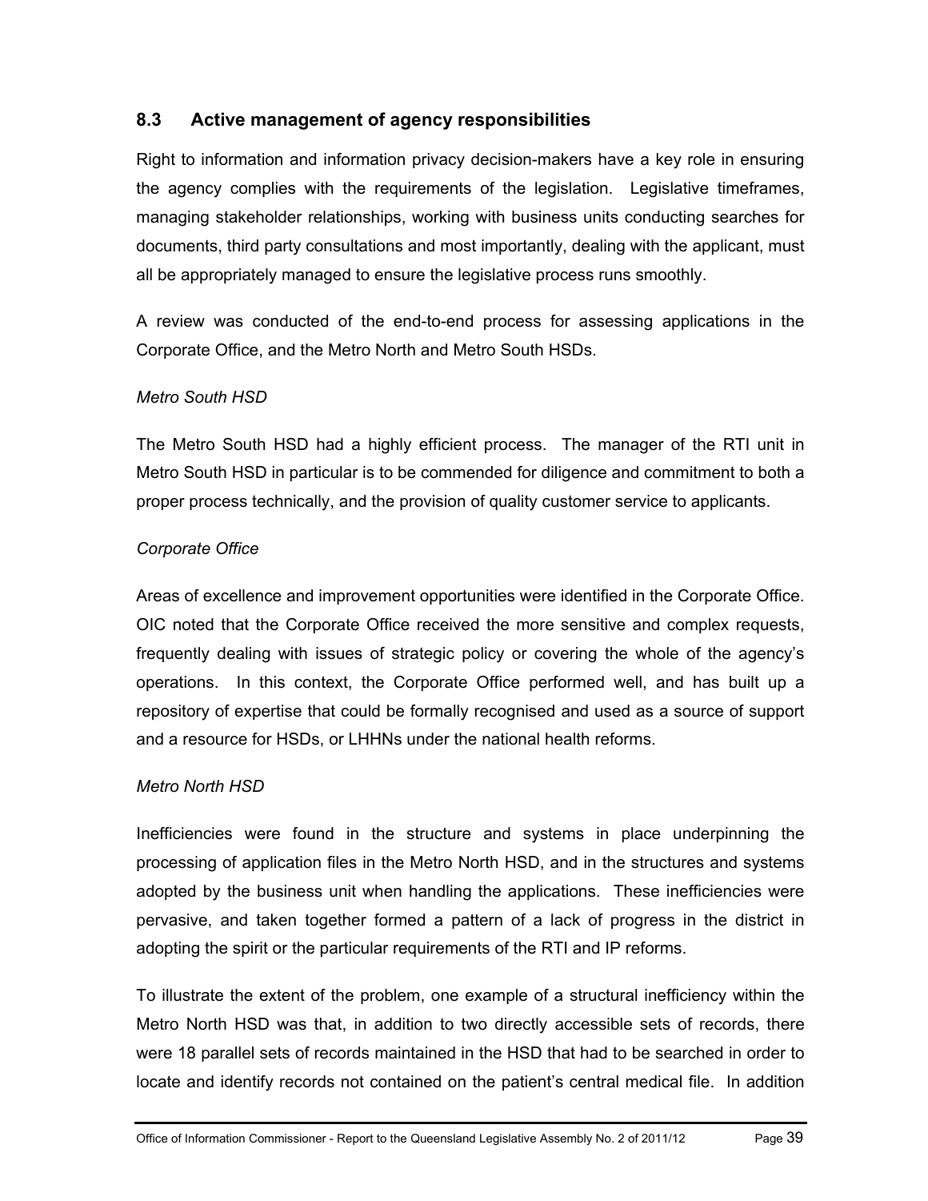## 8.3 Active management of agency responsibilities

Right to information and information privacy decision-makers have a key role in ensuring the agency complies with the requirements of the legislation. Legislative timeframes, managing stakeholder relationships, working with business units conducting searches for documents, third party consultations and most importantly, dealing with the applicant, must all be appropriately managed to ensure the legislative process runs smoothly.

A review was conducted of the end-to-end process for assessing applications in the Corporate Office, and the Metro North and Metro South HSDs.

*Metro South HSD*

The Metro South HSD had a highly efficient process. The manager of the RTI unit in Metro South HSD in particular is to be commended for diligence and commitment to both a proper process technically, and the provision of quality customer service to applicants.

*Corporate Office*

Areas of excellence and improvement opportunities were identified in the Corporate Office. OIC noted that the Corporate Office received the more sensitive and complex requests, frequently dealing with issues of strategic policy or covering the whole of the agency's operations. In this context, the Corporate Office performed well, and has built up a repository of expertise that could be formally recognised and used as a source of support and a resource for HSDs, or LHHNs under the national health reforms.

*Metro North HSD*

Inefficiencies were found in the structure and systems in place underpinning the processing of application files in the Metro North HSD, and in the structures and systems adopted by the business unit when handling the applications. These inefficiencies were pervasive, and taken together formed a pattern of a lack of progress in the district in adopting the spirit or the particular requirements of the RTI and IP reforms.

To illustrate the extent of the problem, one example of a structural inefficiency within the Metro North HSD was that, in addition to two directly accessible sets of records, there were 18 parallel sets of records maintained in the HSD that had to be searched in order to locate and identify records not contained on the patient's central medical file. In addition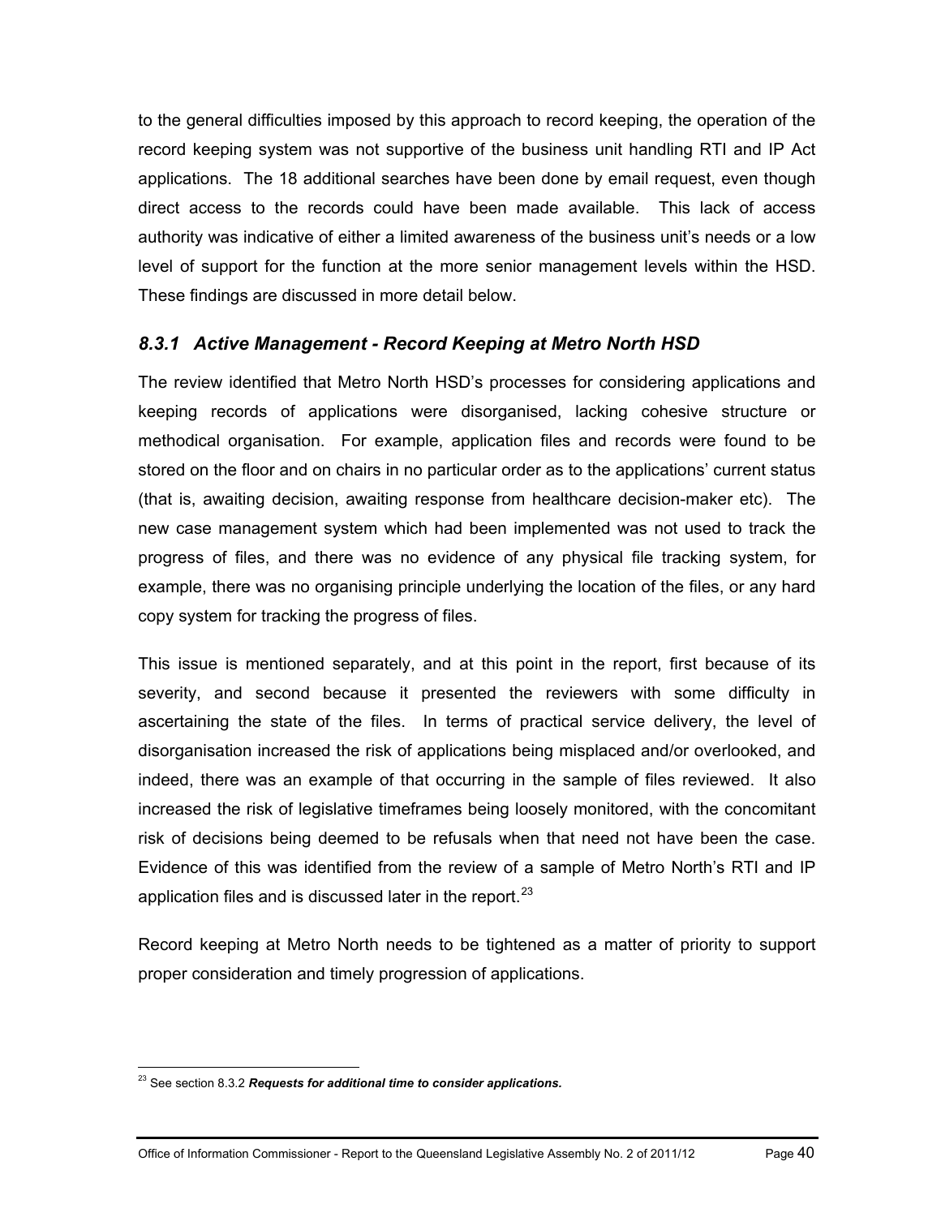to the general difficulties imposed by this approach to record keeping, the operation of the record keeping system was not supportive of the business unit handling RTI and IP Act applications. The 18 additional searches have been done by email request, even though direct access to the records could have been made available. This lack of access authority was indicative of either a limited awareness of the business unit's needs or a low level of support for the function at the more senior management levels within the HSD. These findings are discussed in more detail below.

### *8.3.1 Active Management - Record Keeping at Metro North HSD*

The review identified that Metro North HSD's processes for considering applications and keeping records of applications were disorganised, lacking cohesive structure or methodical organisation. For example, application files and records were found to be stored on the floor and on chairs in no particular order as to the applications' current status (that is, awaiting decision, awaiting response from healthcare decision-maker etc). The new case management system which had been implemented was not used to track the progress of files, and there was no evidence of any physical file tracking system, for example, there was no organising principle underlying the location of the files, or any hard copy system for tracking the progress of files.

This issue is mentioned separately, and at this point in the report, first because of its severity, and second because it presented the reviewers with some difficulty in ascertaining the state of the files. In terms of practical service delivery, the level of disorganisation increased the risk of applications being misplaced and/or overlooked, and indeed, there was an example of that occurring in the sample of files reviewed. It also increased the risk of legislative timeframes being loosely monitored, with the concomitant risk of decisions being deemed to be refusals when that need not have been the case. Evidence of this was identified from the review of a sample of Metro North's RTI and IP application files and is discussed later in the report.[23]

Record keeping at Metro North needs to be tightened as a matter of priority to support proper consideration and timely progression of applications.

[23] See section 8.3.2 ***Requests for additional time to consider applications.***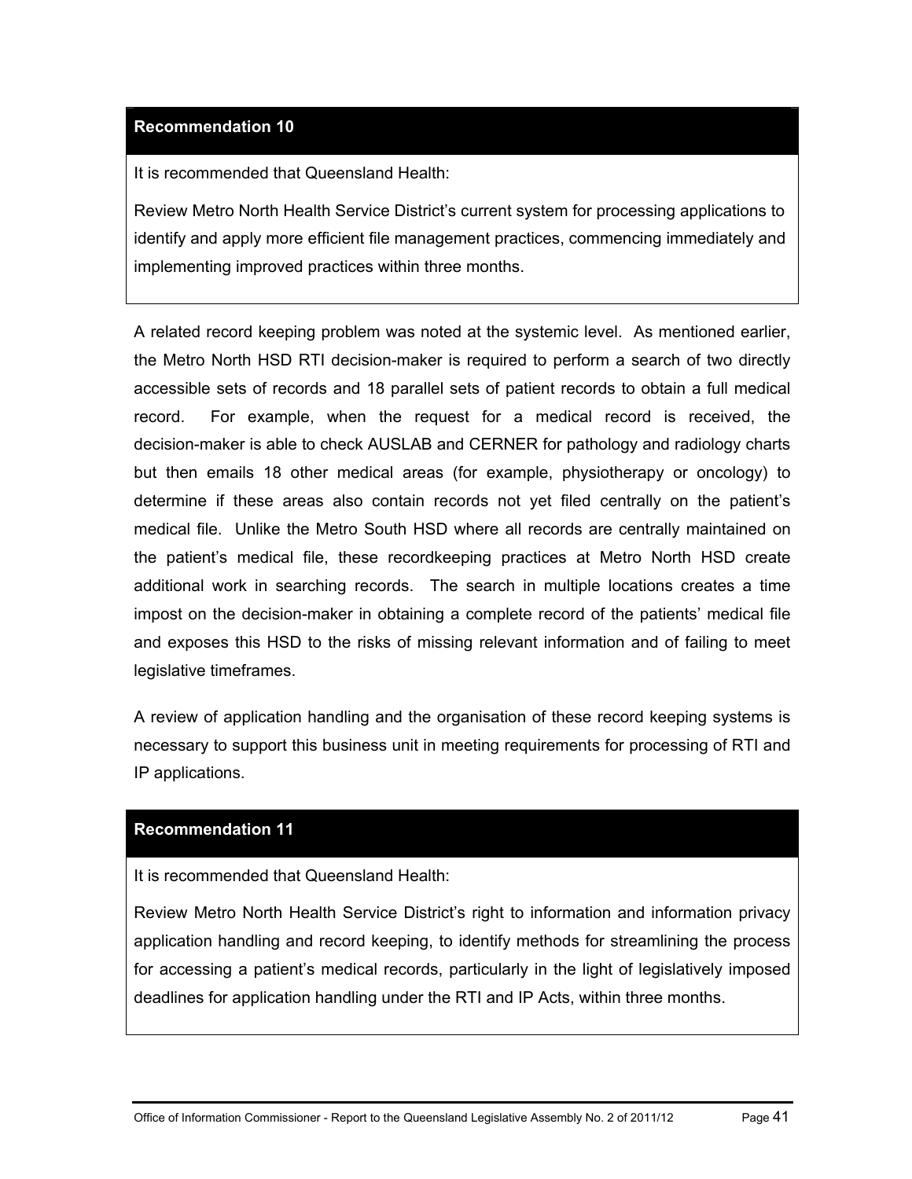**Recommendation 10**

It is recommended that Queensland Health:

Review Metro North Health Service District's current system for processing applications to identify and apply more efficient file management practices, commencing immediately and implementing improved practices within three months.

A related record keeping problem was noted at the systemic level. As mentioned earlier, the Metro North HSD RTI decision-maker is required to perform a search of two directly accessible sets of records and 18 parallel sets of patient records to obtain a full medical record. For example, when the request for a medical record is received, the decision-maker is able to check AUSLAB and CERNER for pathology and radiology charts but then emails 18 other medical areas (for example, physiotherapy or oncology) to determine if these areas also contain records not yet filed centrally on the patient's medical file. Unlike the Metro South HSD where all records are centrally maintained on the patient's medical file, these recordkeeping practices at Metro North HSD create additional work in searching records. The search in multiple locations creates a time impost on the decision-maker in obtaining a complete record of the patients' medical file and exposes this HSD to the risks of missing relevant information and of failing to meet legislative timeframes.

A review of application handling and the organisation of these record keeping systems is necessary to support this business unit in meeting requirements for processing of RTI and IP applications.

**Recommendation 11**

It is recommended that Queensland Health:

Review Metro North Health Service District's right to information and information privacy application handling and record keeping, to identify methods for streamlining the process for accessing a patient's medical records, particularly in the light of legislatively imposed deadlines for application handling under the RTI and IP Acts, within three months.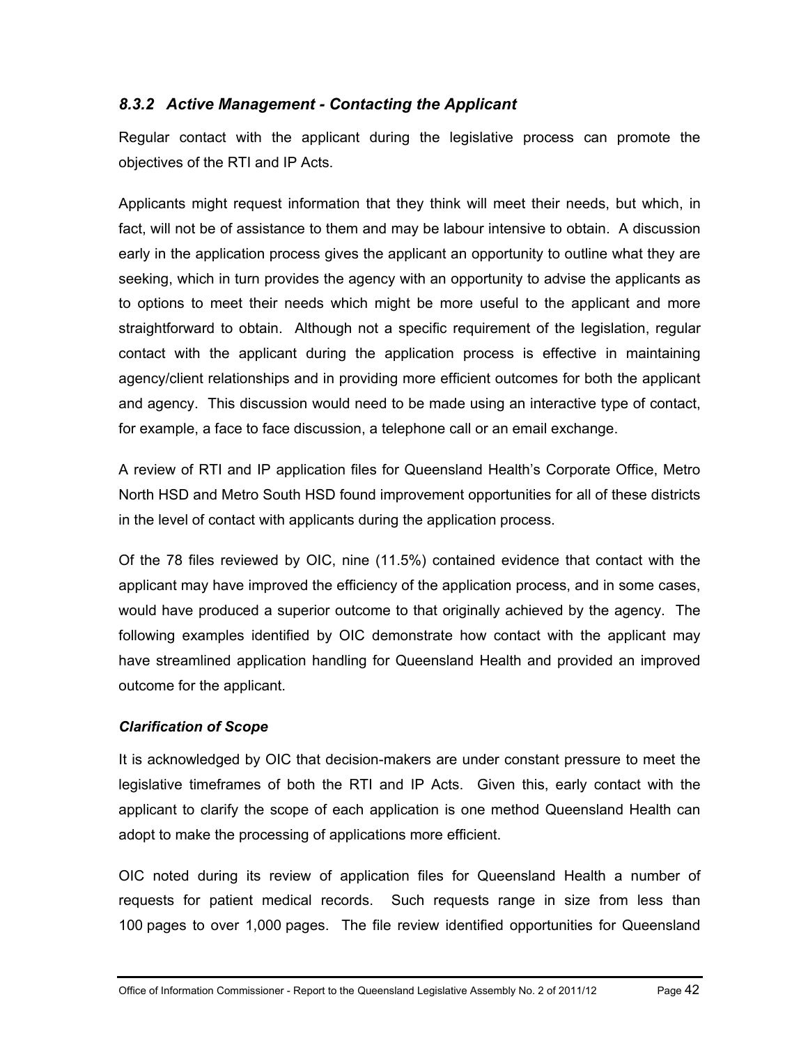### *8.3.2 Active Management - Contacting the Applicant*

Regular contact with the applicant during the legislative process can promote the objectives of the RTI and IP Acts.

Applicants might request information that they think will meet their needs, but which, in fact, will not be of assistance to them and may be labour intensive to obtain. A discussion early in the application process gives the applicant an opportunity to outline what they are seeking, which in turn provides the agency with an opportunity to advise the applicants as to options to meet their needs which might be more useful to the applicant and more straightforward to obtain. Although not a specific requirement of the legislation, regular contact with the applicant during the application process is effective in maintaining agency/client relationships and in providing more efficient outcomes for both the applicant and agency. This discussion would need to be made using an interactive type of contact, for example, a face to face discussion, a telephone call or an email exchange.

A review of RTI and IP application files for Queensland Health's Corporate Office, Metro North HSD and Metro South HSD found improvement opportunities for all of these districts in the level of contact with applicants during the application process.

Of the 78 files reviewed by OIC, nine (11.5%) contained evidence that contact with the applicant may have improved the efficiency of the application process, and in some cases, would have produced a superior outcome to that originally achieved by the agency. The following examples identified by OIC demonstrate how contact with the applicant may have streamlined application handling for Queensland Health and provided an improved outcome for the applicant.

***Clarification of Scope***

It is acknowledged by OIC that decision-makers are under constant pressure to meet the legislative timeframes of both the RTI and IP Acts. Given this, early contact with the applicant to clarify the scope of each application is one method Queensland Health can adopt to make the processing of applications more efficient.

OIC noted during its review of application files for Queensland Health a number of requests for patient medical records. Such requests range in size from less than 100 pages to over 1,000 pages. The file review identified opportunities for Queensland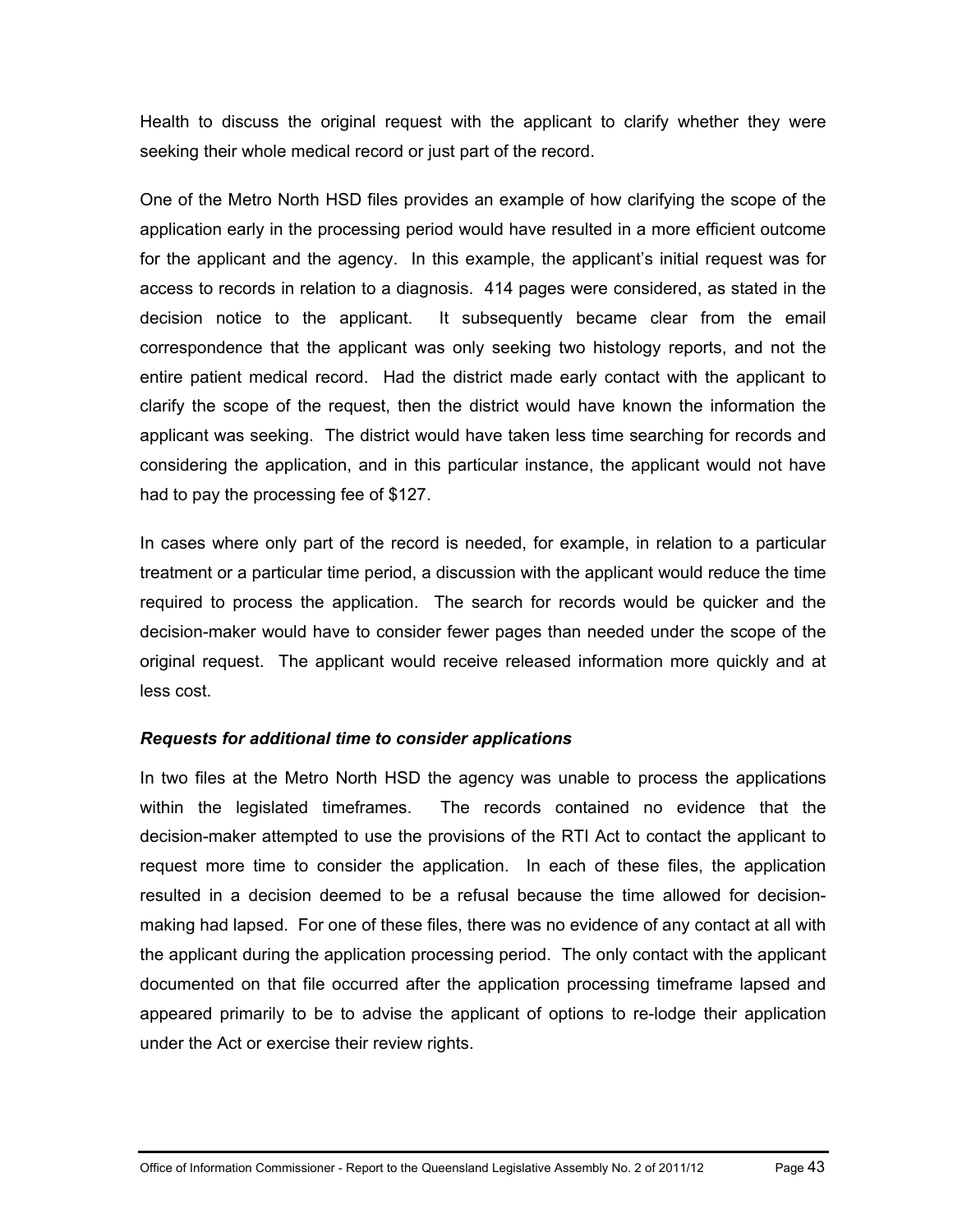Health to discuss the original request with the applicant to clarify whether they were seeking their whole medical record or just part of the record.

One of the Metro North HSD files provides an example of how clarifying the scope of the application early in the processing period would have resulted in a more efficient outcome for the applicant and the agency. In this example, the applicant's initial request was for access to records in relation to a diagnosis. 414 pages were considered, as stated in the decision notice to the applicant. It subsequently became clear from the email correspondence that the applicant was only seeking two histology reports, and not the entire patient medical record. Had the district made early contact with the applicant to clarify the scope of the request, then the district would have known the information the applicant was seeking. The district would have taken less time searching for records and considering the application, and in this particular instance, the applicant would not have had to pay the processing fee of $127.

In cases where only part of the record is needed, for example, in relation to a particular treatment or a particular time period, a discussion with the applicant would reduce the time required to process the application. The search for records would be quicker and the decision-maker would have to consider fewer pages than needed under the scope of the original request. The applicant would receive released information more quickly and at less cost.

***Requests for additional time to consider applications***

In two files at the Metro North HSD the agency was unable to process the applications within the legislated timeframes. The records contained no evidence that the decision-maker attempted to use the provisions of the RTI Act to contact the applicant to request more time to consider the application. In each of these files, the application resulted in a decision deemed to be a refusal because the time allowed for decision-making had lapsed. For one of these files, there was no evidence of any contact at all with the applicant during the application processing period. The only contact with the applicant documented on that file occurred after the application processing timeframe lapsed and appeared primarily to be to advise the applicant of options to re-lodge their application under the Act or exercise their review rights.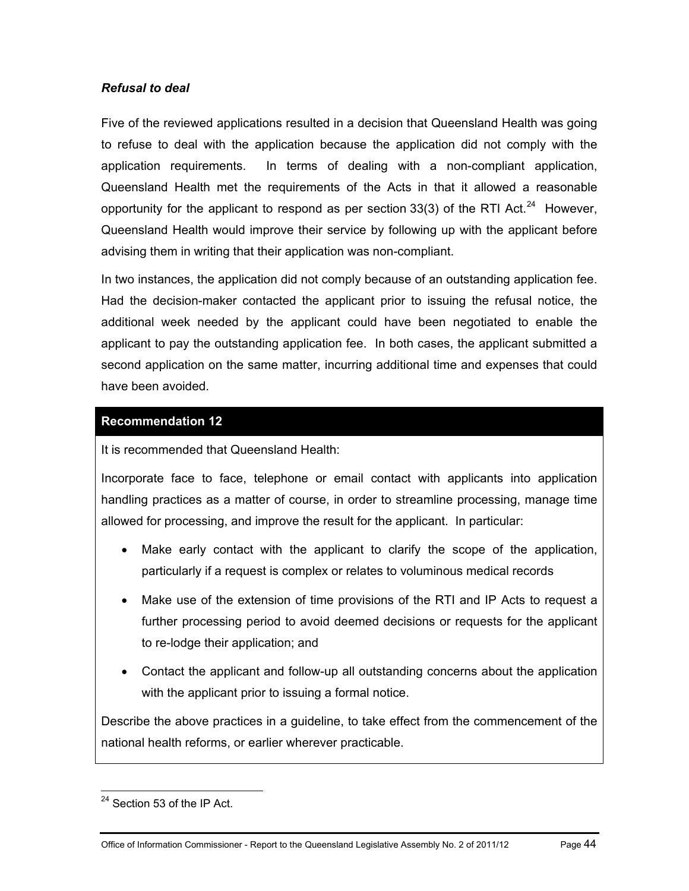***Refusal to deal***

Five of the reviewed applications resulted in a decision that Queensland Health was going to refuse to deal with the application because the application did not comply with the application requirements. In terms of dealing with a non-compliant application, Queensland Health met the requirements of the Acts in that it allowed a reasonable opportunity for the applicant to respond as per section 33(3) of the RTI Act.[24] However, Queensland Health would improve their service by following up with the applicant before advising them in writing that their application was non-compliant.

In two instances, the application did not comply because of an outstanding application fee. Had the decision-maker contacted the applicant prior to issuing the refusal notice, the additional week needed by the applicant could have been negotiated to enable the applicant to pay the outstanding application fee. In both cases, the applicant submitted a second application on the same matter, incurring additional time and expenses that could have been avoided.

**Recommendation 12**

It is recommended that Queensland Health:

Incorporate face to face, telephone or email contact with applicants into application handling practices as a matter of course, in order to streamline processing, manage time allowed for processing, and improve the result for the applicant. In particular:

- Make early contact with the applicant to clarify the scope of the application, particularly if a request is complex or relates to voluminous medical records
- Make use of the extension of time provisions of the RTI and IP Acts to request a further processing period to avoid deemed decisions or requests for the applicant to re-lodge their application; and
- Contact the applicant and follow-up all outstanding concerns about the application with the applicant prior to issuing a formal notice.

Describe the above practices in a guideline, to take effect from the commencement of the national health reforms, or earlier wherever practicable.

---

[24] Section 53 of the IP Act.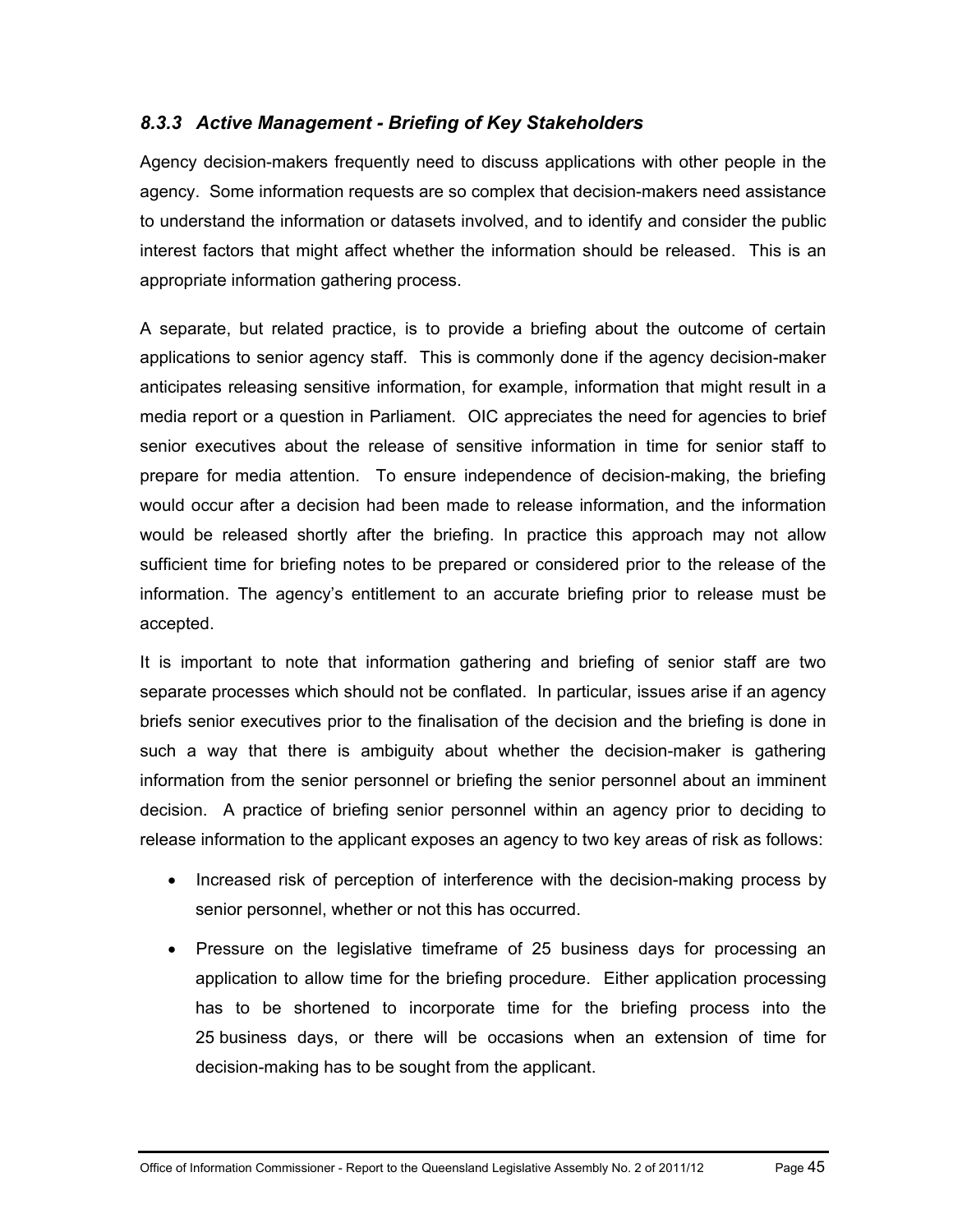### *8.3.3 Active Management - Briefing of Key Stakeholders*

Agency decision-makers frequently need to discuss applications with other people in the agency. Some information requests are so complex that decision-makers need assistance to understand the information or datasets involved, and to identify and consider the public interest factors that might affect whether the information should be released. This is an appropriate information gathering process.

A separate, but related practice, is to provide a briefing about the outcome of certain applications to senior agency staff. This is commonly done if the agency decision-maker anticipates releasing sensitive information, for example, information that might result in a media report or a question in Parliament. OIC appreciates the need for agencies to brief senior executives about the release of sensitive information in time for senior staff to prepare for media attention. To ensure independence of decision-making, the briefing would occur after a decision had been made to release information, and the information would be released shortly after the briefing. In practice this approach may not allow sufficient time for briefing notes to be prepared or considered prior to the release of the information. The agency's entitlement to an accurate briefing prior to release must be accepted.

It is important to note that information gathering and briefing of senior staff are two separate processes which should not be conflated. In particular, issues arise if an agency briefs senior executives prior to the finalisation of the decision and the briefing is done in such a way that there is ambiguity about whether the decision-maker is gathering information from the senior personnel or briefing the senior personnel about an imminent decision. A practice of briefing senior personnel within an agency prior to deciding to release information to the applicant exposes an agency to two key areas of risk as follows:

- Increased risk of perception of interference with the decision-making process by senior personnel, whether or not this has occurred.
- Pressure on the legislative timeframe of 25 business days for processing an application to allow time for the briefing procedure. Either application processing has to be shortened to incorporate time for the briefing process into the 25 business days, or there will be occasions when an extension of time for decision-making has to be sought from the applicant.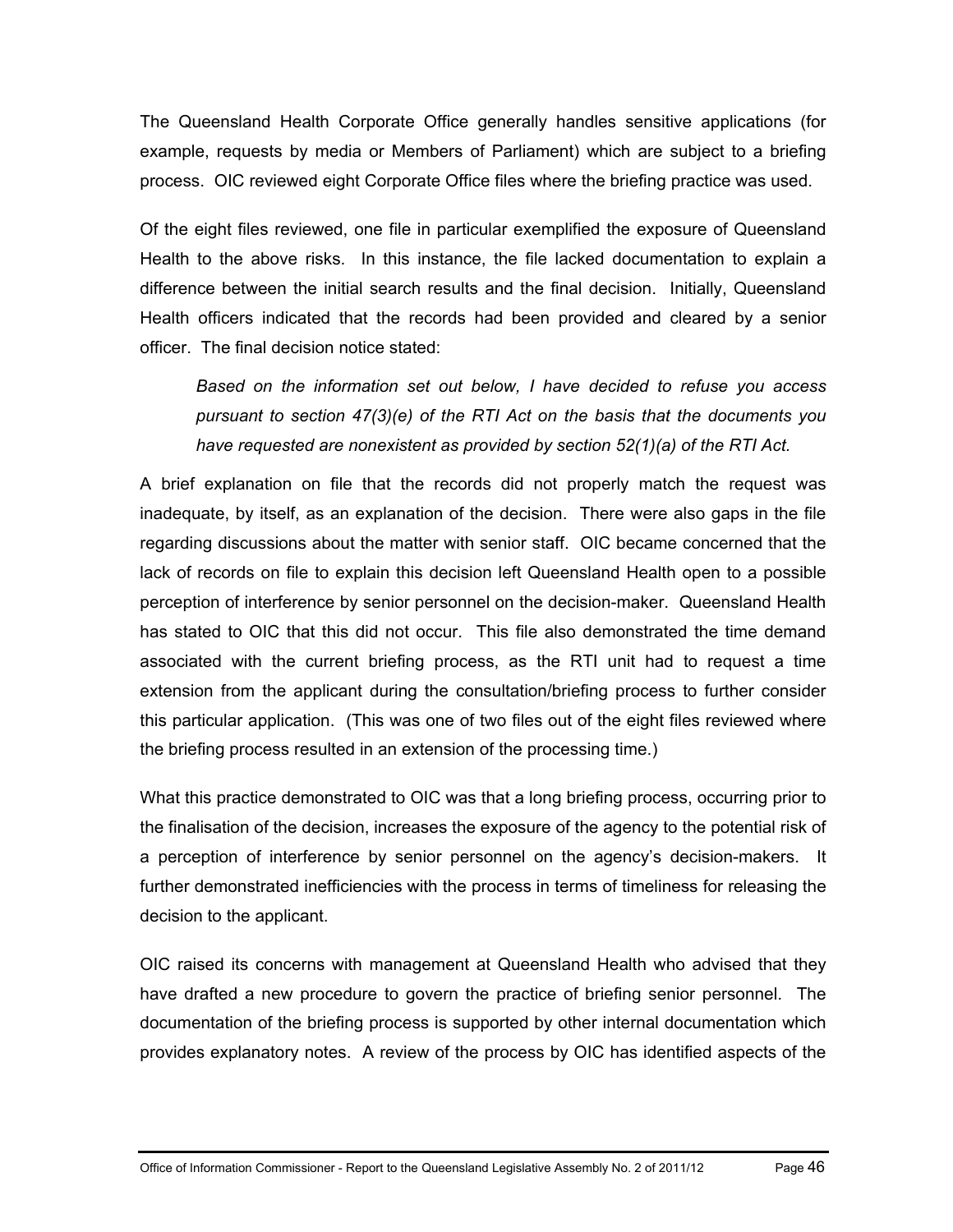The Queensland Health Corporate Office generally handles sensitive applications (for example, requests by media or Members of Parliament) which are subject to a briefing process. OIC reviewed eight Corporate Office files where the briefing practice was used.

Of the eight files reviewed, one file in particular exemplified the exposure of Queensland Health to the above risks. In this instance, the file lacked documentation to explain a difference between the initial search results and the final decision. Initially, Queensland Health officers indicated that the records had been provided and cleared by a senior officer. The final decision notice stated:

> *Based on the information set out below, I have decided to refuse you access pursuant to section 47(3)(e) of the RTI Act on the basis that the documents you have requested are nonexistent as provided by section 52(1)(a) of the RTI Act.*

A brief explanation on file that the records did not properly match the request was inadequate, by itself, as an explanation of the decision. There were also gaps in the file regarding discussions about the matter with senior staff. OIC became concerned that the lack of records on file to explain this decision left Queensland Health open to a possible perception of interference by senior personnel on the decision-maker. Queensland Health has stated to OIC that this did not occur. This file also demonstrated the time demand associated with the current briefing process, as the RTI unit had to request a time extension from the applicant during the consultation/briefing process to further consider this particular application. (This was one of two files out of the eight files reviewed where the briefing process resulted in an extension of the processing time.)

What this practice demonstrated to OIC was that a long briefing process, occurring prior to the finalisation of the decision, increases the exposure of the agency to the potential risk of a perception of interference by senior personnel on the agency's decision-makers. It further demonstrated inefficiencies with the process in terms of timeliness for releasing the decision to the applicant.

OIC raised its concerns with management at Queensland Health who advised that they have drafted a new procedure to govern the practice of briefing senior personnel. The documentation of the briefing process is supported by other internal documentation which provides explanatory notes. A review of the process by OIC has identified aspects of the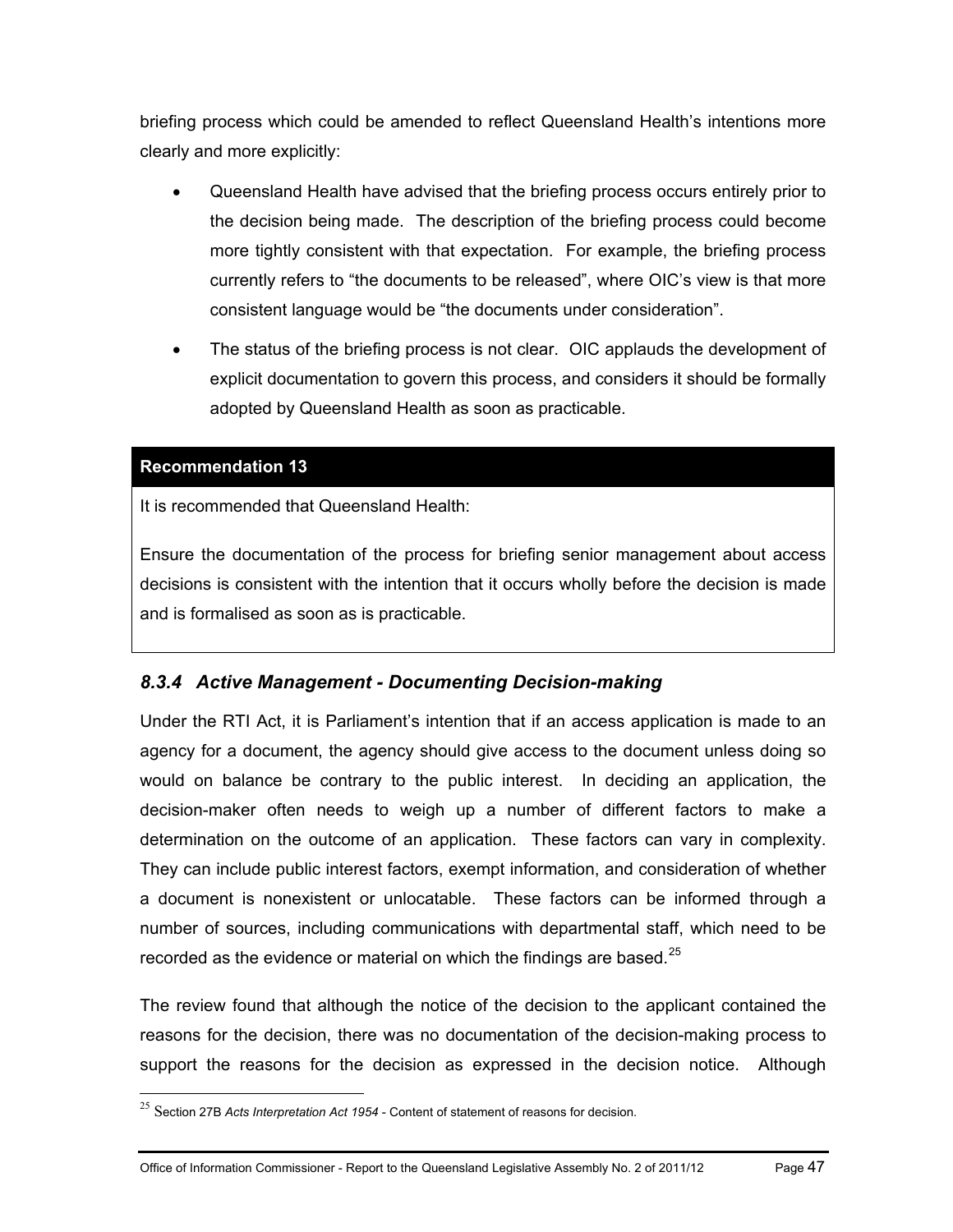briefing process which could be amended to reflect Queensland Health's intentions more clearly and more explicitly:

- Queensland Health have advised that the briefing process occurs entirely prior to the decision being made. The description of the briefing process could become more tightly consistent with that expectation. For example, the briefing process currently refers to "the documents to be released", where OIC's view is that more consistent language would be "the documents under consideration".
- The status of the briefing process is not clear. OIC applauds the development of explicit documentation to govern this process, and considers it should be formally adopted by Queensland Health as soon as practicable.

**Recommendation 13**

It is recommended that Queensland Health:

Ensure the documentation of the process for briefing senior management about access decisions is consistent with the intention that it occurs wholly before the decision is made and is formalised as soon as is practicable.

### *8.3.4 Active Management - Documenting Decision-making*

Under the RTI Act, it is Parliament's intention that if an access application is made to an agency for a document, the agency should give access to the document unless doing so would on balance be contrary to the public interest. In deciding an application, the decision-maker often needs to weigh up a number of different factors to make a determination on the outcome of an application. These factors can vary in complexity. They can include public interest factors, exempt information, and consideration of whether a document is nonexistent or unlocatable. These factors can be informed through a number of sources, including communications with departmental staff, which need to be recorded as the evidence or material on which the findings are based.[25]

The review found that although the notice of the decision to the applicant contained the reasons for the decision, there was no documentation of the decision-making process to support the reasons for the decision as expressed in the decision notice. Although

---

[25] Section 27B *Acts Interpretation Act 1954* - Content of statement of reasons for decision.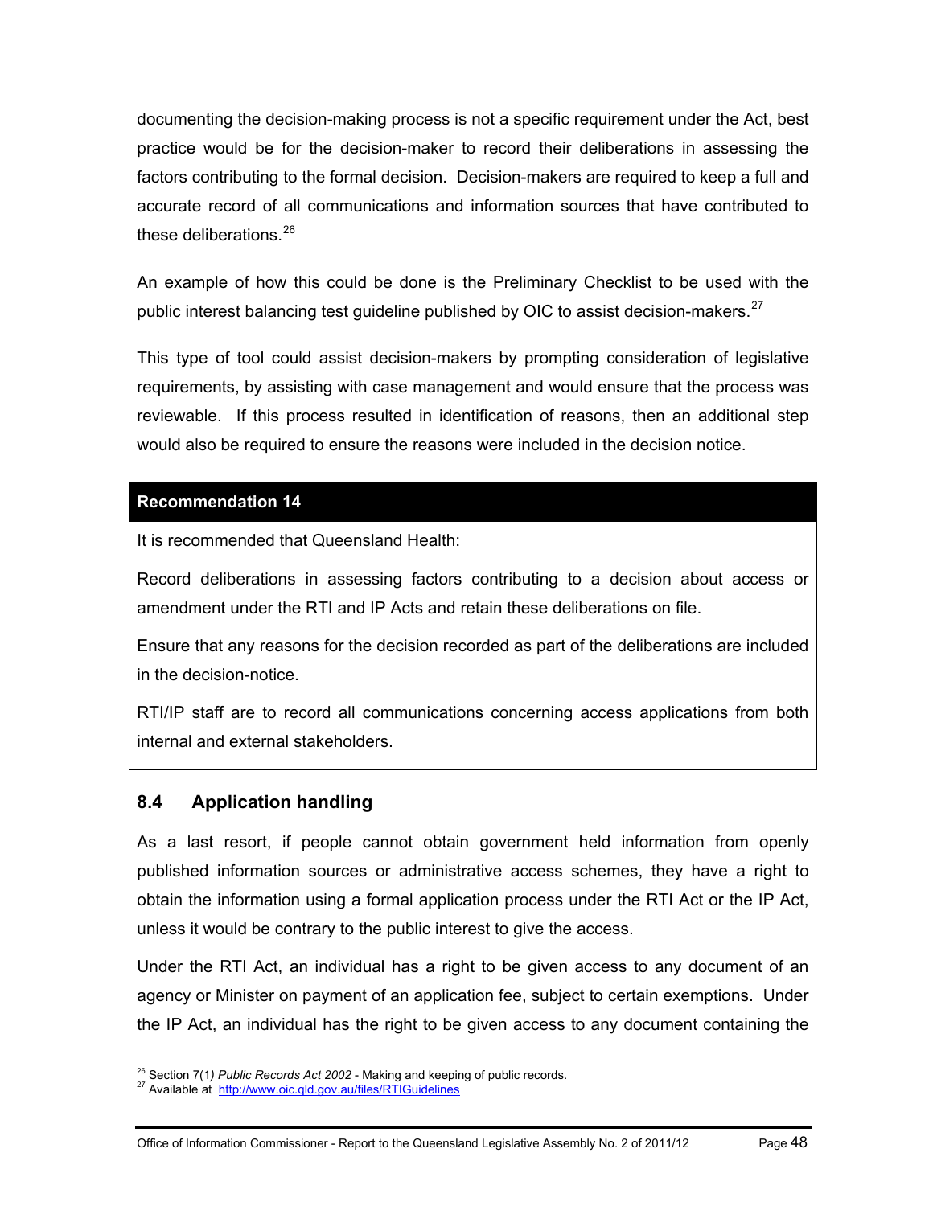documenting the decision-making process is not a specific requirement under the Act, best practice would be for the decision-maker to record their deliberations in assessing the factors contributing to the formal decision. Decision-makers are required to keep a full and accurate record of all communications and information sources that have contributed to these deliberations.[26]

An example of how this could be done is the Preliminary Checklist to be used with the public interest balancing test guideline published by OIC to assist decision-makers.[27]

This type of tool could assist decision-makers by prompting consideration of legislative requirements, by assisting with case management and would ensure that the process was reviewable. If this process resulted in identification of reasons, then an additional step would also be required to ensure the reasons were included in the decision notice.

**Recommendation 14**

It is recommended that Queensland Health:

Record deliberations in assessing factors contributing to a decision about access or amendment under the RTI and IP Acts and retain these deliberations on file.

Ensure that any reasons for the decision recorded as part of the deliberations are included in the decision-notice.

RTI/IP staff are to record all communications concerning access applications from both internal and external stakeholders.

## 8.4 Application handling

As a last resort, if people cannot obtain government held information from openly published information sources or administrative access schemes, they have a right to obtain the information using a formal application process under the RTI Act or the IP Act, unless it would be contrary to the public interest to give the access.

Under the RTI Act, an individual has a right to be given access to any document of an agency or Minister on payment of an application fee, subject to certain exemptions. Under the IP Act, an individual has the right to be given access to any document containing the

---

[26] Section 7(1*) Public Records Act 2002* - Making and keeping of public records.

[27] Available at http://www.oic.qld.gov.au/files/RTIGuidelines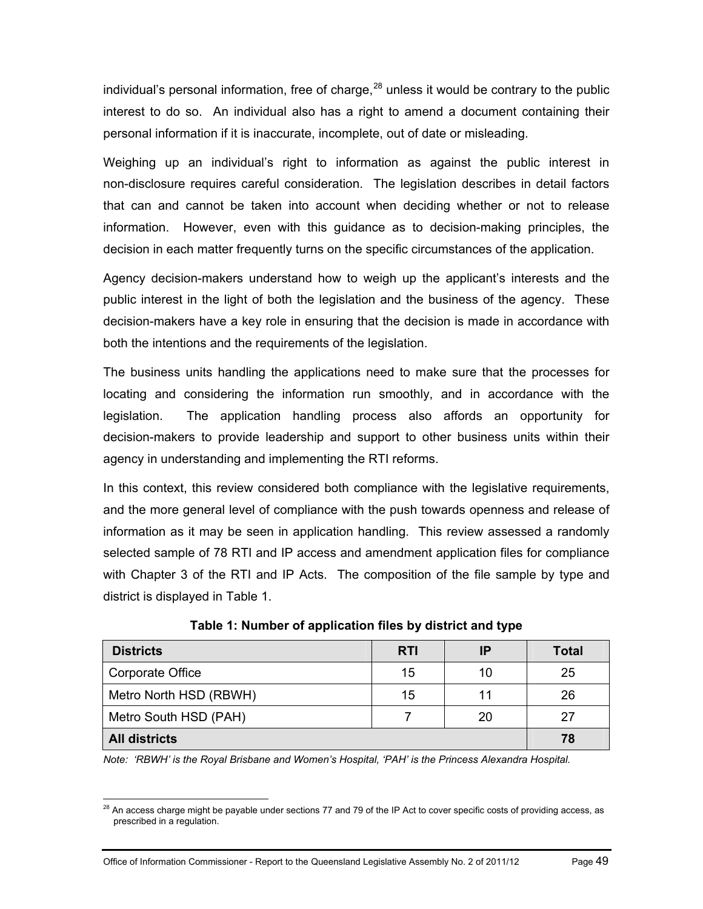individual's personal information, free of charge,[28] unless it would be contrary to the public interest to do so. An individual also has a right to amend a document containing their personal information if it is inaccurate, incomplete, out of date or misleading.

Weighing up an individual's right to information as against the public interest in non-disclosure requires careful consideration. The legislation describes in detail factors that can and cannot be taken into account when deciding whether or not to release information. However, even with this guidance as to decision-making principles, the decision in each matter frequently turns on the specific circumstances of the application.

Agency decision-makers understand how to weigh up the applicant's interests and the public interest in the light of both the legislation and the business of the agency. These decision-makers have a key role in ensuring that the decision is made in accordance with both the intentions and the requirements of the legislation.

The business units handling the applications need to make sure that the processes for locating and considering the information run smoothly, and in accordance with the legislation. The application handling process also affords an opportunity for decision-makers to provide leadership and support to other business units within their agency in understanding and implementing the RTI reforms.

In this context, this review considered both compliance with the legislative requirements, and the more general level of compliance with the push towards openness and release of information as it may be seen in application handling. This review assessed a randomly selected sample of 78 RTI and IP access and amendment application files for compliance with Chapter 3 of the RTI and IP Acts. The composition of the file sample by type and district is displayed in Table 1.

**Table 1: Number of application files by district and type**

| Districts | RTI | IP | Total |
|---|---|---|---|
| Corporate Office | 15 | 10 | 25 |
| Metro North HSD (RBWH) | 15 | 11 | 26 |
| Metro South HSD (PAH) | 7 | 20 | 27 |
| **All districts** | | | **78** |

*Note: 'RBWH' is the Royal Brisbane and Women's Hospital, 'PAH' is the Princess Alexandra Hospital.*

[28] An access charge might be payable under sections 77 and 79 of the IP Act to cover specific costs of providing access, as prescribed in a regulation.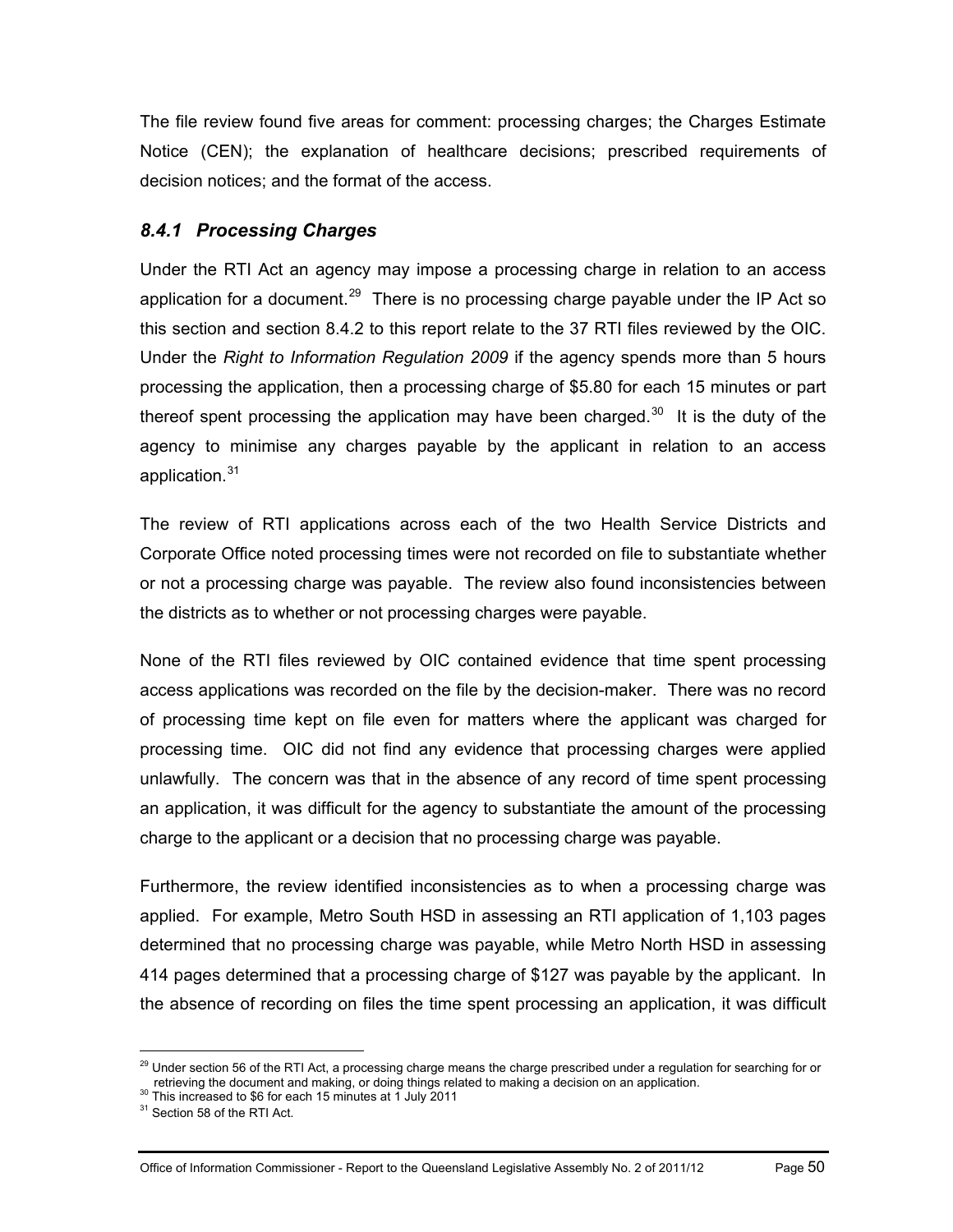The file review found five areas for comment: processing charges; the Charges Estimate Notice (CEN); the explanation of healthcare decisions; prescribed requirements of decision notices; and the format of the access.

### *8.4.1 Processing Charges*

Under the RTI Act an agency may impose a processing charge in relation to an access application for a document.[29] There is no processing charge payable under the IP Act so this section and section 8.4.2 to this report relate to the 37 RTI files reviewed by the OIC. Under the *Right to Information Regulation 2009* if the agency spends more than 5 hours processing the application, then a processing charge of $5.80 for each 15 minutes or part thereof spent processing the application may have been charged.[30] It is the duty of the agency to minimise any charges payable by the applicant in relation to an access application.[31]

The review of RTI applications across each of the two Health Service Districts and Corporate Office noted processing times were not recorded on file to substantiate whether or not a processing charge was payable. The review also found inconsistencies between the districts as to whether or not processing charges were payable.

None of the RTI files reviewed by OIC contained evidence that time spent processing access applications was recorded on the file by the decision-maker. There was no record of processing time kept on file even for matters where the applicant was charged for processing time. OIC did not find any evidence that processing charges were applied unlawfully. The concern was that in the absence of any record of time spent processing an application, it was difficult for the agency to substantiate the amount of the processing charge to the applicant or a decision that no processing charge was payable.

Furthermore, the review identified inconsistencies as to when a processing charge was applied. For example, Metro South HSD in assessing an RTI application of 1,103 pages determined that no processing charge was payable, while Metro North HSD in assessing 414 pages determined that a processing charge of $127 was payable by the applicant. In the absence of recording on files the time spent processing an application, it was difficult

---

[29] Under section 56 of the RTI Act, a processing charge means the charge prescribed under a regulation for searching for or retrieving the document and making, or doing things related to making a decision on an application.

[30] This increased to $6 for each 15 minutes at 1 July 2011

[31] Section 58 of the RTI Act.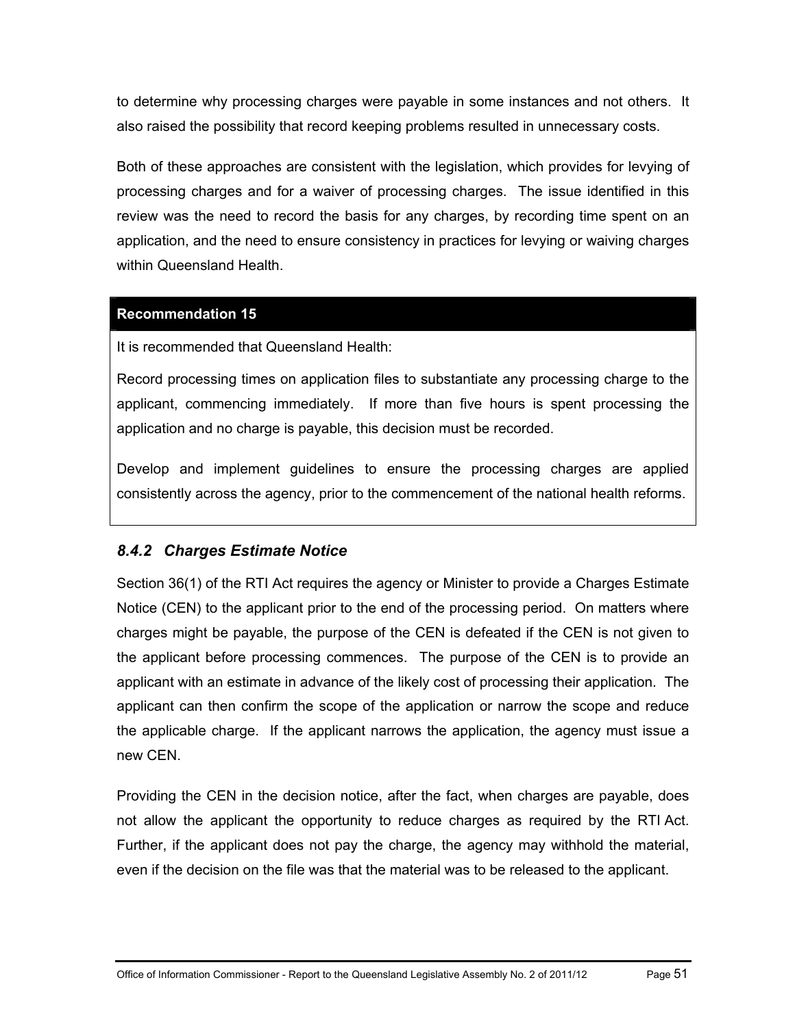to determine why processing charges were payable in some instances and not others. It also raised the possibility that record keeping problems resulted in unnecessary costs.

Both of these approaches are consistent with the legislation, which provides for levying of processing charges and for a waiver of processing charges. The issue identified in this review was the need to record the basis for any charges, by recording time spent on an application, and the need to ensure consistency in practices for levying or waiving charges within Queensland Health.

| **Recommendation 15** |
| --- |
| It is recommended that Queensland Health: |
| Record processing times on application files to substantiate any processing charge to the applicant, commencing immediately. If more than five hours is spent processing the application and no charge is payable, this decision must be recorded. |
| Develop and implement guidelines to ensure the processing charges are applied consistently across the agency, prior to the commencement of the national health reforms. |

### *8.4.2 Charges Estimate Notice*

Section 36(1) of the RTI Act requires the agency or Minister to provide a Charges Estimate Notice (CEN) to the applicant prior to the end of the processing period. On matters where charges might be payable, the purpose of the CEN is defeated if the CEN is not given to the applicant before processing commences. The purpose of the CEN is to provide an applicant with an estimate in advance of the likely cost of processing their application. The applicant can then confirm the scope of the application or narrow the scope and reduce the applicable charge. If the applicant narrows the application, the agency must issue a new CEN.

Providing the CEN in the decision notice, after the fact, when charges are payable, does not allow the applicant the opportunity to reduce charges as required by the RTI Act. Further, if the applicant does not pay the charge, the agency may withhold the material, even if the decision on the file was that the material was to be released to the applicant.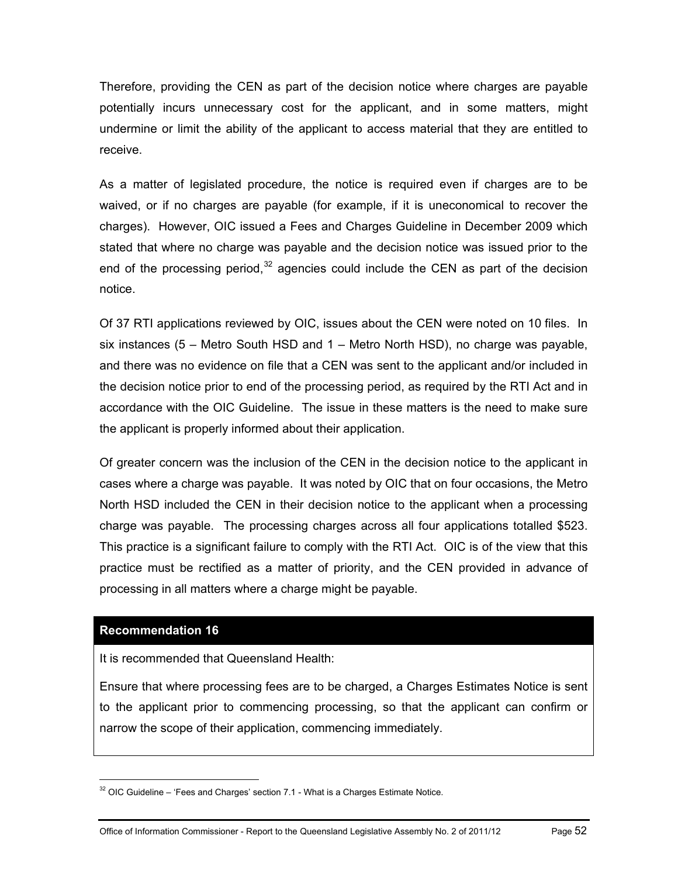Therefore, providing the CEN as part of the decision notice where charges are payable potentially incurs unnecessary cost for the applicant, and in some matters, might undermine or limit the ability of the applicant to access material that they are entitled to receive.

As a matter of legislated procedure, the notice is required even if charges are to be waived, or if no charges are payable (for example, if it is uneconomical to recover the charges). However, OIC issued a Fees and Charges Guideline in December 2009 which stated that where no charge was payable and the decision notice was issued prior to the end of the processing period,[32] agencies could include the CEN as part of the decision notice.

Of 37 RTI applications reviewed by OIC, issues about the CEN were noted on 10 files. In six instances (5 – Metro South HSD and 1 – Metro North HSD), no charge was payable, and there was no evidence on file that a CEN was sent to the applicant and/or included in the decision notice prior to end of the processing period, as required by the RTI Act and in accordance with the OIC Guideline. The issue in these matters is the need to make sure the applicant is properly informed about their application.

Of greater concern was the inclusion of the CEN in the decision notice to the applicant in cases where a charge was payable. It was noted by OIC that on four occasions, the Metro North HSD included the CEN in their decision notice to the applicant when a processing charge was payable. The processing charges across all four applications totalled $523. This practice is a significant failure to comply with the RTI Act. OIC is of the view that this practice must be rectified as a matter of priority, and the CEN provided in advance of processing in all matters where a charge might be payable.

**Recommendation 16**

It is recommended that Queensland Health:

Ensure that where processing fees are to be charged, a Charges Estimates Notice is sent to the applicant prior to commencing processing, so that the applicant can confirm or narrow the scope of their application, commencing immediately.

[32] OIC Guideline – 'Fees and Charges' section 7.1 - What is a Charges Estimate Notice.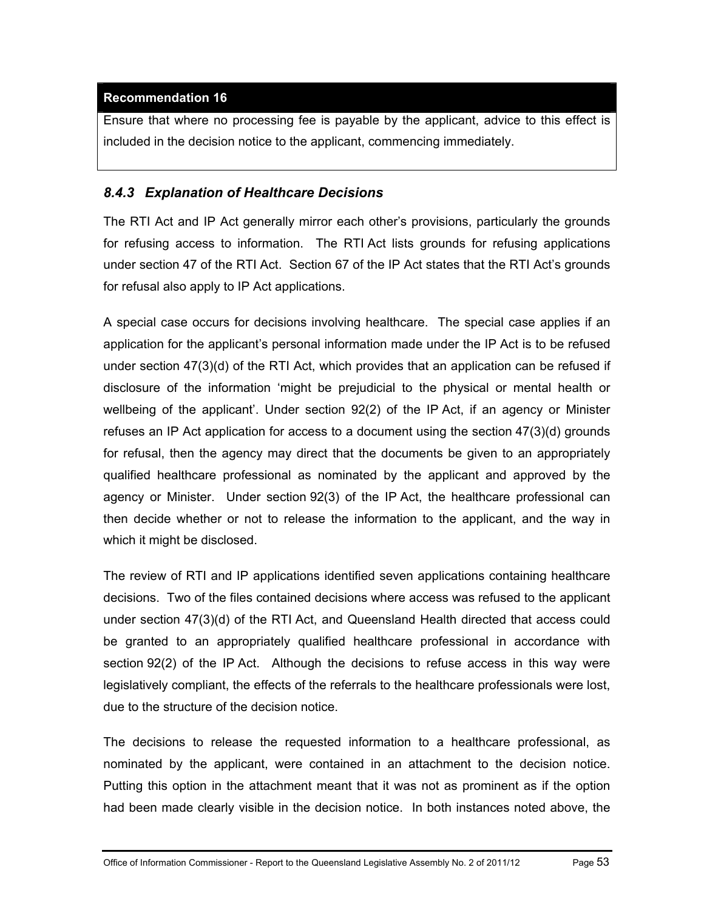**Recommendation 16**

Ensure that where no processing fee is payable by the applicant, advice to this effect is included in the decision notice to the applicant, commencing immediately.

### *8.4.3 Explanation of Healthcare Decisions*

The RTI Act and IP Act generally mirror each other's provisions, particularly the grounds for refusing access to information. The RTI Act lists grounds for refusing applications under section 47 of the RTI Act. Section 67 of the IP Act states that the RTI Act's grounds for refusal also apply to IP Act applications.

A special case occurs for decisions involving healthcare. The special case applies if an application for the applicant's personal information made under the IP Act is to be refused under section 47(3)(d) of the RTI Act, which provides that an application can be refused if disclosure of the information 'might be prejudicial to the physical or mental health or wellbeing of the applicant'. Under section 92(2) of the IP Act, if an agency or Minister refuses an IP Act application for access to a document using the section 47(3)(d) grounds for refusal, then the agency may direct that the documents be given to an appropriately qualified healthcare professional as nominated by the applicant and approved by the agency or Minister. Under section 92(3) of the IP Act, the healthcare professional can then decide whether or not to release the information to the applicant, and the way in which it might be disclosed.

The review of RTI and IP applications identified seven applications containing healthcare decisions. Two of the files contained decisions where access was refused to the applicant under section 47(3)(d) of the RTI Act, and Queensland Health directed that access could be granted to an appropriately qualified healthcare professional in accordance with section 92(2) of the IP Act. Although the decisions to refuse access in this way were legislatively compliant, the effects of the referrals to the healthcare professionals were lost, due to the structure of the decision notice.

The decisions to release the requested information to a healthcare professional, as nominated by the applicant, were contained in an attachment to the decision notice. Putting this option in the attachment meant that it was not as prominent as if the option had been made clearly visible in the decision notice. In both instances noted above, the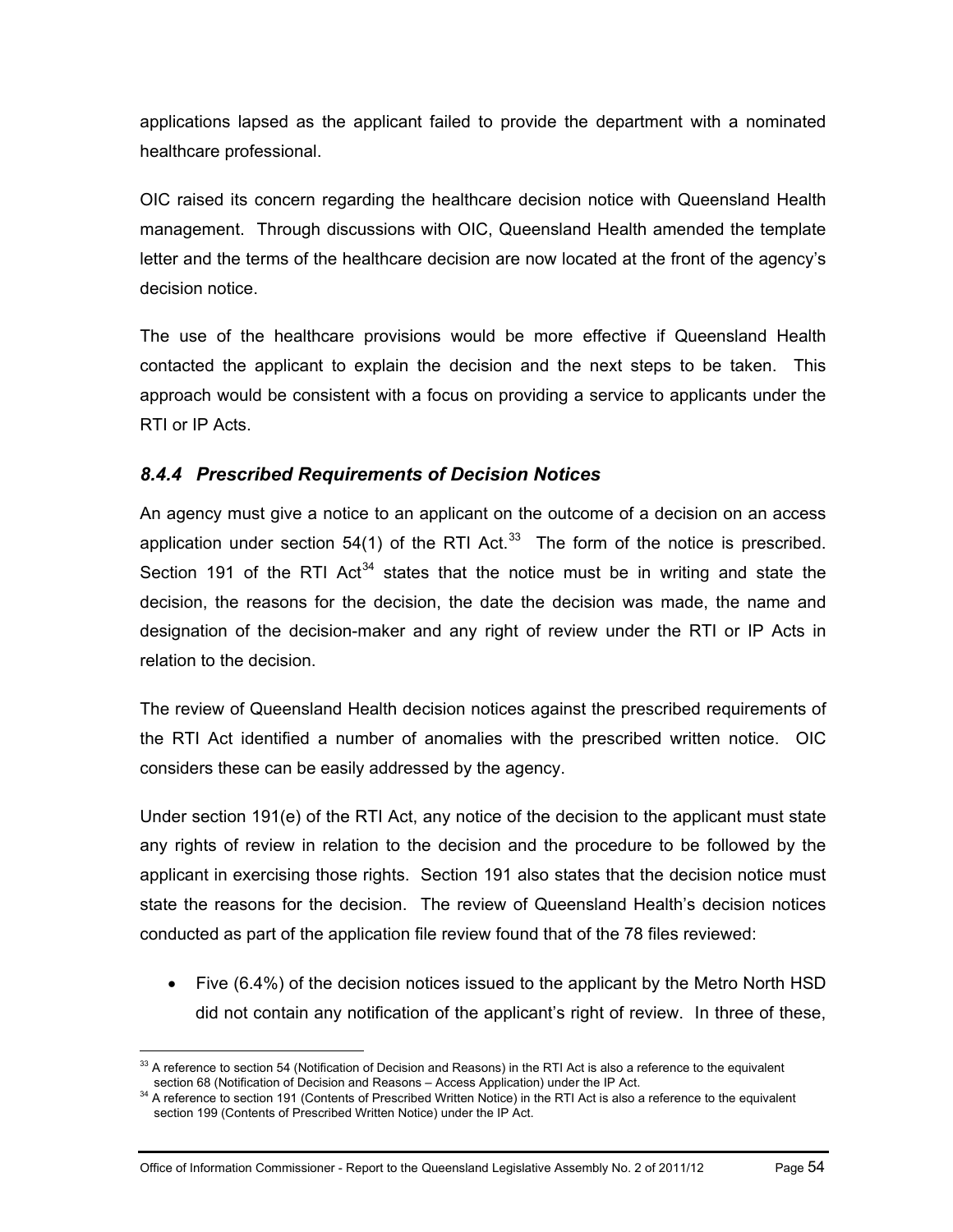applications lapsed as the applicant failed to provide the department with a nominated healthcare professional.

OIC raised its concern regarding the healthcare decision notice with Queensland Health management. Through discussions with OIC, Queensland Health amended the template letter and the terms of the healthcare decision are now located at the front of the agency's decision notice.

The use of the healthcare provisions would be more effective if Queensland Health contacted the applicant to explain the decision and the next steps to be taken. This approach would be consistent with a focus on providing a service to applicants under the RTI or IP Acts.

### *8.4.4 Prescribed Requirements of Decision Notices*

An agency must give a notice to an applicant on the outcome of a decision on an access application under section 54(1) of the RTI Act.[33] The form of the notice is prescribed. Section 191 of the RTI Act[34] states that the notice must be in writing and state the decision, the reasons for the decision, the date the decision was made, the name and designation of the decision-maker and any right of review under the RTI or IP Acts in relation to the decision.

The review of Queensland Health decision notices against the prescribed requirements of the RTI Act identified a number of anomalies with the prescribed written notice. OIC considers these can be easily addressed by the agency.

Under section 191(e) of the RTI Act, any notice of the decision to the applicant must state any rights of review in relation to the decision and the procedure to be followed by the applicant in exercising those rights. Section 191 also states that the decision notice must state the reasons for the decision. The review of Queensland Health's decision notices conducted as part of the application file review found that of the 78 files reviewed:

- Five (6.4%) of the decision notices issued to the applicant by the Metro North HSD did not contain any notification of the applicant's right of review. In three of these,

---

[33] A reference to section 54 (Notification of Decision and Reasons) in the RTI Act is also a reference to the equivalent section 68 (Notification of Decision and Reasons – Access Application) under the IP Act.

[34] A reference to section 191 (Contents of Prescribed Written Notice) in the RTI Act is also a reference to the equivalent section 199 (Contents of Prescribed Written Notice) under the IP Act.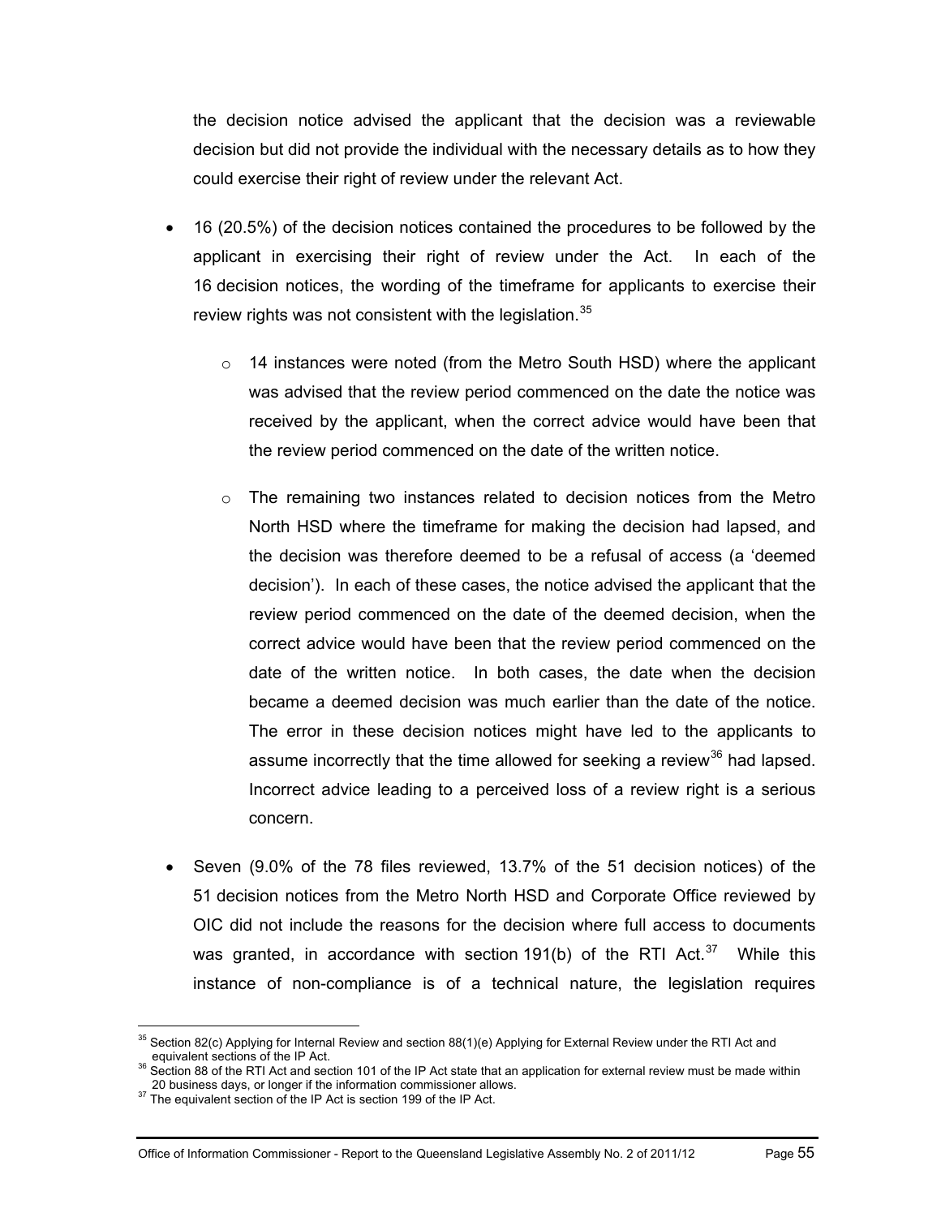the decision notice advised the applicant that the decision was a reviewable decision but did not provide the individual with the necessary details as to how they could exercise their right of review under the relevant Act.

- 16 (20.5%) of the decision notices contained the procedures to be followed by the applicant in exercising their right of review under the Act. In each of the 16 decision notices, the wording of the timeframe for applicants to exercise their review rights was not consistent with the legislation.[35]
  - 14 instances were noted (from the Metro South HSD) where the applicant was advised that the review period commenced on the date the notice was received by the applicant, when the correct advice would have been that the review period commenced on the date of the written notice.
  - The remaining two instances related to decision notices from the Metro North HSD where the timeframe for making the decision had lapsed, and the decision was therefore deemed to be a refusal of access (a 'deemed decision'). In each of these cases, the notice advised the applicant that the review period commenced on the date of the deemed decision, when the correct advice would have been that the review period commenced on the date of the written notice. In both cases, the date when the decision became a deemed decision was much earlier than the date of the notice. The error in these decision notices might have led to the applicants to assume incorrectly that the time allowed for seeking a review[36] had lapsed. Incorrect advice leading to a perceived loss of a review right is a serious concern.
- Seven (9.0% of the 78 files reviewed, 13.7% of the 51 decision notices) of the 51 decision notices from the Metro North HSD and Corporate Office reviewed by OIC did not include the reasons for the decision where full access to documents was granted, in accordance with section 191(b) of the RTI Act.[37] While this instance of non-compliance is of a technical nature, the legislation requires

[35] Section 82(c) Applying for Internal Review and section 88(1)(e) Applying for External Review under the RTI Act and equivalent sections of the IP Act.

[36] Section 88 of the RTI Act and section 101 of the IP Act state that an application for external review must be made within 20 business days, or longer if the information commissioner allows.

[37] The equivalent section of the IP Act is section 199 of the IP Act.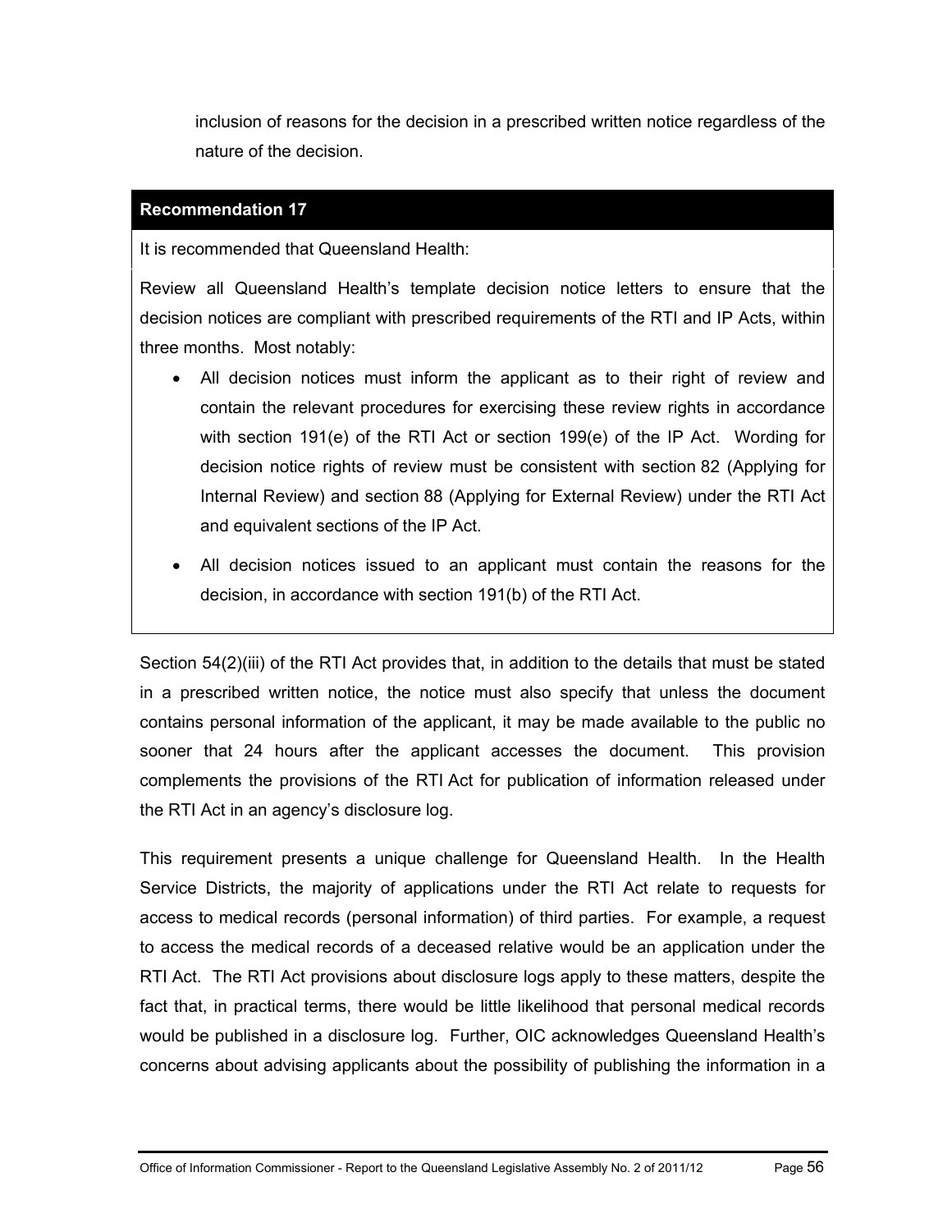inclusion of reasons for the decision in a prescribed written notice regardless of the nature of the decision.

**Recommendation 17**

It is recommended that Queensland Health:

Review all Queensland Health's template decision notice letters to ensure that the decision notices are compliant with prescribed requirements of the RTI and IP Acts, within three months. Most notably:

- All decision notices must inform the applicant as to their right of review and contain the relevant procedures for exercising these review rights in accordance with section 191(e) of the RTI Act or section 199(e) of the IP Act. Wording for decision notice rights of review must be consistent with section 82 (Applying for Internal Review) and section 88 (Applying for External Review) under the RTI Act and equivalent sections of the IP Act.
- All decision notices issued to an applicant must contain the reasons for the decision, in accordance with section 191(b) of the RTI Act.

Section 54(2)(iii) of the RTI Act provides that, in addition to the details that must be stated in a prescribed written notice, the notice must also specify that unless the document contains personal information of the applicant, it may be made available to the public no sooner that 24 hours after the applicant accesses the document. This provision complements the provisions of the RTI Act for publication of information released under the RTI Act in an agency's disclosure log.

This requirement presents a unique challenge for Queensland Health. In the Health Service Districts, the majority of applications under the RTI Act relate to requests for access to medical records (personal information) of third parties. For example, a request to access the medical records of a deceased relative would be an application under the RTI Act. The RTI Act provisions about disclosure logs apply to these matters, despite the fact that, in practical terms, there would be little likelihood that personal medical records would be published in a disclosure log. Further, OIC acknowledges Queensland Health's concerns about advising applicants about the possibility of publishing the information in a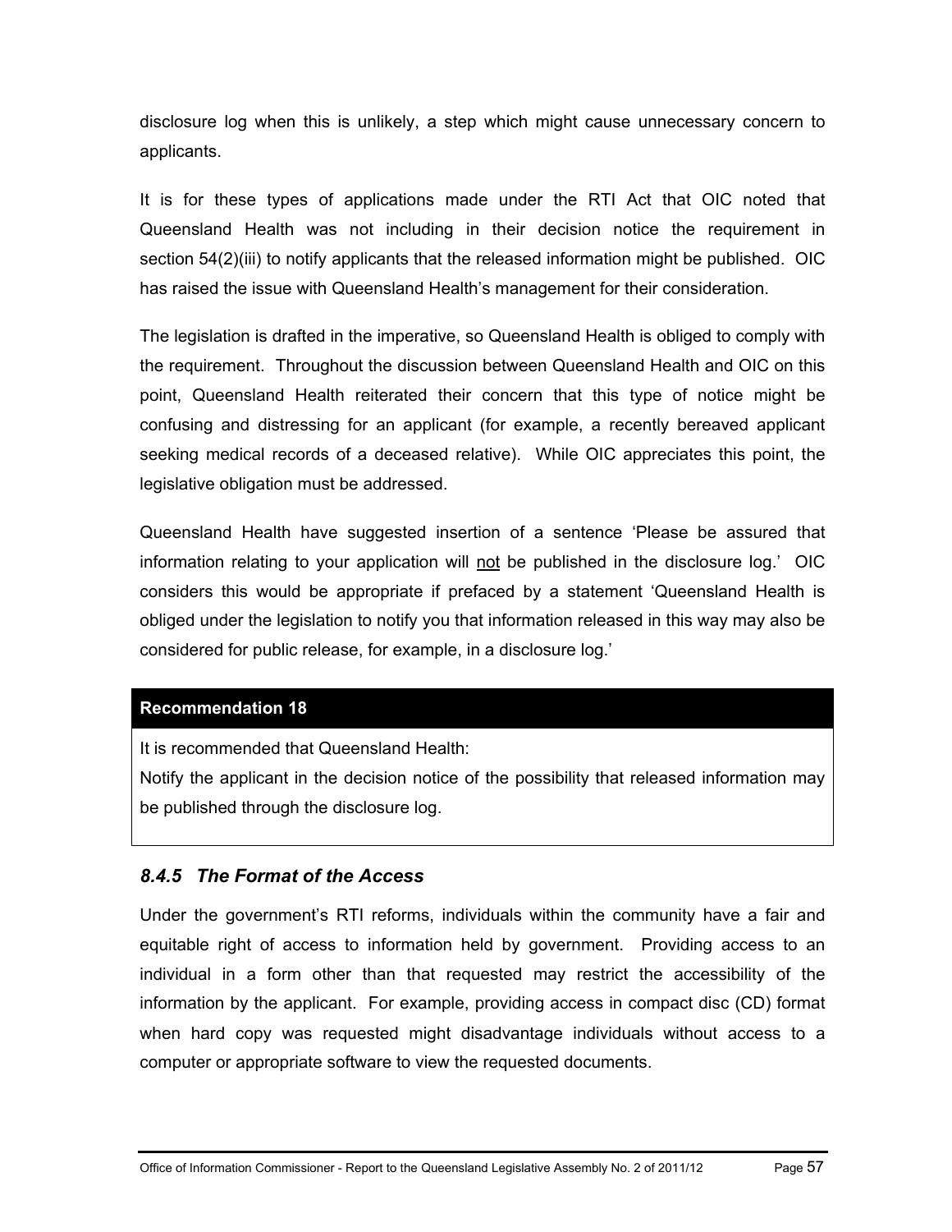disclosure log when this is unlikely, a step which might cause unnecessary concern to applicants.

It is for these types of applications made under the RTI Act that OIC noted that Queensland Health was not including in their decision notice the requirement in section 54(2)(iii) to notify applicants that the released information might be published. OIC has raised the issue with Queensland Health's management for their consideration.

The legislation is drafted in the imperative, so Queensland Health is obliged to comply with the requirement. Throughout the discussion between Queensland Health and OIC on this point, Queensland Health reiterated their concern that this type of notice might be confusing and distressing for an applicant (for example, a recently bereaved applicant seeking medical records of a deceased relative). While OIC appreciates this point, the legislative obligation must be addressed.

Queensland Health have suggested insertion of a sentence 'Please be assured that information relating to your application will <u>not</u> be published in the disclosure log.' OIC considers this would be appropriate if prefaced by a statement 'Queensland Health is obliged under the legislation to notify you that information released in this way may also be considered for public release, for example, in a disclosure log.'

**Recommendation 18**

It is recommended that Queensland Health:

Notify the applicant in the decision notice of the possibility that released information may be published through the disclosure log.

### *8.4.5 The Format of the Access*

Under the government's RTI reforms, individuals within the community have a fair and equitable right of access to information held by government. Providing access to an individual in a form other than that requested may restrict the accessibility of the information by the applicant. For example, providing access in compact disc (CD) format when hard copy was requested might disadvantage individuals without access to a computer or appropriate software to view the requested documents.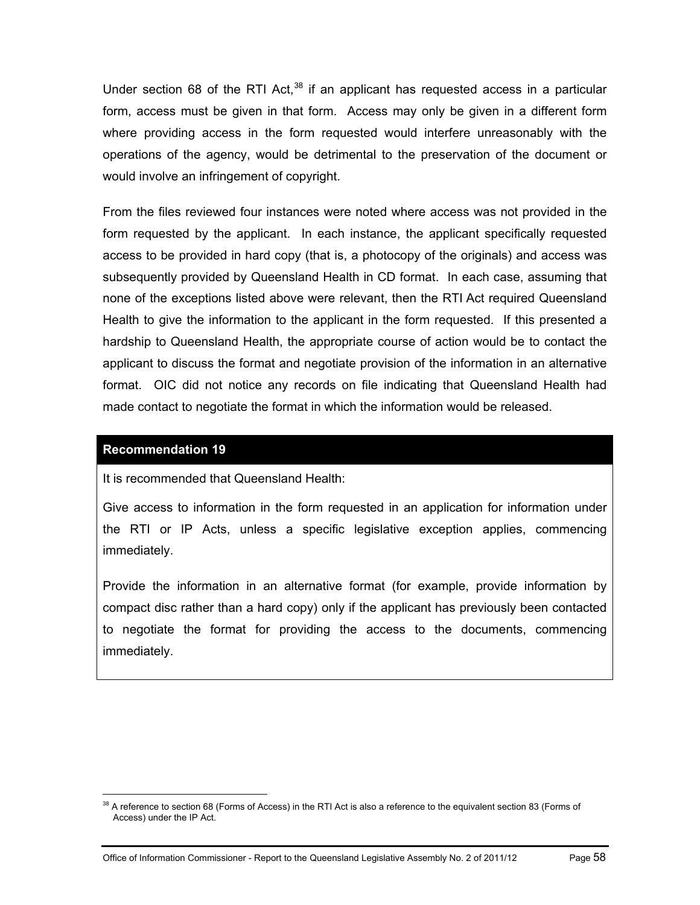Under section 68 of the RTI Act,[38] if an applicant has requested access in a particular form, access must be given in that form. Access may only be given in a different form where providing access in the form requested would interfere unreasonably with the operations of the agency, would be detrimental to the preservation of the document or would involve an infringement of copyright.

From the files reviewed four instances were noted where access was not provided in the form requested by the applicant. In each instance, the applicant specifically requested access to be provided in hard copy (that is, a photocopy of the originals) and access was subsequently provided by Queensland Health in CD format. In each case, assuming that none of the exceptions listed above were relevant, then the RTI Act required Queensland Health to give the information to the applicant in the form requested. If this presented a hardship to Queensland Health, the appropriate course of action would be to contact the applicant to discuss the format and negotiate provision of the information in an alternative format. OIC did not notice any records on file indicating that Queensland Health had made contact to negotiate the format in which the information would be released.

**Recommendation 19**

It is recommended that Queensland Health:

Give access to information in the form requested in an application for information under the RTI or IP Acts, unless a specific legislative exception applies, commencing immediately.

Provide the information in an alternative format (for example, provide information by compact disc rather than a hard copy) only if the applicant has previously been contacted to negotiate the format for providing the access to the documents, commencing immediately.

[38] A reference to section 68 (Forms of Access) in the RTI Act is also a reference to the equivalent section 83 (Forms of Access) under the IP Act.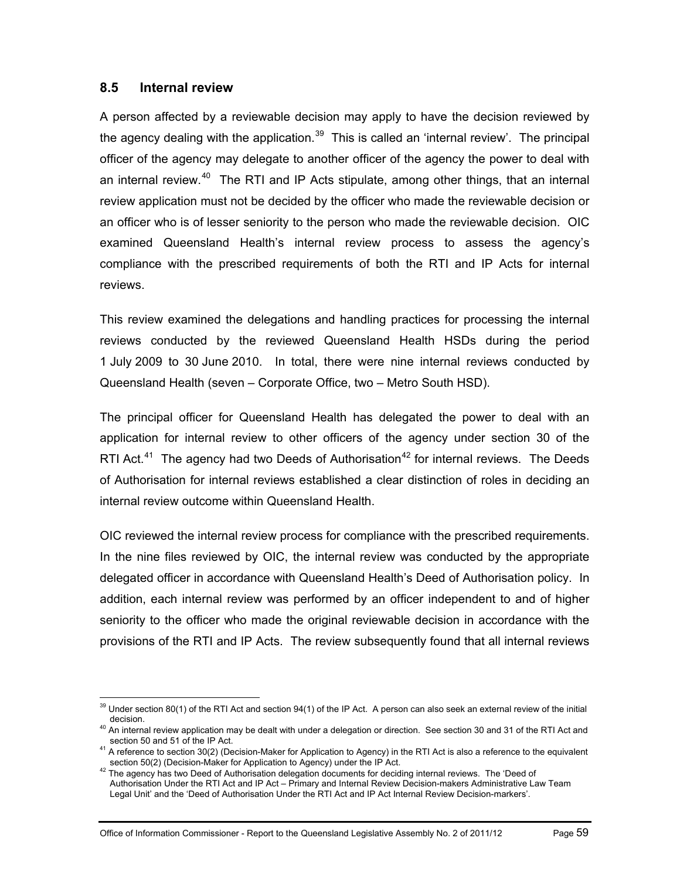### 8.5 Internal review

A person affected by a reviewable decision may apply to have the decision reviewed by the agency dealing with the application.[39] This is called an 'internal review'. The principal officer of the agency may delegate to another officer of the agency the power to deal with an internal review.[40] The RTI and IP Acts stipulate, among other things, that an internal review application must not be decided by the officer who made the reviewable decision or an officer who is of lesser seniority to the person who made the reviewable decision. OIC examined Queensland Health's internal review process to assess the agency's compliance with the prescribed requirements of both the RTI and IP Acts for internal reviews.

This review examined the delegations and handling practices for processing the internal reviews conducted by the reviewed Queensland Health HSDs during the period 1 July 2009 to 30 June 2010. In total, there were nine internal reviews conducted by Queensland Health (seven – Corporate Office, two – Metro South HSD).

The principal officer for Queensland Health has delegated the power to deal with an application for internal review to other officers of the agency under section 30 of the RTI Act.[41] The agency had two Deeds of Authorisation[42] for internal reviews. The Deeds of Authorisation for internal reviews established a clear distinction of roles in deciding an internal review outcome within Queensland Health.

OIC reviewed the internal review process for compliance with the prescribed requirements. In the nine files reviewed by OIC, the internal review was conducted by the appropriate delegated officer in accordance with Queensland Health's Deed of Authorisation policy. In addition, each internal review was performed by an officer independent to and of higher seniority to the officer who made the original reviewable decision in accordance with the provisions of the RTI and IP Acts. The review subsequently found that all internal reviews

---

[39] Under section 80(1) of the RTI Act and section 94(1) of the IP Act. A person can also seek an external review of the initial decision.

[40] An internal review application may be dealt with under a delegation or direction. See section 30 and 31 of the RTI Act and section 50 and 51 of the IP Act.

[41] A reference to section 30(2) (Decision-Maker for Application to Agency) in the RTI Act is also a reference to the equivalent section 50(2) (Decision-Maker for Application to Agency) under the IP Act.

[42] The agency has two Deed of Authorisation delegation documents for deciding internal reviews. The 'Deed of Authorisation Under the RTI Act and IP Act – Primary and Internal Review Decision-makers Administrative Law Team Legal Unit' and the 'Deed of Authorisation Under the RTI Act and IP Act Internal Review Decision-markers'.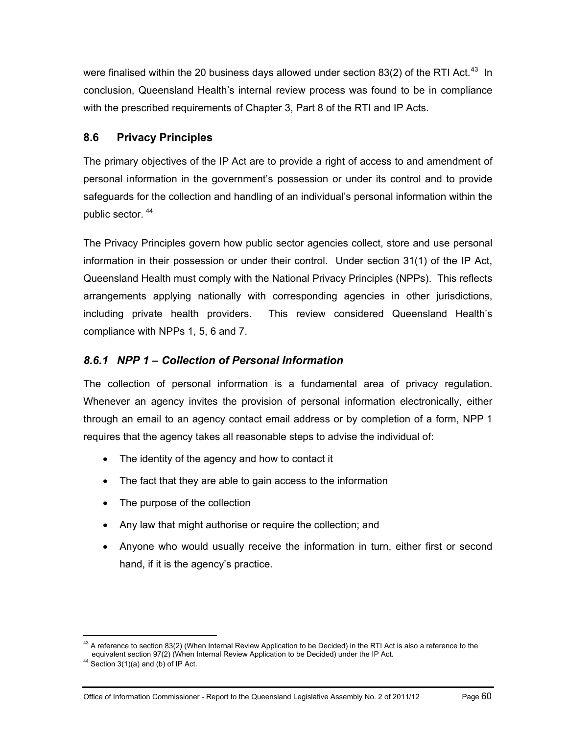were finalised within the 20 business days allowed under section 83(2) of the RTI Act.[43] In conclusion, Queensland Health's internal review process was found to be in compliance with the prescribed requirements of Chapter 3, Part 8 of the RTI and IP Acts.

## 8.6 Privacy Principles

The primary objectives of the IP Act are to provide a right of access to and amendment of personal information in the government's possession or under its control and to provide safeguards for the collection and handling of an individual's personal information within the public sector. [44]

The Privacy Principles govern how public sector agencies collect, store and use personal information in their possession or under their control. Under section 31(1) of the IP Act, Queensland Health must comply with the National Privacy Principles (NPPs). This reflects arrangements applying nationally with corresponding agencies in other jurisdictions, including private health providers. This review considered Queensland Health's compliance with NPPs 1, 5, 6 and 7.

### *8.6.1 NPP 1 – Collection of Personal Information*

The collection of personal information is a fundamental area of privacy regulation. Whenever an agency invites the provision of personal information electronically, either through an email to an agency contact email address or by completion of a form, NPP 1 requires that the agency takes all reasonable steps to advise the individual of:

- The identity of the agency and how to contact it
- The fact that they are able to gain access to the information
- The purpose of the collection
- Any law that might authorise or require the collection; and
- Anyone who would usually receive the information in turn, either first or second hand, if it is the agency's practice.

---

[43] A reference to section 83(2) (When Internal Review Application to be Decided) in the RTI Act is also a reference to the equivalent section 97(2) (When Internal Review Application to be Decided) under the IP Act.

[44] Section 3(1)(a) and (b) of IP Act.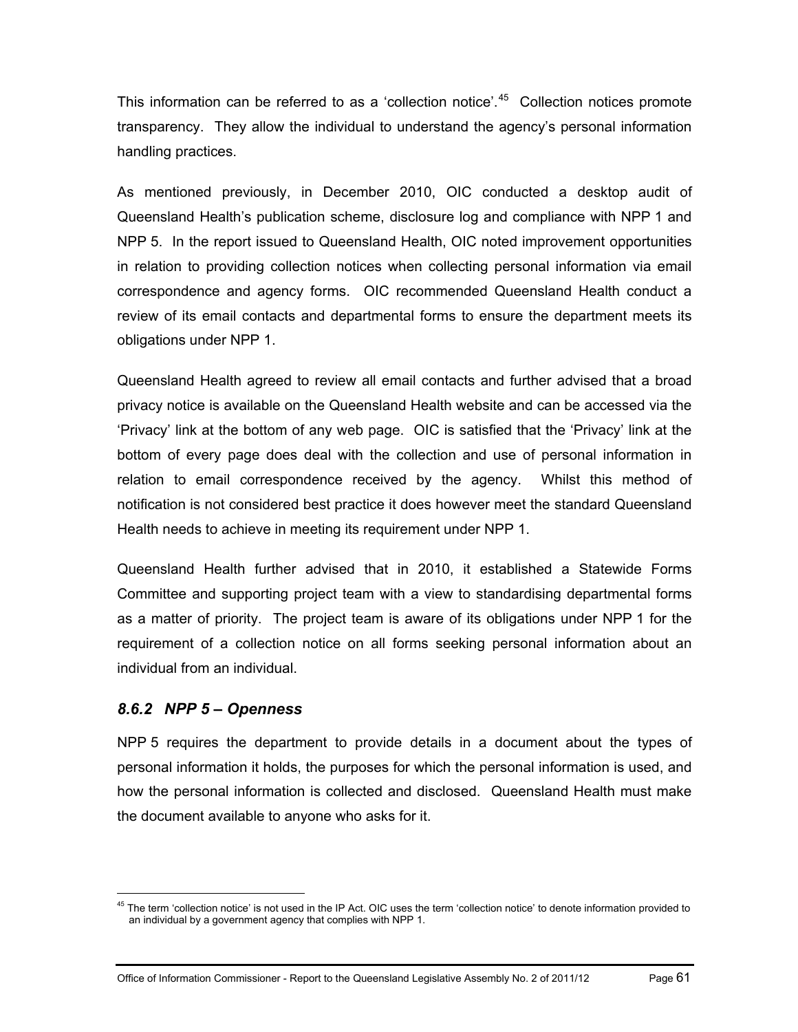This information can be referred to as a 'collection notice'.[45] Collection notices promote transparency. They allow the individual to understand the agency's personal information handling practices.

As mentioned previously, in December 2010, OIC conducted a desktop audit of Queensland Health's publication scheme, disclosure log and compliance with NPP 1 and NPP 5. In the report issued to Queensland Health, OIC noted improvement opportunities in relation to providing collection notices when collecting personal information via email correspondence and agency forms. OIC recommended Queensland Health conduct a review of its email contacts and departmental forms to ensure the department meets its obligations under NPP 1.

Queensland Health agreed to review all email contacts and further advised that a broad privacy notice is available on the Queensland Health website and can be accessed via the 'Privacy' link at the bottom of any web page. OIC is satisfied that the 'Privacy' link at the bottom of every page does deal with the collection and use of personal information in relation to email correspondence received by the agency. Whilst this method of notification is not considered best practice it does however meet the standard Queensland Health needs to achieve in meeting its requirement under NPP 1.

Queensland Health further advised that in 2010, it established a Statewide Forms Committee and supporting project team with a view to standardising departmental forms as a matter of priority. The project team is aware of its obligations under NPP 1 for the requirement of a collection notice on all forms seeking personal information about an individual from an individual.

#### *8.6.2 NPP 5 – Openness*

NPP 5 requires the department to provide details in a document about the types of personal information it holds, the purposes for which the personal information is used, and how the personal information is collected and disclosed. Queensland Health must make the document available to anyone who asks for it.

[45] The term 'collection notice' is not used in the IP Act. OIC uses the term 'collection notice' to denote information provided to an individual by a government agency that complies with NPP 1.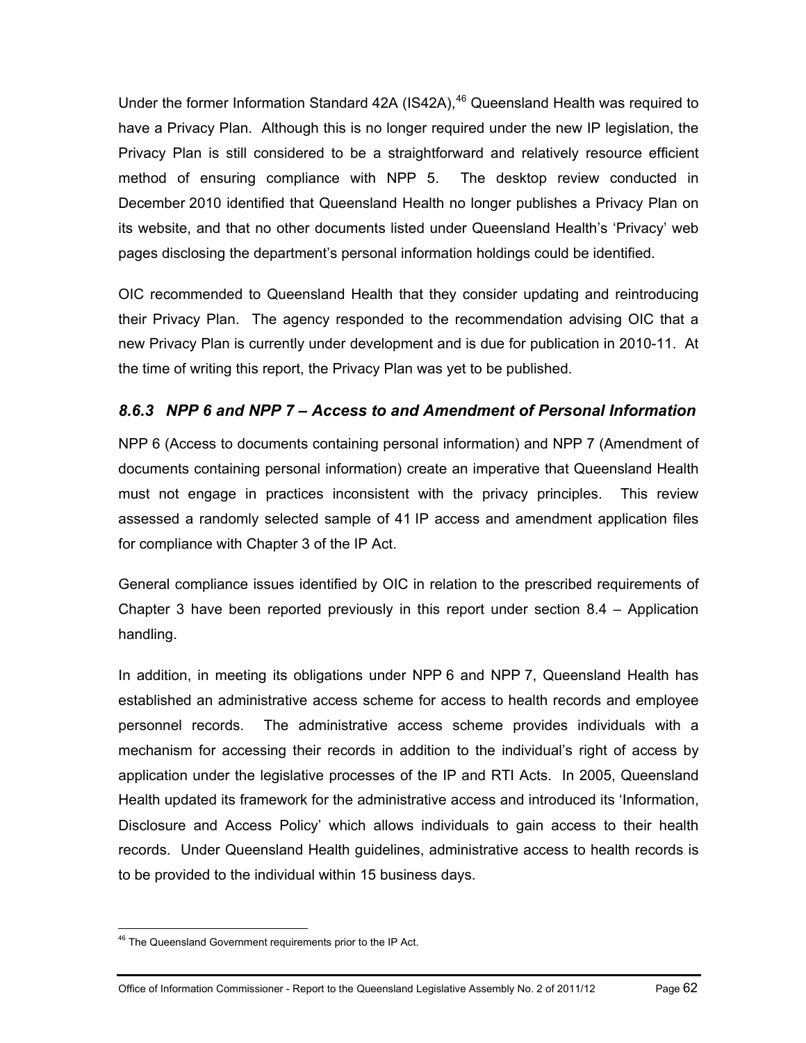Under the former Information Standard 42A (IS42A),[46] Queensland Health was required to have a Privacy Plan. Although this is no longer required under the new IP legislation, the Privacy Plan is still considered to be a straightforward and relatively resource efficient method of ensuring compliance with NPP 5. The desktop review conducted in December 2010 identified that Queensland Health no longer publishes a Privacy Plan on its website, and that no other documents listed under Queensland Health's 'Privacy' web pages disclosing the department's personal information holdings could be identified.

OIC recommended to Queensland Health that they consider updating and reintroducing their Privacy Plan. The agency responded to the recommendation advising OIC that a new Privacy Plan is currently under development and is due for publication in 2010-11. At the time of writing this report, the Privacy Plan was yet to be published.

### *8.6.3 NPP 6 and NPP 7 – Access to and Amendment of Personal Information*

NPP 6 (Access to documents containing personal information) and NPP 7 (Amendment of documents containing personal information) create an imperative that Queensland Health must not engage in practices inconsistent with the privacy principles. This review assessed a randomly selected sample of 41 IP access and amendment application files for compliance with Chapter 3 of the IP Act.

General compliance issues identified by OIC in relation to the prescribed requirements of Chapter 3 have been reported previously in this report under section 8.4 – Application handling.

In addition, in meeting its obligations under NPP 6 and NPP 7, Queensland Health has established an administrative access scheme for access to health records and employee personnel records. The administrative access scheme provides individuals with a mechanism for accessing their records in addition to the individual's right of access by application under the legislative processes of the IP and RTI Acts. In 2005, Queensland Health updated its framework for the administrative access and introduced its 'Information, Disclosure and Access Policy' which allows individuals to gain access to their health records. Under Queensland Health guidelines, administrative access to health records is to be provided to the individual within 15 business days.

---

[46] The Queensland Government requirements prior to the IP Act.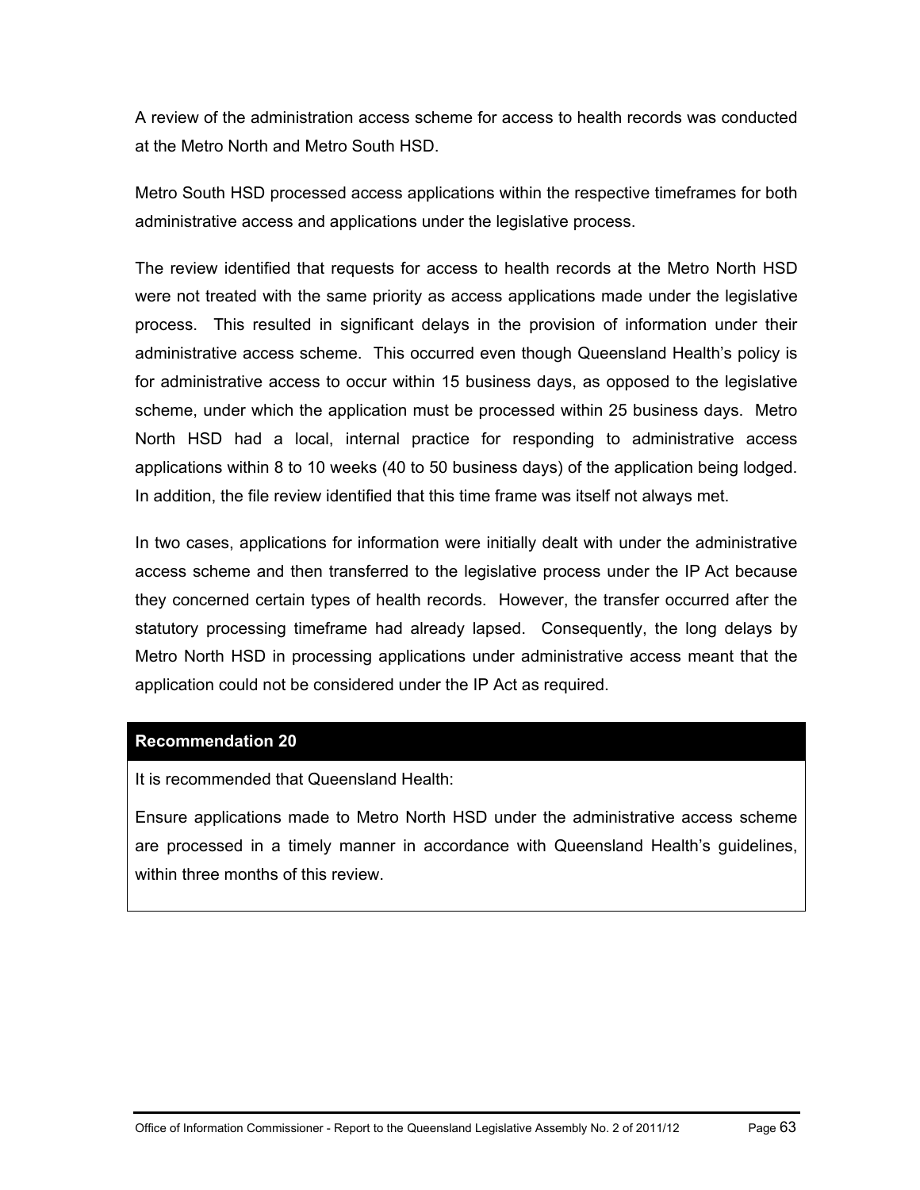A review of the administration access scheme for access to health records was conducted at the Metro North and Metro South HSD.

Metro South HSD processed access applications within the respective timeframes for both administrative access and applications under the legislative process.

The review identified that requests for access to health records at the Metro North HSD were not treated with the same priority as access applications made under the legislative process. This resulted in significant delays in the provision of information under their administrative access scheme. This occurred even though Queensland Health's policy is for administrative access to occur within 15 business days, as opposed to the legislative scheme, under which the application must be processed within 25 business days. Metro North HSD had a local, internal practice for responding to administrative access applications within 8 to 10 weeks (40 to 50 business days) of the application being lodged. In addition, the file review identified that this time frame was itself not always met.

In two cases, applications for information were initially dealt with under the administrative access scheme and then transferred to the legislative process under the IP Act because they concerned certain types of health records. However, the transfer occurred after the statutory processing timeframe had already lapsed. Consequently, the long delays by Metro North HSD in processing applications under administrative access meant that the application could not be considered under the IP Act as required.

**Recommendation 20**

It is recommended that Queensland Health:

Ensure applications made to Metro North HSD under the administrative access scheme are processed in a timely manner in accordance with Queensland Health's guidelines, within three months of this review.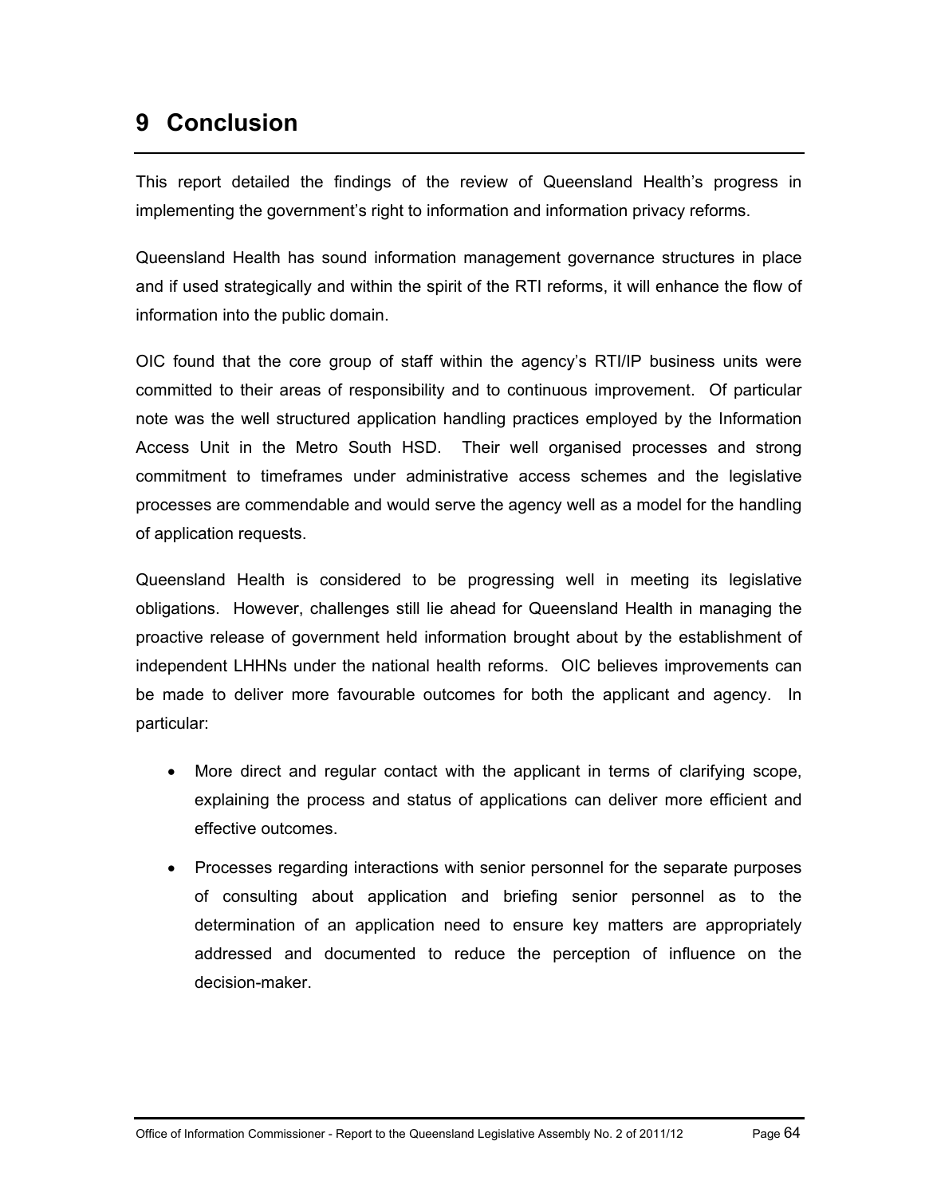# 9 Conclusion

This report detailed the findings of the review of Queensland Health's progress in implementing the government's right to information and information privacy reforms.

Queensland Health has sound information management governance structures in place and if used strategically and within the spirit of the RTI reforms, it will enhance the flow of information into the public domain.

OIC found that the core group of staff within the agency's RTI/IP business units were committed to their areas of responsibility and to continuous improvement. Of particular note was the well structured application handling practices employed by the Information Access Unit in the Metro South HSD. Their well organised processes and strong commitment to timeframes under administrative access schemes and the legislative processes are commendable and would serve the agency well as a model for the handling of application requests.

Queensland Health is considered to be progressing well in meeting its legislative obligations. However, challenges still lie ahead for Queensland Health in managing the proactive release of government held information brought about by the establishment of independent LHHNs under the national health reforms. OIC believes improvements can be made to deliver more favourable outcomes for both the applicant and agency. In particular:

- More direct and regular contact with the applicant in terms of clarifying scope, explaining the process and status of applications can deliver more efficient and effective outcomes.
- Processes regarding interactions with senior personnel for the separate purposes of consulting about application and briefing senior personnel as to the determination of an application need to ensure key matters are appropriately addressed and documented to reduce the perception of influence on the decision-maker.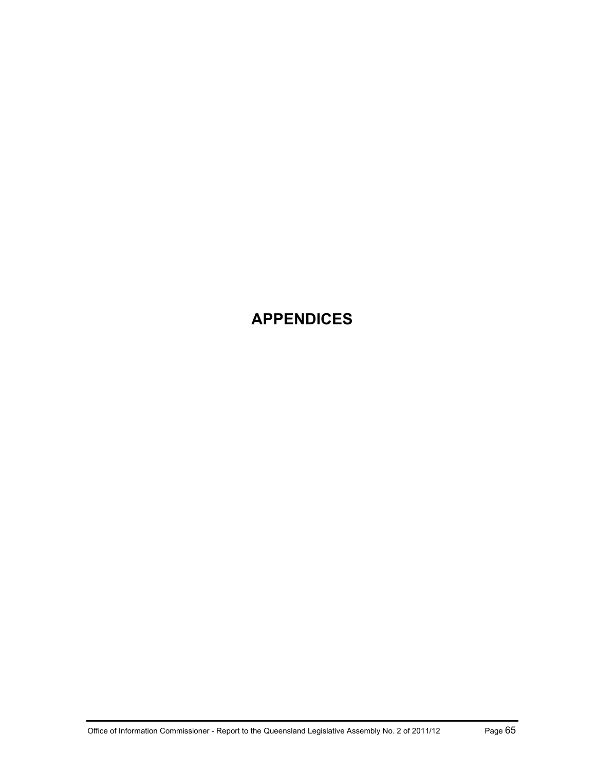# APPENDICES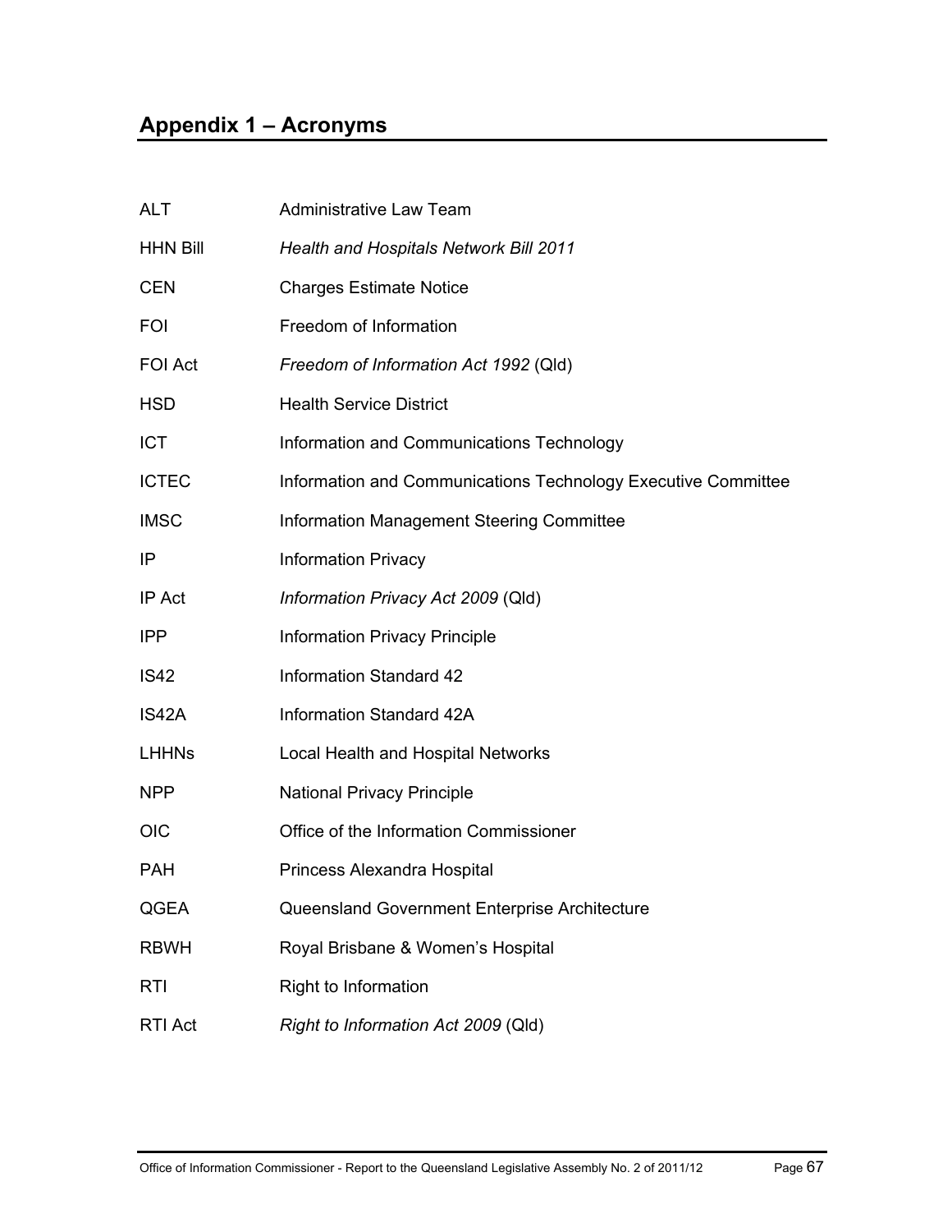## Appendix 1 – Acronyms

| | |
|---|---|
| ALT | Administrative Law Team |
| HHN Bill | *Health and Hospitals Network Bill 2011* |
| CEN | Charges Estimate Notice |
| FOI | Freedom of Information |
| FOI Act | *Freedom of Information Act 1992* (Qld) |
| HSD | Health Service District |
| ICT | Information and Communications Technology |
| ICTEC | Information and Communications Technology Executive Committee |
| IMSC | Information Management Steering Committee |
| IP | Information Privacy |
| IP Act | *Information Privacy Act 2009* (Qld) |
| IPP | Information Privacy Principle |
| IS42 | Information Standard 42 |
| IS42A | Information Standard 42A |
| LHHNs | Local Health and Hospital Networks |
| NPP | National Privacy Principle |
| OIC | Office of the Information Commissioner |
| PAH | Princess Alexandra Hospital |
| QGEA | Queensland Government Enterprise Architecture |
| RBWH | Royal Brisbane & Women's Hospital |
| RTI | Right to Information |
| RTI Act | *Right to Information Act 2009* (Qld) |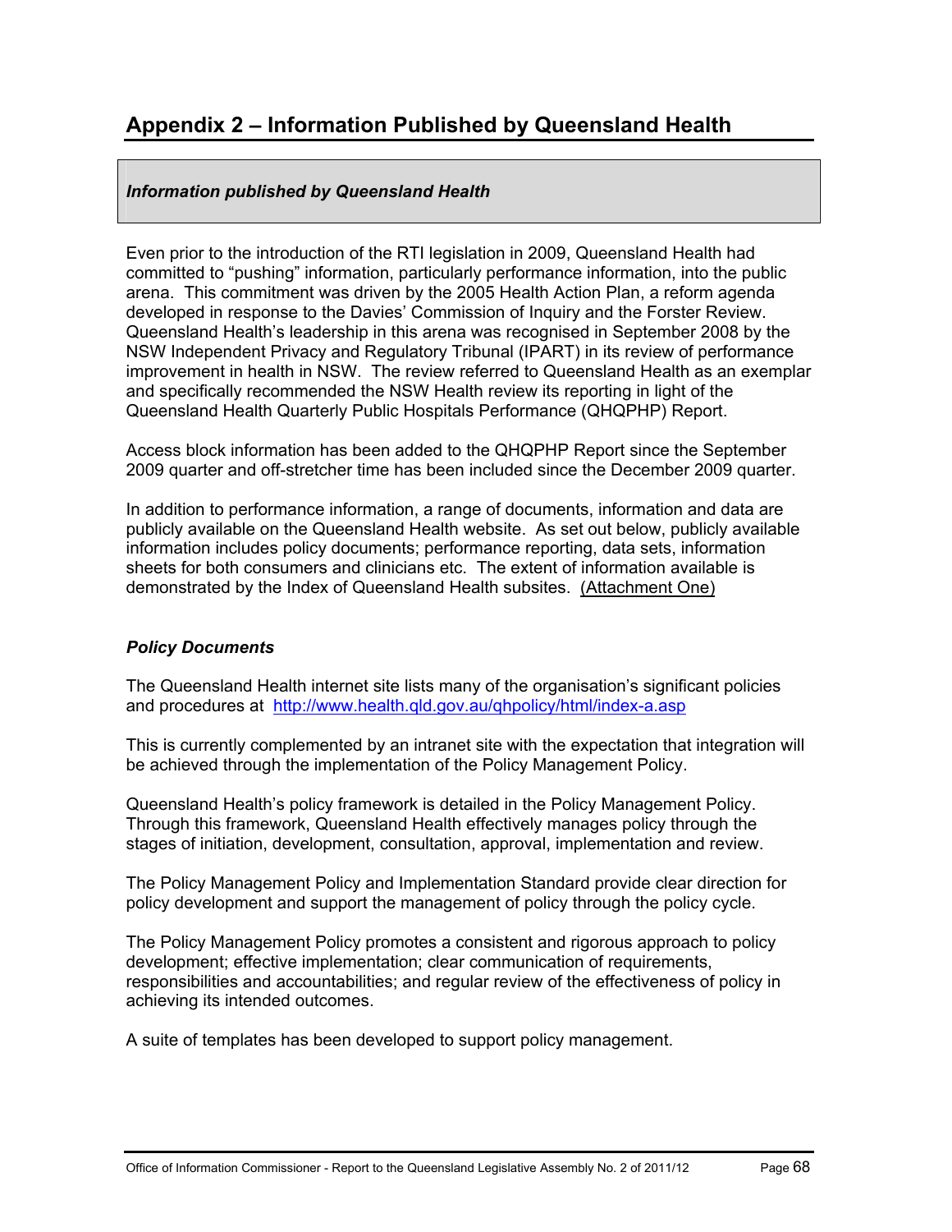## Appendix 2 – Information Published by Queensland Health

***Information published by Queensland Health***

Even prior to the introduction of the RTI legislation in 2009, Queensland Health had committed to "pushing" information, particularly performance information, into the public arena. This commitment was driven by the 2005 Health Action Plan, a reform agenda developed in response to the Davies' Commission of Inquiry and the Forster Review. Queensland Health's leadership in this arena was recognised in September 2008 by the NSW Independent Privacy and Regulatory Tribunal (IPART) in its review of performance improvement in health in NSW. The review referred to Queensland Health as an exemplar and specifically recommended the NSW Health review its reporting in light of the Queensland Health Quarterly Public Hospitals Performance (QHQPHP) Report.

Access block information has been added to the QHQPHP Report since the September 2009 quarter and off-stretcher time has been included since the December 2009 quarter.

In addition to performance information, a range of documents, information and data are publicly available on the Queensland Health website. As set out below, publicly available information includes policy documents; performance reporting, data sets, information sheets for both consumers and clinicians etc. The extent of information available is demonstrated by the Index of Queensland Health subsites. (Attachment One)

***Policy Documents***

The Queensland Health internet site lists many of the organisation's significant policies and procedures at http://www.health.qld.gov.au/qhpolicy/html/index-a.asp

This is currently complemented by an intranet site with the expectation that integration will be achieved through the implementation of the Policy Management Policy.

Queensland Health's policy framework is detailed in the Policy Management Policy. Through this framework, Queensland Health effectively manages policy through the stages of initiation, development, consultation, approval, implementation and review.

The Policy Management Policy and Implementation Standard provide clear direction for policy development and support the management of policy through the policy cycle.

The Policy Management Policy promotes a consistent and rigorous approach to policy development; effective implementation; clear communication of requirements, responsibilities and accountabilities; and regular review of the effectiveness of policy in achieving its intended outcomes.

A suite of templates has been developed to support policy management.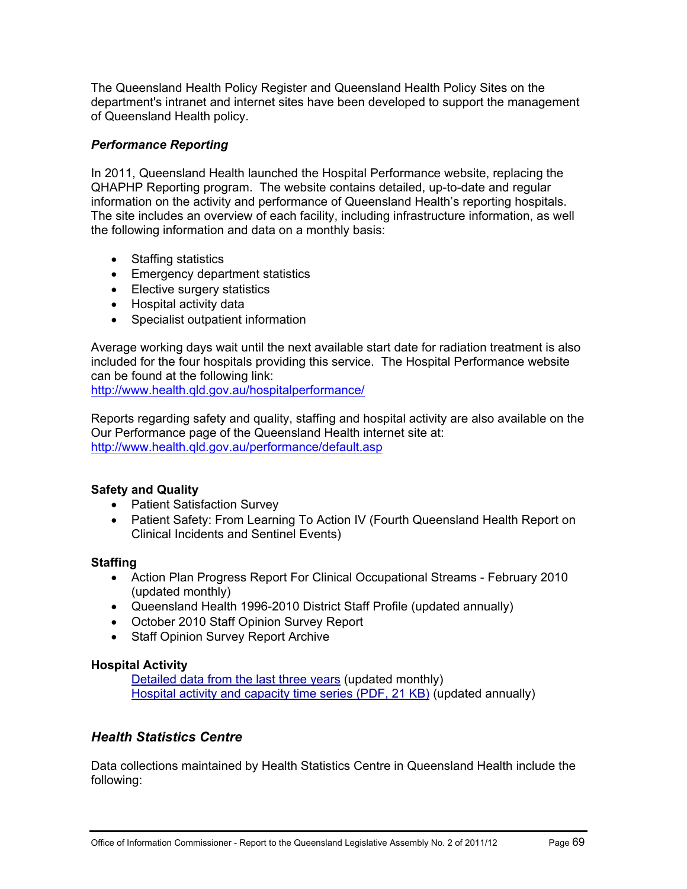The Queensland Health Policy Register and Queensland Health Policy Sites on the department's intranet and internet sites have been developed to support the management of Queensland Health policy.

***Performance Reporting***

In 2011, Queensland Health launched the Hospital Performance website, replacing the QHAPHP Reporting program. The website contains detailed, up-to-date and regular information on the activity and performance of Queensland Health's reporting hospitals. The site includes an overview of each facility, including infrastructure information, as well the following information and data on a monthly basis:

- Staffing statistics
- Emergency department statistics
- Elective surgery statistics
- Hospital activity data
- Specialist outpatient information

Average working days wait until the next available start date for radiation treatment is also included for the four hospitals providing this service. The Hospital Performance website can be found at the following link:
http://www.health.qld.gov.au/hospitalperformance/

Reports regarding safety and quality, staffing and hospital activity are also available on the Our Performance page of the Queensland Health internet site at:
http://www.health.qld.gov.au/performance/default.asp

**Safety and Quality**

- Patient Satisfaction Survey
- Patient Safety: From Learning To Action IV (Fourth Queensland Health Report on Clinical Incidents and Sentinel Events)

**Staffing**

- Action Plan Progress Report For Clinical Occupational Streams - February 2010 (updated monthly)
- Queensland Health 1996-2010 District Staff Profile (updated annually)
- October 2010 Staff Opinion Survey Report
- Staff Opinion Survey Report Archive

**Hospital Activity**

Detailed data from the last three years (updated monthly)
Hospital activity and capacity time series (PDF, 21 KB) (updated annually)

## *Health Statistics Centre*

Data collections maintained by Health Statistics Centre in Queensland Health include the following: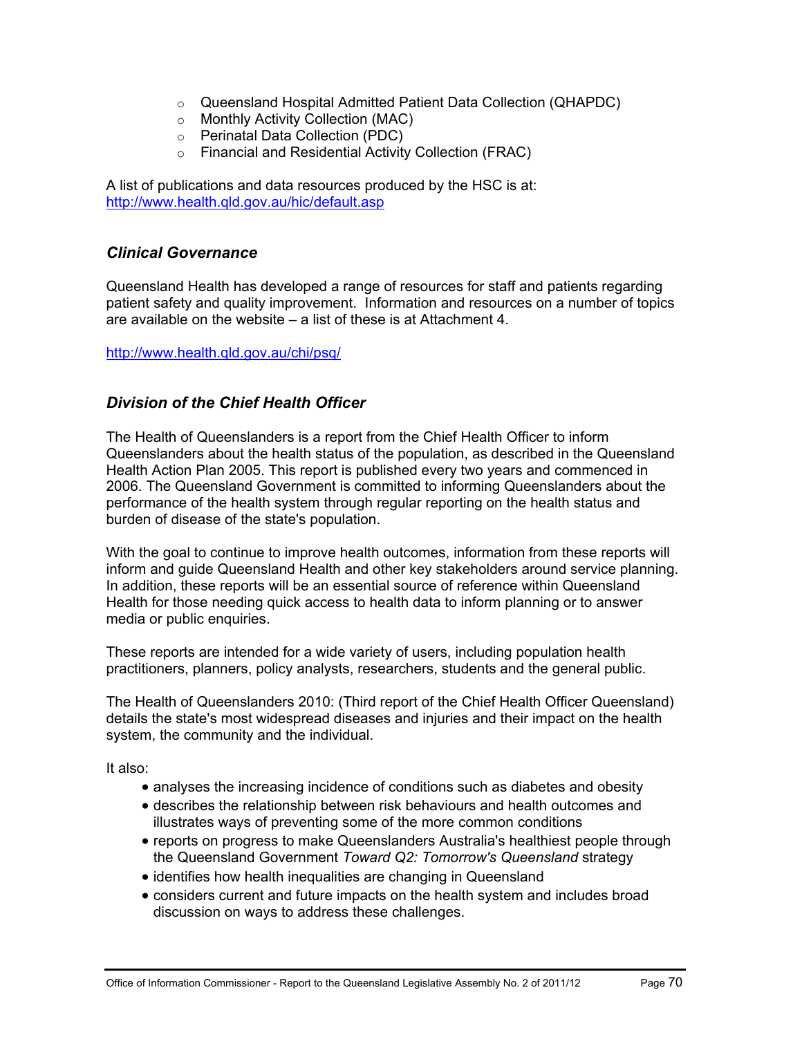- Queensland Hospital Admitted Patient Data Collection (QHAPDC)
- Monthly Activity Collection (MAC)
- Perinatal Data Collection (PDC)
- Financial and Residential Activity Collection (FRAC)

A list of publications and data resources produced by the HSC is at: http://www.health.qld.gov.au/hic/default.asp

### *Clinical Governance*

Queensland Health has developed a range of resources for staff and patients regarding patient safety and quality improvement. Information and resources on a number of topics are available on the website – a list of these is at Attachment 4.

http://www.health.qld.gov.au/chi/psq/

### *Division of the Chief Health Officer*

The Health of Queenslanders is a report from the Chief Health Officer to inform Queenslanders about the health status of the population, as described in the Queensland Health Action Plan 2005. This report is published every two years and commenced in 2006. The Queensland Government is committed to informing Queenslanders about the performance of the health system through regular reporting on the health status and burden of disease of the state's population.

With the goal to continue to improve health outcomes, information from these reports will inform and guide Queensland Health and other key stakeholders around service planning. In addition, these reports will be an essential source of reference within Queensland Health for those needing quick access to health data to inform planning or to answer media or public enquiries.

These reports are intended for a wide variety of users, including population health practitioners, planners, policy analysts, researchers, students and the general public.

The Health of Queenslanders 2010: (Third report of the Chief Health Officer Queensland) details the state's most widespread diseases and injuries and their impact on the health system, the community and the individual.

It also:

- analyses the increasing incidence of conditions such as diabetes and obesity
- describes the relationship between risk behaviours and health outcomes and illustrates ways of preventing some of the more common conditions
- reports on progress to make Queenslanders Australia's healthiest people through the Queensland Government *Toward Q2: Tomorrow's Queensland* strategy
- identifies how health inequalities are changing in Queensland
- considers current and future impacts on the health system and includes broad discussion on ways to address these challenges.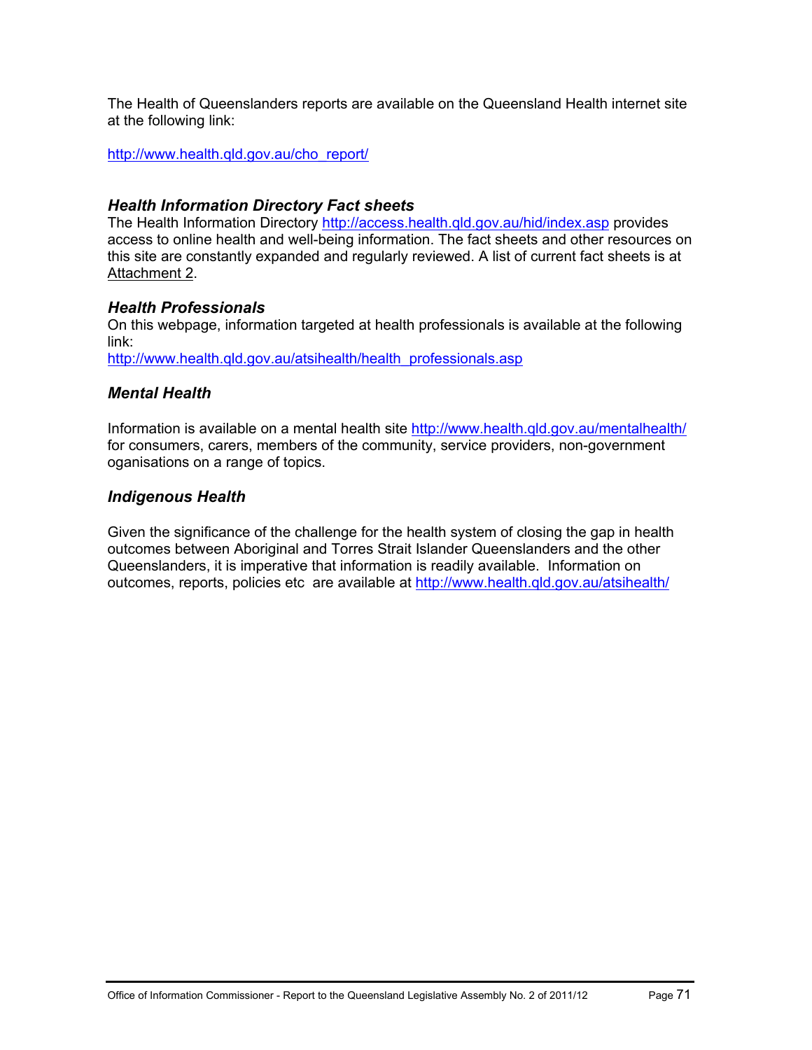The Health of Queenslanders reports are available on the Queensland Health internet site at the following link:

http://www.health.qld.gov.au/cho_report/

### *Health Information Directory Fact sheets*

The Health Information Directory http://access.health.qld.gov.au/hid/index.asp provides access to online health and well-being information. The fact sheets and other resources on this site are constantly expanded and regularly reviewed. A list of current fact sheets is at Attachment 2.

### *Health Professionals*

On this webpage, information targeted at health professionals is available at the following link:
http://www.health.qld.gov.au/atsihealth/health_professionals.asp

### *Mental Health*

Information is available on a mental health site http://www.health.qld.gov.au/mentalhealth/ for consumers, carers, members of the community, service providers, non-government oganisations on a range of topics.

### *Indigenous Health*

Given the significance of the challenge for the health system of closing the gap in health outcomes between Aboriginal and Torres Strait Islander Queenslanders and the other Queenslanders, it is imperative that information is readily available. Information on outcomes, reports, policies etc are available at http://www.health.qld.gov.au/atsihealth/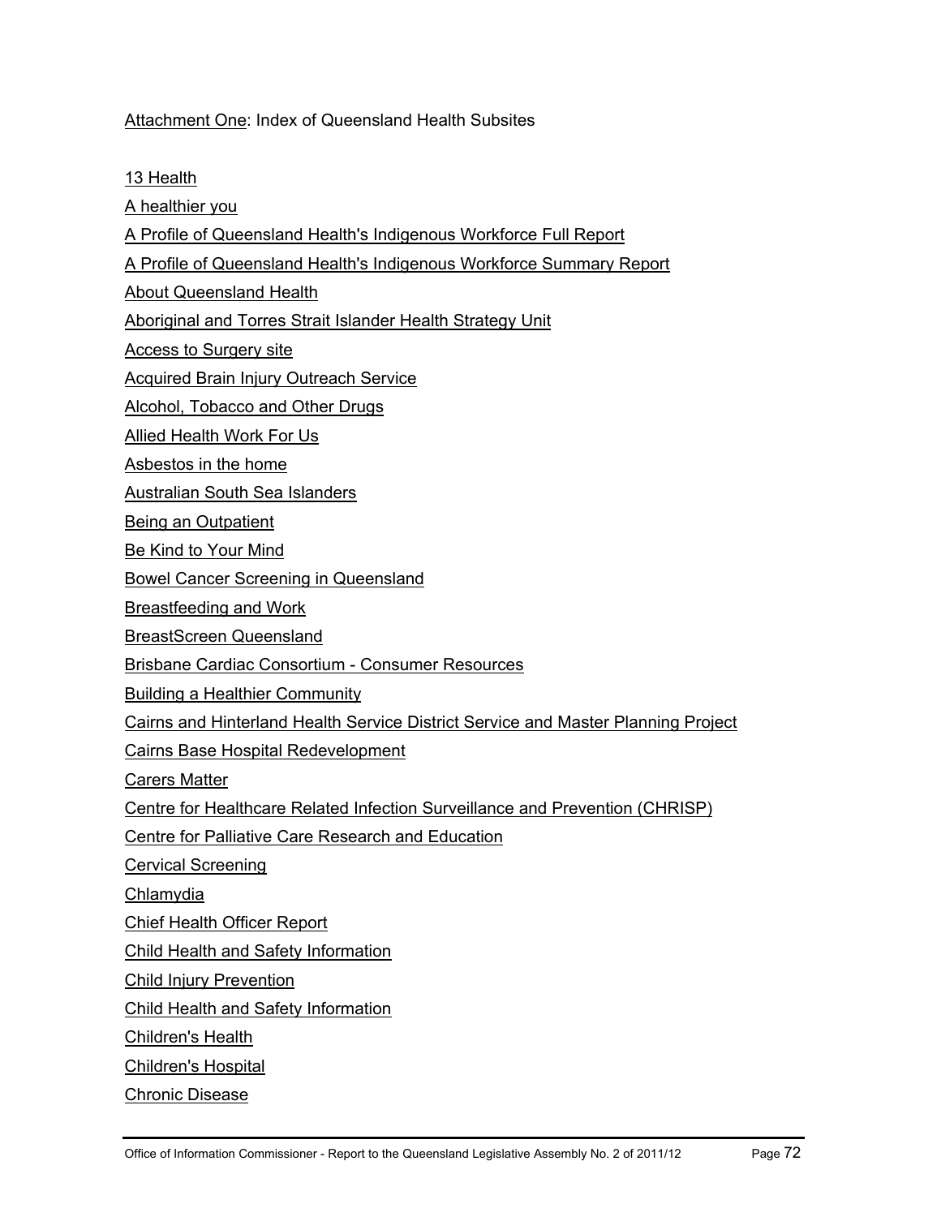Attachment One: Index of Queensland Health Subsites

13 Health

A healthier you

A Profile of Queensland Health's Indigenous Workforce Full Report

A Profile of Queensland Health's Indigenous Workforce Summary Report

About Queensland Health

Aboriginal and Torres Strait Islander Health Strategy Unit

Access to Surgery site

Acquired Brain Injury Outreach Service

Alcohol, Tobacco and Other Drugs

Allied Health Work For Us

Asbestos in the home

Australian South Sea Islanders

Being an Outpatient

Be Kind to Your Mind

Bowel Cancer Screening in Queensland

Breastfeeding and Work

BreastScreen Queensland

Brisbane Cardiac Consortium - Consumer Resources

Building a Healthier Community

Cairns and Hinterland Health Service District Service and Master Planning Project

Cairns Base Hospital Redevelopment

Carers Matter

Centre for Healthcare Related Infection Surveillance and Prevention (CHRISP)

Centre for Palliative Care Research and Education

Cervical Screening

Chlamydia

Chief Health Officer Report

Child Health and Safety Information

Child Injury Prevention

Child Health and Safety Information

Children's Health

Children's Hospital

Chronic Disease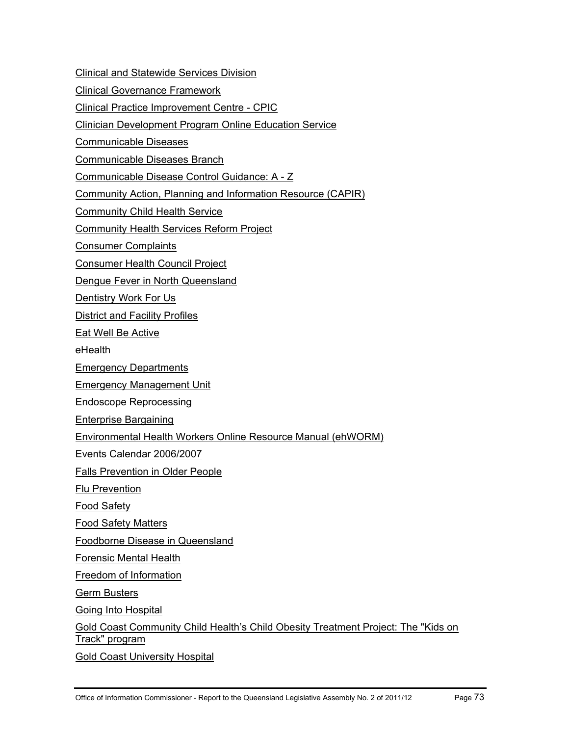Clinical and Statewide Services Division

Clinical Governance Framework

Clinical Practice Improvement Centre - CPIC

Clinician Development Program Online Education Service

Communicable Diseases

Communicable Diseases Branch

Communicable Disease Control Guidance: A - Z

Community Action, Planning and Information Resource (CAPIR)

Community Child Health Service

Community Health Services Reform Project

Consumer Complaints

Consumer Health Council Project

Dengue Fever in North Queensland

Dentistry Work For Us

District and Facility Profiles

Eat Well Be Active

eHealth

Emergency Departments

Emergency Management Unit

Endoscope Reprocessing

Enterprise Bargaining

Environmental Health Workers Online Resource Manual (ehWORM)

Events Calendar 2006/2007

Falls Prevention in Older People

Flu Prevention

Food Safety

Food Safety Matters

Foodborne Disease in Queensland

Forensic Mental Health

Freedom of Information

Germ Busters

Going Into Hospital

Gold Coast Community Child Health's Child Obesity Treatment Project: The "Kids on Track" program

Gold Coast University Hospital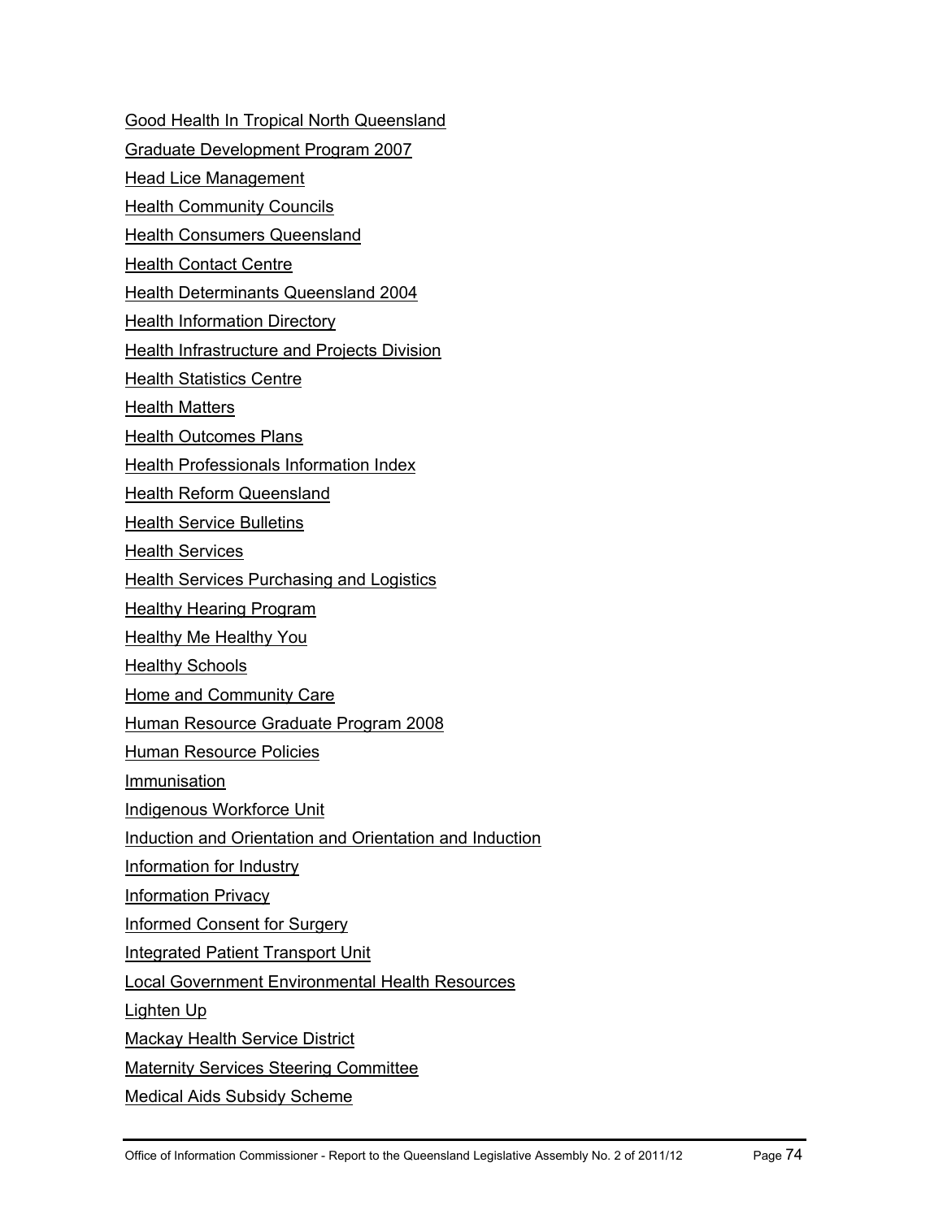Good Health In Tropical North Queensland

Graduate Development Program 2007

Head Lice Management

Health Community Councils

Health Consumers Queensland

Health Contact Centre

Health Determinants Queensland 2004

Health Information Directory

Health Infrastructure and Projects Division

Health Statistics Centre

Health Matters

Health Outcomes Plans

Health Professionals Information Index

Health Reform Queensland

Health Service Bulletins

Health Services

Health Services Purchasing and Logistics

Healthy Hearing Program

Healthy Me Healthy You

Healthy Schools

Home and Community Care

Human Resource Graduate Program 2008

Human Resource Policies

Immunisation

Indigenous Workforce Unit

Induction and Orientation and Orientation and Induction

Information for Industry

Information Privacy

Informed Consent for Surgery

Integrated Patient Transport Unit

Local Government Environmental Health Resources

Lighten Up

Mackay Health Service District

Maternity Services Steering Committee

Medical Aids Subsidy Scheme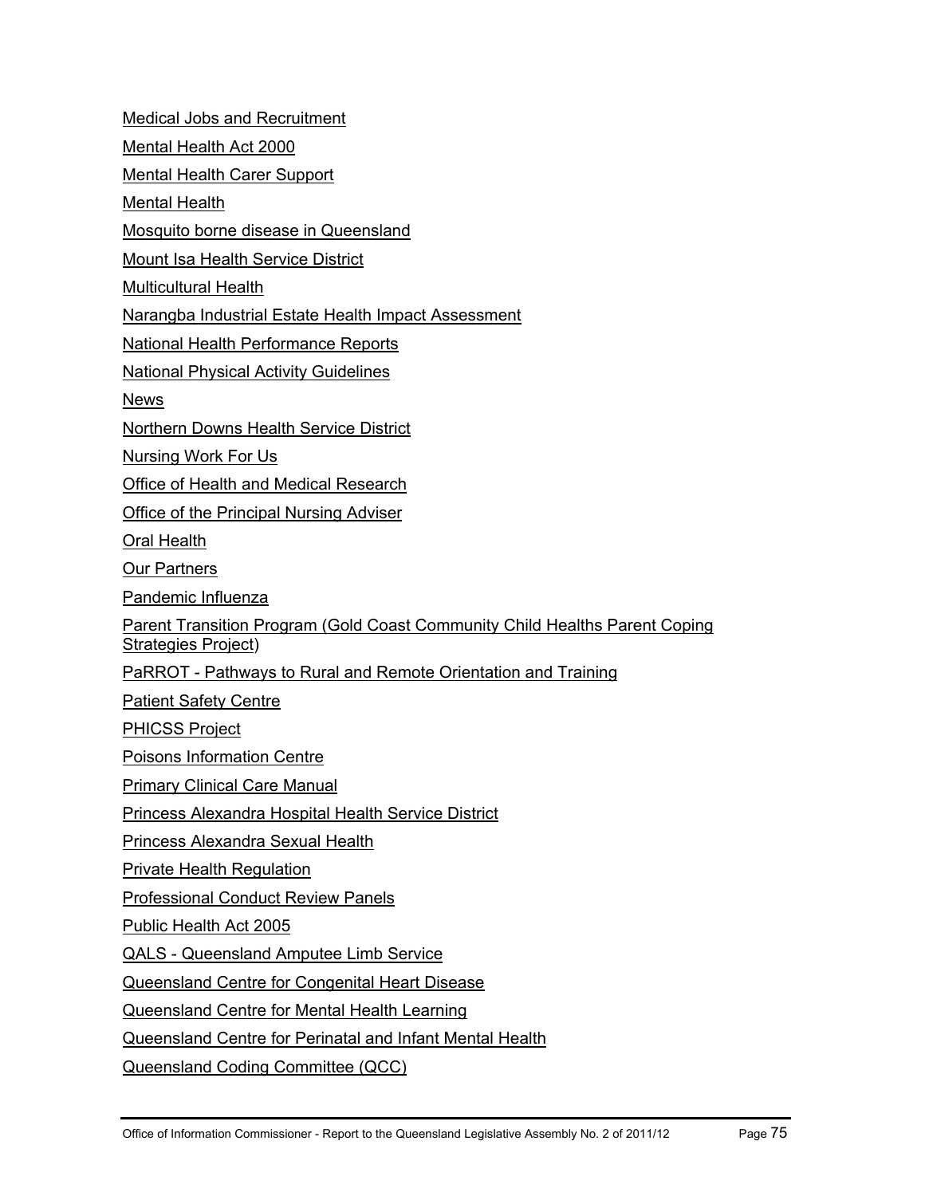Medical Jobs and Recruitment

Mental Health Act 2000

Mental Health Carer Support

Mental Health

Mosquito borne disease in Queensland

Mount Isa Health Service District

Multicultural Health

Narangba Industrial Estate Health Impact Assessment

National Health Performance Reports

National Physical Activity Guidelines

News

Northern Downs Health Service District

Nursing Work For Us

Office of Health and Medical Research

Office of the Principal Nursing Adviser

Oral Health

Our Partners

Pandemic Influenza

Parent Transition Program (Gold Coast Community Child Healths Parent Coping Strategies Project)

PaRROT - Pathways to Rural and Remote Orientation and Training

Patient Safety Centre

PHICSS Project

Poisons Information Centre

Primary Clinical Care Manual

Princess Alexandra Hospital Health Service District

Princess Alexandra Sexual Health

Private Health Regulation

Professional Conduct Review Panels

Public Health Act 2005

QALS - Queensland Amputee Limb Service

Queensland Centre for Congenital Heart Disease

Queensland Centre for Mental Health Learning

Queensland Centre for Perinatal and Infant Mental Health

Queensland Coding Committee (QCC)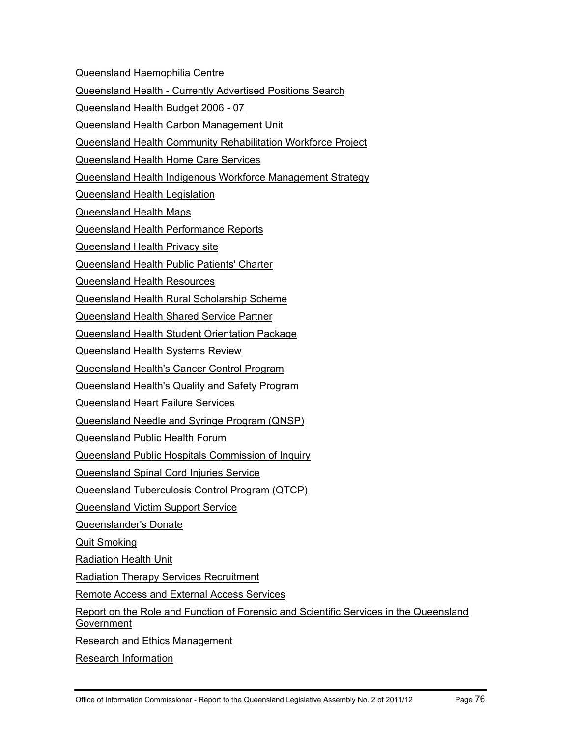Queensland Haemophilia Centre

Queensland Health - Currently Advertised Positions Search

Queensland Health Budget 2006 - 07

Queensland Health Carbon Management Unit

Queensland Health Community Rehabilitation Workforce Project

Queensland Health Home Care Services

Queensland Health Indigenous Workforce Management Strategy

Queensland Health Legislation

Queensland Health Maps

Queensland Health Performance Reports

Queensland Health Privacy site

Queensland Health Public Patients' Charter

Queensland Health Resources

Queensland Health Rural Scholarship Scheme

Queensland Health Shared Service Partner

Queensland Health Student Orientation Package

Queensland Health Systems Review

Queensland Health's Cancer Control Program

Queensland Health's Quality and Safety Program

Queensland Heart Failure Services

Queensland Needle and Syringe Program (QNSP)

Queensland Public Health Forum

Queensland Public Hospitals Commission of Inquiry

Queensland Spinal Cord Injuries Service

Queensland Tuberculosis Control Program (QTCP)

Queensland Victim Support Service

Queenslander's Donate

Quit Smoking

Radiation Health Unit

Radiation Therapy Services Recruitment

Remote Access and External Access Services

Report on the Role and Function of Forensic and Scientific Services in the Queensland Government

Research and Ethics Management

Research Information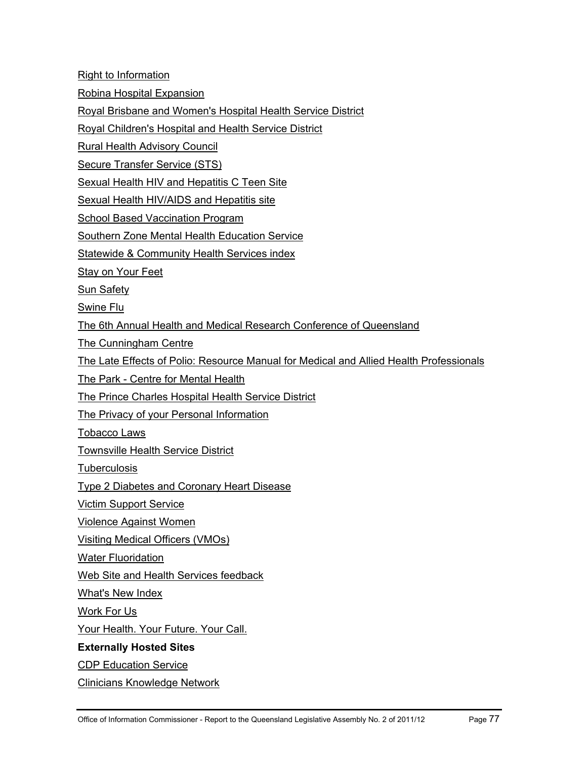Right to Information

Robina Hospital Expansion

Royal Brisbane and Women's Hospital Health Service District

Royal Children's Hospital and Health Service District

Rural Health Advisory Council

Secure Transfer Service (STS)

Sexual Health HIV and Hepatitis C Teen Site

Sexual Health HIV/AIDS and Hepatitis site

School Based Vaccination Program

Southern Zone Mental Health Education Service

Statewide & Community Health Services index

Stay on Your Feet

Sun Safety

Swine Flu

The 6th Annual Health and Medical Research Conference of Queensland

The Cunningham Centre

The Late Effects of Polio: Resource Manual for Medical and Allied Health Professionals

The Park - Centre for Mental Health

The Prince Charles Hospital Health Service District

The Privacy of your Personal Information

Tobacco Laws

Townsville Health Service District

Tuberculosis

Type 2 Diabetes and Coronary Heart Disease

Victim Support Service

Violence Against Women

Visiting Medical Officers (VMOs)

Water Fluoridation

Web Site and Health Services feedback

What's New Index

Work For Us

Your Health. Your Future. Your Call.

**Externally Hosted Sites**

CDP Education Service

Clinicians Knowledge Network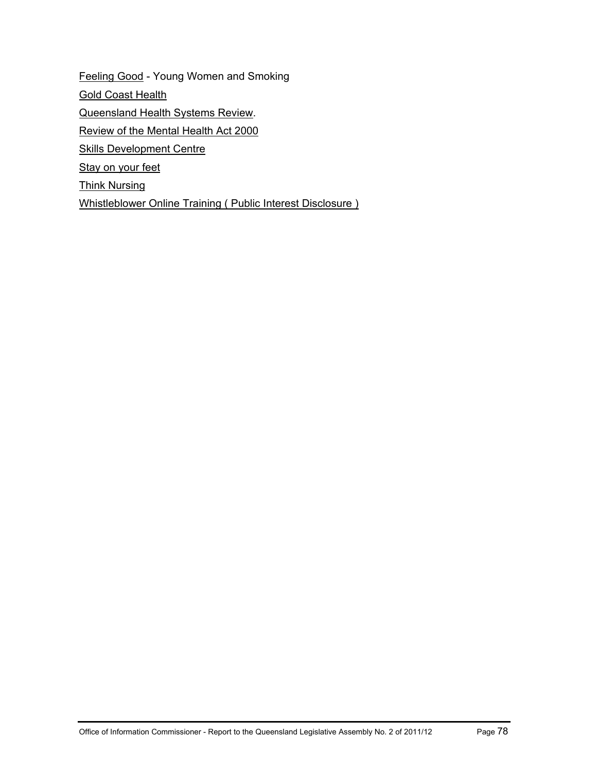Feeling Good - Young Women and Smoking

Gold Coast Health

Queensland Health Systems Review.

Review of the Mental Health Act 2000

Skills Development Centre

Stay on your feet

Think Nursing

Whistleblower Online Training ( Public Interest Disclosure )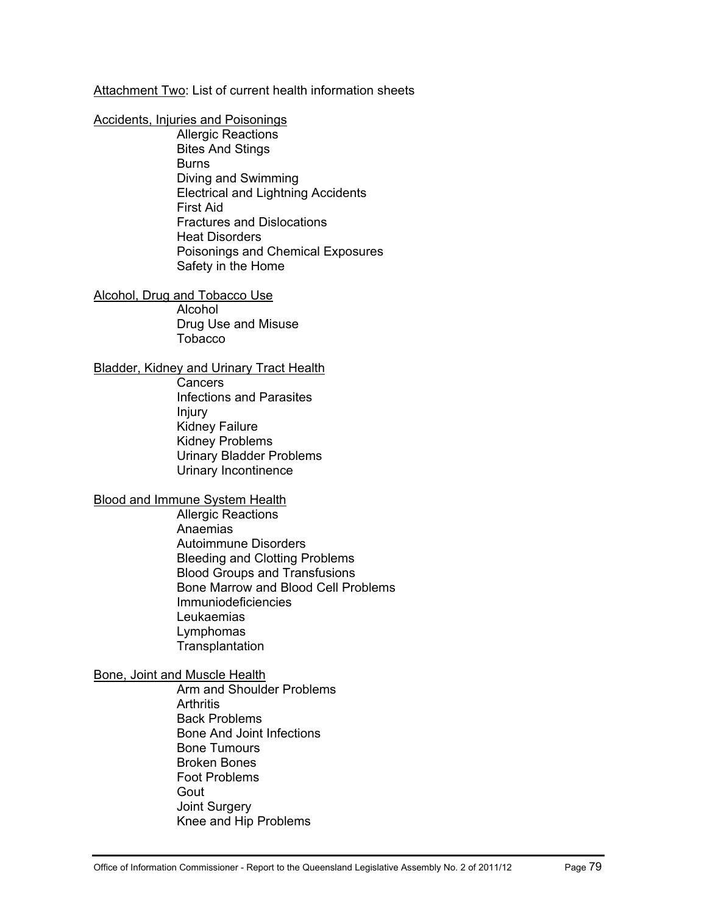Attachment Two: List of current health information sheets

Accidents, Injuries and Poisonings

- Allergic Reactions
- Bites And Stings
- Burns
- Diving and Swimming
- Electrical and Lightning Accidents
- First Aid
- Fractures and Dislocations
- Heat Disorders
- Poisonings and Chemical Exposures
- Safety in the Home

Alcohol, Drug and Tobacco Use

- Alcohol
- Drug Use and Misuse
- Tobacco

Bladder, Kidney and Urinary Tract Health

- Cancers
- Infections and Parasites
- Injury
- Kidney Failure
- Kidney Problems
- Urinary Bladder Problems
- Urinary Incontinence

Blood and Immune System Health

- Allergic Reactions
- Anaemias
- Autoimmune Disorders
- Bleeding and Clotting Problems
- Blood Groups and Transfusions
- Bone Marrow and Blood Cell Problems
- Immuniodeficiencies
- Leukaemias
- Lymphomas
- Transplantation

Bone, Joint and Muscle Health

- Arm and Shoulder Problems
- Arthritis
- Back Problems
- Bone And Joint Infections
- Bone Tumours
- Broken Bones
- Foot Problems
- Gout
- Joint Surgery
- Knee and Hip Problems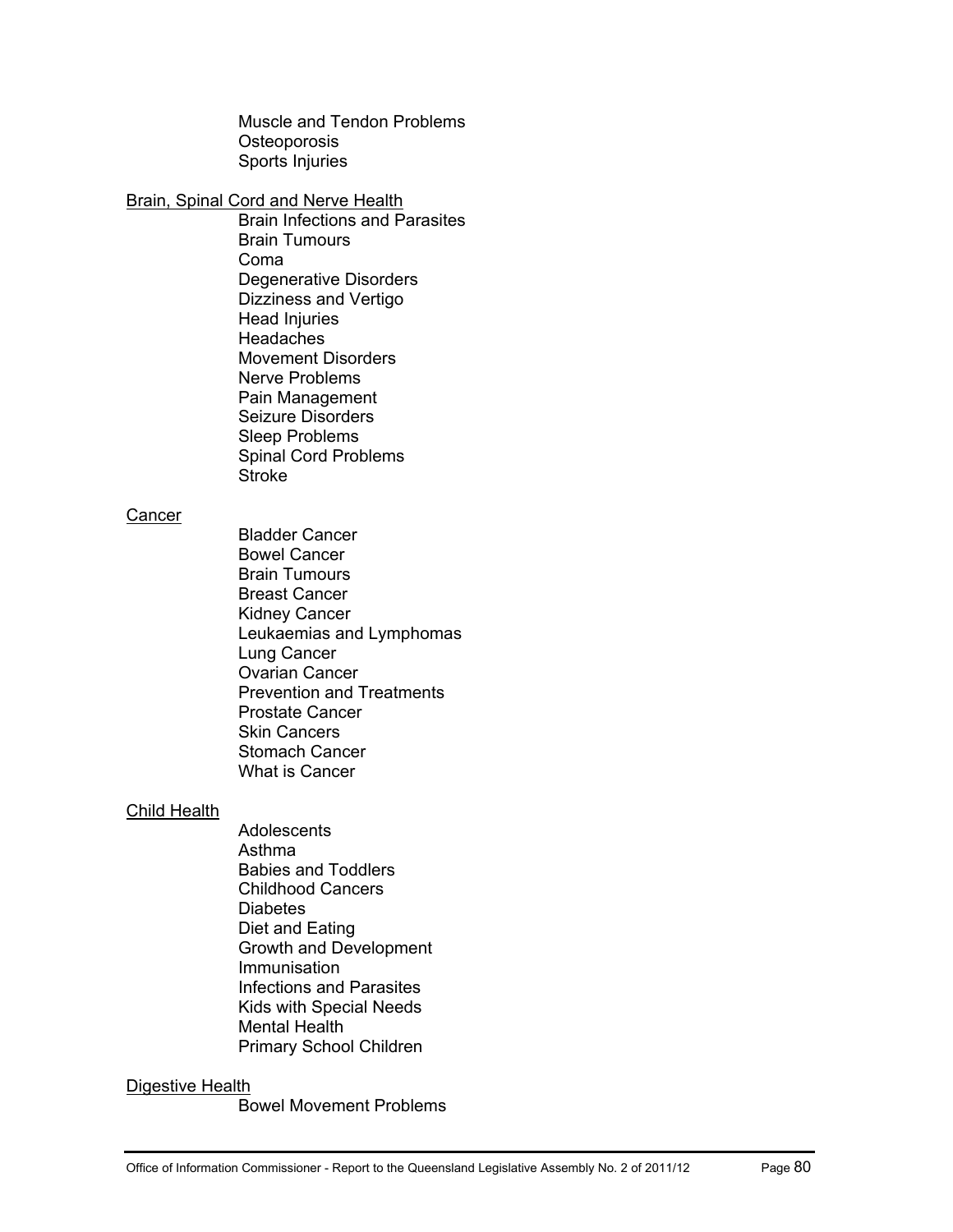Muscle and Tendon Problems
Osteoporosis
Sports Injuries

Brain, Spinal Cord and Nerve Health

- Brain Infections and Parasites
- Brain Tumours
- Coma
- Degenerative Disorders
- Dizziness and Vertigo
- Head Injuries
- Headaches
- Movement Disorders
- Nerve Problems
- Pain Management
- Seizure Disorders
- Sleep Problems
- Spinal Cord Problems
- Stroke

Cancer

- Bladder Cancer
- Bowel Cancer
- Brain Tumours
- Breast Cancer
- Kidney Cancer
- Leukaemias and Lymphomas
- Lung Cancer
- Ovarian Cancer
- Prevention and Treatments
- Prostate Cancer
- Skin Cancers
- Stomach Cancer
- What is Cancer

Child Health

- Adolescents
- Asthma
- Babies and Toddlers
- Childhood Cancers
- Diabetes
- Diet and Eating
- Growth and Development
- Immunisation
- Infections and Parasites
- Kids with Special Needs
- Mental Health
- Primary School Children

Digestive Health

- Bowel Movement Problems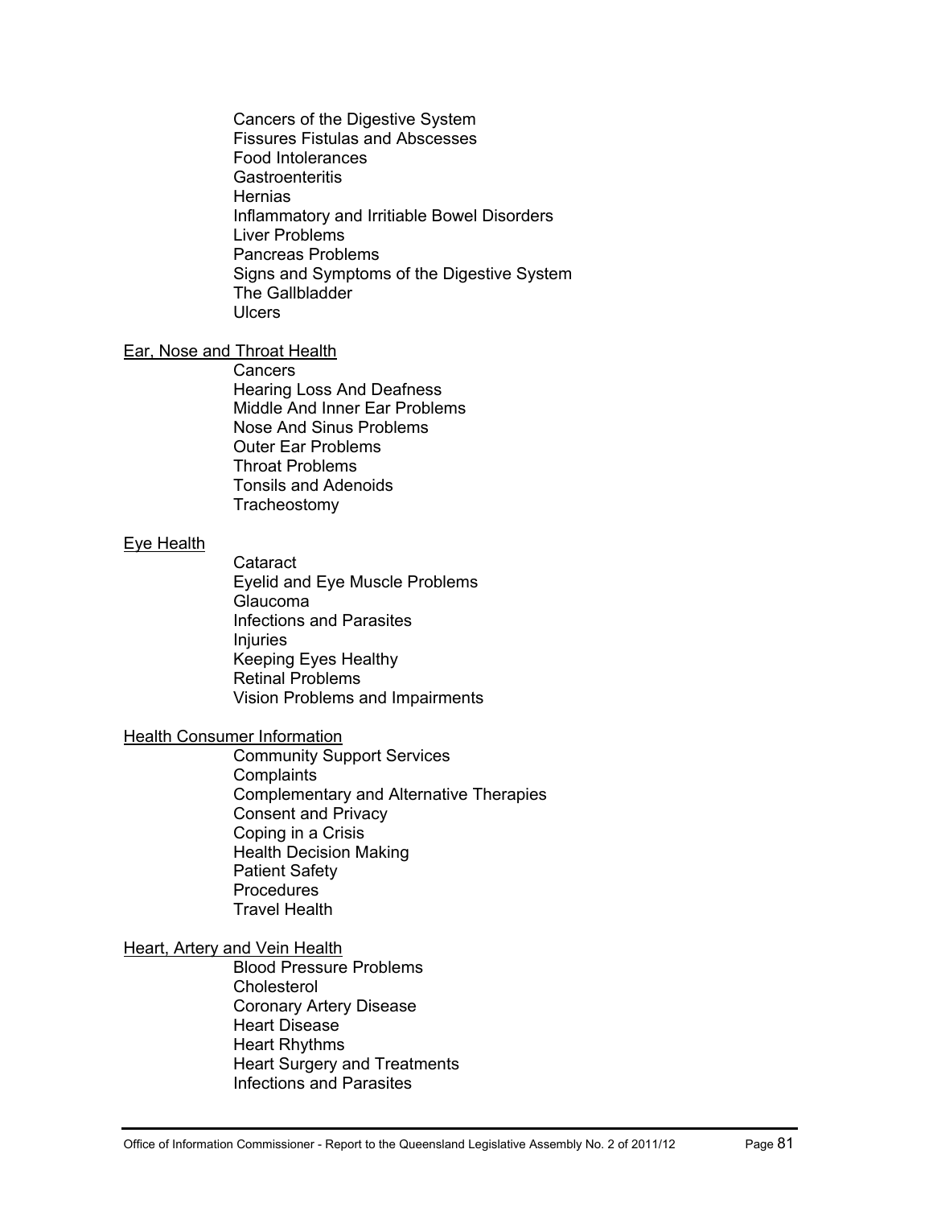Cancers of the Digestive System
Fissures Fistulas and Abscesses
Food Intolerances
Gastroenteritis
Hernias
Inflammatory and Irritiable Bowel Disorders
Liver Problems
Pancreas Problems
Signs and Symptoms of the Digestive System
The Gallbladder
Ulcers

<u>Ear, Nose and Throat Health</u>

Cancers
Hearing Loss And Deafness
Middle And Inner Ear Problems
Nose And Sinus Problems
Outer Ear Problems
Throat Problems
Tonsils and Adenoids
Tracheostomy

<u>Eye Health</u>

Cataract
Eyelid and Eye Muscle Problems
Glaucoma
Infections and Parasites
Injuries
Keeping Eyes Healthy
Retinal Problems
Vision Problems and Impairments

<u>Health Consumer Information</u>

Community Support Services
Complaints
Complementary and Alternative Therapies
Consent and Privacy
Coping in a Crisis
Health Decision Making
Patient Safety
Procedures
Travel Health

<u>Heart, Artery and Vein Health</u>

Blood Pressure Problems
Cholesterol
Coronary Artery Disease
Heart Disease
Heart Rhythms
Heart Surgery and Treatments
Infections and Parasites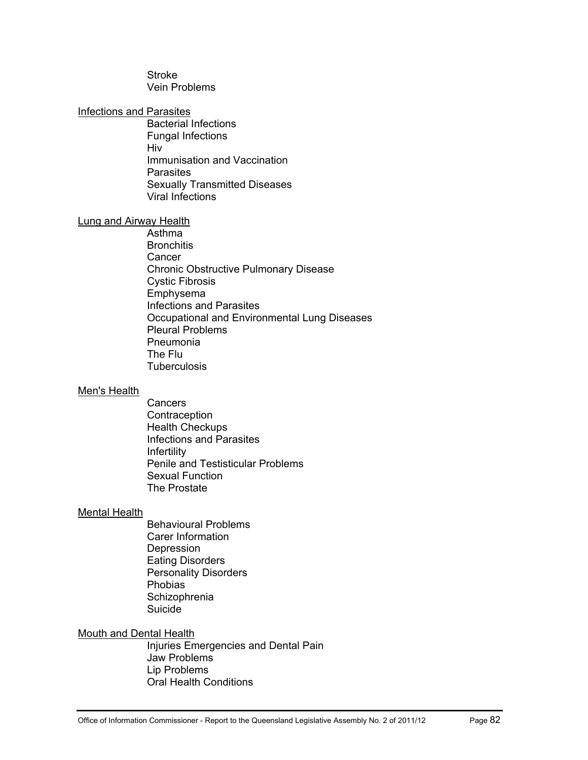Stroke
Vein Problems

<u>Infections and Parasites</u>

Bacterial Infections
Fungal Infections
Hiv
Immunisation and Vaccination
Parasites
Sexually Transmitted Diseases
Viral Infections

<u>Lung and Airway Health</u>

Asthma
Bronchitis
Cancer
Chronic Obstructive Pulmonary Disease
Cystic Fibrosis
Emphysema
Infections and Parasites
Occupational and Environmental Lung Diseases
Pleural Problems
Pneumonia
The Flu
Tuberculosis

<u>Men's Health</u>

Cancers
Contraception
Health Checkups
Infections and Parasites
Infertility
Penile and Testisticular Problems
Sexual Function
The Prostate

<u>Mental Health</u>

Behavioural Problems
Carer Information
Depression
Eating Disorders
Personality Disorders
Phobias
Schizophrenia
Suicide

<u>Mouth and Dental Health</u>

Injuries Emergencies and Dental Pain
Jaw Problems
Lip Problems
Oral Health Conditions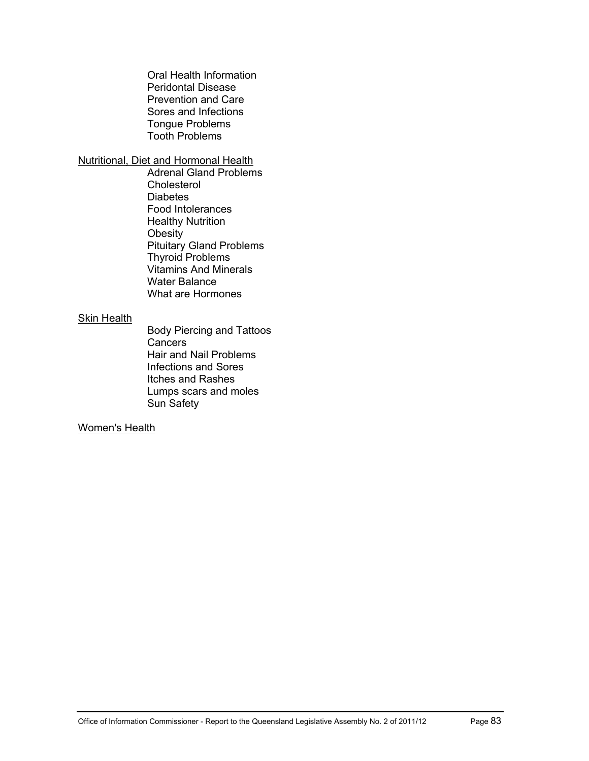- Oral Health Information
- Peridontal Disease
- Prevention and Care
- Sores and Infections
- Tongue Problems
- Tooth Problems

<u>Nutritional, Diet and Hormonal Health</u>

- Adrenal Gland Problems
- Cholesterol
- Diabetes
- Food Intolerances
- Healthy Nutrition
- Obesity
- Pituitary Gland Problems
- Thyroid Problems
- Vitamins And Minerals
- Water Balance
- What are Hormones

<u>Skin Health</u>

- Body Piercing and Tattoos
- Cancers
- Hair and Nail Problems
- Infections and Sores
- Itches and Rashes
- Lumps scars and moles
- Sun Safety

<u>Women's Health</u>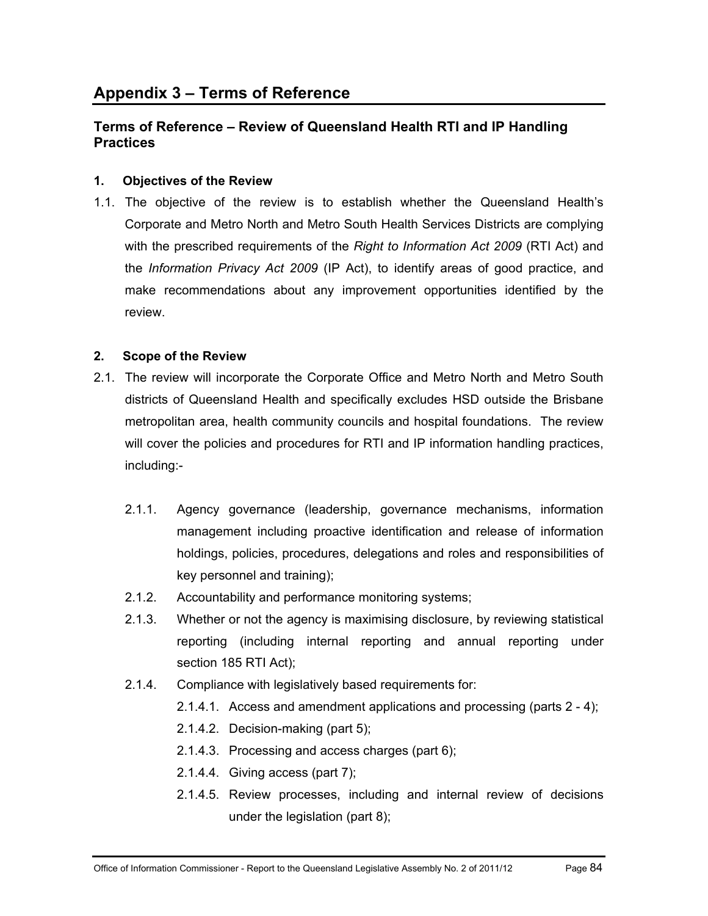# Appendix 3 – Terms of Reference

## Terms of Reference – Review of Queensland Health RTI and IP Handling Practices

### 1. Objectives of the Review

1.1. The objective of the review is to establish whether the Queensland Health's Corporate and Metro North and Metro South Health Services Districts are complying with the prescribed requirements of the *Right to Information Act 2009* (RTI Act) and the *Information Privacy Act 2009* (IP Act), to identify areas of good practice, and make recommendations about any improvement opportunities identified by the review.

### 2. Scope of the Review

2.1. The review will incorporate the Corporate Office and Metro North and Metro South districts of Queensland Health and specifically excludes HSD outside the Brisbane metropolitan area, health community councils and hospital foundations. The review will cover the policies and procedures for RTI and IP information handling practices, including:-

- 2.1.1. Agency governance (leadership, governance mechanisms, information management including proactive identification and release of information holdings, policies, procedures, delegations and roles and responsibilities of key personnel and training);
- 2.1.2. Accountability and performance monitoring systems;
- 2.1.3. Whether or not the agency is maximising disclosure, by reviewing statistical reporting (including internal reporting and annual reporting under section 185 RTI Act);
- 2.1.4. Compliance with legislatively based requirements for:
  - 2.1.4.1. Access and amendment applications and processing (parts 2 - 4);
  - 2.1.4.2. Decision-making (part 5);
  - 2.1.4.3. Processing and access charges (part 6);
  - 2.1.4.4. Giving access (part 7);
  - 2.1.4.5. Review processes, including and internal review of decisions under the legislation (part 8);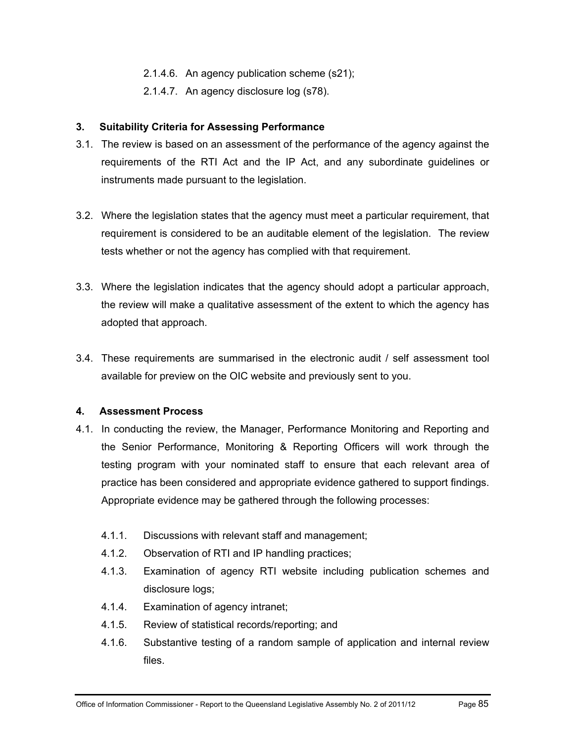2.1.4.6. An agency publication scheme (s21);

2.1.4.7. An agency disclosure log (s78).

## 3. Suitability Criteria for Assessing Performance

3.1. The review is based on an assessment of the performance of the agency against the requirements of the RTI Act and the IP Act, and any subordinate guidelines or instruments made pursuant to the legislation.

3.2. Where the legislation states that the agency must meet a particular requirement, that requirement is considered to be an auditable element of the legislation. The review tests whether or not the agency has complied with that requirement.

3.3. Where the legislation indicates that the agency should adopt a particular approach, the review will make a qualitative assessment of the extent to which the agency has adopted that approach.

3.4. These requirements are summarised in the electronic audit / self assessment tool available for preview on the OIC website and previously sent to you.

## 4. Assessment Process

4.1. In conducting the review, the Manager, Performance Monitoring and Reporting and the Senior Performance, Monitoring & Reporting Officers will work through the testing program with your nominated staff to ensure that each relevant area of practice has been considered and appropriate evidence gathered to support findings. Appropriate evidence may be gathered through the following processes:

4.1.1. Discussions with relevant staff and management;

4.1.2. Observation of RTI and IP handling practices;

4.1.3. Examination of agency RTI website including publication schemes and disclosure logs;

4.1.4. Examination of agency intranet;

4.1.5. Review of statistical records/reporting; and

4.1.6. Substantive testing of a random sample of application and internal review files.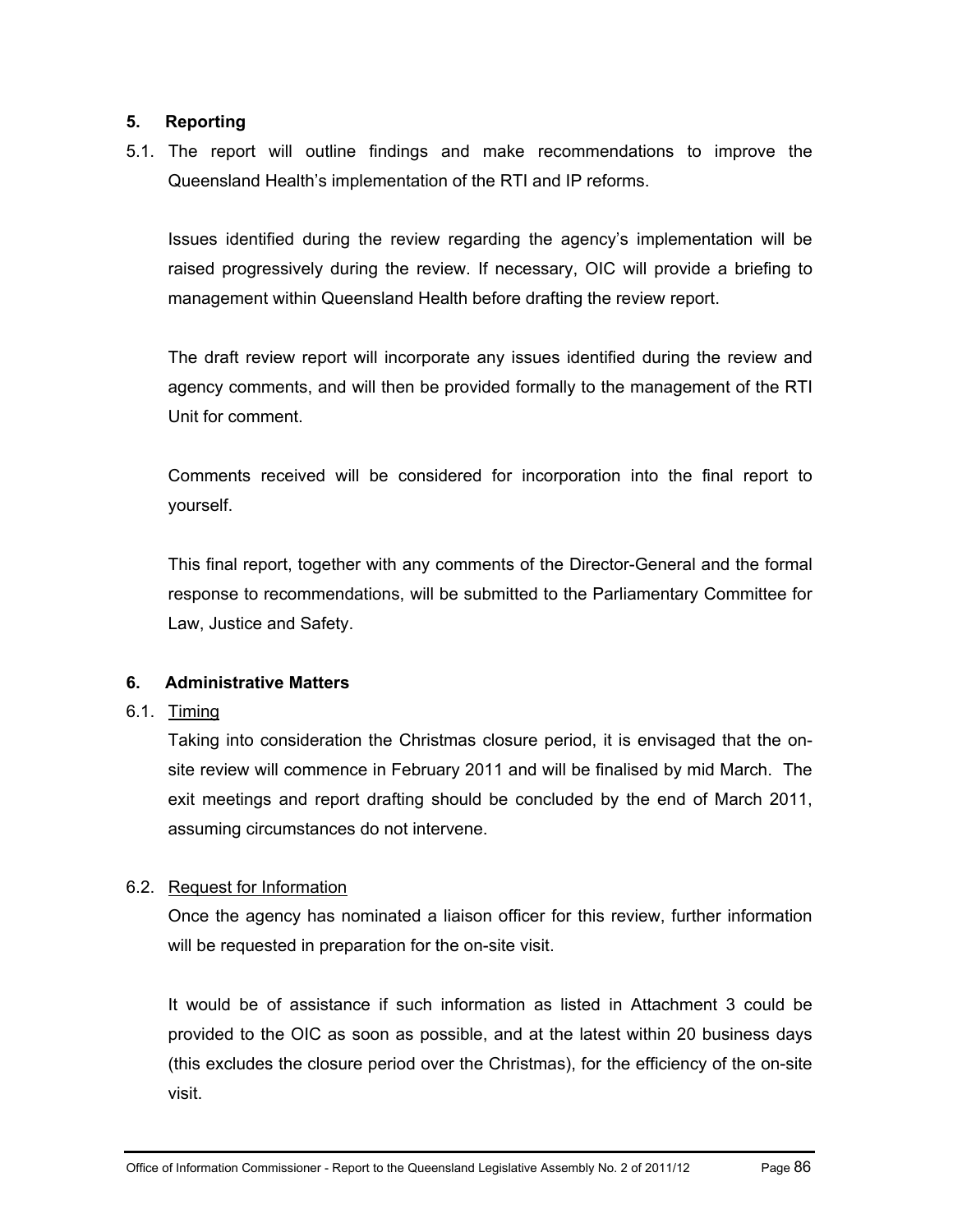## 5. Reporting

5.1. The report will outline findings and make recommendations to improve the Queensland Health's implementation of the RTI and IP reforms.

Issues identified during the review regarding the agency's implementation will be raised progressively during the review. If necessary, OIC will provide a briefing to management within Queensland Health before drafting the review report.

The draft review report will incorporate any issues identified during the review and agency comments, and will then be provided formally to the management of the RTI Unit for comment.

Comments received will be considered for incorporation into the final report to yourself.

This final report, together with any comments of the Director-General and the formal response to recommendations, will be submitted to the Parliamentary Committee for Law, Justice and Safety.

## 6. Administrative Matters

6.1. <u>Timing</u>

Taking into consideration the Christmas closure period, it is envisaged that the on-site review will commence in February 2011 and will be finalised by mid March. The exit meetings and report drafting should be concluded by the end of March 2011, assuming circumstances do not intervene.

6.2. <u>Request for Information</u>

Once the agency has nominated a liaison officer for this review, further information will be requested in preparation for the on-site visit.

It would be of assistance if such information as listed in Attachment 3 could be provided to the OIC as soon as possible, and at the latest within 20 business days (this excludes the closure period over the Christmas), for the efficiency of the on-site visit.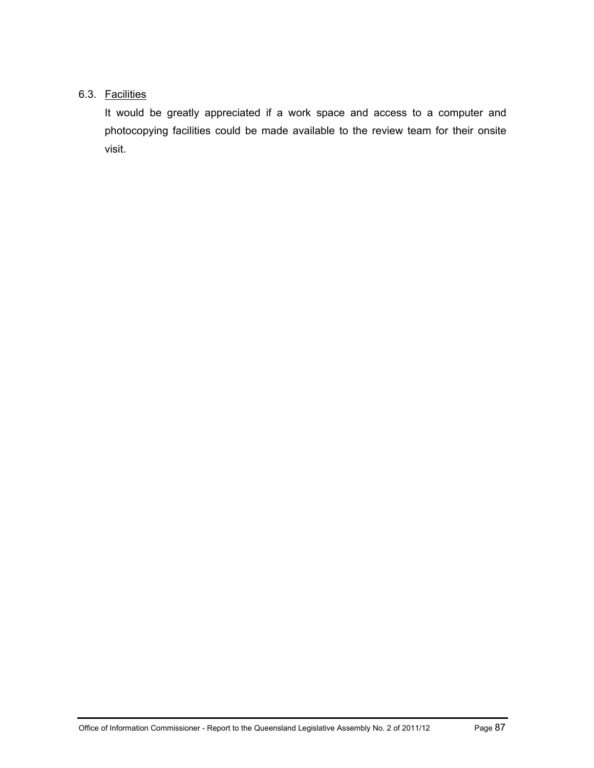### 6.3. Facilities

It would be greatly appreciated if a work space and access to a computer and photocopying facilities could be made available to the review team for their onsite visit.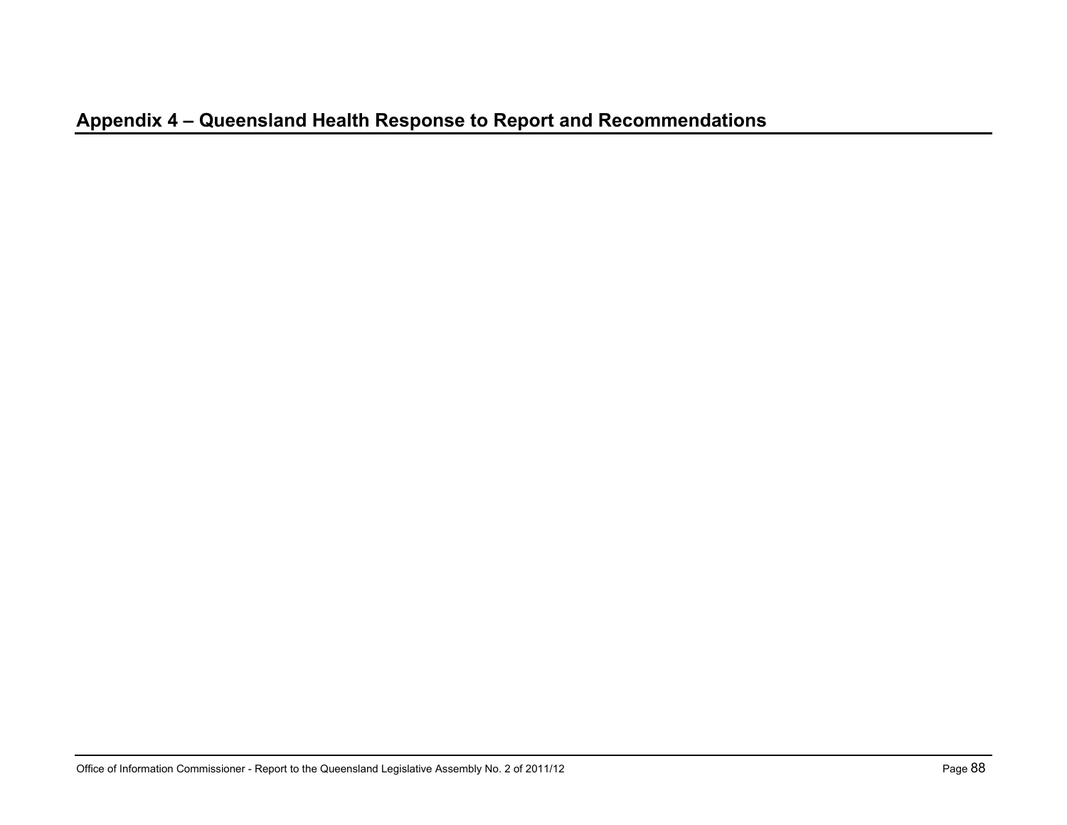## Appendix 4 – Queensland Health Response to Report and Recommendations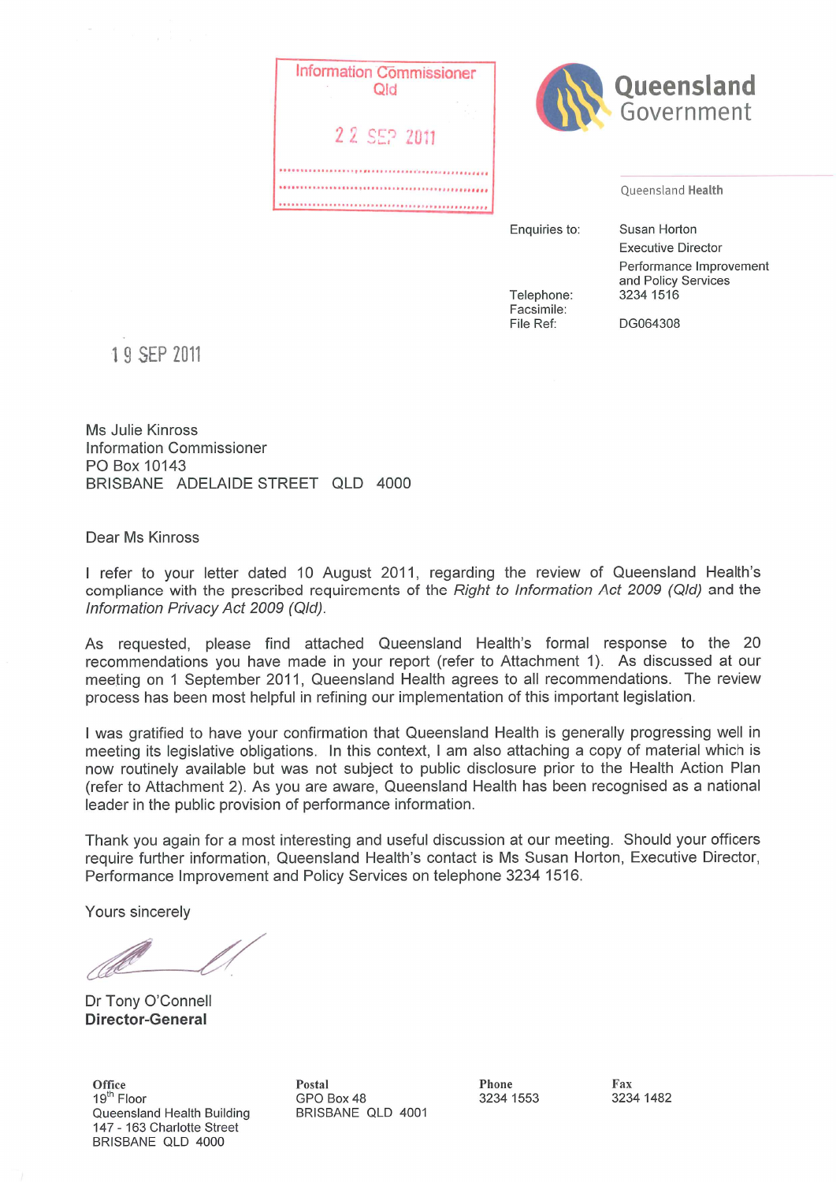Information Commissioner
Qld

22 SEP 2011

**Queensland Government**

Queensland **Health**

| | |
|---|---|
| Enquiries to: | Susan Horton |
| | Executive Director |
| | Performance Improvement and Policy Services |
| Telephone: | 3234 1516 |
| Facsimile: | |
| File Ref: | DG064308 |

19 SEP 2011

Ms Julie Kinross
Information Commissioner
PO Box 10143
BRISBANE ADELAIDE STREET QLD 4000

Dear Ms Kinross

I refer to your letter dated 10 August 2011, regarding the review of Queensland Health's compliance with the prescribed requirements of the *Right to Information Act 2009 (Qld)* and the *Information Privacy Act 2009 (Qld)*.

As requested, please find attached Queensland Health's formal response to the 20 recommendations you have made in your report (refer to Attachment 1). As discussed at our meeting on 1 September 2011, Queensland Health agrees to all recommendations. The review process has been most helpful in refining our implementation of this important legislation.

I was gratified to have your confirmation that Queensland Health is generally progressing well in meeting its legislative obligations. In this context, I am also attaching a copy of material which is now routinely available but was not subject to public disclosure prior to the Health Action Plan (refer to Attachment 2). As you are aware, Queensland Health has been recognised as a national leader in the public provision of performance information.

Thank you again for a most interesting and useful discussion at our meeting. Should your officers require further information, Queensland Health's contact is Ms Susan Horton, Executive Director, Performance Improvement and Policy Services on telephone 3234 1516.

Yours sincerely

Dr Tony O'Connell
**Director-General**

| **Office** | **Postal** | **Phone** | **Fax** |
|---|---|---|---|
| 19th Floor<br>Queensland Health Building<br>147 - 163 Charlotte Street<br>BRISBANE QLD 4000 | GPO Box 48<br>BRISBANE QLD 4001 | 3234 1553 | 3234 1482 |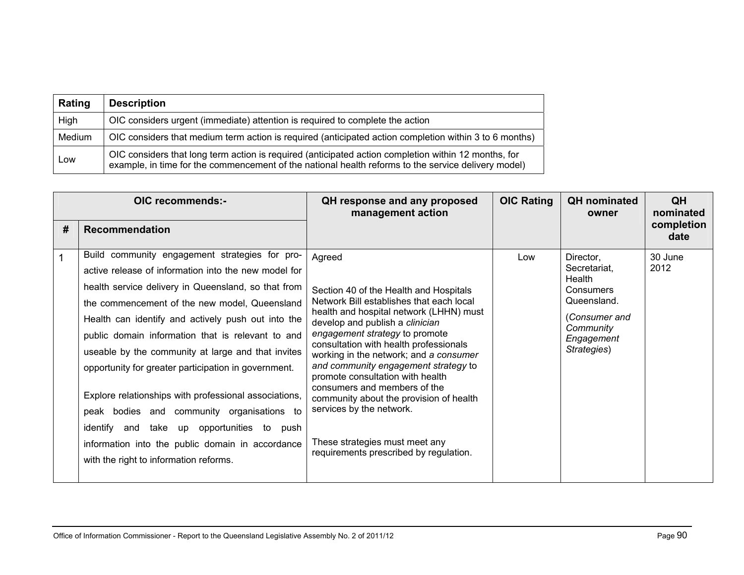| Rating | Description |
|---|---|
| High | OIC considers urgent (immediate) attention is required to complete the action |
| Medium | OIC considers that medium term action is required (anticipated action completion within 3 to 6 months) |
| Low | OIC considers that long term action is required (anticipated action completion within 12 months, for example, in time for the commencement of the national health reforms to the service delivery model) |

| OIC recommends:- | | QH response and any proposed management action | OIC Rating | QH nominated owner | QH nominated completion date |
|---|---|---|---|---|---|
| # | Recommendation | | | | |
| 1 | Build community engagement strategies for pro-active release of information into the new model for health service delivery in Queensland, so that from the commencement of the new model, Queensland Health can identify and actively push out into the public domain information that is relevant to and useable by the community at large and that invites opportunity for greater participation in government.<br><br>Explore relationships with professional associations, peak bodies and community organisations to identify and take up opportunities to push information into the public domain in accordance with the right to information reforms. | Agreed<br><br>Section 40 of the Health and Hospitals Network Bill establishes that each local health and hospital network (LHHN) must develop and publish a *clinician engagement strategy* to promote consultation with health professionals working in the network; and *a consumer and community engagement strategy* to promote consultation with health consumers and members of the community about the provision of health services by the network.<br><br>These strategies must meet any requirements prescribed by regulation. | Low | Director, Secretariat, Health Consumers Queensland.<br><br>(*Consumer and Community Engagement Strategies*) | 30 June 2012 |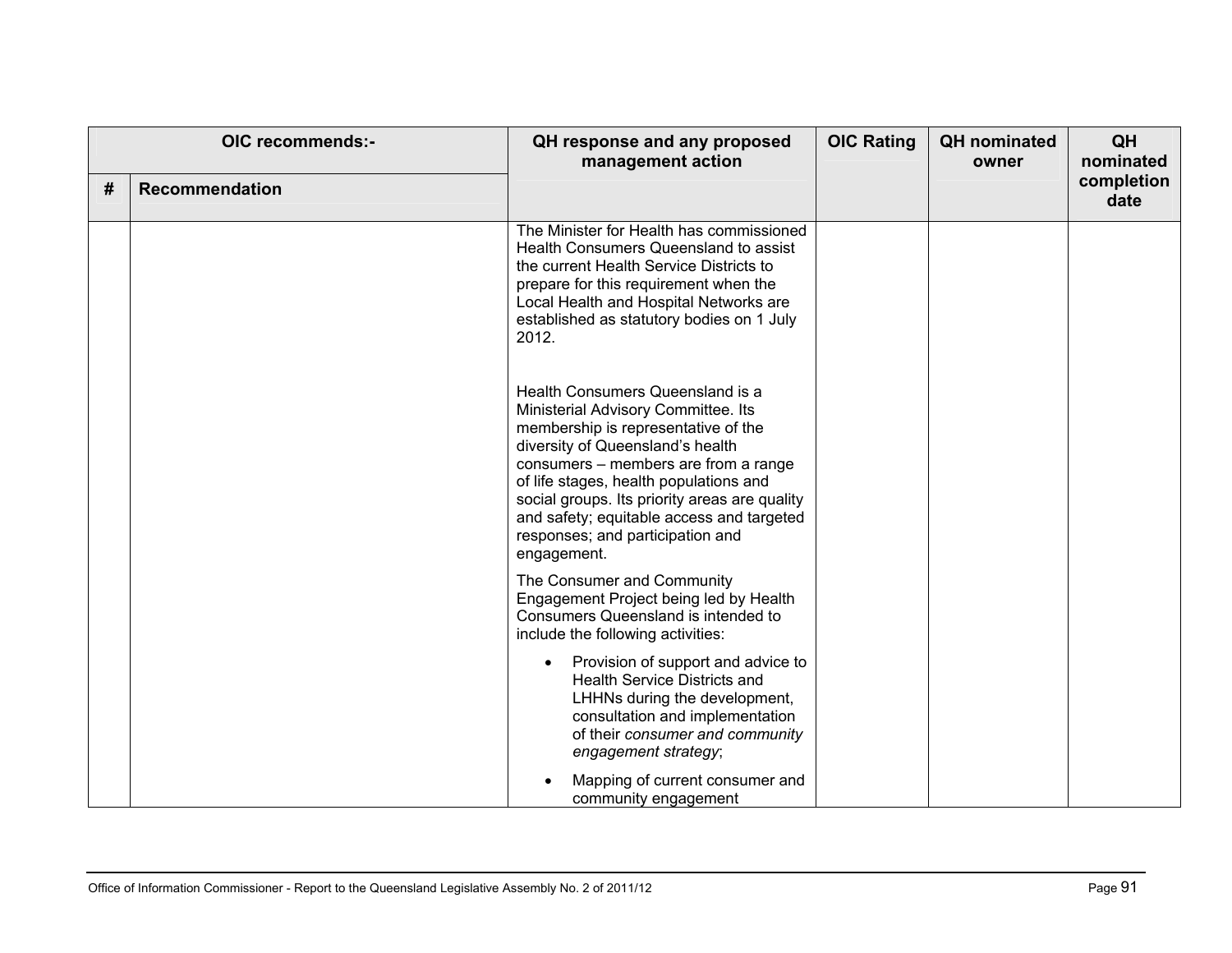| OIC recommends:- | | QH response and any proposed management action | OIC Rating | QH nominated owner | QH nominated completion date |
|---|---|---|---|---|---|
| # | Recommendation | | | | |
| | | The Minister for Health has commissioned Health Consumers Queensland to assist the current Health Service Districts to prepare for this requirement when the Local Health and Hospital Networks are established as statutory bodies on 1 July 2012.<br><br>Health Consumers Queensland is a Ministerial Advisory Committee. Its membership is representative of the diversity of Queensland's health consumers – members are from a range of life stages, health populations and social groups. Its priority areas are quality and safety; equitable access and targeted responses; and participation and engagement.<br><br>The Consumer and Community Engagement Project being led by Health Consumers Queensland is intended to include the following activities:<br><br>• Provision of support and advice to Health Service Districts and LHHNs during the development, consultation and implementation of their *consumer and community engagement strategy*;<br><br>• Mapping of current consumer and community engagement | | | |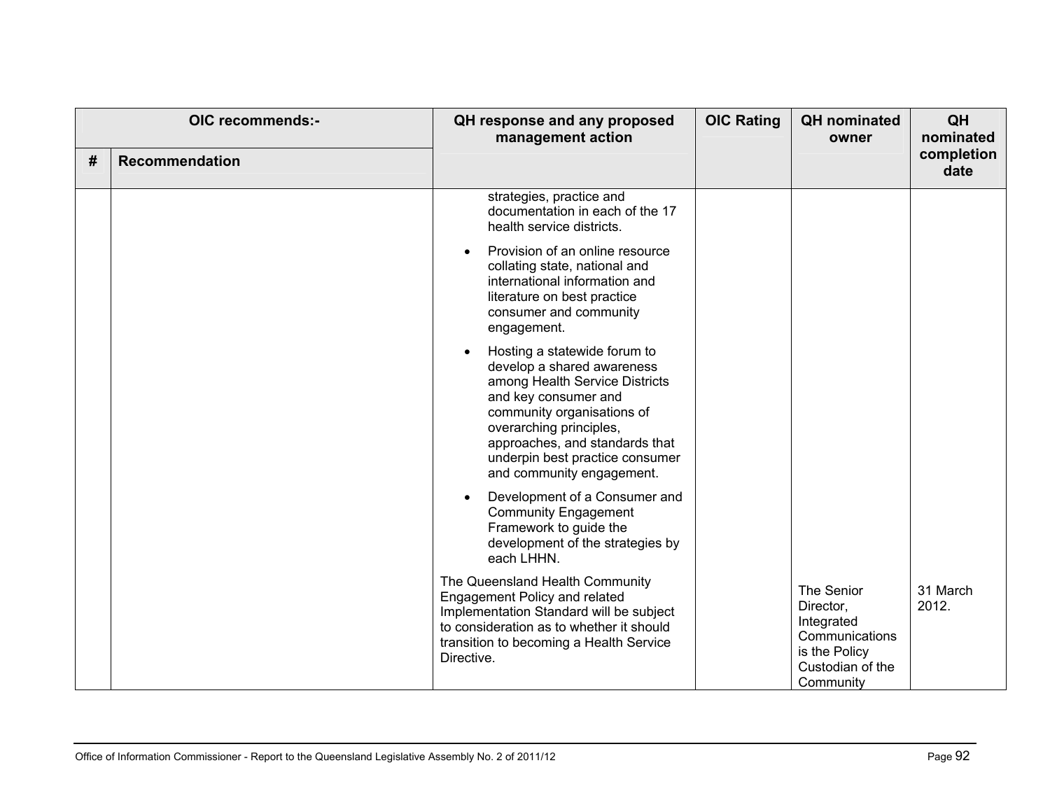| OIC recommends:- | | QH response and any proposed management action | OIC Rating | QH nominated owner | QH nominated completion date |
|---|---|---|---|---|---|
| # | Recommendation | | | | |
| | | strategies, practice and documentation in each of the 17 health service districts.<br><br>• Provision of an online resource collating state, national and international information and literature on best practice consumer and community engagement.<br><br>• Hosting a statewide forum to develop a shared awareness among Health Service Districts and key consumer and community organisations of overarching principles, approaches, and standards that underpin best practice consumer and community engagement.<br><br>• Development of a Consumer and Community Engagement Framework to guide the development of the strategies by each LHHN. | | | |
| | | The Queensland Health Community Engagement Policy and related Implementation Standard will be subject to consideration as to whether it should transition to becoming a Health Service Directive. | | The Senior Director, Integrated Communications is the Policy Custodian of the Community | 31 March 2012. |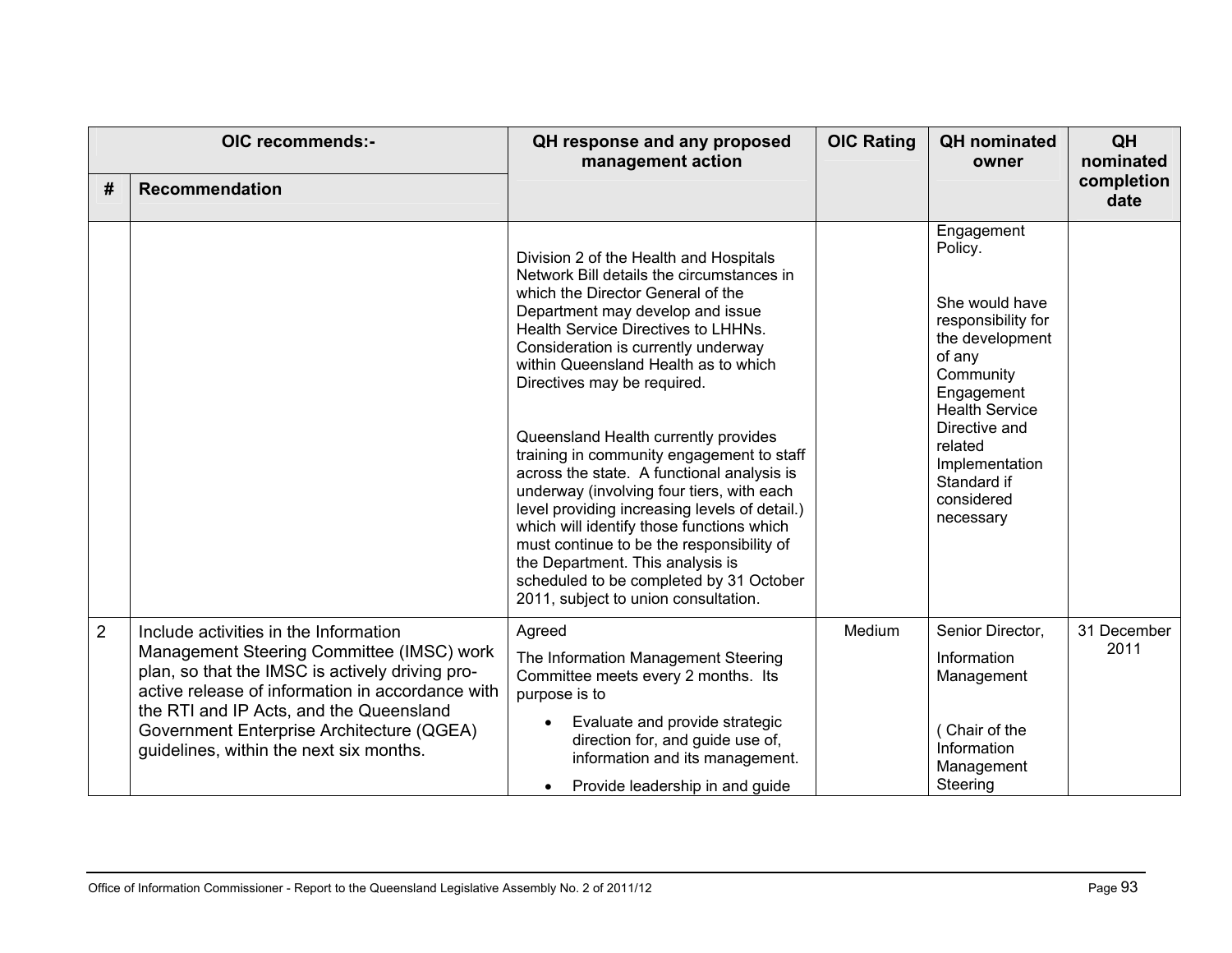| OIC recommends:- | | QH response and any proposed management action | OIC Rating | QH nominated owner | QH nominated completion date |
|---|---|---|---|---|---|
| # | Recommendation | | | | |
| | | Division 2 of the Health and Hospitals Network Bill details the circumstances in which the Director General of the Department may develop and issue Health Service Directives to LHHNs. Consideration is currently underway within Queensland Health as to which Directives may be required.<br><br>Queensland Health currently provides training in community engagement to staff across the state. A functional analysis is underway (involving four tiers, with each level providing increasing levels of detail.) which will identify those functions which must continue to be the responsibility of the Department. This analysis is scheduled to be completed by 31 October 2011, subject to union consultation. | | Engagement Policy.<br><br>She would have responsibility for the development of any Community Engagement Health Service Directive and related Implementation Standard if considered necessary | |
| 2 | Include activities in the Information Management Steering Committee (IMSC) work plan, so that the IMSC is actively driving pro-active release of information in accordance with the RTI and IP Acts, and the Queensland Government Enterprise Architecture (QGEA) guidelines, within the next six months. | Agreed<br><br>The Information Management Steering Committee meets every 2 months. Its purpose is to<br><br>• Evaluate and provide strategic direction for, and guide use of, information and its management.<br>• Provide leadership in and guide | Medium | Senior Director, Information Management<br><br>( Chair of the Information Management Steering | 31 December 2011 |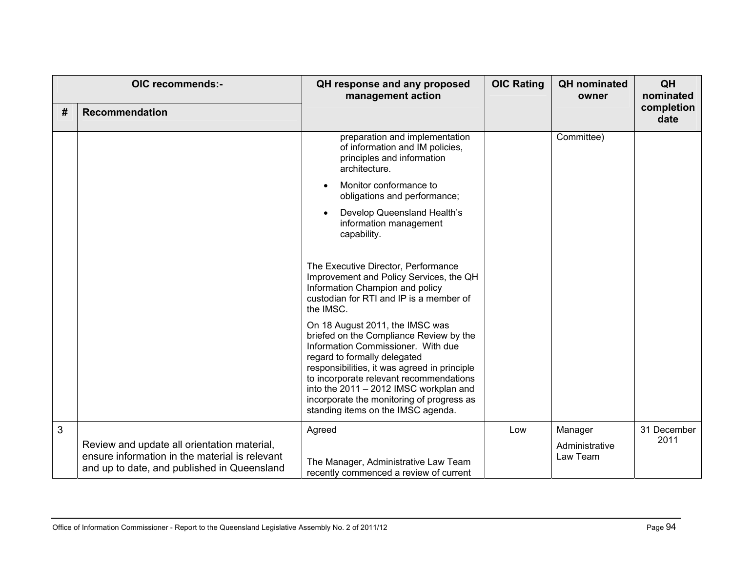| OIC recommends:- | | QH response and any proposed management action | OIC Rating | QH nominated owner | QH nominated completion date |
|---|---|---|---|---|---|
| # | Recommendation | | | | |
| | | preparation and implementation of information and IM policies, principles and information architecture.<br>• Monitor conformance to obligations and performance;<br>• Develop Queensland Health's information management capability.<br><br>The Executive Director, Performance Improvement and Policy Services, the QH Information Champion and policy custodian for RTI and IP is a member of the IMSC.<br><br>On 18 August 2011, the IMSC was briefed on the Compliance Review by the Information Commissioner. With due regard to formally delegated responsibilities, it was agreed in principle to incorporate relevant recommendations into the 2011 – 2012 IMSC workplan and incorporate the monitoring of progress as standing items on the IMSC agenda. | | Committee) | |
| 3 | Review and update all orientation material, ensure information in the material is relevant and up to date, and published in Queensland | Agreed<br><br>The Manager, Administrative Law Team recently commenced a review of current | Low | Manager<br>Administrative Law Team | 31 December 2011 |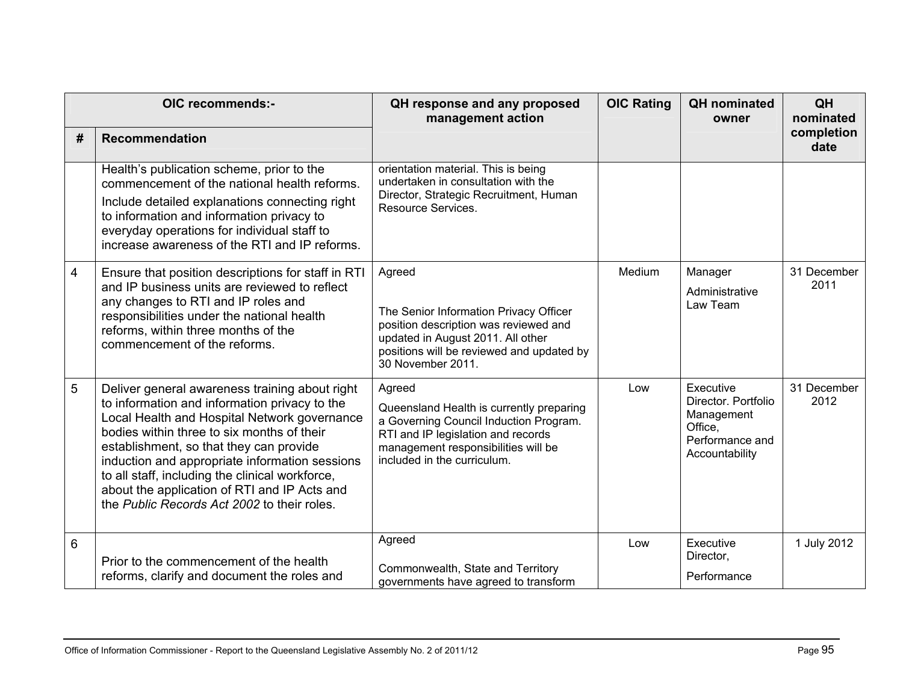| OIC recommends:- | | QH response and any proposed management action | OIC Rating | QH nominated owner | QH nominated completion date |
|---|---|---|---|---|---|
| # | Recommendation | | | | |
| | Health's publication scheme, prior to the commencement of the national health reforms.<br>Include detailed explanations connecting right to information and information privacy to everyday operations for individual staff to increase awareness of the RTI and IP reforms. | orientation material. This is being undertaken in consultation with the Director, Strategic Recruitment, Human Resource Services. | | | |
| 4 | Ensure that position descriptions for staff in RTI and IP business units are reviewed to reflect any changes to RTI and IP roles and responsibilities under the national health reforms, within three months of the commencement of the reforms. | Agreed<br><br>The Senior Information Privacy Officer position description was reviewed and updated in August 2011. All other positions will be reviewed and updated by 30 November 2011. | Medium | Manager<br>Administrative Law Team | 31 December 2011 |
| 5 | Deliver general awareness training about right to information and information privacy to the Local Health and Hospital Network governance bodies within three to six months of their establishment, so that they can provide induction and appropriate information sessions to all staff, including the clinical workforce, about the application of RTI and IP Acts and the *Public Records Act 2002* to their roles. | Agreed<br>Queensland Health is currently preparing a Governing Council Induction Program. RTI and IP legislation and records management responsibilities will be included in the curriculum. | Low | Executive Director. Portfolio Management Office, Performance and Accountability | 31 December 2012 |
| 6 | Prior to the commencement of the health reforms, clarify and document the roles and | Agreed<br><br>Commonwealth, State and Territory governments have agreed to transform | Low | Executive Director,<br>Performance | 1 July 2012 |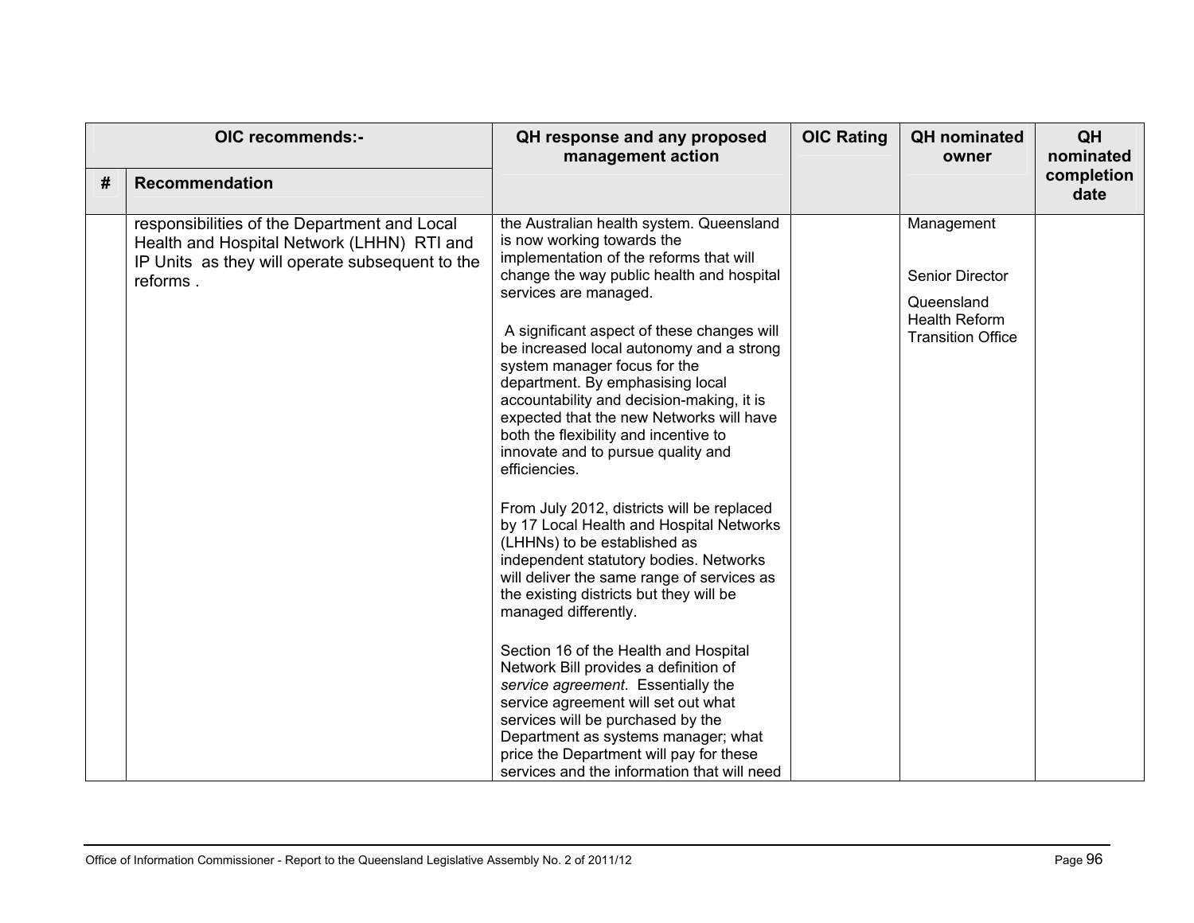| OIC recommends:- | | QH response and any proposed management action | OIC Rating | QH nominated owner | QH nominated completion date |
|---|---|---|---|---|---|
| # | Recommendation | | | | |
| | responsibilities of the Department and Local Health and Hospital Network (LHHN) RTI and IP Units as they will operate subsequent to the reforms . | the Australian health system. Queensland is now working towards the implementation of the reforms that will change the way public health and hospital services are managed.<br><br>A significant aspect of these changes will be increased local autonomy and a strong system manager focus for the department. By emphasising local accountability and decision-making, it is expected that the new Networks will have both the flexibility and incentive to innovate and to pursue quality and efficiencies.<br><br>From July 2012, districts will be replaced by 17 Local Health and Hospital Networks (LHHNs) to be established as independent statutory bodies. Networks will deliver the same range of services as the existing districts but they will be managed differently.<br><br>Section 16 of the Health and Hospital Network Bill provides a definition of *service agreement*. Essentially the service agreement will set out what services will be purchased by the Department as systems manager; what price the Department will pay for these services and the information that will need | | Management<br><br>Senior Director<br><br>Queensland Health Reform Transition Office | |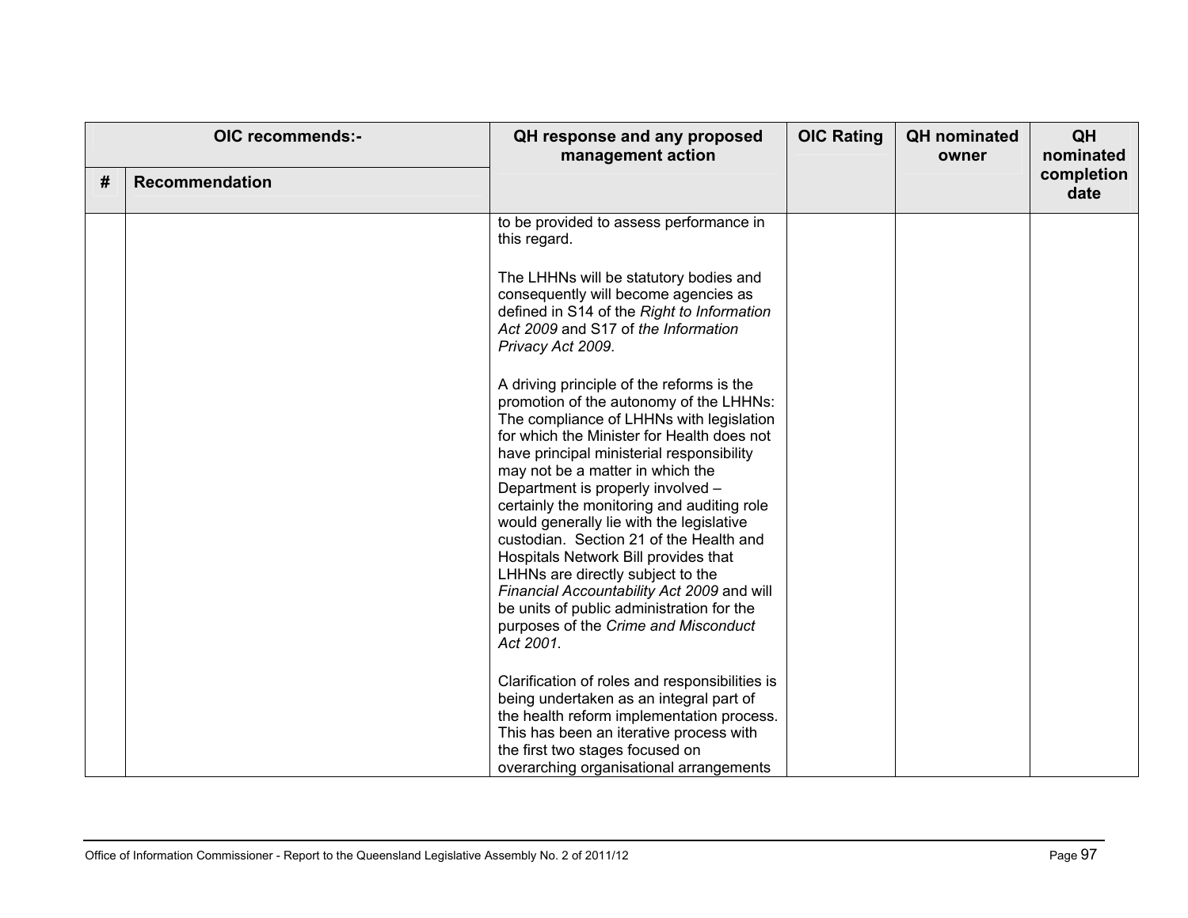| OIC recommends:- | | QH response and any proposed management action | OIC Rating | QH nominated owner | QH nominated completion date |
|---|---|---|---|---|---|
| # | Recommendation | | | | |
| | | to be provided to assess performance in this regard.<br><br>The LHHNs will be statutory bodies and consequently will become agencies as defined in S14 of the *Right to Information Act 2009* and S17 of *the Information Privacy Act 2009*.<br><br>A driving principle of the reforms is the promotion of the autonomy of the LHHNs: The compliance of LHHNs with legislation for which the Minister for Health does not have principal ministerial responsibility may not be a matter in which the Department is properly involved – certainly the monitoring and auditing role would generally lie with the legislative custodian. Section 21 of the Health and Hospitals Network Bill provides that LHHNs are directly subject to the *Financial Accountability Act 2009* and will be units of public administration for the purposes of the *Crime and Misconduct Act 2001.*<br><br>Clarification of roles and responsibilities is being undertaken as an integral part of the health reform implementation process. This has been an iterative process with the first two stages focused on overarching organisational arrangements | | | |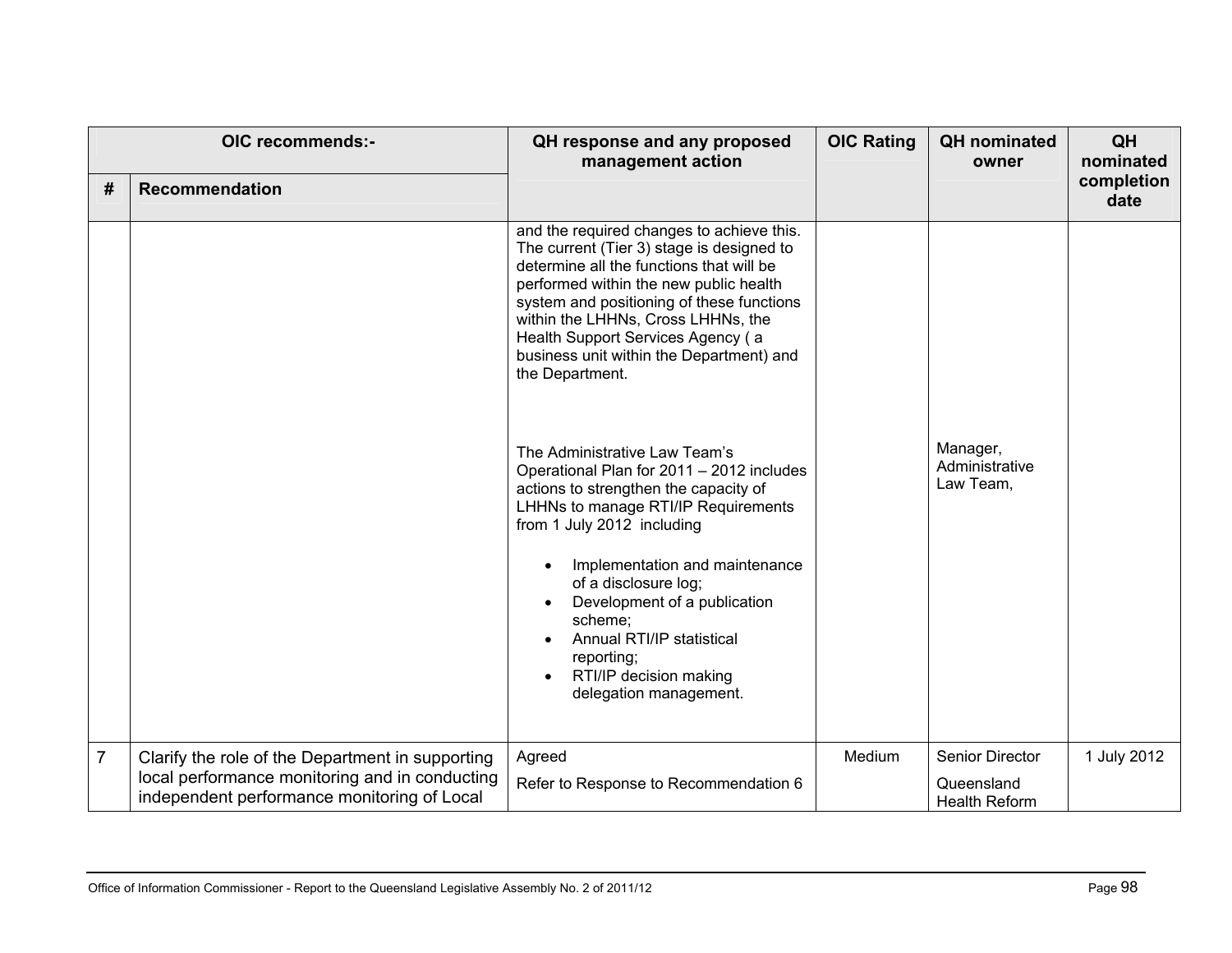| OIC recommends:- | | QH response and any proposed management action | OIC Rating | QH nominated owner | QH nominated completion date |
|---|---|---|---|---|---|
| # | Recommendation | | | | |
| | | and the required changes to achieve this. The current (Tier 3) stage is designed to determine all the functions that will be performed within the new public health system and positioning of these functions within the LHHNs, Cross LHHNs, the Health Support Services Agency ( a business unit within the Department) and the Department.<br><br>The Administrative Law Team's Operational Plan for 2011 – 2012 includes actions to strengthen the capacity of LHHNs to manage RTI/IP Requirements from 1 July 2012 including<br>• Implementation and maintenance of a disclosure log;<br>• Development of a publication scheme;<br>• Annual RTI/IP statistical reporting;<br>• RTI/IP decision making delegation management. | | Manager, Administrative Law Team, | |
| 7 | Clarify the role of the Department in supporting local performance monitoring and in conducting independent performance monitoring of Local | Agreed<br>Refer to Response to Recommendation 6 | Medium | Senior Director<br>Queensland Health Reform | 1 July 2012 |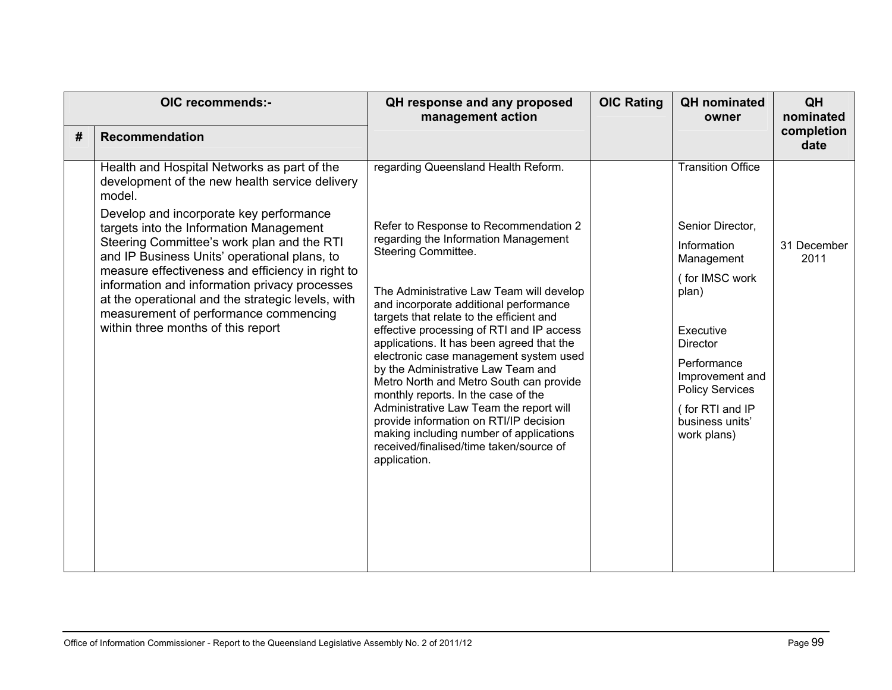| OIC recommends:- | | QH response and any proposed management action | OIC Rating | QH nominated owner | QH nominated completion date |
|---|---|---|---|---|---|
| # | Recommendation | | | | |
| | Health and Hospital Networks as part of the development of the new health service delivery model. | regarding Queensland Health Reform. | | Transition Office | |
| | Develop and incorporate key performance targets into the Information Management Steering Committee's work plan and the RTI and IP Business Units' operational plans, to measure effectiveness and efficiency in right to information and information privacy processes at the operational and the strategic levels, with measurement of performance commencing within three months of this report | Refer to Response to Recommendation 2 regarding the Information Management Steering Committee.<br><br>The Administrative Law Team will develop and incorporate additional performance targets that relate to the efficient and effective processing of RTI and IP access applications. It has been agreed that the electronic case management system used by the Administrative Law Team and Metro North and Metro South can provide monthly reports. In the case of the Administrative Law Team the report will provide information on RTI/IP decision making including number of applications received/finalised/time taken/source of application. | | Senior Director, Information Management ( for IMSC work plan)<br><br>Executive Director Performance Improvement and Policy Services ( for RTI and IP business units' work plans) | 31 December 2011 |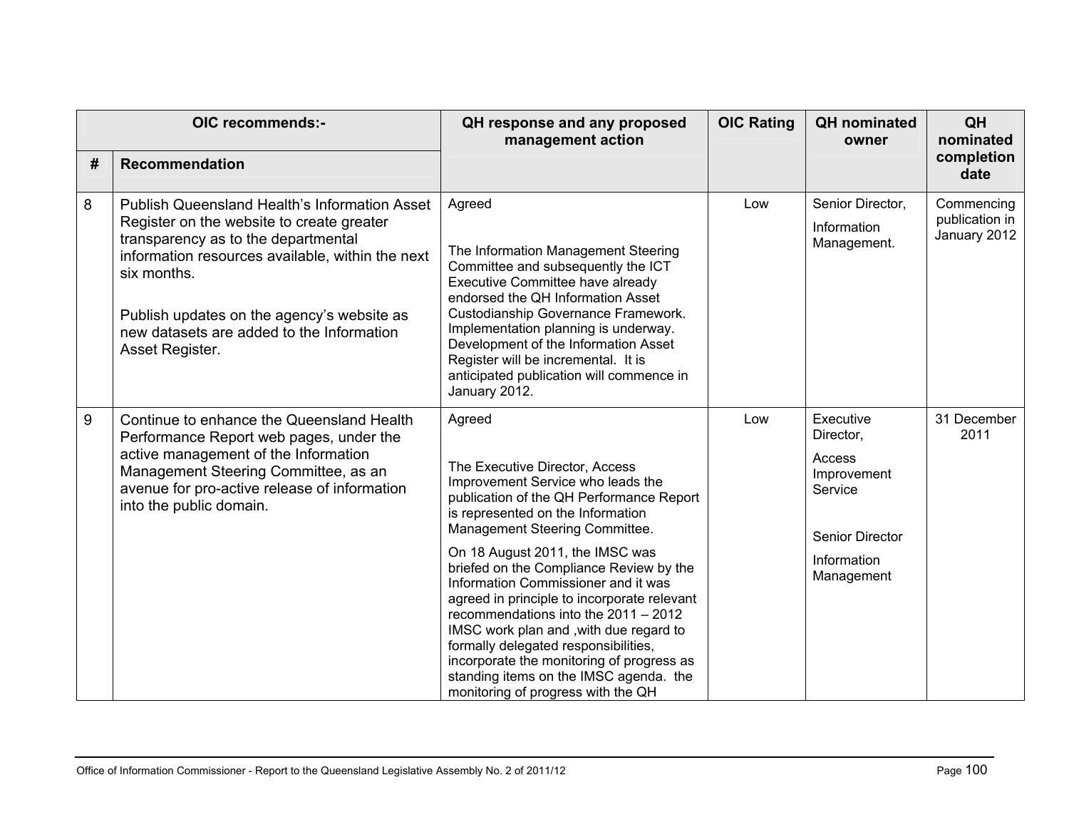| OIC recommends:- | | QH response and any proposed management action | OIC Rating | QH nominated owner | QH nominated completion date |
|---|---|---|---|---|---|
| # | Recommendation | | | | |
| 8 | Publish Queensland Health's Information Asset Register on the website to create greater transparency as to the departmental information resources available, within the next six months.<br><br>Publish updates on the agency's website as new datasets are added to the Information Asset Register. | Agreed<br><br>The Information Management Steering Committee and subsequently the ICT Executive Committee have already endorsed the QH Information Asset Custodianship Governance Framework. Implementation planning is underway. Development of the Information Asset Register will be incremental. It is anticipated publication will commence in January 2012. | Low | Senior Director,<br>Information Management. | Commencing publication in January 2012 |
| 9 | Continue to enhance the Queensland Health Performance Report web pages, under the active management of the Information Management Steering Committee, as an avenue for pro-active release of information into the public domain. | Agreed<br><br>The Executive Director, Access Improvement Service who leads the publication of the QH Performance Report is represented on the Information Management Steering Committee.<br><br>On 18 August 2011, the IMSC was briefed on the Compliance Review by the Information Commissioner and it was agreed in principle to incorporate relevant recommendations into the 2011 – 2012 IMSC work plan and ,with due regard to formally delegated responsibilities, incorporate the monitoring of progress as standing items on the IMSC agenda. the monitoring of progress with the QH | Low | Executive Director,<br>Access Improvement Service<br><br>Senior Director<br>Information Management | 31 December 2011 |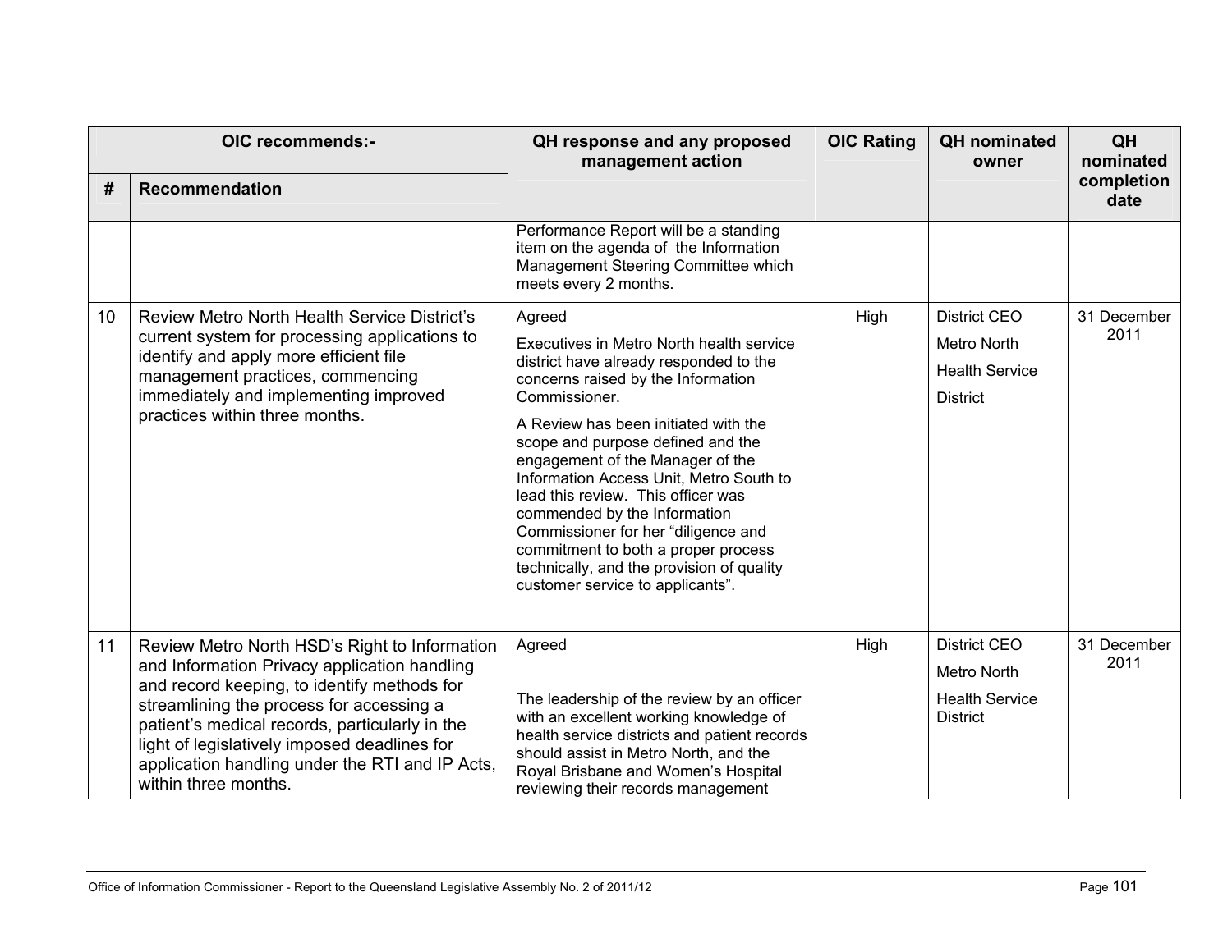| OIC recommends:- | | QH response and any proposed management action | OIC Rating | QH nominated owner | QH nominated completion date |
|---|---|---|---|---|---|
| # | Recommendation | | | | |
| | | Performance Report will be a standing item on the agenda of the Information Management Steering Committee which meets every 2 months. | | | |
| 10 | Review Metro North Health Service District's current system for processing applications to identify and apply more efficient file management practices, commencing immediately and implementing improved practices within three months. | Agreed<br><br>Executives in Metro North health service district have already responded to the concerns raised by the Information Commissioner.<br><br>A Review has been initiated with the scope and purpose defined and the engagement of the Manager of the Information Access Unit, Metro South to lead this review. This officer was commended by the Information Commissioner for her "diligence and commitment to both a proper process technically, and the provision of quality customer service to applicants". | High | District CEO<br><br>Metro North<br><br>Health Service<br><br>District | 31 December 2011 |
| 11 | Review Metro North HSD's Right to Information and Information Privacy application handling and record keeping, to identify methods for streamlining the process for accessing a patient's medical records, particularly in the light of legislatively imposed deadlines for application handling under the RTI and IP Acts, within three months. | Agreed<br><br>The leadership of the review by an officer with an excellent working knowledge of health service districts and patient records should assist in Metro North, and the Royal Brisbane and Women's Hospital reviewing their records management | High | District CEO<br><br>Metro North<br><br>Health Service District | 31 December 2011 |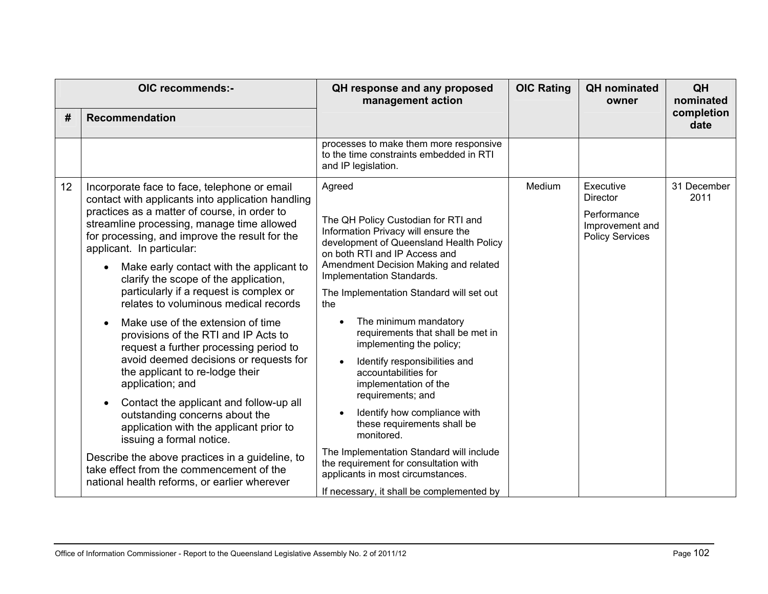| OIC recommends:- | | QH response and any proposed management action | OIC Rating | QH nominated owner | QH nominated completion date |
|---|---|---|---|---|---|
| # | Recommendation | | | | |
| | | processes to make them more responsive to the time constraints embedded in RTI and IP legislation. | | | |
| 12 | Incorporate face to face, telephone or email contact with applicants into application handling practices as a matter of course, in order to streamline processing, manage time allowed for processing, and improve the result for the applicant. In particular:<br><br>• Make early contact with the applicant to clarify the scope of the application, particularly if a request is complex or relates to voluminous medical records<br><br>• Make use of the extension of time provisions of the RTI and IP Acts to request a further processing period to avoid deemed decisions or requests for the applicant to re-lodge their application; and<br><br>• Contact the applicant and follow-up all outstanding concerns about the application with the applicant prior to issuing a formal notice.<br><br>Describe the above practices in a guideline, to take effect from the commencement of the national health reforms, or earlier wherever | Agreed<br><br>The QH Policy Custodian for RTI and Information Privacy will ensure the development of Queensland Health Policy on both RTI and IP Access and Amendment Decision Making and related Implementation Standards.<br><br>The Implementation Standard will set out the<br><br>• The minimum mandatory requirements that shall be met in implementing the policy;<br><br>• Identify responsibilities and accountabilities for implementation of the requirements; and<br><br>• Identify how compliance with these requirements shall be monitored.<br><br>The Implementation Standard will include the requirement for consultation with applicants in most circumstances.<br><br>If necessary, it shall be complemented by | Medium | Executive Director<br><br>Performance Improvement and Policy Services | 31 December 2011 |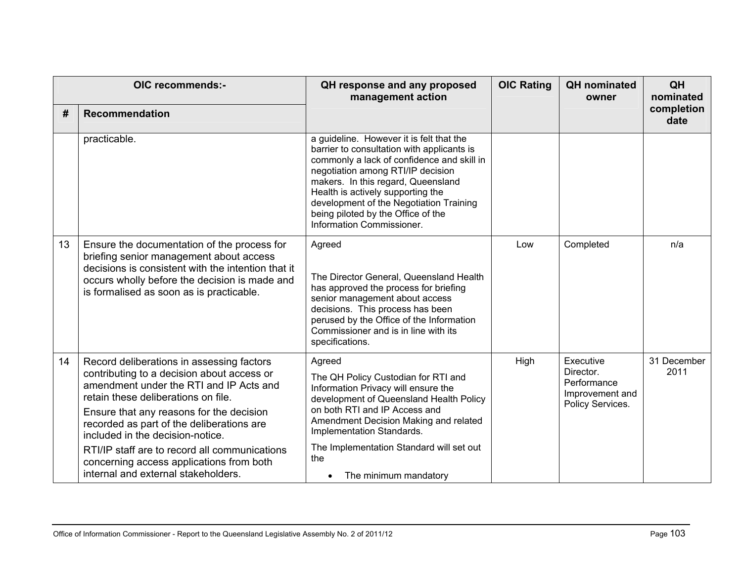| OIC recommends:- | | QH response and any proposed management action | OIC Rating | QH nominated owner | QH nominated completion date |
|---|---|---|---|---|---|
| # | Recommendation | | | | |
| | practicable. | a guideline. However it is felt that the barrier to consultation with applicants is commonly a lack of confidence and skill in negotiation among RTI/IP decision makers. In this regard, Queensland Health is actively supporting the development of the Negotiation Training being piloted by the Office of the Information Commissioner. | | | |
| 13 | Ensure the documentation of the process for briefing senior management about access decisions is consistent with the intention that it occurs wholly before the decision is made and is formalised as soon as is practicable. | Agreed<br><br>The Director General, Queensland Health has approved the process for briefing senior management about access decisions. This process has been perused by the Office of the Information Commissioner and is in line with its specifications. | Low | Completed | n/a |
| 14 | Record deliberations in assessing factors contributing to a decision about access or amendment under the RTI and IP Acts and retain these deliberations on file.<br><br>Ensure that any reasons for the decision recorded as part of the deliberations are included in the decision-notice.<br><br>RTI/IP staff are to record all communications concerning access applications from both internal and external stakeholders. | Agreed<br><br>The QH Policy Custodian for RTI and Information Privacy will ensure the development of Queensland Health Policy on both RTI and IP Access and Amendment Decision Making and related Implementation Standards.<br><br>The Implementation Standard will set out the<br><br>• The minimum mandatory | High | Executive Director. Performance Improvement and Policy Services. | 31 December 2011 |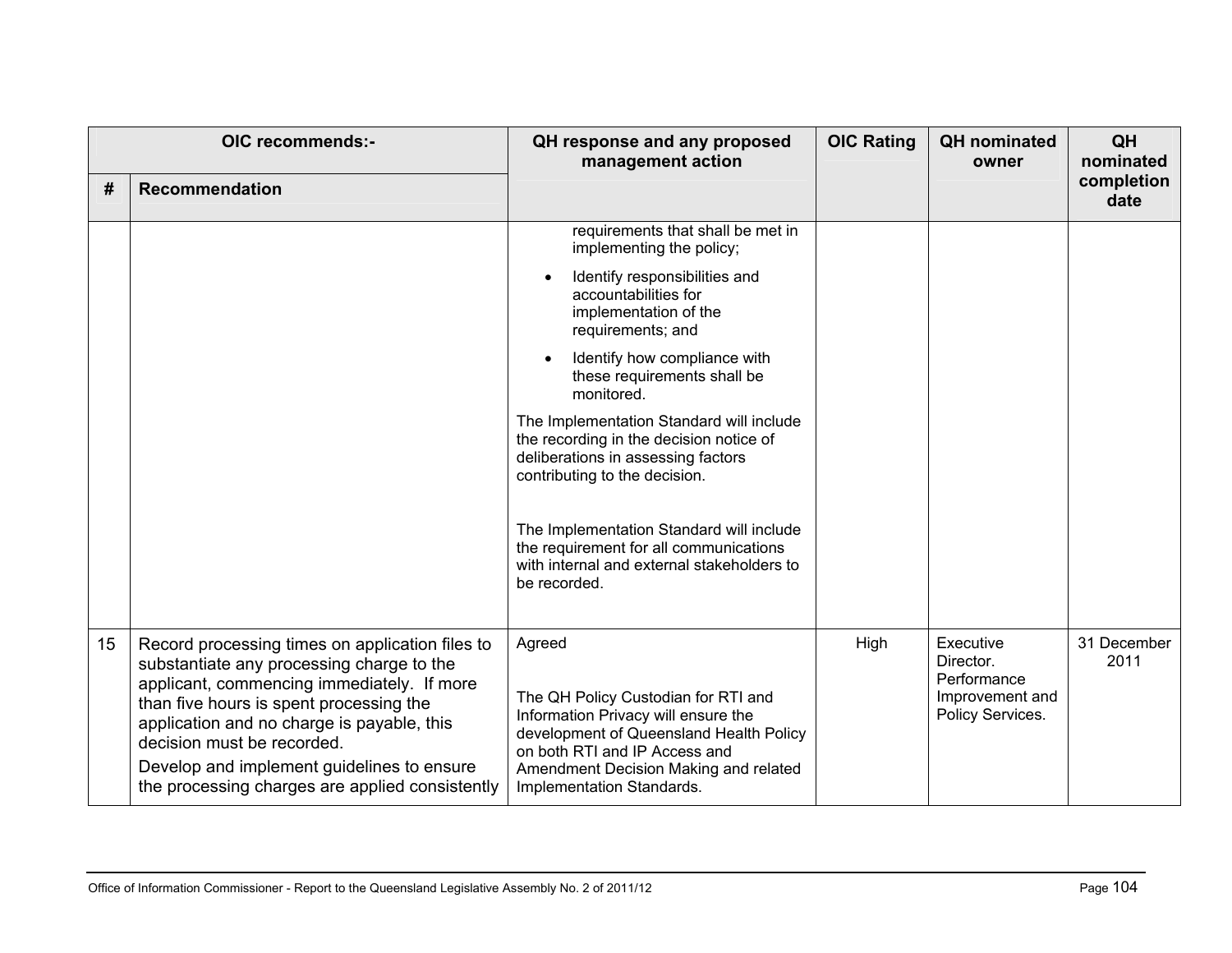| OIC recommends:- | | QH response and any proposed management action | OIC Rating | QH nominated owner | QH nominated completion date |
|---|---|---|---|---|---|
| # | Recommendation | | | | |
| | | requirements that shall be met in implementing the policy;<br>• Identify responsibilities and accountabilities for implementation of the requirements; and<br>• Identify how compliance with these requirements shall be monitored.<br>The Implementation Standard will include the recording in the decision notice of deliberations in assessing factors contributing to the decision.<br><br>The Implementation Standard will include the requirement for all communications with internal and external stakeholders to be recorded. | | | |
| 15 | Record processing times on application files to substantiate any processing charge to the applicant, commencing immediately. If more than five hours is spent processing the application and no charge is payable, this decision must be recorded.<br>Develop and implement guidelines to ensure the processing charges are applied consistently | Agreed<br><br>The QH Policy Custodian for RTI and Information Privacy will ensure the development of Queensland Health Policy on both RTI and IP Access and Amendment Decision Making and related Implementation Standards. | High | Executive Director. Performance Improvement and Policy Services. | 31 December 2011 |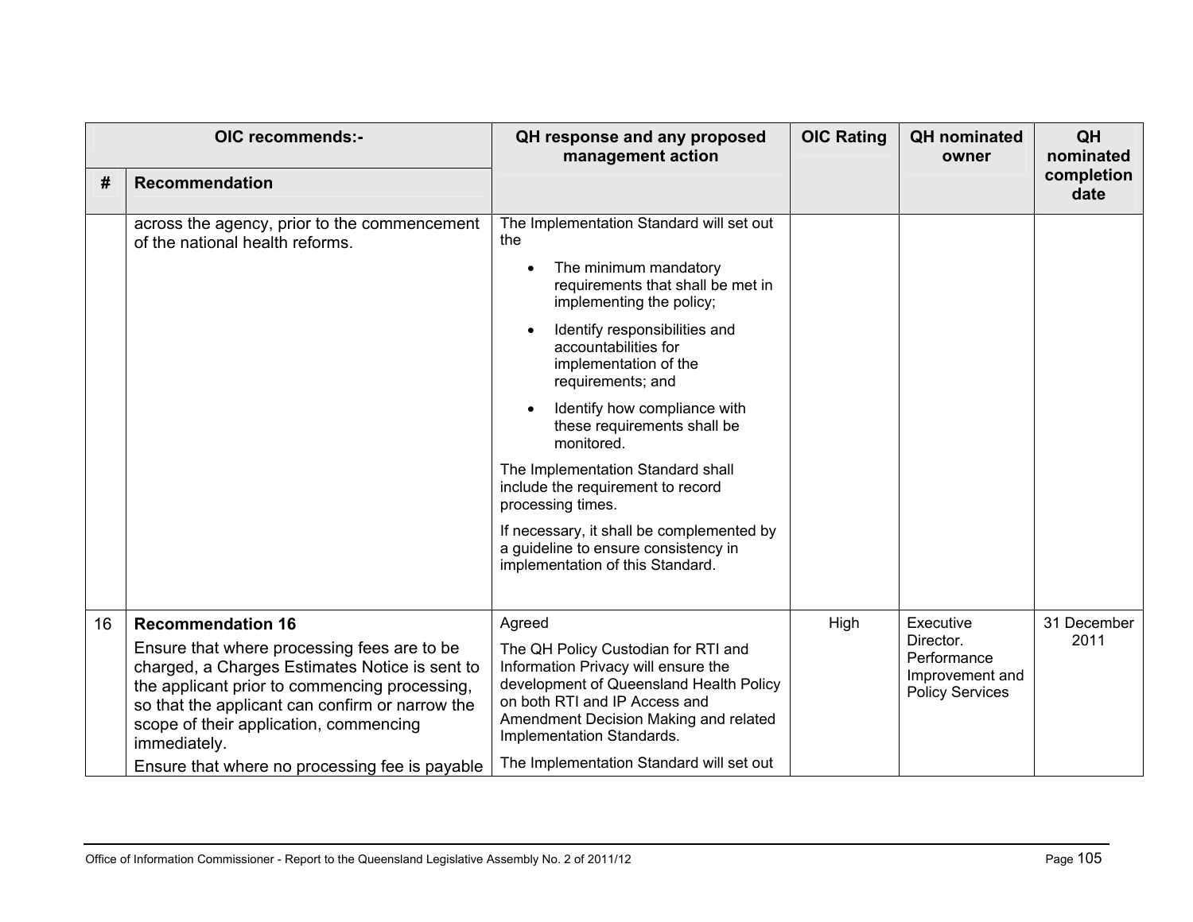| OIC recommends:- | | QH response and any proposed management action | OIC Rating | QH nominated owner | QH nominated completion date |
|---|---|---|---|---|---|
| # | Recommendation | | | | |
| | across the agency, prior to the commencement of the national health reforms. | The Implementation Standard will set out the<br>• The minimum mandatory requirements that shall be met in implementing the policy;<br>• Identify responsibilities and accountabilities for implementation of the requirements; and<br>• Identify how compliance with these requirements shall be monitored.<br>The Implementation Standard shall include the requirement to record processing times.<br>If necessary, it shall be complemented by a guideline to ensure consistency in implementation of this Standard. | | | |
| 16 | **Recommendation 16**<br>Ensure that where processing fees are to be charged, a Charges Estimates Notice is sent to the applicant prior to commencing processing, so that the applicant can confirm or narrow the scope of their application, commencing immediately.<br>Ensure that where no processing fee is payable | Agreed<br>The QH Policy Custodian for RTI and Information Privacy will ensure the development of Queensland Health Policy on both RTI and IP Access and Amendment Decision Making and related Implementation Standards.<br>The Implementation Standard will set out | High | Executive Director. Performance Improvement and Policy Services | 31 December 2011 |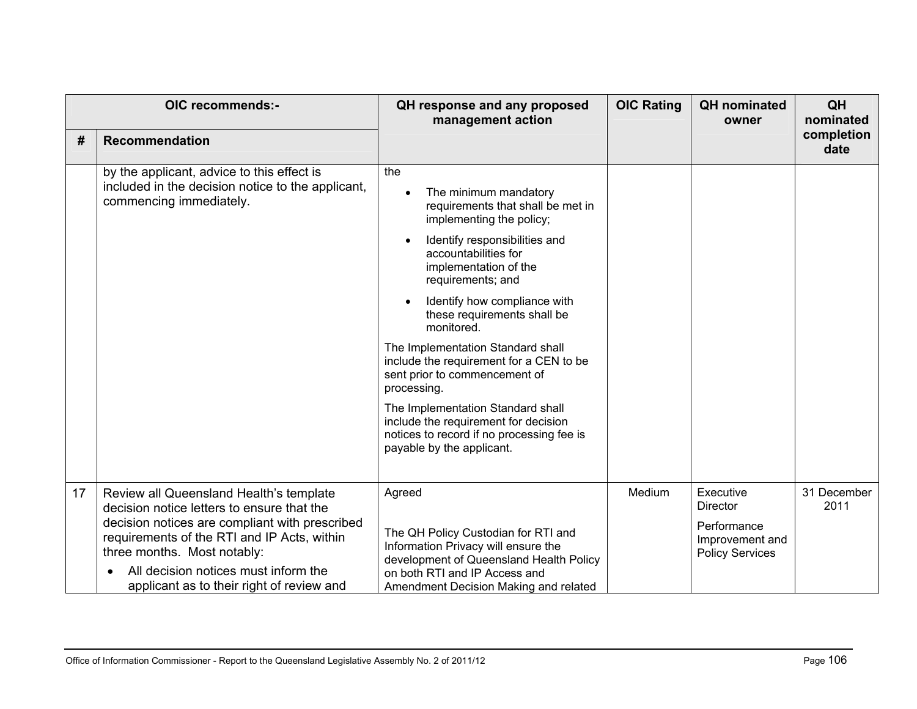| OIC recommends:- | | QH response and any proposed management action | OIC Rating | QH nominated owner | QH nominated completion date |
|---|---|---|---|---|---|
| **#** | **Recommendation** | | | | |
| | by the applicant, advice to this effect is included in the decision notice to the applicant, commencing immediately. | the<br>• The minimum mandatory requirements that shall be met in implementing the policy;<br>• Identify responsibilities and accountabilities for implementation of the requirements; and<br>• Identify how compliance with these requirements shall be monitored.<br>The Implementation Standard shall include the requirement for a CEN to be sent prior to commencement of processing.<br>The Implementation Standard shall include the requirement for decision notices to record if no processing fee is payable by the applicant. | | | |
| 17 | Review all Queensland Health's template decision notice letters to ensure that the decision notices are compliant with prescribed requirements of the RTI and IP Acts, within three months. Most notably:<br>• All decision notices must inform the applicant as to their right of review and | Agreed<br><br>The QH Policy Custodian for RTI and Information Privacy will ensure the development of Queensland Health Policy on both RTI and IP Access and Amendment Decision Making and related | Medium | Executive Director<br>Performance Improvement and Policy Services | 31 December 2011 |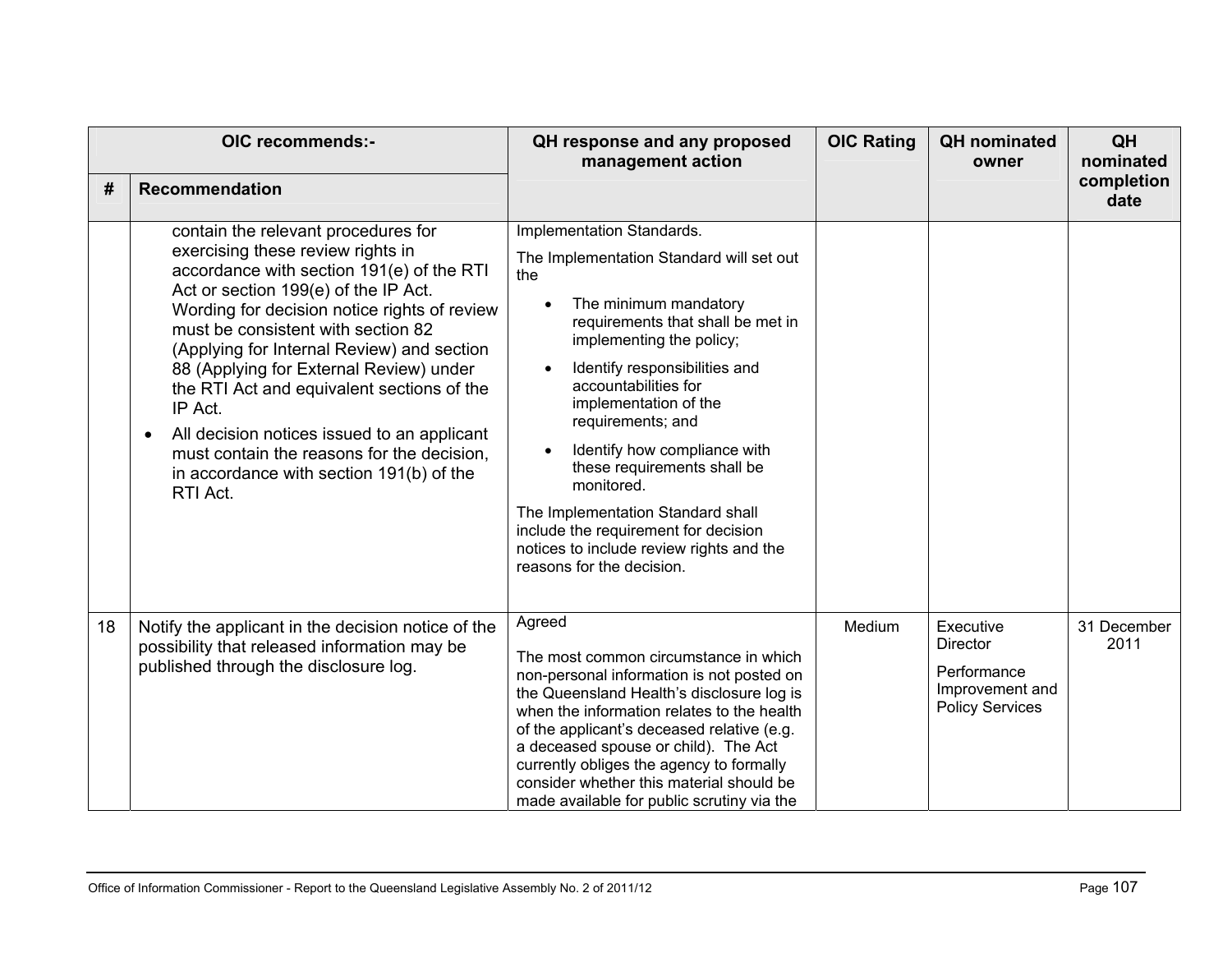| OIC recommends:- | | QH response and any proposed management action | OIC Rating | QH nominated owner | QH nominated completion date |
|---|---|---|---|---|---|
| # | Recommendation | | | | |
| | contain the relevant procedures for exercising these review rights in accordance with section 191(e) of the RTI Act or section 199(e) of the IP Act. Wording for decision notice rights of review must be consistent with section 82 (Applying for Internal Review) and section 88 (Applying for External Review) under the RTI Act and equivalent sections of the IP Act.<br>• All decision notices issued to an applicant must contain the reasons for the decision, in accordance with section 191(b) of the RTI Act. | Implementation Standards.<br>The Implementation Standard will set out the<br>• The minimum mandatory requirements that shall be met in implementing the policy;<br>• Identify responsibilities and accountabilities for implementation of the requirements; and<br>• Identify how compliance with these requirements shall be monitored.<br>The Implementation Standard shall include the requirement for decision notices to include review rights and the reasons for the decision. | | | |
| 18 | Notify the applicant in the decision notice of the possibility that released information may be published through the disclosure log. | Agreed<br>The most common circumstance in which non-personal information is not posted on the Queensland Health's disclosure log is when the information relates to the health of the applicant's deceased relative (e.g. a deceased spouse or child). The Act currently obliges the agency to formally consider whether this material should be made available for public scrutiny via the | Medium | Executive Director<br>Performance Improvement and Policy Services | 31 December 2011 |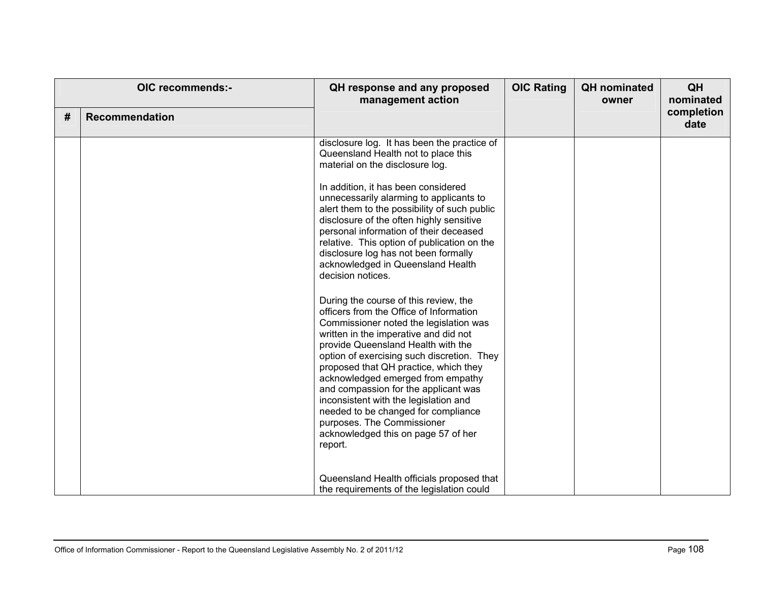| OIC recommends:- | | QH response and any proposed management action | OIC Rating | QH nominated owner | QH nominated completion date |
|---|---|---|---|---|---|
| # | Recommendation | | | | |
| | | disclosure log. It has been the practice of Queensland Health not to place this material on the disclosure log.<br><br>In addition, it has been considered unnecessarily alarming to applicants to alert them to the possibility of such public disclosure of the often highly sensitive personal information of their deceased relative. This option of publication on the disclosure log has not been formally acknowledged in Queensland Health decision notices.<br><br>During the course of this review, the officers from the Office of Information Commissioner noted the legislation was written in the imperative and did not provide Queensland Health with the option of exercising such discretion. They proposed that QH practice, which they acknowledged emerged from empathy and compassion for the applicant was inconsistent with the legislation and needed to be changed for compliance purposes. The Commissioner acknowledged this on page 57 of her report.<br><br>Queensland Health officials proposed that the requirements of the legislation could | | | |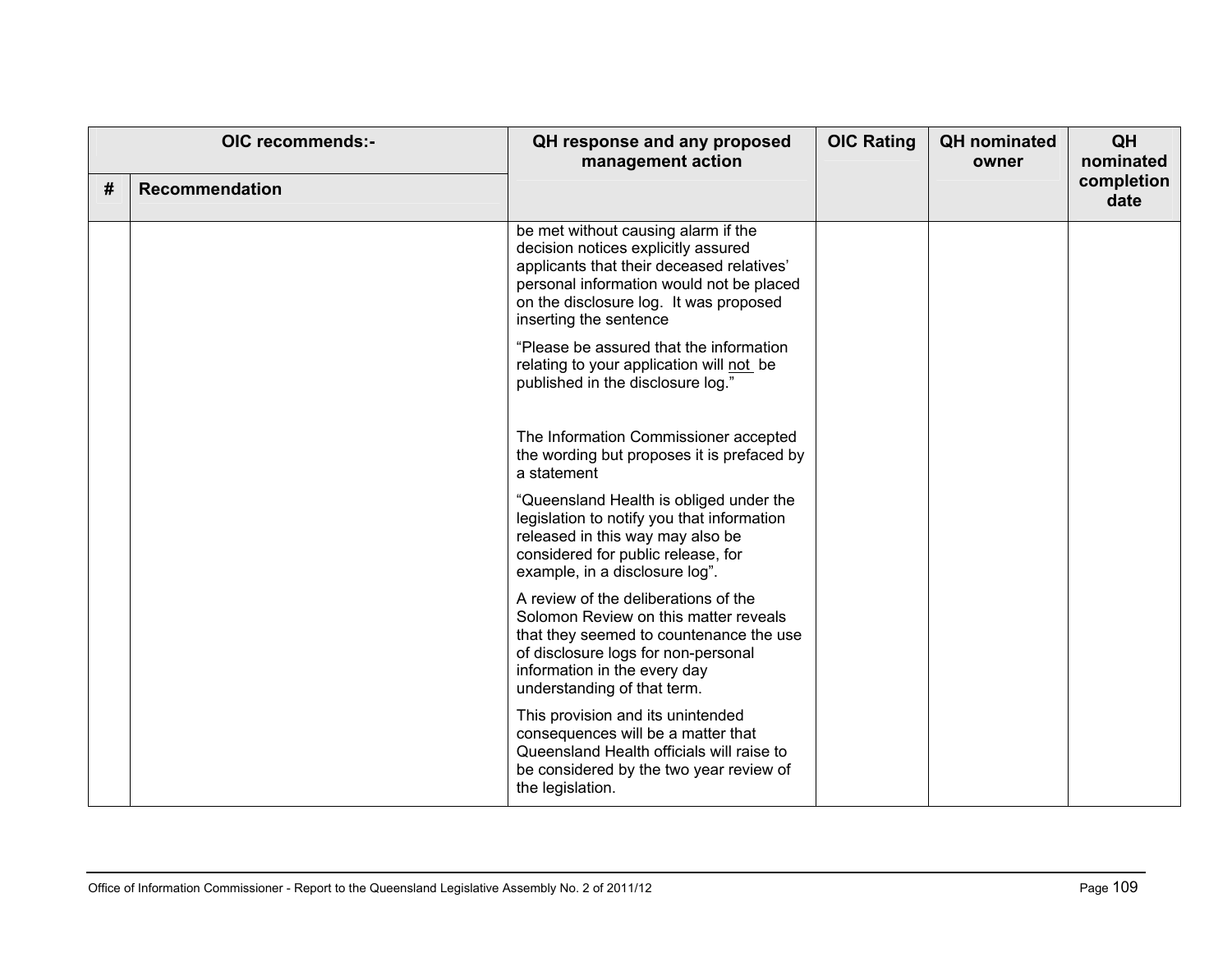| OIC recommends:- | | QH response and any proposed management action | OIC Rating | QH nominated owner | QH nominated completion date |
|---|---|---|---|---|---|
| # | Recommendation | | | | |
| | | be met without causing alarm if the decision notices explicitly assured applicants that their deceased relatives' personal information would not be placed on the disclosure log. It was proposed inserting the sentence<br><br>"Please be assured that the information relating to your application will not be published in the disclosure log."<br><br>The Information Commissioner accepted the wording but proposes it is prefaced by a statement<br><br>"Queensland Health is obliged under the legislation to notify you that information released in this way may also be considered for public release, for example, in a disclosure log".<br><br>A review of the deliberations of the Solomon Review on this matter reveals that they seemed to countenance the use of disclosure logs for non-personal information in the every day understanding of that term.<br><br>This provision and its unintended consequences will be a matter that Queensland Health officials will raise to be considered by the two year review of the legislation. | | | |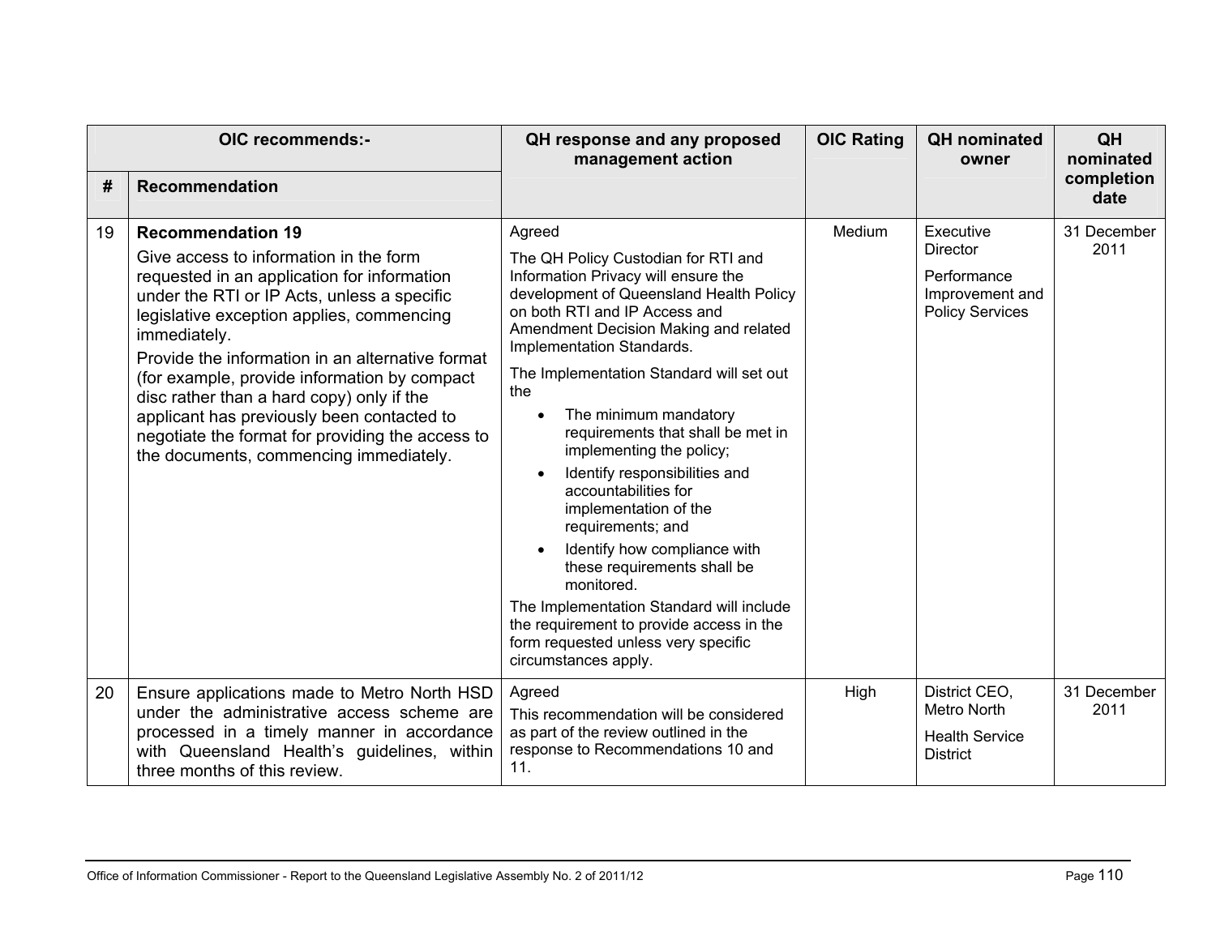| OIC recommends:- | | QH response and any proposed management action | OIC Rating | QH nominated owner | QH nominated completion date |
|---|---|---|---|---|---|
| # | Recommendation | | | | |
| 19 | **Recommendation 19**<br><br>Give access to information in the form requested in an application for information under the RTI or IP Acts, unless a specific legislative exception applies, commencing immediately.<br><br>Provide the information in an alternative format (for example, provide information by compact disc rather than a hard copy) only if the applicant has previously been contacted to negotiate the format for providing the access to the documents, commencing immediately. | Agreed<br><br>The QH Policy Custodian for RTI and Information Privacy will ensure the development of Queensland Health Policy on both RTI and IP Access and Amendment Decision Making and related Implementation Standards.<br><br>The Implementation Standard will set out the<br>• The minimum mandatory requirements that shall be met in implementing the policy;<br>• Identify responsibilities and accountabilities for implementation of the requirements; and<br>• Identify how compliance with these requirements shall be monitored.<br><br>The Implementation Standard will include the requirement to provide access in the form requested unless very specific circumstances apply. | Medium | Executive Director<br><br>Performance Improvement and Policy Services | 31 December 2011 |
| 20 | Ensure applications made to Metro North HSD under the administrative access scheme are processed in a timely manner in accordance with Queensland Health's guidelines, within three months of this review. | Agreed<br><br>This recommendation will be considered as part of the review outlined in the response to Recommendations 10 and 11. | High | District CEO, Metro North<br><br>Health Service District | 31 December 2011 |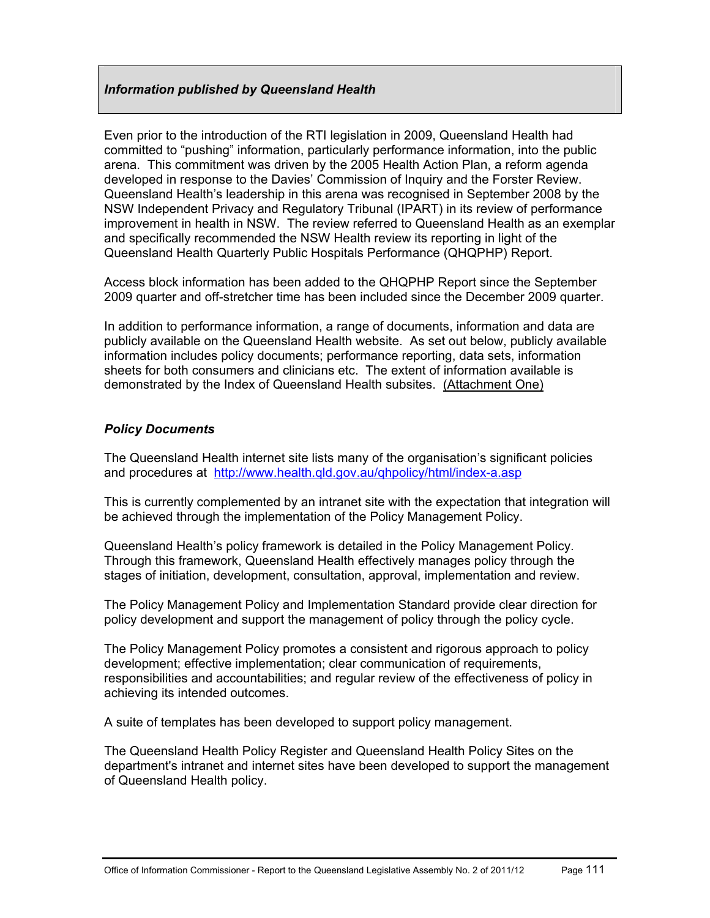***Information published by Queensland Health***

Even prior to the introduction of the RTI legislation in 2009, Queensland Health had committed to "pushing" information, particularly performance information, into the public arena. This commitment was driven by the 2005 Health Action Plan, a reform agenda developed in response to the Davies' Commission of Inquiry and the Forster Review. Queensland Health's leadership in this arena was recognised in September 2008 by the NSW Independent Privacy and Regulatory Tribunal (IPART) in its review of performance improvement in health in NSW. The review referred to Queensland Health as an exemplar and specifically recommended the NSW Health review its reporting in light of the Queensland Health Quarterly Public Hospitals Performance (QHQPHP) Report.

Access block information has been added to the QHQPHP Report since the September 2009 quarter and off-stretcher time has been included since the December 2009 quarter.

In addition to performance information, a range of documents, information and data are publicly available on the Queensland Health website. As set out below, publicly available information includes policy documents; performance reporting, data sets, information sheets for both consumers and clinicians etc. The extent of information available is demonstrated by the Index of Queensland Health subsites. (Attachment One)

***Policy Documents***

The Queensland Health internet site lists many of the organisation's significant policies and procedures at http://www.health.qld.gov.au/qhpolicy/html/index-a.asp

This is currently complemented by an intranet site with the expectation that integration will be achieved through the implementation of the Policy Management Policy.

Queensland Health's policy framework is detailed in the Policy Management Policy. Through this framework, Queensland Health effectively manages policy through the stages of initiation, development, consultation, approval, implementation and review.

The Policy Management Policy and Implementation Standard provide clear direction for policy development and support the management of policy through the policy cycle.

The Policy Management Policy promotes a consistent and rigorous approach to policy development; effective implementation; clear communication of requirements, responsibilities and accountabilities; and regular review of the effectiveness of policy in achieving its intended outcomes.

A suite of templates has been developed to support policy management.

The Queensland Health Policy Register and Queensland Health Policy Sites on the department's intranet and internet sites have been developed to support the management of Queensland Health policy.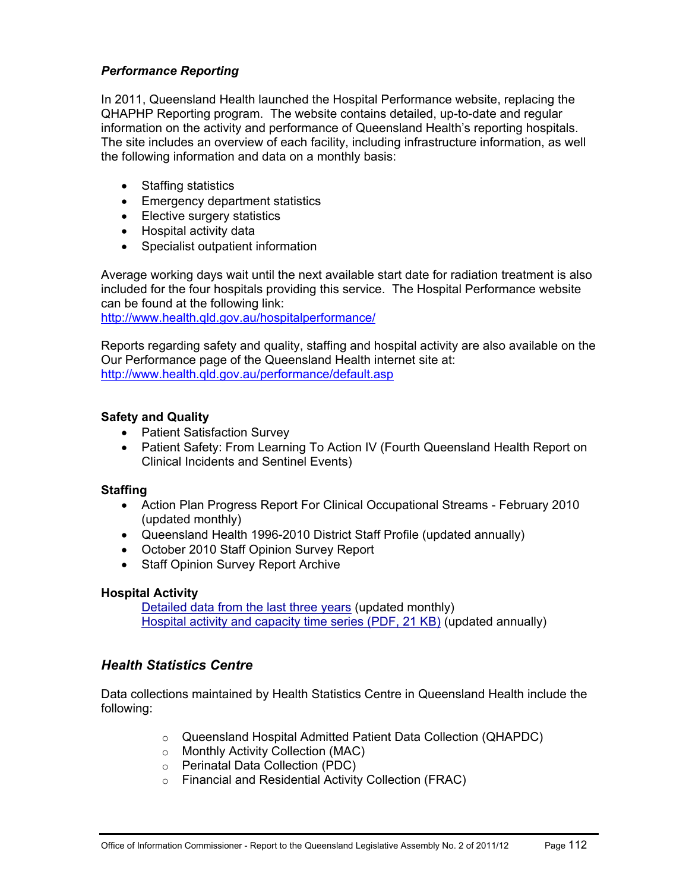### *Performance Reporting*

In 2011, Queensland Health launched the Hospital Performance website, replacing the QHAPHP Reporting program. The website contains detailed, up-to-date and regular information on the activity and performance of Queensland Health's reporting hospitals. The site includes an overview of each facility, including infrastructure information, as well the following information and data on a monthly basis:

- Staffing statistics
- Emergency department statistics
- Elective surgery statistics
- Hospital activity data
- Specialist outpatient information

Average working days wait until the next available start date for radiation treatment is also included for the four hospitals providing this service. The Hospital Performance website can be found at the following link:
[http://www.health.qld.gov.au/hospitalperformance/](http://www.health.qld.gov.au/hospitalperformance/)

Reports regarding safety and quality, staffing and hospital activity are also available on the Our Performance page of the Queensland Health internet site at:
[http://www.health.qld.gov.au/performance/default.asp](http://www.health.qld.gov.au/performance/default.asp)

**Safety and Quality**

- Patient Satisfaction Survey
- Patient Safety: From Learning To Action IV (Fourth Queensland Health Report on Clinical Incidents and Sentinel Events)

**Staffing**

- Action Plan Progress Report For Clinical Occupational Streams - February 2010 (updated monthly)
- Queensland Health 1996-2010 District Staff Profile (updated annually)
- October 2010 Staff Opinion Survey Report
- Staff Opinion Survey Report Archive

**Hospital Activity**

Detailed data from the last three years (updated monthly)
Hospital activity and capacity time series (PDF, 21 KB) (updated annually)

### *Health Statistics Centre*

Data collections maintained by Health Statistics Centre in Queensland Health include the following:

- Queensland Hospital Admitted Patient Data Collection (QHAPDC)
- Monthly Activity Collection (MAC)
- Perinatal Data Collection (PDC)
- Financial and Residential Activity Collection (FRAC)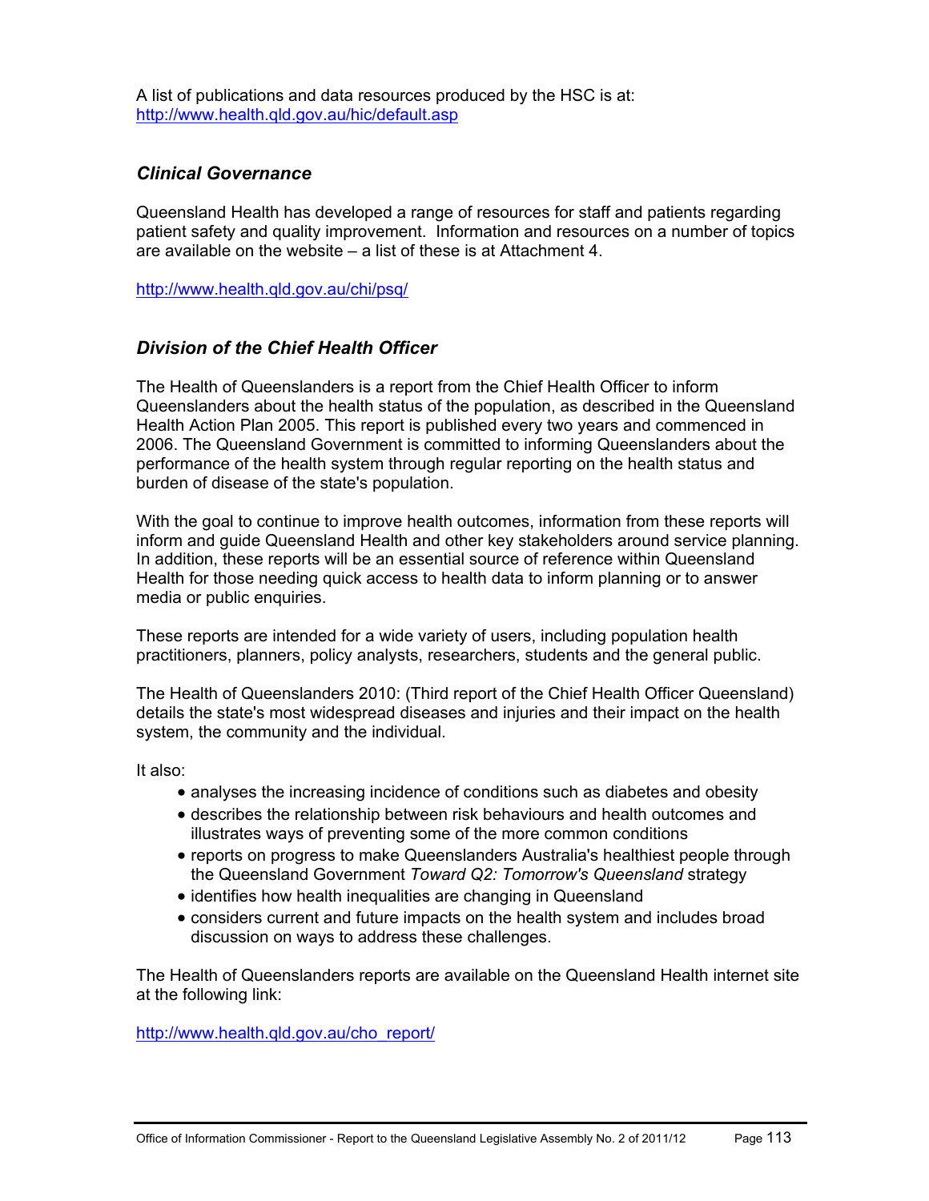A list of publications and data resources produced by the HSC is at:
http://www.health.qld.gov.au/hic/default.asp

### *Clinical Governance*

Queensland Health has developed a range of resources for staff and patients regarding patient safety and quality improvement. Information and resources on a number of topics are available on the website – a list of these is at Attachment 4.

http://www.health.qld.gov.au/chi/psq/

### *Division of the Chief Health Officer*

The Health of Queenslanders is a report from the Chief Health Officer to inform Queenslanders about the health status of the population, as described in the Queensland Health Action Plan 2005. This report is published every two years and commenced in 2006. The Queensland Government is committed to informing Queenslanders about the performance of the health system through regular reporting on the health status and burden of disease of the state's population.

With the goal to continue to improve health outcomes, information from these reports will inform and guide Queensland Health and other key stakeholders around service planning. In addition, these reports will be an essential source of reference within Queensland Health for those needing quick access to health data to inform planning or to answer media or public enquiries.

These reports are intended for a wide variety of users, including population health practitioners, planners, policy analysts, researchers, students and the general public.

The Health of Queenslanders 2010: (Third report of the Chief Health Officer Queensland) details the state's most widespread diseases and injuries and their impact on the health system, the community and the individual.

It also:

- analyses the increasing incidence of conditions such as diabetes and obesity
- describes the relationship between risk behaviours and health outcomes and illustrates ways of preventing some of the more common conditions
- reports on progress to make Queenslanders Australia's healthiest people through the Queensland Government *Toward Q2: Tomorrow's Queensland* strategy
- identifies how health inequalities are changing in Queensland
- considers current and future impacts on the health system and includes broad discussion on ways to address these challenges.

The Health of Queenslanders reports are available on the Queensland Health internet site at the following link:

http://www.health.qld.gov.au/cho_report/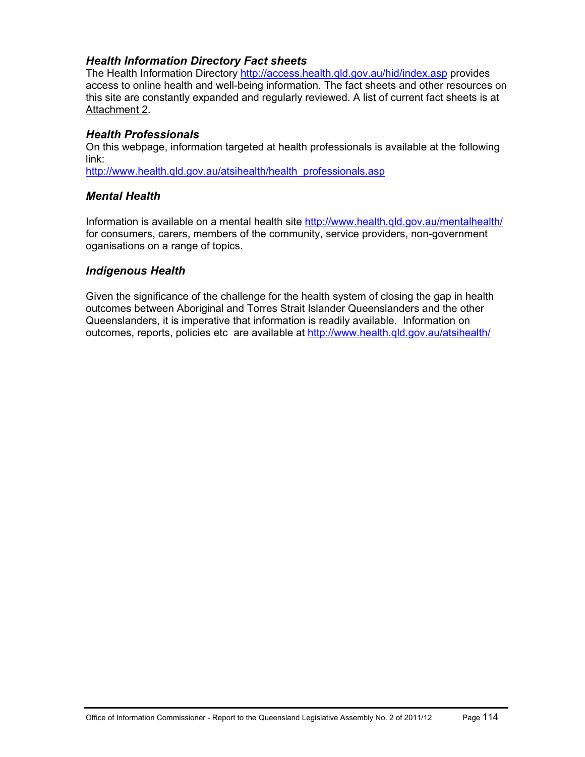### *Health Information Directory Fact sheets*

The Health Information Directory http://access.health.qld.gov.au/hid/index.asp provides access to online health and well-being information. The fact sheets and other resources on this site are constantly expanded and regularly reviewed. A list of current fact sheets is at Attachment 2.

### *Health Professionals*

On this webpage, information targeted at health professionals is available at the following link:
http://www.health.qld.gov.au/atsihealth/health_professionals.asp

### *Mental Health*

Information is available on a mental health site http://www.health.qld.gov.au/mentalhealth/ for consumers, carers, members of the community, service providers, non-government oganisations on a range of topics.

### *Indigenous Health*

Given the significance of the challenge for the health system of closing the gap in health outcomes between Aboriginal and Torres Strait Islander Queenslanders and the other Queenslanders, it is imperative that information is readily available. Information on outcomes, reports, policies etc are available at http://www.health.qld.gov.au/atsihealth/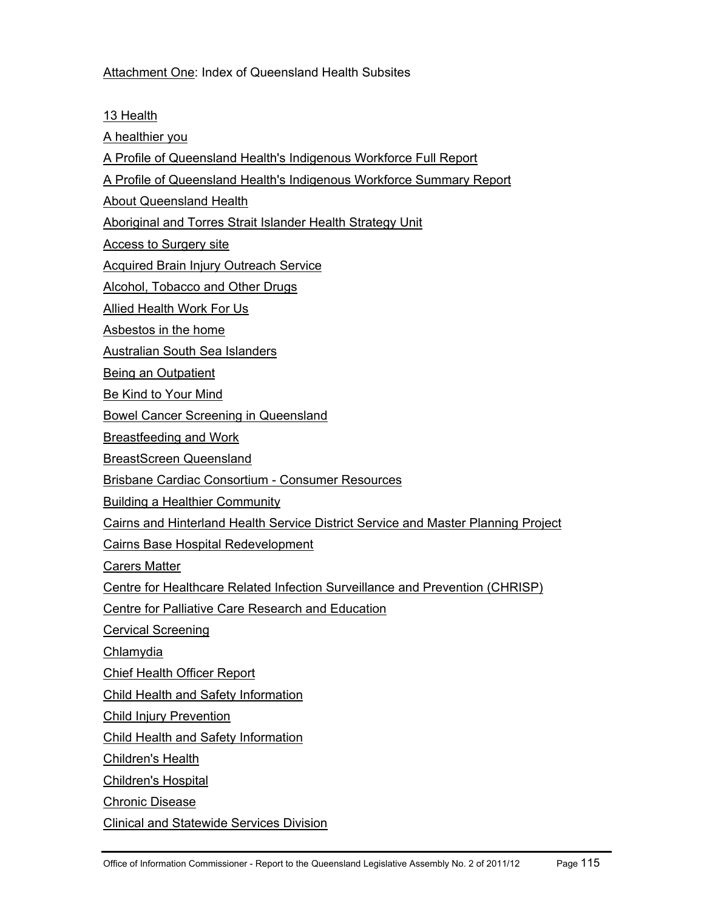Attachment One: Index of Queensland Health Subsites

13 Health

A healthier you

A Profile of Queensland Health's Indigenous Workforce Full Report

A Profile of Queensland Health's Indigenous Workforce Summary Report

About Queensland Health

Aboriginal and Torres Strait Islander Health Strategy Unit

Access to Surgery site

Acquired Brain Injury Outreach Service

Alcohol, Tobacco and Other Drugs

Allied Health Work For Us

Asbestos in the home

Australian South Sea Islanders

Being an Outpatient

Be Kind to Your Mind

Bowel Cancer Screening in Queensland

Breastfeeding and Work

BreastScreen Queensland

Brisbane Cardiac Consortium - Consumer Resources

Building a Healthier Community

Cairns and Hinterland Health Service District Service and Master Planning Project

Cairns Base Hospital Redevelopment

Carers Matter

Centre for Healthcare Related Infection Surveillance and Prevention (CHRISP)

Centre for Palliative Care Research and Education

Cervical Screening

Chlamydia

Chief Health Officer Report

Child Health and Safety Information

Child Injury Prevention

Child Health and Safety Information

Children's Health

Children's Hospital

Chronic Disease

Clinical and Statewide Services Division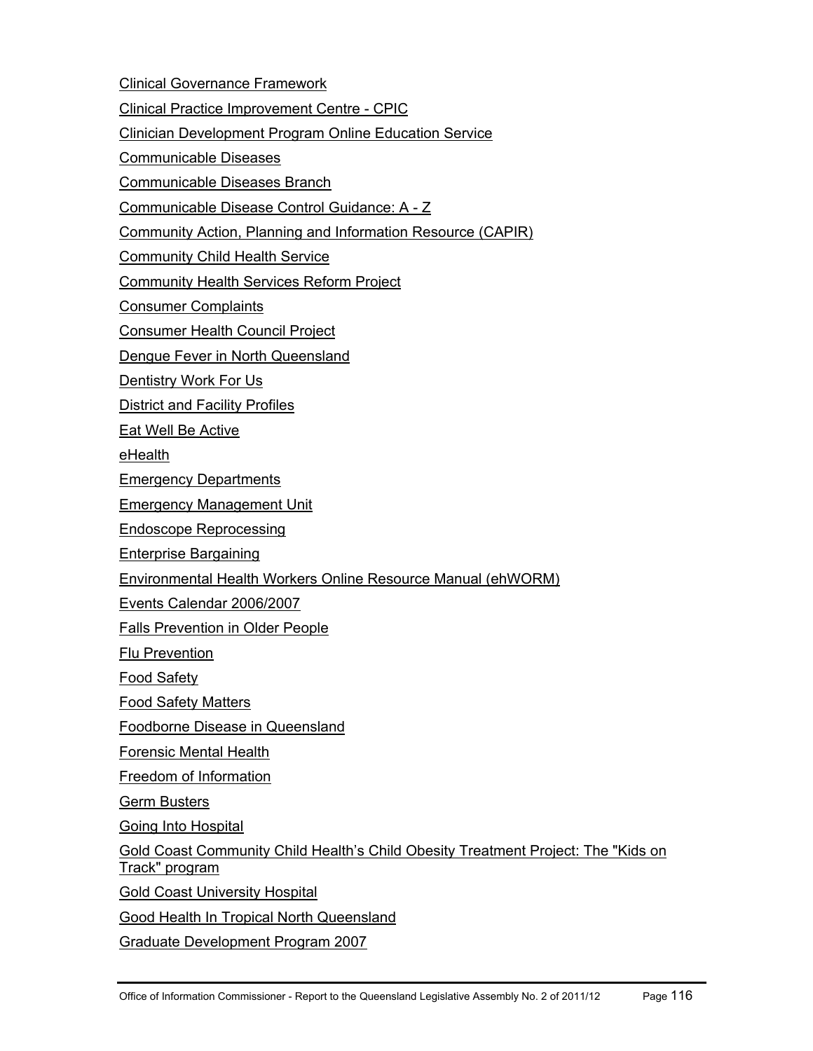Clinical Governance Framework

Clinical Practice Improvement Centre - CPIC

Clinician Development Program Online Education Service

Communicable Diseases

Communicable Diseases Branch

Communicable Disease Control Guidance: A - Z

Community Action, Planning and Information Resource (CAPIR)

Community Child Health Service

Community Health Services Reform Project

Consumer Complaints

Consumer Health Council Project

Dengue Fever in North Queensland

Dentistry Work For Us

District and Facility Profiles

Eat Well Be Active

eHealth

Emergency Departments

Emergency Management Unit

Endoscope Reprocessing

Enterprise Bargaining

Environmental Health Workers Online Resource Manual (ehWORM)

Events Calendar 2006/2007

Falls Prevention in Older People

Flu Prevention

Food Safety

Food Safety Matters

Foodborne Disease in Queensland

Forensic Mental Health

Freedom of Information

Germ Busters

Going Into Hospital

Gold Coast Community Child Health's Child Obesity Treatment Project: The "Kids on Track" program

Gold Coast University Hospital

Good Health In Tropical North Queensland

Graduate Development Program 2007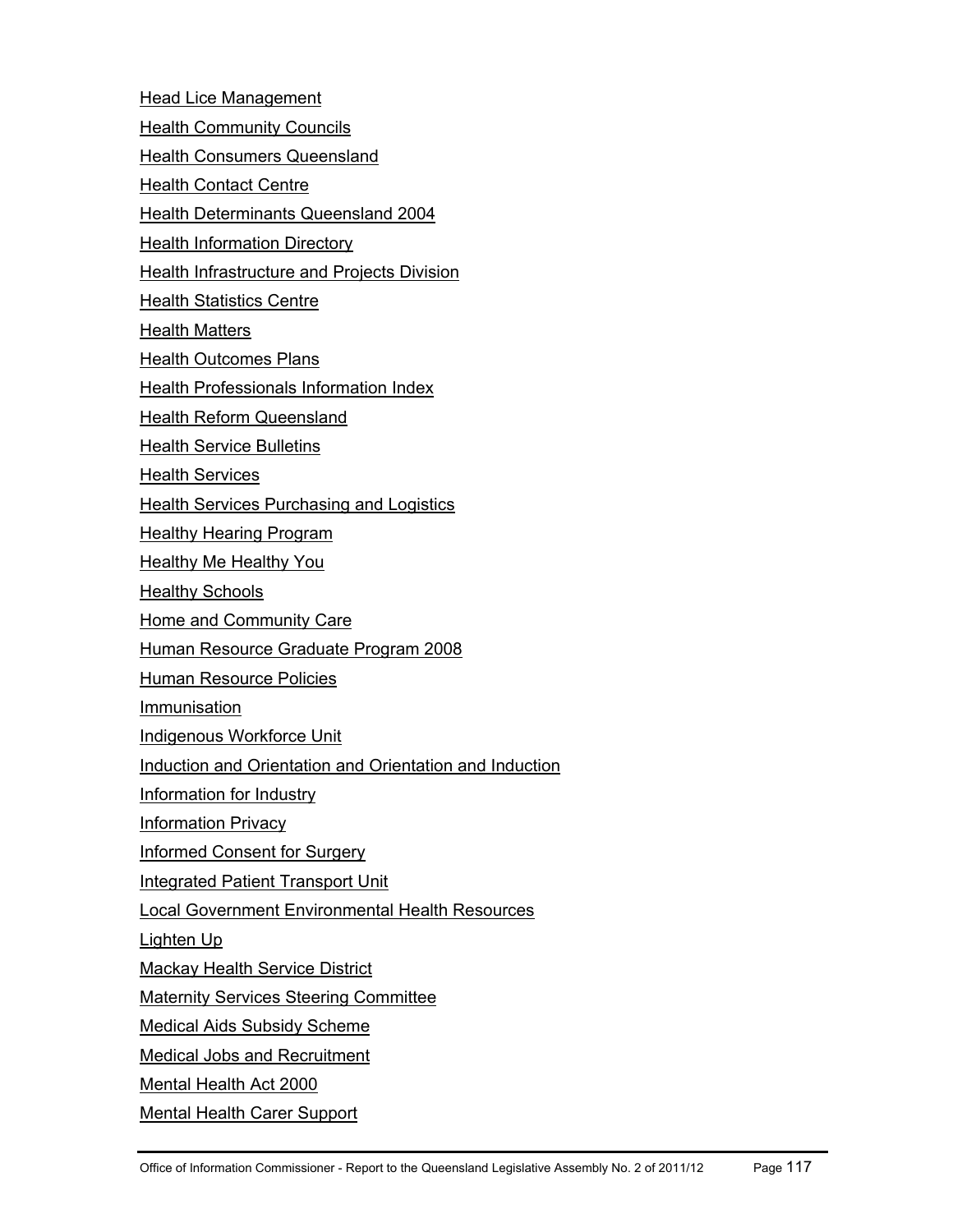Head Lice Management

Health Community Councils

Health Consumers Queensland

Health Contact Centre

Health Determinants Queensland 2004

Health Information Directory

Health Infrastructure and Projects Division

Health Statistics Centre

Health Matters

Health Outcomes Plans

Health Professionals Information Index

Health Reform Queensland

Health Service Bulletins

Health Services

Health Services Purchasing and Logistics

Healthy Hearing Program

Healthy Me Healthy You

Healthy Schools

Home and Community Care

Human Resource Graduate Program 2008

Human Resource Policies

Immunisation

Indigenous Workforce Unit

Induction and Orientation and Orientation and Induction

Information for Industry

Information Privacy

Informed Consent for Surgery

Integrated Patient Transport Unit

Local Government Environmental Health Resources

Lighten Up

Mackay Health Service District

Maternity Services Steering Committee

Medical Aids Subsidy Scheme

Medical Jobs and Recruitment

Mental Health Act 2000

Mental Health Carer Support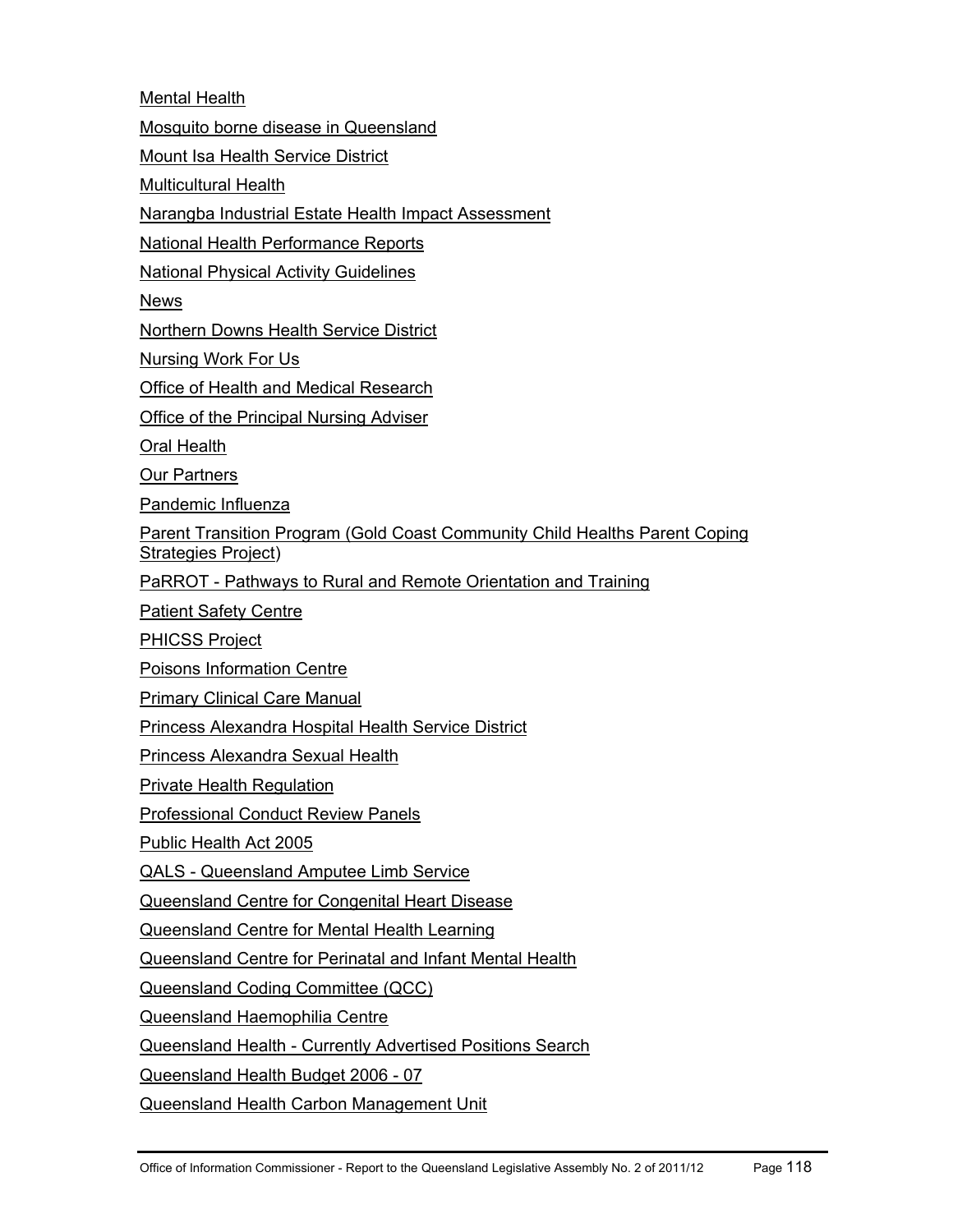Mental Health

Mosquito borne disease in Queensland

Mount Isa Health Service District

Multicultural Health

Narangba Industrial Estate Health Impact Assessment

National Health Performance Reports

National Physical Activity Guidelines

News

Northern Downs Health Service District

Nursing Work For Us

Office of Health and Medical Research

Office of the Principal Nursing Adviser

Oral Health

Our Partners

Pandemic Influenza

Parent Transition Program (Gold Coast Community Child Healths Parent Coping Strategies Project)

PaRROT - Pathways to Rural and Remote Orientation and Training

Patient Safety Centre

PHICSS Project

Poisons Information Centre

Primary Clinical Care Manual

Princess Alexandra Hospital Health Service District

Princess Alexandra Sexual Health

Private Health Regulation

Professional Conduct Review Panels

Public Health Act 2005

QALS - Queensland Amputee Limb Service

Queensland Centre for Congenital Heart Disease

Queensland Centre for Mental Health Learning

Queensland Centre for Perinatal and Infant Mental Health

Queensland Coding Committee (QCC)

Queensland Haemophilia Centre

Queensland Health - Currently Advertised Positions Search

Queensland Health Budget 2006 - 07

Queensland Health Carbon Management Unit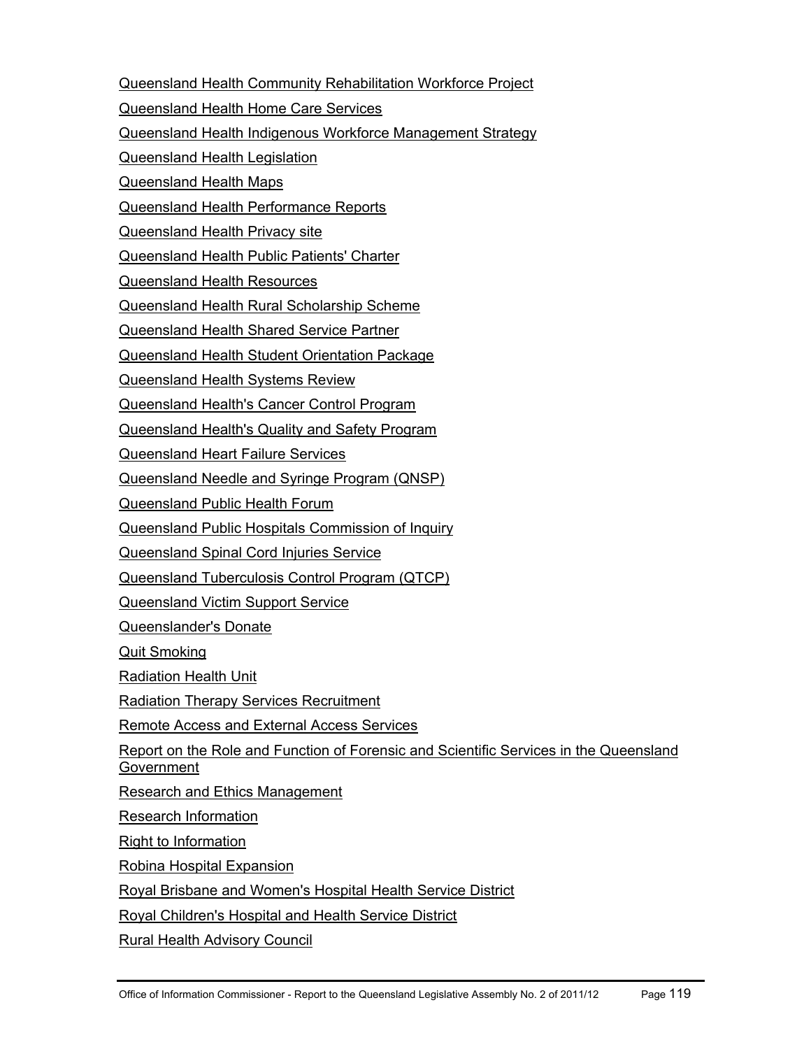Queensland Health Community Rehabilitation Workforce Project

Queensland Health Home Care Services

Queensland Health Indigenous Workforce Management Strategy

Queensland Health Legislation

Queensland Health Maps

Queensland Health Performance Reports

Queensland Health Privacy site

Queensland Health Public Patients' Charter

Queensland Health Resources

Queensland Health Rural Scholarship Scheme

Queensland Health Shared Service Partner

Queensland Health Student Orientation Package

Queensland Health Systems Review

Queensland Health's Cancer Control Program

Queensland Health's Quality and Safety Program

Queensland Heart Failure Services

Queensland Needle and Syringe Program (QNSP)

Queensland Public Health Forum

Queensland Public Hospitals Commission of Inquiry

Queensland Spinal Cord Injuries Service

Queensland Tuberculosis Control Program (QTCP)

Queensland Victim Support Service

Queenslander's Donate

Quit Smoking

Radiation Health Unit

Radiation Therapy Services Recruitment

Remote Access and External Access Services

Report on the Role and Function of Forensic and Scientific Services in the Queensland Government

Research and Ethics Management

Research Information

Right to Information

Robina Hospital Expansion

Royal Brisbane and Women's Hospital Health Service District

Royal Children's Hospital and Health Service District

Rural Health Advisory Council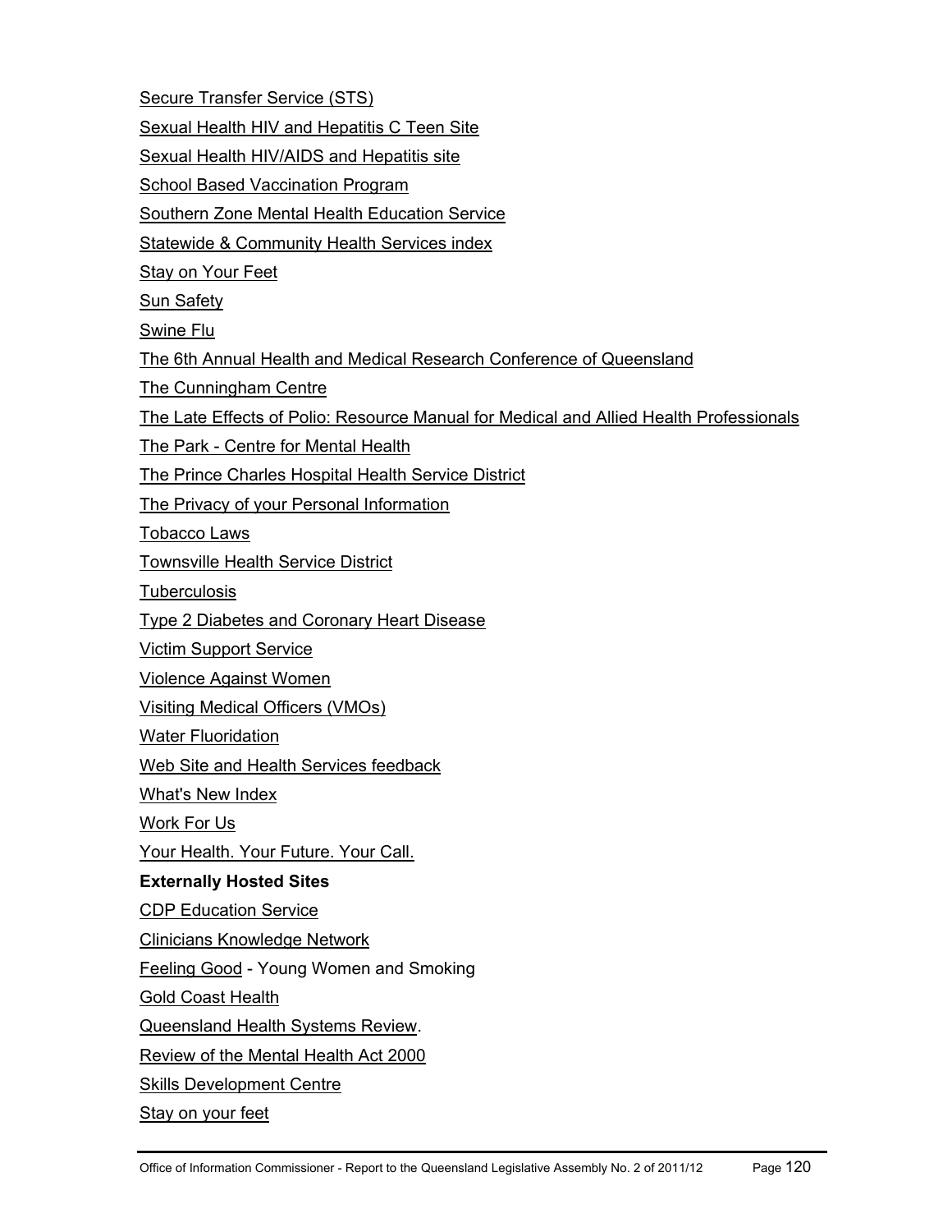Secure Transfer Service (STS)

Sexual Health HIV and Hepatitis C Teen Site

Sexual Health HIV/AIDS and Hepatitis site

School Based Vaccination Program

Southern Zone Mental Health Education Service

Statewide & Community Health Services index

Stay on Your Feet

Sun Safety

Swine Flu

The 6th Annual Health and Medical Research Conference of Queensland

The Cunningham Centre

The Late Effects of Polio: Resource Manual for Medical and Allied Health Professionals

The Park - Centre for Mental Health

The Prince Charles Hospital Health Service District

The Privacy of your Personal Information

Tobacco Laws

Townsville Health Service District

Tuberculosis

Type 2 Diabetes and Coronary Heart Disease

Victim Support Service

Violence Against Women

Visiting Medical Officers (VMOs)

Water Fluoridation

Web Site and Health Services feedback

What's New Index

Work For Us

Your Health. Your Future. Your Call.

**Externally Hosted Sites**

CDP Education Service

Clinicians Knowledge Network

Feeling Good - Young Women and Smoking

Gold Coast Health

Queensland Health Systems Review.

Review of the Mental Health Act 2000

Skills Development Centre

Stay on your feet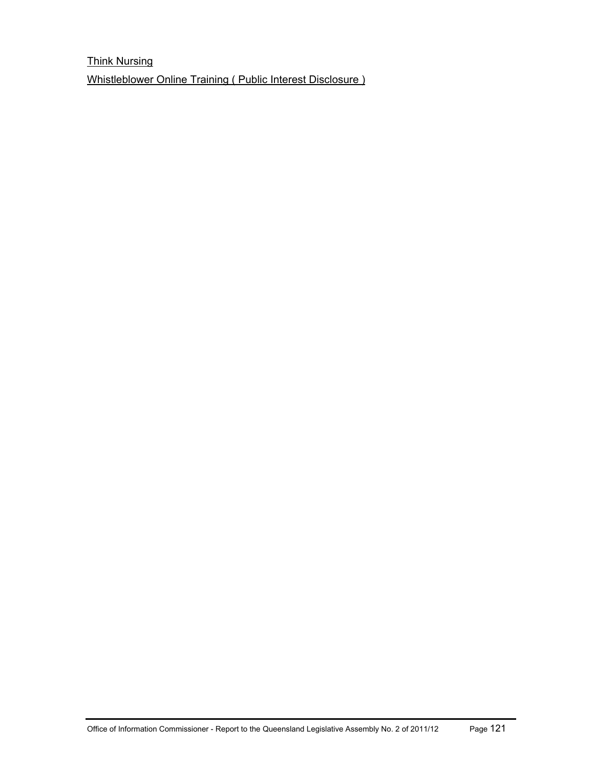Think Nursing

Whistleblower Online Training ( Public Interest Disclosure )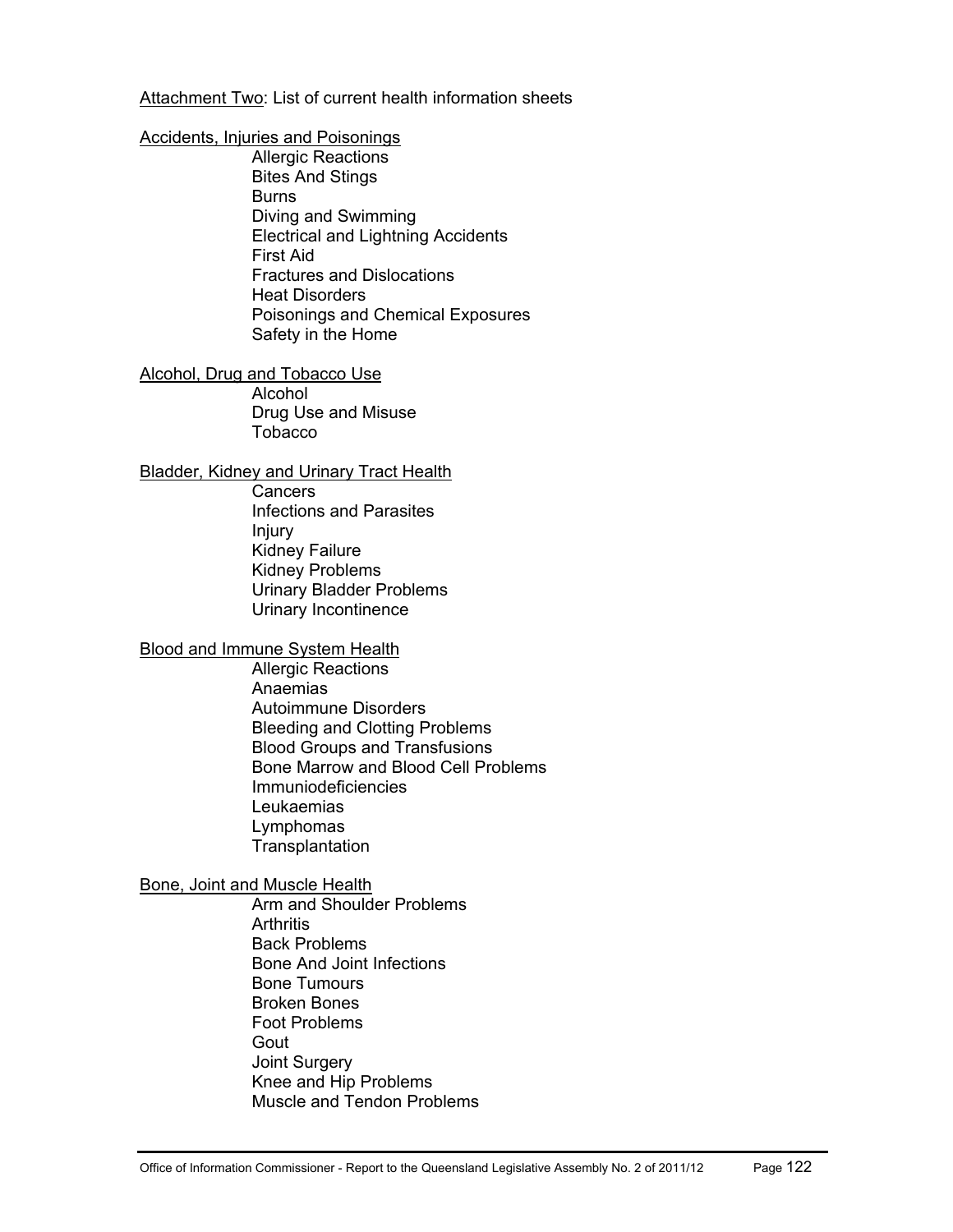Attachment Two: List of current health information sheets

Accidents, Injuries and Poisonings

- Allergic Reactions
- Bites And Stings
- Burns
- Diving and Swimming
- Electrical and Lightning Accidents
- First Aid
- Fractures and Dislocations
- Heat Disorders
- Poisonings and Chemical Exposures
- Safety in the Home

Alcohol, Drug and Tobacco Use

- Alcohol
- Drug Use and Misuse
- Tobacco

Bladder, Kidney and Urinary Tract Health

- Cancers
- Infections and Parasites
- Injury
- Kidney Failure
- Kidney Problems
- Urinary Bladder Problems
- Urinary Incontinence

Blood and Immune System Health

- Allergic Reactions
- Anaemias
- Autoimmune Disorders
- Bleeding and Clotting Problems
- Blood Groups and Transfusions
- Bone Marrow and Blood Cell Problems
- Immuniodeficiencies
- Leukaemias
- Lymphomas
- Transplantation

Bone, Joint and Muscle Health

- Arm and Shoulder Problems
- Arthritis
- Back Problems
- Bone And Joint Infections
- Bone Tumours
- Broken Bones
- Foot Problems
- Gout
- Joint Surgery
- Knee and Hip Problems
- Muscle and Tendon Problems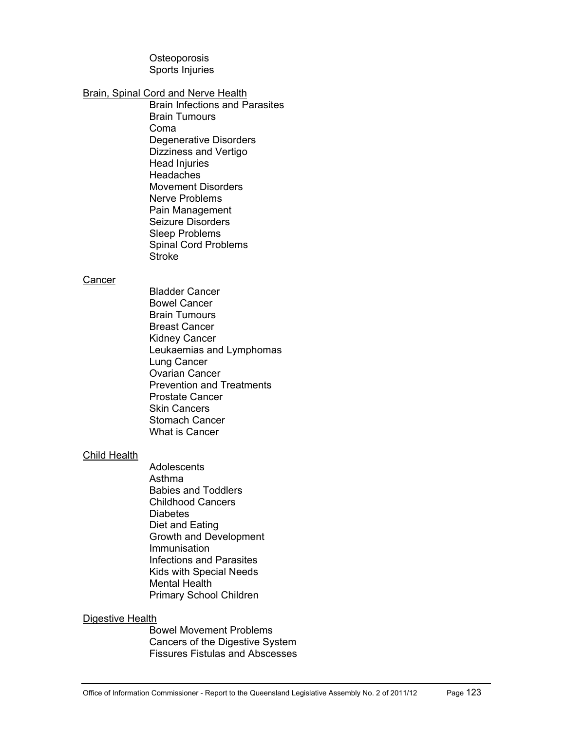Osteoporosis
Sports Injuries

<u>Brain, Spinal Cord and Nerve Health</u>

Brain Infections and Parasites
Brain Tumours
Coma
Degenerative Disorders
Dizziness and Vertigo
Head Injuries
Headaches
Movement Disorders
Nerve Problems
Pain Management
Seizure Disorders
Sleep Problems
Spinal Cord Problems
Stroke

<u>Cancer</u>

Bladder Cancer
Bowel Cancer
Brain Tumours
Breast Cancer
Kidney Cancer
Leukaemias and Lymphomas
Lung Cancer
Ovarian Cancer
Prevention and Treatments
Prostate Cancer
Skin Cancers
Stomach Cancer
What is Cancer

<u>Child Health</u>

Adolescents
Asthma
Babies and Toddlers
Childhood Cancers
Diabetes
Diet and Eating
Growth and Development
Immunisation
Infections and Parasites
Kids with Special Needs
Mental Health
Primary School Children

<u>Digestive Health</u>

Bowel Movement Problems
Cancers of the Digestive System
Fissures Fistulas and Abscesses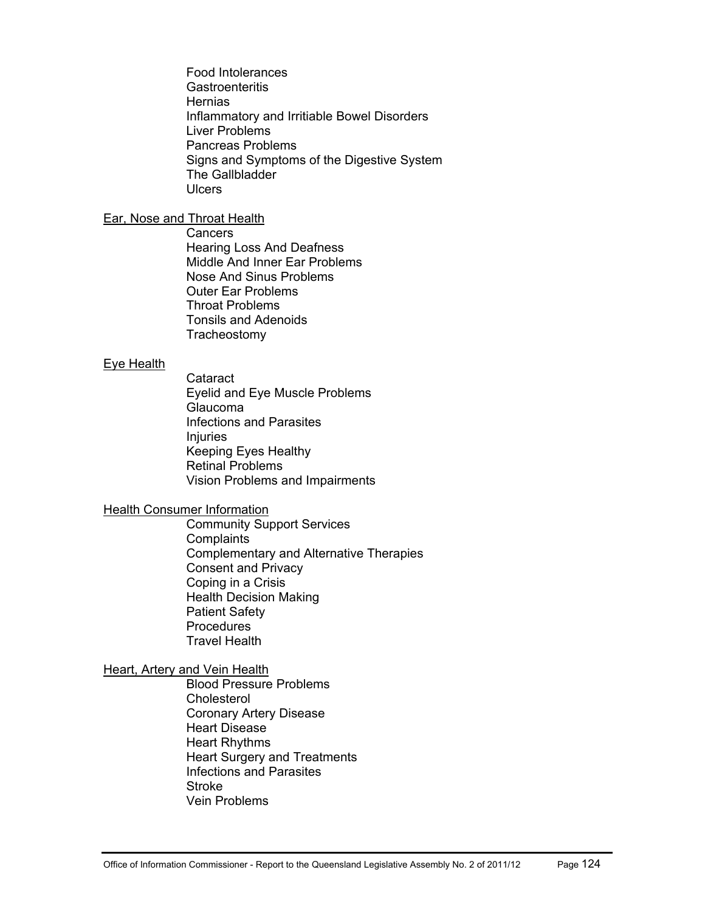Food Intolerances
Gastroenteritis
Hernias
Inflammatory and Irritiable Bowel Disorders
Liver Problems
Pancreas Problems
Signs and Symptoms of the Digestive System
The Gallbladder
Ulcers

<u>Ear, Nose and Throat Health</u>

Cancers
Hearing Loss And Deafness
Middle And Inner Ear Problems
Nose And Sinus Problems
Outer Ear Problems
Throat Problems
Tonsils and Adenoids
Tracheostomy

<u>Eye Health</u>

Cataract
Eyelid and Eye Muscle Problems
Glaucoma
Infections and Parasites
Injuries
Keeping Eyes Healthy
Retinal Problems
Vision Problems and Impairments

<u>Health Consumer Information</u>

Community Support Services
Complaints
Complementary and Alternative Therapies
Consent and Privacy
Coping in a Crisis
Health Decision Making
Patient Safety
Procedures
Travel Health

<u>Heart, Artery and Vein Health</u>

Blood Pressure Problems
Cholesterol
Coronary Artery Disease
Heart Disease
Heart Rhythms
Heart Surgery and Treatments
Infections and Parasites
Stroke
Vein Problems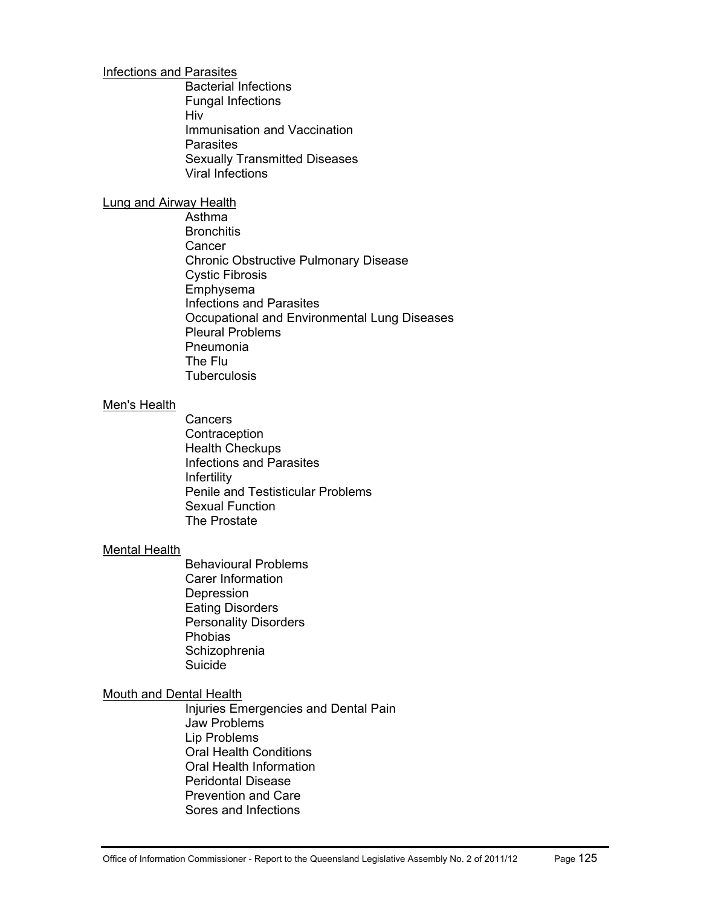Infections and Parasites

- Bacterial Infections
- Fungal Infections
- Hiv
- Immunisation and Vaccination
- Parasites
- Sexually Transmitted Diseases
- Viral Infections

Lung and Airway Health

- Asthma
- Bronchitis
- Cancer
- Chronic Obstructive Pulmonary Disease
- Cystic Fibrosis
- Emphysema
- Infections and Parasites
- Occupational and Environmental Lung Diseases
- Pleural Problems
- Pneumonia
- The Flu
- Tuberculosis

Men's Health

- Cancers
- Contraception
- Health Checkups
- Infections and Parasites
- Infertility
- Penile and Testisticular Problems
- Sexual Function
- The Prostate

Mental Health

- Behavioural Problems
- Carer Information
- Depression
- Eating Disorders
- Personality Disorders
- Phobias
- Schizophrenia
- Suicide

Mouth and Dental Health

- Injuries Emergencies and Dental Pain
- Jaw Problems
- Lip Problems
- Oral Health Conditions
- Oral Health Information
- Peridontal Disease
- Prevention and Care
- Sores and Infections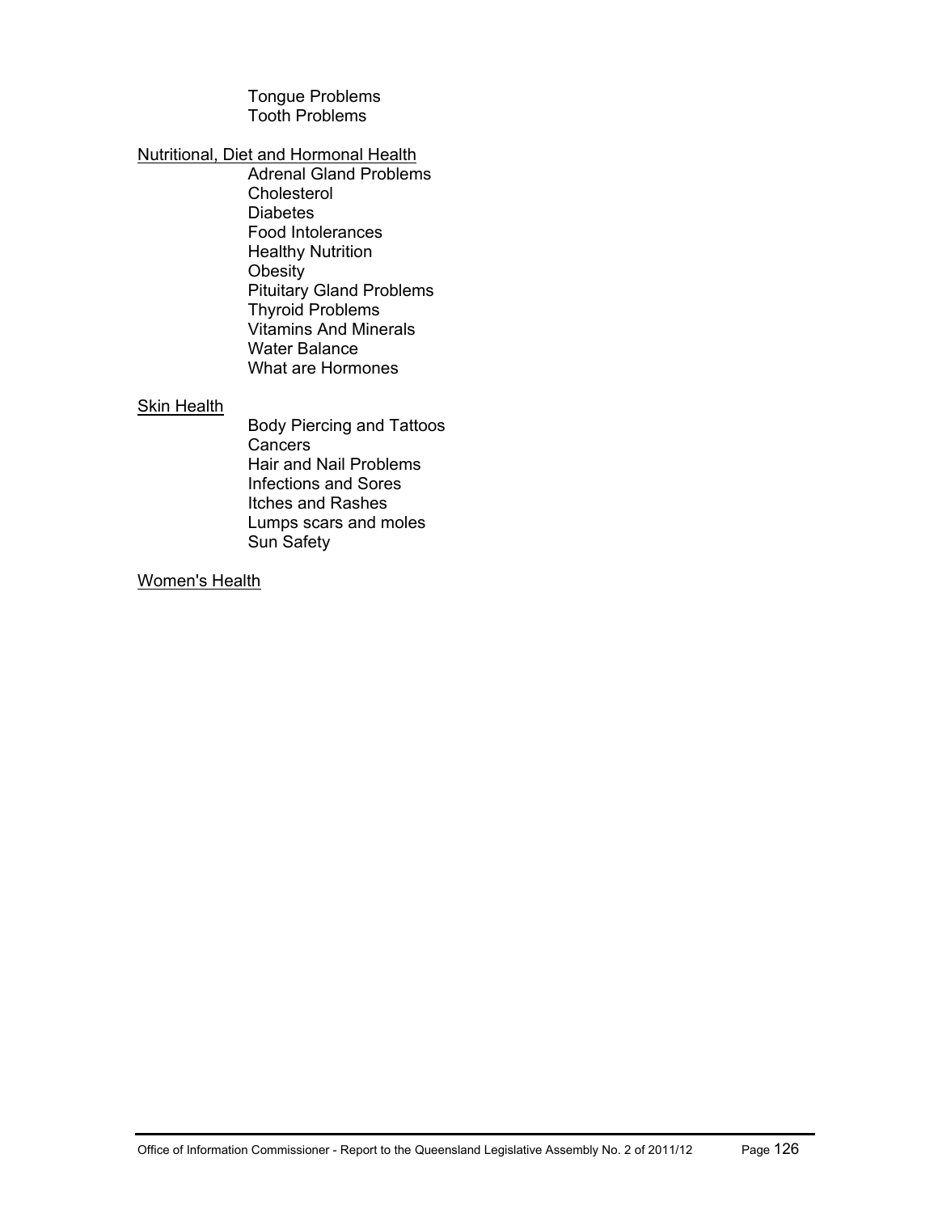- Tongue Problems
- Tooth Problems

<u>Nutritional, Diet and Hormonal Health</u>

- Adrenal Gland Problems
- Cholesterol
- Diabetes
- Food Intolerances
- Healthy Nutrition
- Obesity
- Pituitary Gland Problems
- Thyroid Problems
- Vitamins And Minerals
- Water Balance
- What are Hormones

<u>Skin Health</u>

- Body Piercing and Tattoos
- Cancers
- Hair and Nail Problems
- Infections and Sores
- Itches and Rashes
- Lumps scars and moles
- Sun Safety

<u>Women's Health</u>